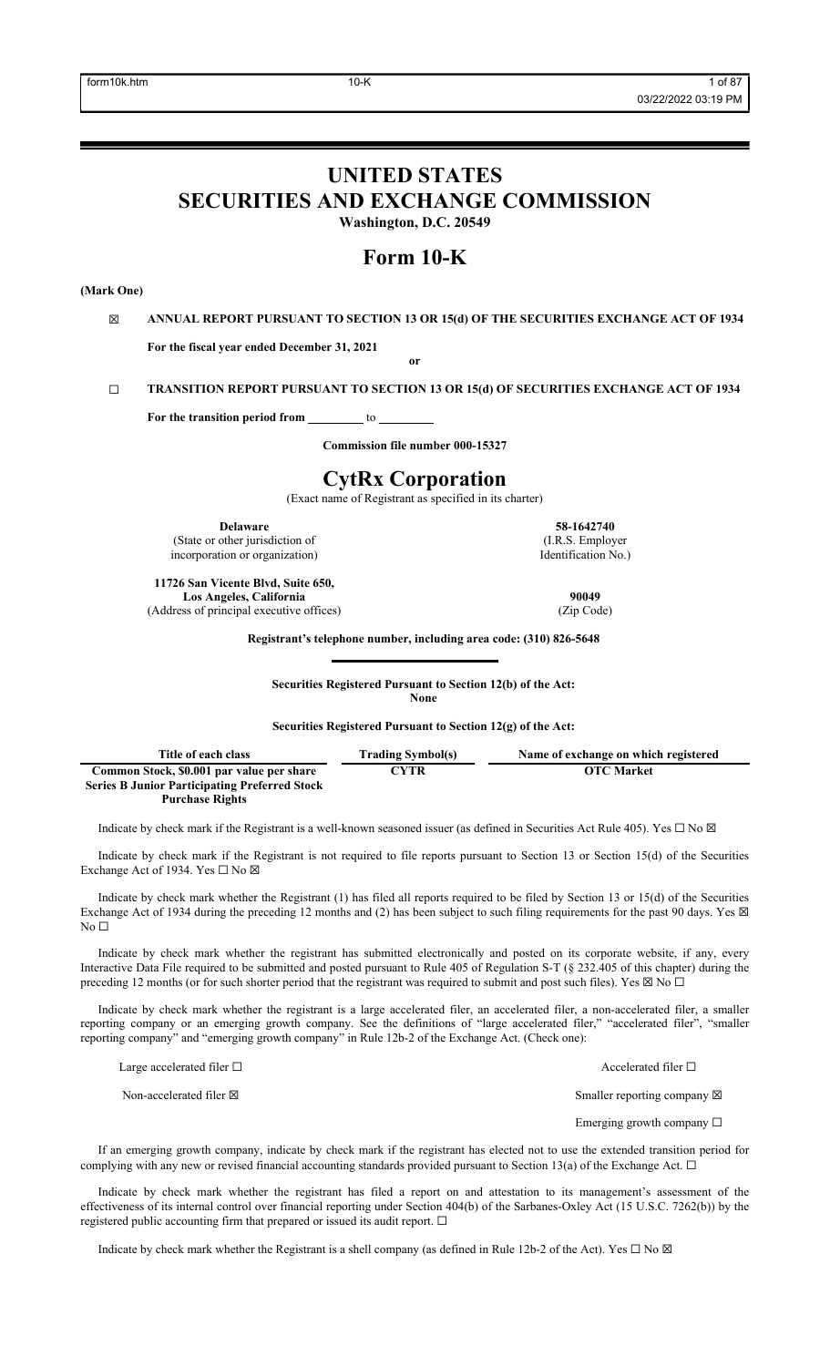# UNITED STATES SECURITIES AND EXCHANGE COMMISSION

**Washington, D.C. 20549**

# Form 10-K

**(Mark One)**

☒ **ANNUAL REPORT PURSUANT TO SECTION 13 OR 15(d) OF THE SECURITIES EXCHANGE ACT OF 1934**

**For the fiscal year ended December 31, 2021**

**or**

☐ **TRANSITION REPORT PURSUANT TO SECTION 13 OR 15(d) OF SECURITIES EXCHANGE ACT OF 1934**

**For the transition period from** \_\_\_\_\_\_\_\_\_ to \_\_\_\_\_\_\_\_\_

**Commission file number 000-15327**

# CytRx Corporation

(Exact name of Registrant as specified in its charter)

| **Delaware** | **58-1642740** |
|---|---|
| (State or other jurisdiction of incorporation or organization) | (I.R.S. Employer Identification No.) |
| **11726 San Vicente Blvd, Suite 650, Los Angeles, California** | **90049** |
| (Address of principal executive offices) | (Zip Code) |

**Registrant's telephone number, including area code: (310) 826-5648**

**Securities Registered Pursuant to Section 12(b) of the Act:**
**None**

**Securities Registered Pursuant to Section 12(g) of the Act:**

| Title of each class | Trading Symbol(s) | Name of exchange on which registered |
|---|---|---|
| **Common Stock, $0.001 par value per share Series B Junior Participating Preferred Stock Purchase Rights** | **CYTR** | **OTC Market** |

Indicate by check mark if the Registrant is a well-known seasoned issuer (as defined in Securities Act Rule 405). Yes ☐ No ☒

Indicate by check mark if the Registrant is not required to file reports pursuant to Section 13 or Section 15(d) of the Securities Exchange Act of 1934. Yes ☐ No ☒

Indicate by check mark whether the Registrant (1) has filed all reports required to be filed by Section 13 or 15(d) of the Securities Exchange Act of 1934 during the preceding 12 months and (2) has been subject to such filing requirements for the past 90 days. Yes ☒ No ☐

Indicate by check mark whether the registrant has submitted electronically and posted on its corporate website, if any, every Interactive Data File required to be submitted and posted pursuant to Rule 405 of Regulation S-T (§ 232.405 of this chapter) during the preceding 12 months (or for such shorter period that the registrant was required to submit and post such files). Yes ☒ No ☐

Indicate by check mark whether the registrant is a large accelerated filer, an accelerated filer, a non-accelerated filer, a smaller reporting company or an emerging growth company. See the definitions of "large accelerated filer," "accelerated filer", "smaller reporting company" and "emerging growth company" in Rule 12b-2 of the Exchange Act. (Check one):

| | |
|---|---|
| Large accelerated filer ☐ | Accelerated filer ☐ |
| Non-accelerated filer ☒ | Smaller reporting company ☒ |
| | Emerging growth company ☐ |

If an emerging growth company, indicate by check mark if the registrant has elected not to use the extended transition period for complying with any new or revised financial accounting standards provided pursuant to Section 13(a) of the Exchange Act. ☐

Indicate by check mark whether the registrant has filed a report on and attestation to its management's assessment of the effectiveness of its internal control over financial reporting under Section 404(b) of the Sarbanes-Oxley Act (15 U.S.C. 7262(b)) by the registered public accounting firm that prepared or issued its audit report. ☐

Indicate by check mark whether the Registrant is a shell company (as defined in Rule 12b-2 of the Act). Yes ☐ No ☒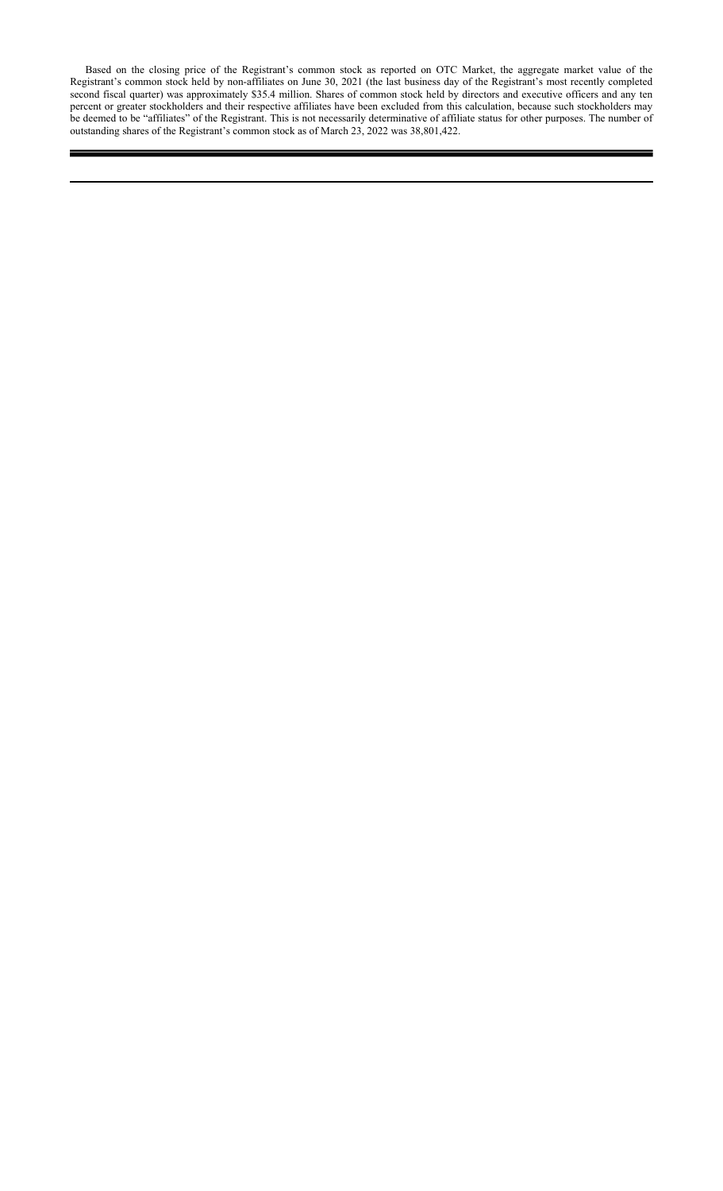Based on the closing price of the Registrant's common stock as reported on OTC Market, the aggregate market value of the Registrant's common stock held by non-affiliates on June 30, 2021 (the last business day of the Registrant's most recently completed second fiscal quarter) was approximately $35.4 million. Shares of common stock held by directors and executive officers and any ten percent or greater stockholders and their respective affiliates have been excluded from this calculation, because such stockholders may be deemed to be "affiliates" of the Registrant. This is not necessarily determinative of affiliate status for other purposes. The number of outstanding shares of the Registrant's common stock as of March 23, 2022 was 38,801,422.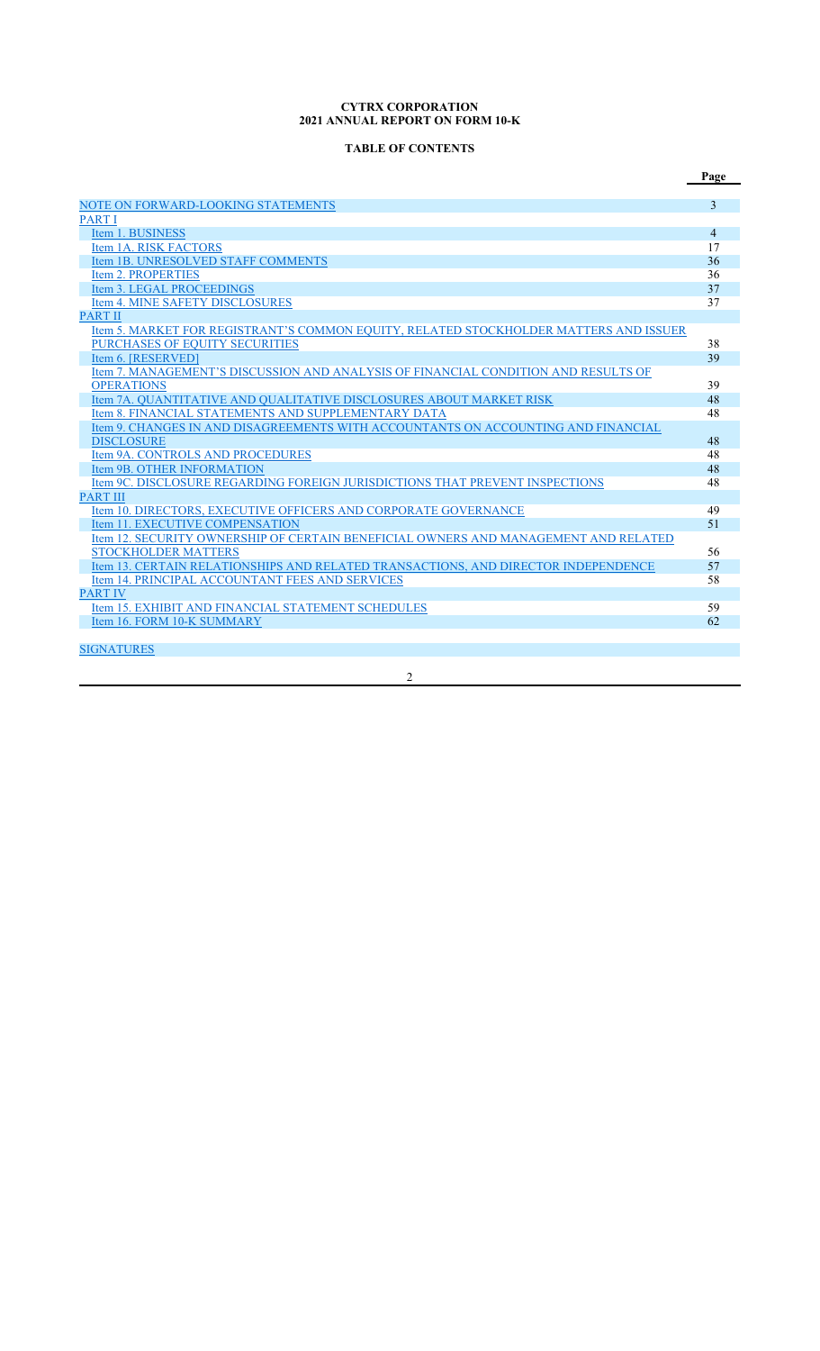**CYTRX CORPORATION**
**2021 ANNUAL REPORT ON FORM 10-K**

**TABLE OF CONTENTS**

| | Page |
|---|---|
| NOTE ON FORWARD-LOOKING STATEMENTS | 3 |
| PART I | |
| Item 1. BUSINESS | 4 |
| Item 1A. RISK FACTORS | 17 |
| Item 1B. UNRESOLVED STAFF COMMENTS | 36 |
| Item 2. PROPERTIES | 36 |
| Item 3. LEGAL PROCEEDINGS | 37 |
| Item 4. MINE SAFETY DISCLOSURES | 37 |
| PART II | |
| Item 5. MARKET FOR REGISTRANT'S COMMON EQUITY, RELATED STOCKHOLDER MATTERS AND ISSUER PURCHASES OF EQUITY SECURITIES | 38 |
| Item 6. [RESERVED] | 39 |
| Item 7. MANAGEMENT'S DISCUSSION AND ANALYSIS OF FINANCIAL CONDITION AND RESULTS OF OPERATIONS | 39 |
| Item 7A. QUANTITATIVE AND QUALITATIVE DISCLOSURES ABOUT MARKET RISK | 48 |
| Item 8. FINANCIAL STATEMENTS AND SUPPLEMENTARY DATA | 48 |
| Item 9. CHANGES IN AND DISAGREEMENTS WITH ACCOUNTANTS ON ACCOUNTING AND FINANCIAL DISCLOSURE | 48 |
| Item 9A. CONTROLS AND PROCEDURES | 48 |
| Item 9B. OTHER INFORMATION | 48 |
| Item 9C. DISCLOSURE REGARDING FOREIGN JURISDICTIONS THAT PREVENT INSPECTIONS | 48 |
| PART III | |
| Item 10. DIRECTORS, EXECUTIVE OFFICERS AND CORPORATE GOVERNANCE | 49 |
| Item 11. EXECUTIVE COMPENSATION | 51 |
| Item 12. SECURITY OWNERSHIP OF CERTAIN BENEFICIAL OWNERS AND MANAGEMENT AND RELATED STOCKHOLDER MATTERS | 56 |
| Item 13. CERTAIN RELATIONSHIPS AND RELATED TRANSACTIONS, AND DIRECTOR INDEPENDENCE | 57 |
| Item 14. PRINCIPAL ACCOUNTANT FEES AND SERVICES | 58 |
| PART IV | |
| Item 15. EXHIBIT AND FINANCIAL STATEMENT SCHEDULES | 59 |
| Item 16. FORM 10-K SUMMARY | 62 |
| SIGNATURES | |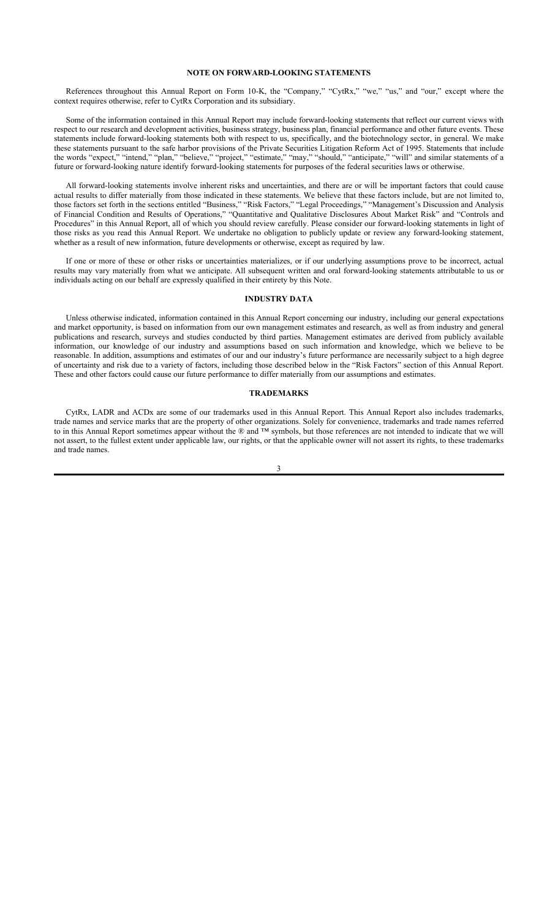## NOTE ON FORWARD-LOOKING STATEMENTS

References throughout this Annual Report on Form 10-K, the "Company," "CytRx," "we," "us," and "our," except where the context requires otherwise, refer to CytRx Corporation and its subsidiary.

Some of the information contained in this Annual Report may include forward-looking statements that reflect our current views with respect to our research and development activities, business strategy, business plan, financial performance and other future events. These statements include forward-looking statements both with respect to us, specifically, and the biotechnology sector, in general. We make these statements pursuant to the safe harbor provisions of the Private Securities Litigation Reform Act of 1995. Statements that include the words "expect," "intend," "plan," "believe," "project," "estimate," "may," "should," "anticipate," "will" and similar statements of a future or forward-looking nature identify forward-looking statements for purposes of the federal securities laws or otherwise.

All forward-looking statements involve inherent risks and uncertainties, and there are or will be important factors that could cause actual results to differ materially from those indicated in these statements. We believe that these factors include, but are not limited to, those factors set forth in the sections entitled "Business," "Risk Factors," "Legal Proceedings," "Management's Discussion and Analysis of Financial Condition and Results of Operations," "Quantitative and Qualitative Disclosures About Market Risk" and "Controls and Procedures" in this Annual Report, all of which you should review carefully. Please consider our forward-looking statements in light of those risks as you read this Annual Report. We undertake no obligation to publicly update or review any forward-looking statement, whether as a result of new information, future developments or otherwise, except as required by law.

If one or more of these or other risks or uncertainties materializes, or if our underlying assumptions prove to be incorrect, actual results may vary materially from what we anticipate. All subsequent written and oral forward-looking statements attributable to us or individuals acting on our behalf are expressly qualified in their entirety by this Note.

## INDUSTRY DATA

Unless otherwise indicated, information contained in this Annual Report concerning our industry, including our general expectations and market opportunity, is based on information from our own management estimates and research, as well as from industry and general publications and research, surveys and studies conducted by third parties. Management estimates are derived from publicly available information, our knowledge of our industry and assumptions based on such information and knowledge, which we believe to be reasonable. In addition, assumptions and estimates of our and our industry's future performance are necessarily subject to a high degree of uncertainty and risk due to a variety of factors, including those described below in the "Risk Factors" section of this Annual Report. These and other factors could cause our future performance to differ materially from our assumptions and estimates.

## TRADEMARKS

CytRx, LADR and ACDx are some of our trademarks used in this Annual Report. This Annual Report also includes trademarks, trade names and service marks that are the property of other organizations. Solely for convenience, trademarks and trade names referred to in this Annual Report sometimes appear without the ® and ™ symbols, but those references are not intended to indicate that we will not assert, to the fullest extent under applicable law, our rights, or that the applicable owner will not assert its rights, to these trademarks and trade names.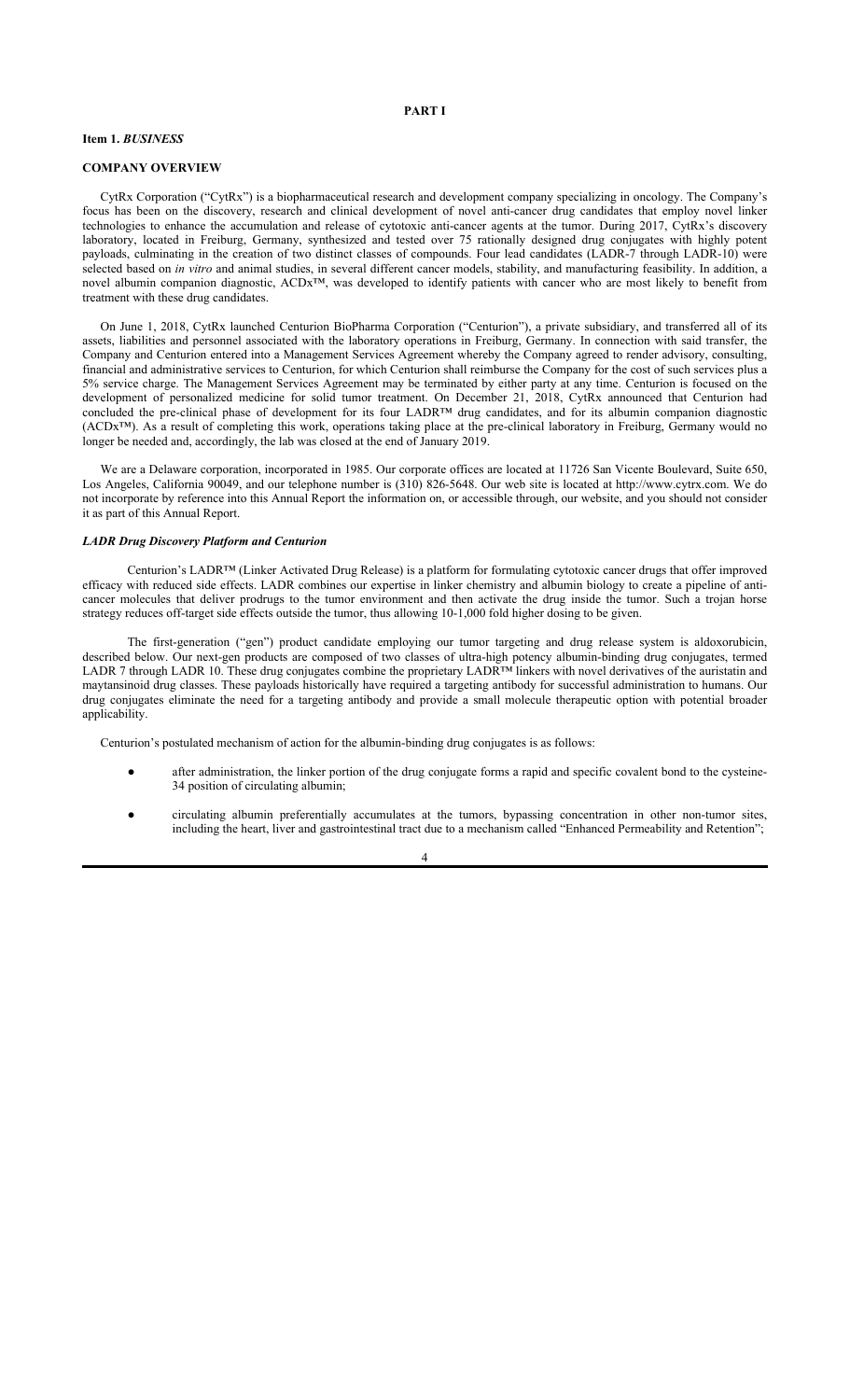# PART I

## Item 1. *BUSINESS*

### COMPANY OVERVIEW

CytRx Corporation ("CytRx") is a biopharmaceutical research and development company specializing in oncology. The Company's focus has been on the discovery, research and clinical development of novel anti-cancer drug candidates that employ novel linker technologies to enhance the accumulation and release of cytotoxic anti-cancer agents at the tumor. During 2017, CytRx's discovery laboratory, located in Freiburg, Germany, synthesized and tested over 75 rationally designed drug conjugates with highly potent payloads, culminating in the creation of two distinct classes of compounds. Four lead candidates (LADR-7 through LADR-10) were selected based on *in vitro* and animal studies, in several different cancer models, stability, and manufacturing feasibility. In addition, a novel albumin companion diagnostic, ACDx™, was developed to identify patients with cancer who are most likely to benefit from treatment with these drug candidates.

On June 1, 2018, CytRx launched Centurion BioPharma Corporation ("Centurion"), a private subsidiary, and transferred all of its assets, liabilities and personnel associated with the laboratory operations in Freiburg, Germany. In connection with said transfer, the Company and Centurion entered into a Management Services Agreement whereby the Company agreed to render advisory, consulting, financial and administrative services to Centurion, for which Centurion shall reimburse the Company for the cost of such services plus a 5% service charge. The Management Services Agreement may be terminated by either party at any time. Centurion is focused on the development of personalized medicine for solid tumor treatment. On December 21, 2018, CytRx announced that Centurion had concluded the pre-clinical phase of development for its four LADR™ drug candidates, and for its albumin companion diagnostic (ACDx™). As a result of completing this work, operations taking place at the pre-clinical laboratory in Freiburg, Germany would no longer be needed and, accordingly, the lab was closed at the end of January 2019.

We are a Delaware corporation, incorporated in 1985. Our corporate offices are located at 11726 San Vicente Boulevard, Suite 650, Los Angeles, California 90049, and our telephone number is (310) 826-5648. Our web site is located at http://www.cytrx.com. We do not incorporate by reference into this Annual Report the information on, or accessible through, our website, and you should not consider it as part of this Annual Report.

### *LADR Drug Discovery Platform and Centurion*

Centurion's LADR™ (Linker Activated Drug Release) is a platform for formulating cytotoxic cancer drugs that offer improved efficacy with reduced side effects. LADR combines our expertise in linker chemistry and albumin biology to create a pipeline of anti-cancer molecules that deliver prodrugs to the tumor environment and then activate the drug inside the tumor. Such a trojan horse strategy reduces off-target side effects outside the tumor, thus allowing 10-1,000 fold higher dosing to be given.

The first-generation ("gen") product candidate employing our tumor targeting and drug release system is aldoxorubicin, described below. Our next-gen products are composed of two classes of ultra-high potency albumin-binding drug conjugates, termed LADR 7 through LADR 10. These drug conjugates combine the proprietary LADR™ linkers with novel derivatives of the auristatin and maytansinoid drug classes. These payloads historically have required a targeting antibody for successful administration to humans. Our drug conjugates eliminate the need for a targeting antibody and provide a small molecule therapeutic option with potential broader applicability.

Centurion's postulated mechanism of action for the albumin-binding drug conjugates is as follows:

- after administration, the linker portion of the drug conjugate forms a rapid and specific covalent bond to the cysteine-34 position of circulating albumin;
- circulating albumin preferentially accumulates at the tumors, bypassing concentration in other non-tumor sites, including the heart, liver and gastrointestinal tract due to a mechanism called "Enhanced Permeability and Retention";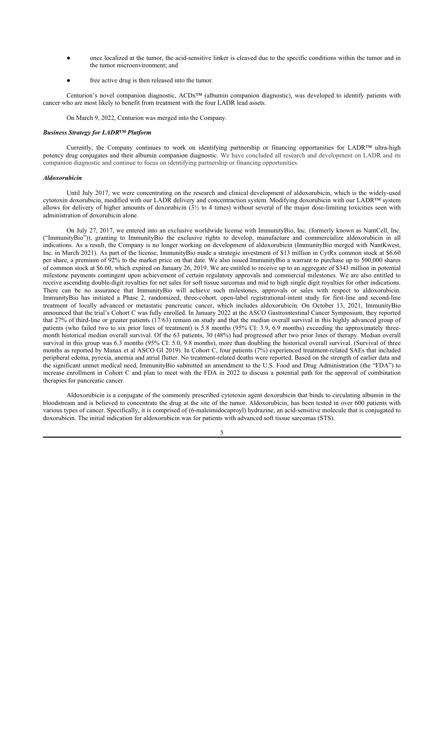- once localized at the tumor, the acid-sensitive linker is cleaved due to the specific conditions within the tumor and in the tumor microenvironment; and
- free active drug is then released into the tumor.

Centurion's novel companion diagnostic, ACDx™ (albumin companion diagnostic), was developed to identify patients with cancer who are most likely to benefit from treatment with the four LADR lead assets.

On March 9, 2022, Centurion was merged into the Company.

***Business Strategy for LADR™ Platform***

Currently, the Company continues to work on identifying partnership or financing opportunities for LADR™ ultra-high potency drug conjugates and their albumin companion diagnostic. We have concluded all research and development on LADR and its companion diagnostic and continue to focus on identifying partnership or financing opportunities.

***Aldoxorubicin***

Until July 2017, we were concentrating on the research and clinical development of aldoxorubicin, which is the widely-used cytotoxin doxorubicin, modified with our LADR delivery and concentraction system. Modifying doxorubicin with our LADR™ system allows for delivery of higher amounts of doxorubicin (3½ to 4 times) without several of the major dose-limiting toxicities seen with administration of doxorubicin alone.

On July 27, 2017, we entered into an exclusive worldwide license with ImmunityBio, Inc. (formerly known as NantCell, Inc. ("ImmunityBio")), granting to ImmunityBio the exclusive rights to develop, manufacture and commercialize aldoxorubicin in all indications. As a result, the Company is no longer working on development of aldoxorubicin (ImmunityBio merged with NantKwest, Inc. in March 2021). As part of the license, ImmunityBio made a strategic investment of $13 million in CytRx common stock at $6.60 per share, a premium of 92% to the market price on that date. We also issued ImmunityBio a warrant to purchase up to 500,000 shares of common stock at $6.60, which expired on January 26, 2019. We are entitled to receive up to an aggregate of $343 million in potential milestone payments contingent upon achievement of certain regulatory approvals and commercial milestones. We are also entitled to receive ascending double-digit royalties for net sales for soft tissue sarcomas and mid to high single digit royalties for other indications. There can be no assurance that ImmunityBio will achieve such milestones, approvals or sales with respect to aldoxorubicin. ImmunityBio has initiated a Phase 2, randomized, three-cohort, open-label registrational-intent study for first-line and second-line treatment of locally advanced or metastatic pancreatic cancer, which includes aldoxorubicin. On October 13, 2021, ImmunityBio announced that the trial's Cohort C was fully enrolled. In January 2022 at the ASCO Gastrointestinal Cancer Symposium, they reported that 27% of third-line or greater patients (17/63) remain on study and that the median overall survival in this highly advanced group of patients (who failed two to six prior lines of treatment) is 5.8 months (95% CI: 3.9, 6.9 months) exceeding the approximately three-month historical median overall survival. Of the 63 patients, 30 (48%) had progressed after two prior lines of therapy. Median overall survival in this group was 6.3 months (95% CI: 5.0, 9.8 months), more than doubling the historical overall survival. (Survival of three months as reported by Manax et al ASCO GI 2019). In Cohort C, four patients (7%) experienced treatment-related SAEs that included peripheral edema, pyrexia, anemia and atrial flutter. No treatment-related deaths were reported. Based on the strength of earlier data and the significant unmet medical need, ImmunityBio submitted an amendment to the U.S. Food and Drug Administration (the "FDA") to increase enrollment in Cohort C and plan to meet with the FDA in 2022 to discuss a potential path for the approval of combination therapies for pancreatic cancer.

Aldoxorubicin is a conjugate of the commonly prescribed cytotoxin agent doxorubicin that binds to circulating albumin in the bloodstream and is believed to concentrate the drug at the site of the tumor. Aldoxorubicin, has been tested in over 600 patients with various types of cancer. Specifically, it is comprised of (6-maleimidocaproyl) hydrazine, an acid-sensitive molecule that is conjugated to doxorubicin. The initial indication for aldoxorubicin was for patients with advanced soft tissue sarcomas (STS).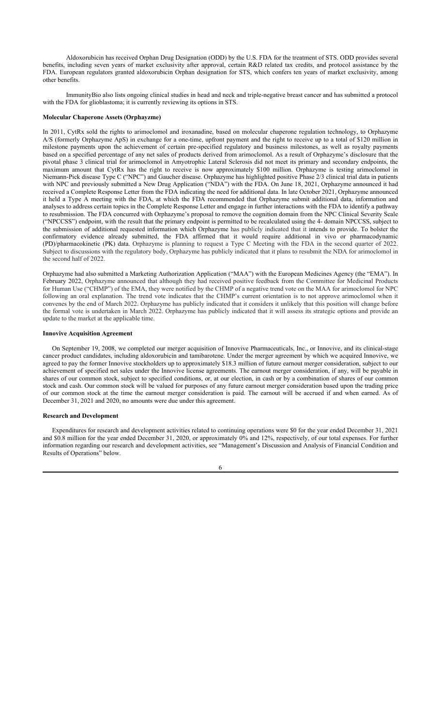Aldoxorubicin has received Orphan Drug Designation (ODD) by the U.S. FDA for the treatment of STS. ODD provides several benefits, including seven years of market exclusivity after approval, certain R&D related tax credits, and protocol assistance by the FDA. European regulators granted aldoxorubicin Orphan designation for STS, which confers ten years of market exclusivity, among other benefits.

ImmunityBio also lists ongoing clinical studies in head and neck and triple-negative breast cancer and has submitted a protocol with the FDA for glioblastoma; it is currently reviewing its options in STS.

**Molecular Chaperone Assets (Orphayzme)**

In 2011, CytRx sold the rights to arimoclomol and iroxanadine, based on molecular chaperone regulation technology, to Orphazyme A/S (formerly Orphazyme ApS) in exchange for a one-time, upfront payment and the right to receive up to a total of $120 million in milestone payments upon the achievement of certain pre-specified regulatory and business milestones, as well as royalty payments based on a specified percentage of any net sales of products derived from arimoclomol. As a result of Orphazyme's disclosure that the pivotal phase 3 clinical trial for arimoclomol in Amyotrophic Lateral Sclerosis did not meet its primary and secondary endpoints, the maximum amount that CytRx has the right to receive is now approximately $100 million. Orphazyme is testing arimoclomol in Niemann-Pick disease Type C ("NPC") and Gaucher disease. Orphazyme has highlighted positive Phase 2/3 clinical trial data in patients with NPC and previously submitted a New Drug Application ("NDA") with the FDA. On June 18, 2021, Orphazyme announced it had received a Complete Response Letter from the FDA indicating the need for additional data. In late October 2021, Orphazyme announced it held a Type A meeting with the FDA, at which the FDA recommended that Orphazyme submit additional data, information and analyses to address certain topics in the Complete Response Letter and engage in further interactions with the FDA to identify a pathway to resubmission. The FDA concurred with Orphazyme's proposal to remove the cognition domain from the NPC Clinical Severity Scale ("NPCCSS") endpoint, with the result that the primary endpoint is permitted to be recalculated using the 4- domain NPCCSS, subject to the submission of additional requested information which Orphazyme has publicly indicated that it intends to provide. To bolster the confirmatory evidence already submitted, the FDA affirmed that it would require additional in vivo or pharmacodynamic (PD)/pharmacokinetic (PK) data. Orphazyme is planning to request a Type C Meeting with the FDA in the second quarter of 2022. Subject to discussions with the regulatory body, Orphazyme has publicly indicated that it plans to resubmit the NDA for arimoclomol in the second half of 2022.

Orphazyme had also submitted a Marketing Authorization Application ("MAA") with the European Medicines Agency (the "EMA"). In February 2022, Orphazyme announced that although they had received positive feedback from the Committee for Medicinal Products for Human Use ("CHMP") of the EMA, they were notified by the CHMP of a negative trend vote on the MAA for arimoclomol for NPC following an oral explanation. The trend vote indicates that the CHMP's current orientation is to not approve arimoclomol when it convenes by the end of March 2022. Orphazyme has publicly indicated that it considers it unlikely that this position will change before the formal vote is undertaken in March 2022. Orphazyme has publicly indicated that it will assess its strategic options and provide an update to the market at the applicable time.

**Innovive Acquisition Agreement**

On September 19, 2008, we completed our merger acquisition of Innovive Pharmaceuticals, Inc., or Innovive, and its clinical-stage cancer product candidates, including aldoxorubicin and tamibarotene. Under the merger agreement by which we acquired Innovive, we agreed to pay the former Innovive stockholders up to approximately $18.3 million of future earnout merger consideration, subject to our achievement of specified net sales under the Innovive license agreements. The earnout merger consideration, if any, will be payable in shares of our common stock, subject to specified conditions, or, at our election, in cash or by a combination of shares of our common stock and cash. Our common stock will be valued for purposes of any future earnout merger consideration based upon the trading price of our common stock at the time the earnout merger consideration is paid. The earnout will be accrued if and when earned. As of December 31, 2021 and 2020, no amounts were due under this agreement.

**Research and Development**

Expenditures for research and development activities related to continuing operations were $0 for the year ended December 31, 2021 and $0.8 million for the year ended December 31, 2020, or approximately 0% and 12%, respectively, of our total expenses. For further information regarding our research and development activities, see "Management's Discussion and Analysis of Financial Condition and Results of Operations" below.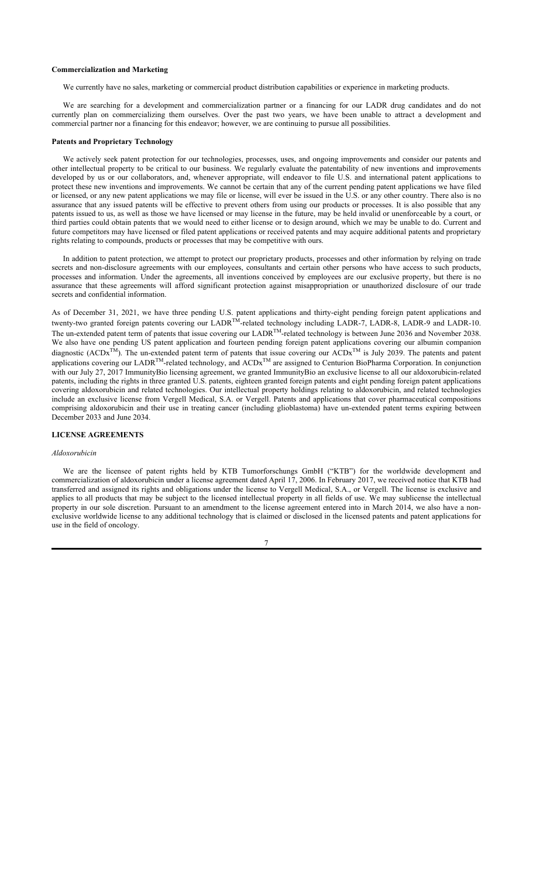**Commercialization and Marketing**

We currently have no sales, marketing or commercial product distribution capabilities or experience in marketing products.

We are searching for a development and commercialization partner or a financing for our LADR drug candidates and do not currently plan on commercializing them ourselves. Over the past two years, we have been unable to attract a development and commercial partner nor a financing for this endeavor; however, we are continuing to pursue all possibilities.

**Patents and Proprietary Technology**

We actively seek patent protection for our technologies, processes, uses, and ongoing improvements and consider our patents and other intellectual property to be critical to our business. We regularly evaluate the patentability of new inventions and improvements developed by us or our collaborators, and, whenever appropriate, will endeavor to file U.S. and international patent applications to protect these new inventions and improvements. We cannot be certain that any of the current pending patent applications we have filed or licensed, or any new patent applications we may file or license, will ever be issued in the U.S. or any other country. There also is no assurance that any issued patents will be effective to prevent others from using our products or processes. It is also possible that any patents issued to us, as well as those we have licensed or may license in the future, may be held invalid or unenforceable by a court, or third parties could obtain patents that we would need to either license or to design around, which we may be unable to do. Current and future competitors may have licensed or filed patent applications or received patents and may acquire additional patents and proprietary rights relating to compounds, products or processes that may be competitive with ours.

In addition to patent protection, we attempt to protect our proprietary products, processes and other information by relying on trade secrets and non-disclosure agreements with our employees, consultants and certain other persons who have access to such products, processes and information. Under the agreements, all inventions conceived by employees are our exclusive property, but there is no assurance that these agreements will afford significant protection against misappropriation or unauthorized disclosure of our trade secrets and confidential information.

As of December 31, 2021, we have three pending U.S. patent applications and thirty-eight pending foreign patent applications and twenty-two granted foreign patents covering our LADR™-related technology including LADR-7, LADR-8, LADR-9 and LADR-10. The un-extended patent term of patents that issue covering our LADR™-related technology is between June 2036 and November 2038. We also have one pending US patent application and fourteen pending foreign patent applications covering our albumin companion diagnostic (ACDx™). The un-extended patent term of patents that issue covering our ACDx™ is July 2039. The patents and patent applications covering our LADR™-related technology, and ACDx™ are assigned to Centurion BioPharma Corporation. In conjunction with our July 27, 2017 ImmunityBio licensing agreement, we granted ImmunityBio an exclusive license to all our aldoxorubicin-related patents, including the rights in three granted U.S. patents, eighteen granted foreign patents and eight pending foreign patent applications covering aldoxorubicin and related technologies. Our intellectual property holdings relating to aldoxorubicin, and related technologies include an exclusive license from Vergell Medical, S.A. or Vergell. Patents and applications that cover pharmaceutical compositions comprising aldoxorubicin and their use in treating cancer (including glioblastoma) have un-extended patent terms expiring between December 2033 and June 2034.

## LICENSE AGREEMENTS

*Aldoxorubicin*

We are the licensee of patent rights held by KTB Tumorforschungs GmbH ("KTB") for the worldwide development and commercialization of aldoxorubicin under a license agreement dated April 17, 2006. In February 2017, we received notice that KTB had transferred and assigned its rights and obligations under the license to Vergell Medical, S.A., or Vergell. The license is exclusive and applies to all products that may be subject to the licensed intellectual property in all fields of use. We may sublicense the intellectual property in our sole discretion. Pursuant to an amendment to the license agreement entered into in March 2014, we also have a non-exclusive worldwide license to any additional technology that is claimed or disclosed in the licensed patents and patent applications for use in the field of oncology.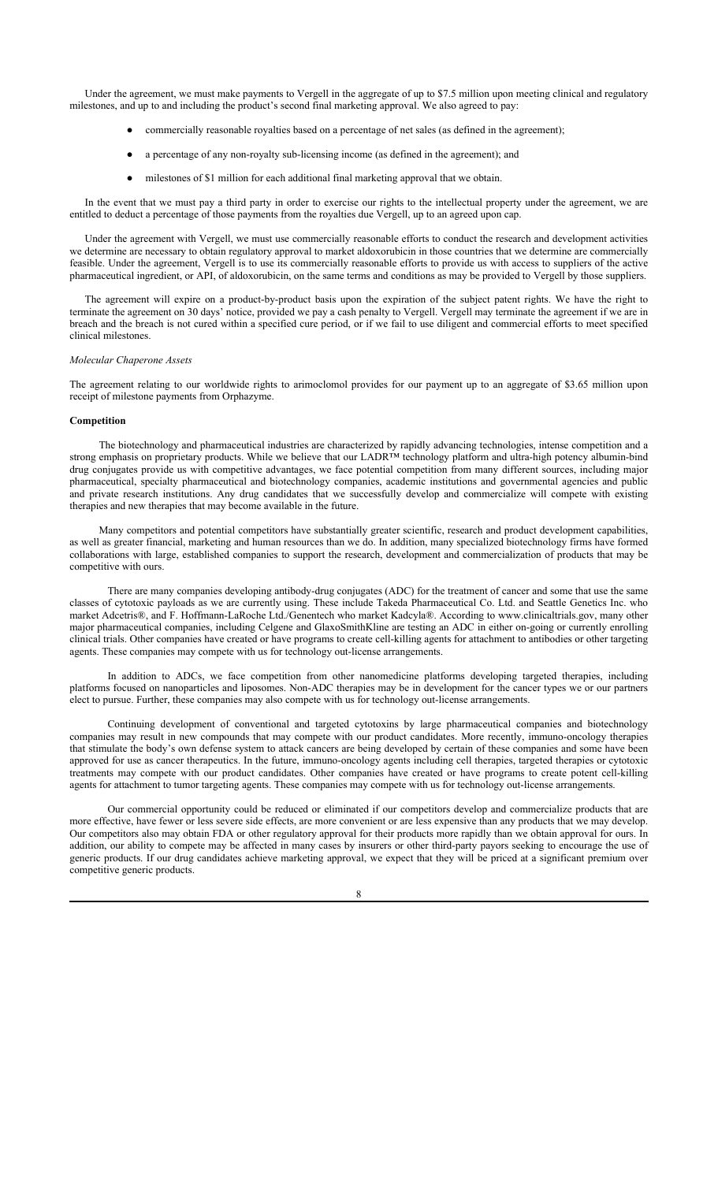Under the agreement, we must make payments to Vergell in the aggregate of up to $7.5 million upon meeting clinical and regulatory milestones, and up to and including the product's second final marketing approval. We also agreed to pay:

- commercially reasonable royalties based on a percentage of net sales (as defined in the agreement);
- a percentage of any non-royalty sub-licensing income (as defined in the agreement); and
- milestones of $1 million for each additional final marketing approval that we obtain.

In the event that we must pay a third party in order to exercise our rights to the intellectual property under the agreement, we are entitled to deduct a percentage of those payments from the royalties due Vergell, up to an agreed upon cap.

Under the agreement with Vergell, we must use commercially reasonable efforts to conduct the research and development activities we determine are necessary to obtain regulatory approval to market aldoxorubicin in those countries that we determine are commercially feasible. Under the agreement, Vergell is to use its commercially reasonable efforts to provide us with access to suppliers of the active pharmaceutical ingredient, or API, of aldoxorubicin, on the same terms and conditions as may be provided to Vergell by those suppliers.

The agreement will expire on a product-by-product basis upon the expiration of the subject patent rights. We have the right to terminate the agreement on 30 days' notice, provided we pay a cash penalty to Vergell. Vergell may terminate the agreement if we are in breach and the breach is not cured within a specified cure period, or if we fail to use diligent and commercial efforts to meet specified clinical milestones.

*Molecular Chaperone Assets*

The agreement relating to our worldwide rights to arimoclomol provides for our payment up to an aggregate of $3.65 million upon receipt of milestone payments from Orphazyme.

**Competition**

The biotechnology and pharmaceutical industries are characterized by rapidly advancing technologies, intense competition and a strong emphasis on proprietary products. While we believe that our LADR™ technology platform and ultra-high potency albumin-bind drug conjugates provide us with competitive advantages, we face potential competition from many different sources, including major pharmaceutical, specialty pharmaceutical and biotechnology companies, academic institutions and governmental agencies and public and private research institutions. Any drug candidates that we successfully develop and commercialize will compete with existing therapies and new therapies that may become available in the future.

Many competitors and potential competitors have substantially greater scientific, research and product development capabilities, as well as greater financial, marketing and human resources than we do. In addition, many specialized biotechnology firms have formed collaborations with large, established companies to support the research, development and commercialization of products that may be competitive with ours.

There are many companies developing antibody-drug conjugates (ADC) for the treatment of cancer and some that use the same classes of cytotoxic payloads as we are currently using. These include Takeda Pharmaceutical Co. Ltd. and Seattle Genetics Inc. who market Adcetris®, and F. Hoffmann-LaRoche Ltd./Genentech who market Kadcyla®. According to www.clinicaltrials.gov, many other major pharmaceutical companies, including Celgene and GlaxoSmithKline are testing an ADC in either on-going or currently enrolling clinical trials. Other companies have created or have programs to create cell-killing agents for attachment to antibodies or other targeting agents. These companies may compete with us for technology out-license arrangements.

In addition to ADCs, we face competition from other nanomedicine platforms developing targeted therapies, including platforms focused on nanoparticles and liposomes. Non-ADC therapies may be in development for the cancer types we or our partners elect to pursue. Further, these companies may also compete with us for technology out-license arrangements.

Continuing development of conventional and targeted cytotoxins by large pharmaceutical companies and biotechnology companies may result in new compounds that may compete with our product candidates. More recently, immuno-oncology therapies that stimulate the body's own defense system to attack cancers are being developed by certain of these companies and some have been approved for use as cancer therapeutics. In the future, immuno-oncology agents including cell therapies, targeted therapies or cytotoxic treatments may compete with our product candidates. Other companies have created or have programs to create potent cell-killing agents for attachment to tumor targeting agents. These companies may compete with us for technology out-license arrangements.

Our commercial opportunity could be reduced or eliminated if our competitors develop and commercialize products that are more effective, have fewer or less severe side effects, are more convenient or are less expensive than any products that we may develop. Our competitors also may obtain FDA or other regulatory approval for their products more rapidly than we obtain approval for ours. In addition, our ability to compete may be affected in many cases by insurers or other third-party payors seeking to encourage the use of generic products. If our drug candidates achieve marketing approval, we expect that they will be priced at a significant premium over competitive generic products.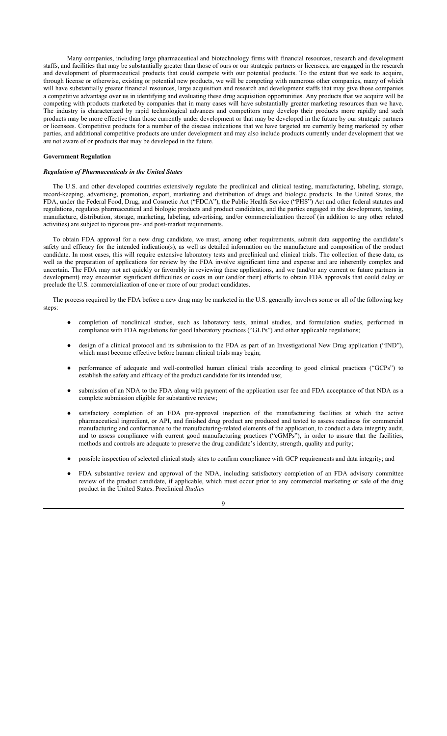Many companies, including large pharmaceutical and biotechnology firms with financial resources, research and development staffs, and facilities that may be substantially greater than those of ours or our strategic partners or licensees, are engaged in the research and development of pharmaceutical products that could compete with our potential products. To the extent that we seek to acquire, through license or otherwise, existing or potential new products, we will be competing with numerous other companies, many of which will have substantially greater financial resources, large acquisition and research and development staffs that may give those companies a competitive advantage over us in identifying and evaluating these drug acquisition opportunities. Any products that we acquire will be competing with products marketed by companies that in many cases will have substantially greater marketing resources than we have. The industry is characterized by rapid technological advances and competitors may develop their products more rapidly and such products may be more effective than those currently under development or that may be developed in the future by our strategic partners or licensees. Competitive products for a number of the disease indications that we have targeted are currently being marketed by other parties, and additional competitive products are under development and may also include products currently under development that we are not aware of or products that may be developed in the future.

**Government Regulation**

***Regulation of Pharmaceuticals in the United States***

The U.S. and other developed countries extensively regulate the preclinical and clinical testing, manufacturing, labeling, storage, record-keeping, advertising, promotion, export, marketing and distribution of drugs and biologic products. In the United States, the FDA, under the Federal Food, Drug, and Cosmetic Act ("FDCA"), the Public Health Service ("PHS") Act and other federal statutes and regulations, regulates pharmaceutical and biologic products and product candidates, and the parties engaged in the development, testing, manufacture, distribution, storage, marketing, labeling, advertising, and/or commercialization thereof (in addition to any other related activities) are subject to rigorous pre- and post-market requirements.

To obtain FDA approval for a new drug candidate, we must, among other requirements, submit data supporting the candidate's safety and efficacy for the intended indication(s), as well as detailed information on the manufacture and composition of the product candidate. In most cases, this will require extensive laboratory tests and preclinical and clinical trials. The collection of these data, as well as the preparation of applications for review by the FDA involve significant time and expense and are inherently complex and uncertain. The FDA may not act quickly or favorably in reviewing these applications, and we (and/or any current or future partners in development) may encounter significant difficulties or costs in our (and/or their) efforts to obtain FDA approvals that could delay or preclude the U.S. commercialization of one or more of our product candidates.

The process required by the FDA before a new drug may be marketed in the U.S. generally involves some or all of the following key steps:

- completion of nonclinical studies, such as laboratory tests, animal studies, and formulation studies, performed in compliance with FDA regulations for good laboratory practices ("GLPs") and other applicable regulations;
- design of a clinical protocol and its submission to the FDA as part of an Investigational New Drug application ("IND"), which must become effective before human clinical trials may begin;
- performance of adequate and well-controlled human clinical trials according to good clinical practices ("GCPs") to establish the safety and efficacy of the product candidate for its intended use;
- submission of an NDA to the FDA along with payment of the application user fee and FDA acceptance of that NDA as a complete submission eligible for substantive review;
- satisfactory completion of an FDA pre-approval inspection of the manufacturing facilities at which the active pharmaceutical ingredient, or API, and finished drug product are produced and tested to assess readiness for commercial manufacturing and conformance to the manufacturing-related elements of the application, to conduct a data integrity audit, and to assess compliance with current good manufacturing practices ("cGMPs"), in order to assure that the facilities, methods and controls are adequate to preserve the drug candidate's identity, strength, quality and purity;
- possible inspection of selected clinical study sites to confirm compliance with GCP requirements and data integrity; and
- FDA substantive review and approval of the NDA, including satisfactory completion of an FDA advisory committee review of the product candidate, if applicable, which must occur prior to any commercial marketing or sale of the drug product in the United States. Preclinical *Studies*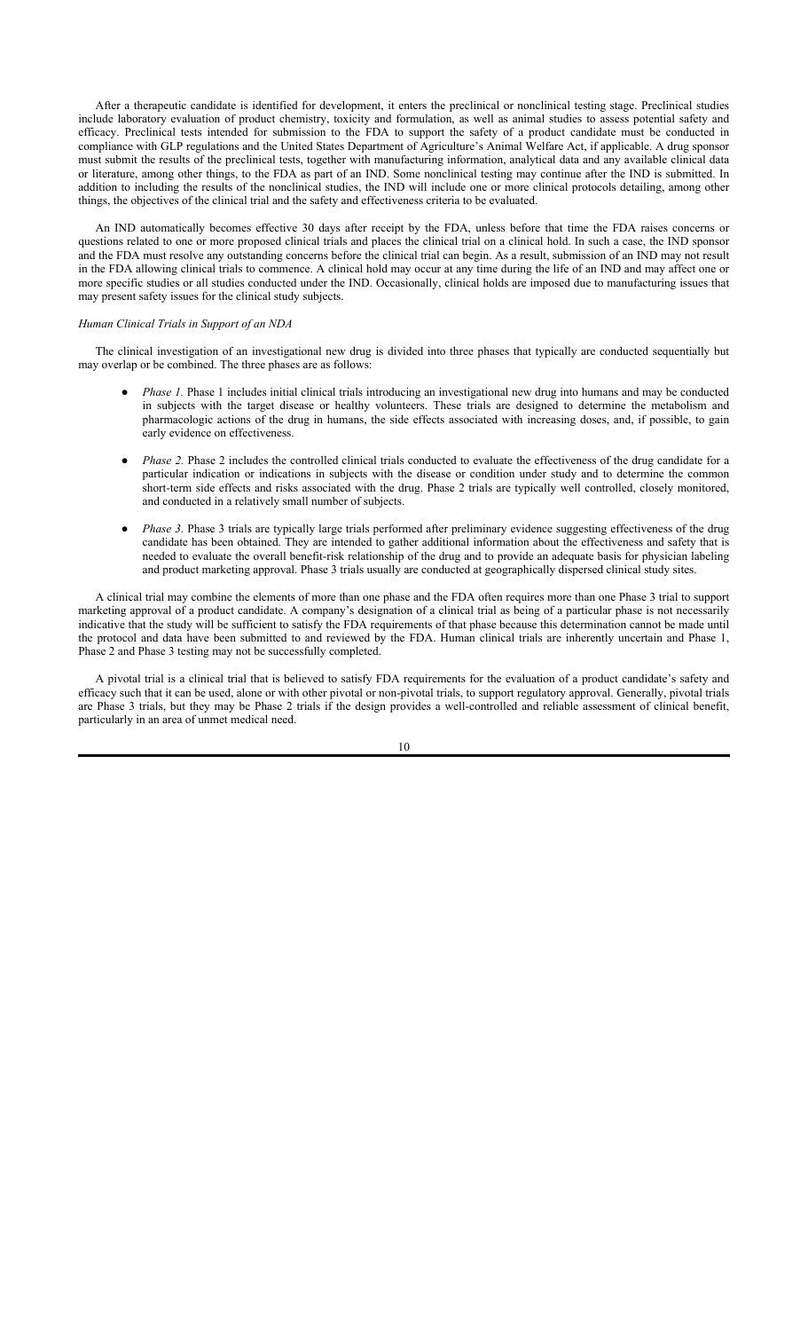After a therapeutic candidate is identified for development, it enters the preclinical or nonclinical testing stage. Preclinical studies include laboratory evaluation of product chemistry, toxicity and formulation, as well as animal studies to assess potential safety and efficacy. Preclinical tests intended for submission to the FDA to support the safety of a product candidate must be conducted in compliance with GLP regulations and the United States Department of Agriculture's Animal Welfare Act, if applicable. A drug sponsor must submit the results of the preclinical tests, together with manufacturing information, analytical data and any available clinical data or literature, among other things, to the FDA as part of an IND. Some nonclinical testing may continue after the IND is submitted. In addition to including the results of the nonclinical studies, the IND will include one or more clinical protocols detailing, among other things, the objectives of the clinical trial and the safety and effectiveness criteria to be evaluated.

An IND automatically becomes effective 30 days after receipt by the FDA, unless before that time the FDA raises concerns or questions related to one or more proposed clinical trials and places the clinical trial on a clinical hold. In such a case, the IND sponsor and the FDA must resolve any outstanding concerns before the clinical trial can begin. As a result, submission of an IND may not result in the FDA allowing clinical trials to commence. A clinical hold may occur at any time during the life of an IND and may affect one or more specific studies or all studies conducted under the IND. Occasionally, clinical holds are imposed due to manufacturing issues that may present safety issues for the clinical study subjects.

*Human Clinical Trials in Support of an NDA*

The clinical investigation of an investigational new drug is divided into three phases that typically are conducted sequentially but may overlap or be combined. The three phases are as follows:

- *Phase 1.* Phase 1 includes initial clinical trials introducing an investigational new drug into humans and may be conducted in subjects with the target disease or healthy volunteers. These trials are designed to determine the metabolism and pharmacologic actions of the drug in humans, the side effects associated with increasing doses, and, if possible, to gain early evidence on effectiveness.

- *Phase 2.* Phase 2 includes the controlled clinical trials conducted to evaluate the effectiveness of the drug candidate for a particular indication or indications in subjects with the disease or condition under study and to determine the common short-term side effects and risks associated with the drug. Phase 2 trials are typically well controlled, closely monitored, and conducted in a relatively small number of subjects.

- *Phase 3.* Phase 3 trials are typically large trials performed after preliminary evidence suggesting effectiveness of the drug candidate has been obtained. They are intended to gather additional information about the effectiveness and safety that is needed to evaluate the overall benefit-risk relationship of the drug and to provide an adequate basis for physician labeling and product marketing approval. Phase 3 trials usually are conducted at geographically dispersed clinical study sites.

A clinical trial may combine the elements of more than one phase and the FDA often requires more than one Phase 3 trial to support marketing approval of a product candidate. A company's designation of a clinical trial as being of a particular phase is not necessarily indicative that the study will be sufficient to satisfy the FDA requirements of that phase because this determination cannot be made until the protocol and data have been submitted to and reviewed by the FDA. Human clinical trials are inherently uncertain and Phase 1, Phase 2 and Phase 3 testing may not be successfully completed.

A pivotal trial is a clinical trial that is believed to satisfy FDA requirements for the evaluation of a product candidate's safety and efficacy such that it can be used, alone or with other pivotal or non-pivotal trials, to support regulatory approval. Generally, pivotal trials are Phase 3 trials, but they may be Phase 2 trials if the design provides a well-controlled and reliable assessment of clinical benefit, particularly in an area of unmet medical need.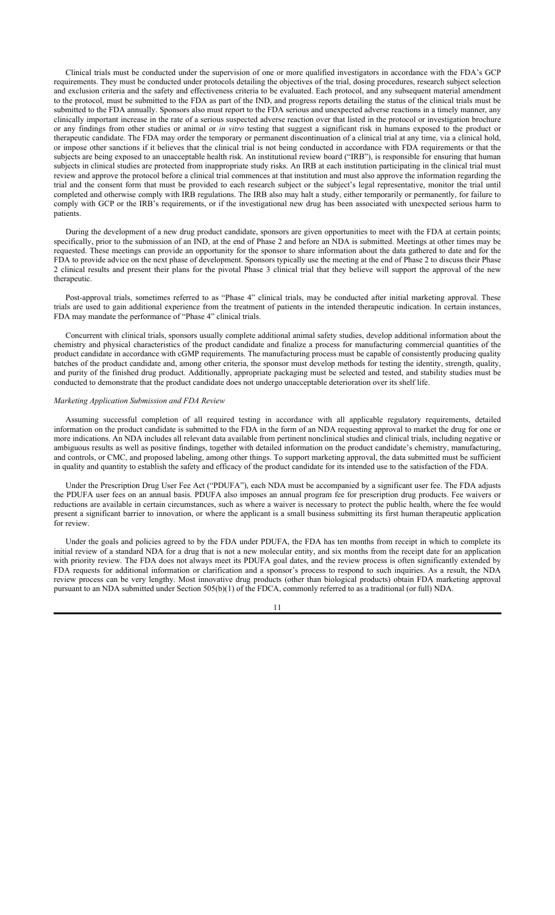Clinical trials must be conducted under the supervision of one or more qualified investigators in accordance with the FDA's GCP requirements. They must be conducted under protocols detailing the objectives of the trial, dosing procedures, research subject selection and exclusion criteria and the safety and effectiveness criteria to be evaluated. Each protocol, and any subsequent material amendment to the protocol, must be submitted to the FDA as part of the IND, and progress reports detailing the status of the clinical trials must be submitted to the FDA annually. Sponsors also must report to the FDA serious and unexpected adverse reactions in a timely manner, any clinically important increase in the rate of a serious suspected adverse reaction over that listed in the protocol or investigation brochure or any findings from other studies or animal or *in vitro* testing that suggest a significant risk in humans exposed to the product or therapeutic candidate. The FDA may order the temporary or permanent discontinuation of a clinical trial at any time, via a clinical hold, or impose other sanctions if it believes that the clinical trial is not being conducted in accordance with FDA requirements or that the subjects are being exposed to an unacceptable health risk. An institutional review board ("IRB"), is responsible for ensuring that human subjects in clinical studies are protected from inappropriate study risks. An IRB at each institution participating in the clinical trial must review and approve the protocol before a clinical trial commences at that institution and must also approve the information regarding the trial and the consent form that must be provided to each research subject or the subject's legal representative, monitor the trial until completed and otherwise comply with IRB regulations. The IRB also may halt a study, either temporarily or permanently, for failure to comply with GCP or the IRB's requirements, or if the investigational new drug has been associated with unexpected serious harm to patients.

During the development of a new drug product candidate, sponsors are given opportunities to meet with the FDA at certain points; specifically, prior to the submission of an IND, at the end of Phase 2 and before an NDA is submitted. Meetings at other times may be requested. These meetings can provide an opportunity for the sponsor to share information about the data gathered to date and for the FDA to provide advice on the next phase of development. Sponsors typically use the meeting at the end of Phase 2 to discuss their Phase 2 clinical results and present their plans for the pivotal Phase 3 clinical trial that they believe will support the approval of the new therapeutic.

Post-approval trials, sometimes referred to as "Phase 4" clinical trials, may be conducted after initial marketing approval. These trials are used to gain additional experience from the treatment of patients in the intended therapeutic indication. In certain instances, FDA may mandate the performance of "Phase 4" clinical trials.

Concurrent with clinical trials, sponsors usually complete additional animal safety studies, develop additional information about the chemistry and physical characteristics of the product candidate and finalize a process for manufacturing commercial quantities of the product candidate in accordance with cGMP requirements. The manufacturing process must be capable of consistently producing quality batches of the product candidate and, among other criteria, the sponsor must develop methods for testing the identity, strength, quality, and purity of the finished drug product. Additionally, appropriate packaging must be selected and tested, and stability studies must be conducted to demonstrate that the product candidate does not undergo unacceptable deterioration over its shelf life.

*Marketing Application Submission and FDA Review*

Assuming successful completion of all required testing in accordance with all applicable regulatory requirements, detailed information on the product candidate is submitted to the FDA in the form of an NDA requesting approval to market the drug for one or more indications. An NDA includes all relevant data available from pertinent nonclinical studies and clinical trials, including negative or ambiguous results as well as positive findings, together with detailed information on the product candidate's chemistry, manufacturing, and controls, or CMC, and proposed labeling, among other things. To support marketing approval, the data submitted must be sufficient in quality and quantity to establish the safety and efficacy of the product candidate for its intended use to the satisfaction of the FDA.

Under the Prescription Drug User Fee Act ("PDUFA"), each NDA must be accompanied by a significant user fee. The FDA adjusts the PDUFA user fees on an annual basis. PDUFA also imposes an annual program fee for prescription drug products. Fee waivers or reductions are available in certain circumstances, such as where a waiver is necessary to protect the public health, where the fee would present a significant barrier to innovation, or where the applicant is a small business submitting its first human therapeutic application for review.

Under the goals and policies agreed to by the FDA under PDUFA, the FDA has ten months from receipt in which to complete its initial review of a standard NDA for a drug that is not a new molecular entity, and six months from the receipt date for an application with priority review. The FDA does not always meet its PDUFA goal dates, and the review process is often significantly extended by FDA requests for additional information or clarification and a sponsor's process to respond to such inquiries. As a result, the NDA review process can be very lengthy. Most innovative drug products (other than biological products) obtain FDA marketing approval pursuant to an NDA submitted under Section 505(b)(1) of the FDCA, commonly referred to as a traditional (or full) NDA.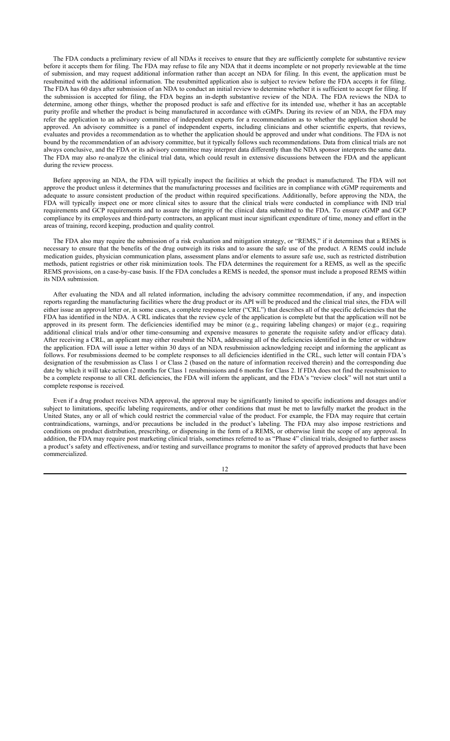The FDA conducts a preliminary review of all NDAs it receives to ensure that they are sufficiently complete for substantive review before it accepts them for filing. The FDA may refuse to file any NDA that it deems incomplete or not properly reviewable at the time of submission, and may request additional information rather than accept an NDA for filing. In this event, the application must be resubmitted with the additional information. The resubmitted application also is subject to review before the FDA accepts it for filing. The FDA has 60 days after submission of an NDA to conduct an initial review to determine whether it is sufficient to accept for filing. If the submission is accepted for filing, the FDA begins an in-depth substantive review of the NDA. The FDA reviews the NDA to determine, among other things, whether the proposed product is safe and effective for its intended use, whether it has an acceptable purity profile and whether the product is being manufactured in accordance with cGMPs. During its review of an NDA, the FDA may refer the application to an advisory committee of independent experts for a recommendation as to whether the application should be approved. An advisory committee is a panel of independent experts, including clinicians and other scientific experts, that reviews, evaluates and provides a recommendation as to whether the application should be approved and under what conditions. The FDA is not bound by the recommendation of an advisory committee, but it typically follows such recommendations. Data from clinical trials are not always conclusive, and the FDA or its advisory committee may interpret data differently than the NDA sponsor interprets the same data. The FDA may also re-analyze the clinical trial data, which could result in extensive discussions between the FDA and the applicant during the review process.

Before approving an NDA, the FDA will typically inspect the facilities at which the product is manufactured. The FDA will not approve the product unless it determines that the manufacturing processes and facilities are in compliance with cGMP requirements and adequate to assure consistent production of the product within required specifications. Additionally, before approving the NDA, the FDA will typically inspect one or more clinical sites to assure that the clinical trials were conducted in compliance with IND trial requirements and GCP requirements and to assure the integrity of the clinical data submitted to the FDA. To ensure cGMP and GCP compliance by its employees and third-party contractors, an applicant must incur significant expenditure of time, money and effort in the areas of training, record keeping, production and quality control.

The FDA also may require the submission of a risk evaluation and mitigation strategy, or "REMS," if it determines that a REMS is necessary to ensure that the benefits of the drug outweigh its risks and to assure the safe use of the product. A REMS could include medication guides, physician communication plans, assessment plans and/or elements to assure safe use, such as restricted distribution methods, patient registries or other risk minimization tools. The FDA determines the requirement for a REMS, as well as the specific REMS provisions, on a case-by-case basis. If the FDA concludes a REMS is needed, the sponsor must include a proposed REMS within its NDA submission.

After evaluating the NDA and all related information, including the advisory committee recommendation, if any, and inspection reports regarding the manufacturing facilities where the drug product or its API will be produced and the clinical trial sites, the FDA will either issue an approval letter or, in some cases, a complete response letter ("CRL") that describes all of the specific deficiencies that the FDA has identified in the NDA. A CRL indicates that the review cycle of the application is complete but that the application will not be approved in its present form. The deficiencies identified may be minor (e.g., requiring labeling changes) or major (e.g., requiring additional clinical trials and/or other time-consuming and expensive measures to generate the requisite safety and/or efficacy data). After receiving a CRL, an applicant may either resubmit the NDA, addressing all of the deficiencies identified in the letter or withdraw the application. FDA will issue a letter within 30 days of an NDA resubmission acknowledging receipt and informing the applicant as follows. For resubmissions deemed to be complete responses to all deficiencies identified in the CRL, such letter will contain FDA's designation of the resubmission as Class 1 or Class 2 (based on the nature of information received therein) and the corresponding due date by which it will take action (2 months for Class 1 resubmissions and 6 months for Class 2. If FDA does not find the resubmission to be a complete response to all CRL deficiencies, the FDA will inform the applicant, and the FDA's "review clock" will not start until a complete response is received.

Even if a drug product receives NDA approval, the approval may be significantly limited to specific indications and dosages and/or subject to limitations, specific labeling requirements, and/or other conditions that must be met to lawfully market the product in the United States, any or all of which could restrict the commercial value of the product. For example, the FDA may require that certain contraindications, warnings, and/or precautions be included in the product's labeling. The FDA may also impose restrictions and conditions on product distribution, prescribing, or dispensing in the form of a REMS, or otherwise limit the scope of any approval. In addition, the FDA may require post marketing clinical trials, sometimes referred to as "Phase 4" clinical trials, designed to further assess a product's safety and effectiveness, and/or testing and surveillance programs to monitor the safety of approved products that have been commercialized.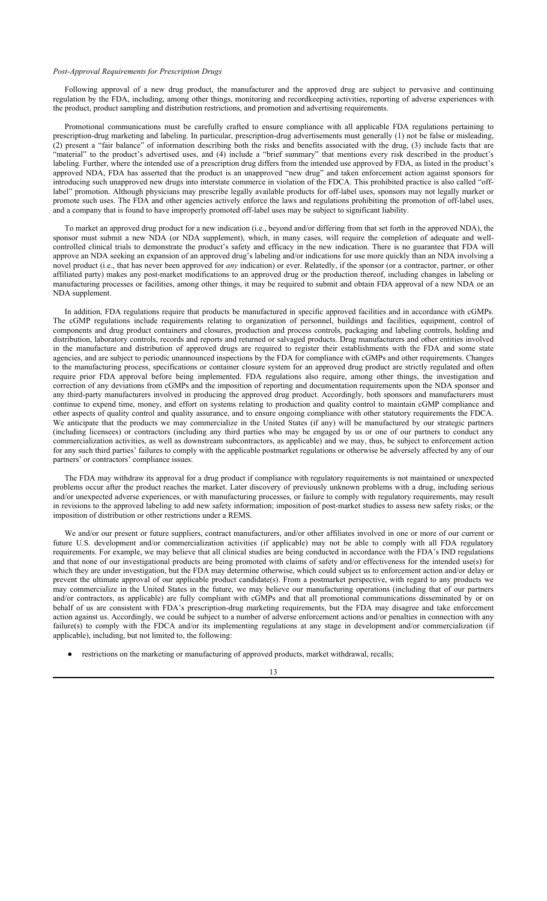*Post-Approval Requirements for Prescription Drugs*

Following approval of a new drug product, the manufacturer and the approved drug are subject to pervasive and continuing regulation by the FDA, including, among other things, monitoring and recordkeeping activities, reporting of adverse experiences with the product, product sampling and distribution restrictions, and promotion and advertising requirements.

Promotional communications must be carefully crafted to ensure compliance with all applicable FDA regulations pertaining to prescription-drug marketing and labeling. In particular, prescription-drug advertisements must generally (1) not be false or misleading, (2) present a "fair balance" of information describing both the risks and benefits associated with the drug, (3) include facts that are "material" to the product's advertised uses, and (4) include a "brief summary" that mentions every risk described in the product's labeling. Further, where the intended use of a prescription drug differs from the intended use approved by FDA, as listed in the product's approved NDA, FDA has asserted that the product is an unapproved "new drug" and taken enforcement action against sponsors for introducing such unapproved new drugs into interstate commerce in violation of the FDCA. This prohibited practice is also called "off-label" promotion. Although physicians may prescribe legally available products for off-label uses, sponsors may not legally market or promote such uses. The FDA and other agencies actively enforce the laws and regulations prohibiting the promotion of off-label uses, and a company that is found to have improperly promoted off-label uses may be subject to significant liability.

To market an approved drug product for a new indication (i.e., beyond and/or differing from that set forth in the approved NDA), the sponsor must submit a new NDA (or NDA supplement), which, in many cases, will require the completion of adequate and well-controlled clinical trials to demonstrate the product's safety and efficacy in the new indication. There is no guarantee that FDA will approve an NDA seeking an expansion of an approved drug's labeling and/or indications for use more quickly than an NDA involving a novel product (i.e., that has never been approved for *any* indication) or ever. Relatedly, if the sponsor (or a contractor, partner, or other affiliated party) makes any post-market modifications to an approved drug or the production thereof, including changes in labeling or manufacturing processes or facilities, among other things, it may be required to submit and obtain FDA approval of a new NDA or an NDA supplement.

In addition, FDA regulations require that products be manufactured in specific approved facilities and in accordance with cGMPs. The cGMP regulations include requirements relating to organization of personnel, buildings and facilities, equipment, control of components and drug product containers and closures, production and process controls, packaging and labeling controls, holding and distribution, laboratory controls, records and reports and returned or salvaged products. Drug manufacturers and other entities involved in the manufacture and distribution of approved drugs are required to register their establishments with the FDA and some state agencies, and are subject to periodic unannounced inspections by the FDA for compliance with cGMPs and other requirements. Changes to the manufacturing process, specifications or container closure system for an approved drug product are strictly regulated and often require prior FDA approval before being implemented. FDA regulations also require, among other things, the investigation and correction of any deviations from cGMPs and the imposition of reporting and documentation requirements upon the NDA sponsor and any third-party manufacturers involved in producing the approved drug product. Accordingly, both sponsors and manufacturers must continue to expend time, money, and effort on systems relating to production and quality control to maintain cGMP compliance and other aspects of quality control and quality assurance, and to ensure ongoing compliance with other statutory requirements the FDCA. We anticipate that the products we may commercialize in the United States (if any) will be manufactured by our strategic partners (including licensees) or contractors (including any third parties who may be engaged by us or one of our partners to conduct any commercialization activities, as well as downstream subcontractors, as applicable) and we may, thus, be subject to enforcement action for any such third parties' failures to comply with the applicable postmarket regulations or otherwise be adversely affected by any of our partners' or contractors' compliance issues.

The FDA may withdraw its approval for a drug product if compliance with regulatory requirements is not maintained or unexpected problems occur after the product reaches the market. Later discovery of previously unknown problems with a drug, including serious and/or unexpected adverse experiences, or with manufacturing processes, or failure to comply with regulatory requirements, may result in revisions to the approved labeling to add new safety information; imposition of post-market studies to assess new safety risks; or the imposition of distribution or other restrictions under a REMS.

We and/or our present or future suppliers, contract manufacturers, and/or other affiliates involved in one or more of our current or future U.S. development and/or commercialization activities (if applicable) may not be able to comply with all FDA regulatory requirements. For example, we may believe that all clinical studies are being conducted in accordance with the FDA's IND regulations and that none of our investigational products are being promoted with claims of safety and/or effectiveness for the intended use(s) for which they are under investigation, but the FDA may determine otherwise, which could subject us to enforcement action and/or delay or prevent the ultimate approval of our applicable product candidate(s). From a postmarket perspective, with regard to any products we may commercialize in the United States in the future, we may believe our manufacturing operations (including that of our partners and/or contractors, as applicable) are fully compliant with cGMPs and that all promotional communications disseminated by or on behalf of us are consistent with FDA's prescription-drug marketing requirements, but the FDA may disagree and take enforcement action against us. Accordingly, we could be subject to a number of adverse enforcement actions and/or penalties in connection with any failure(s) to comply with the FDCA and/or its implementing regulations at any stage in development and/or commercialization (if applicable), including, but not limited to, the following:

- restrictions on the marketing or manufacturing of approved products, market withdrawal, recalls;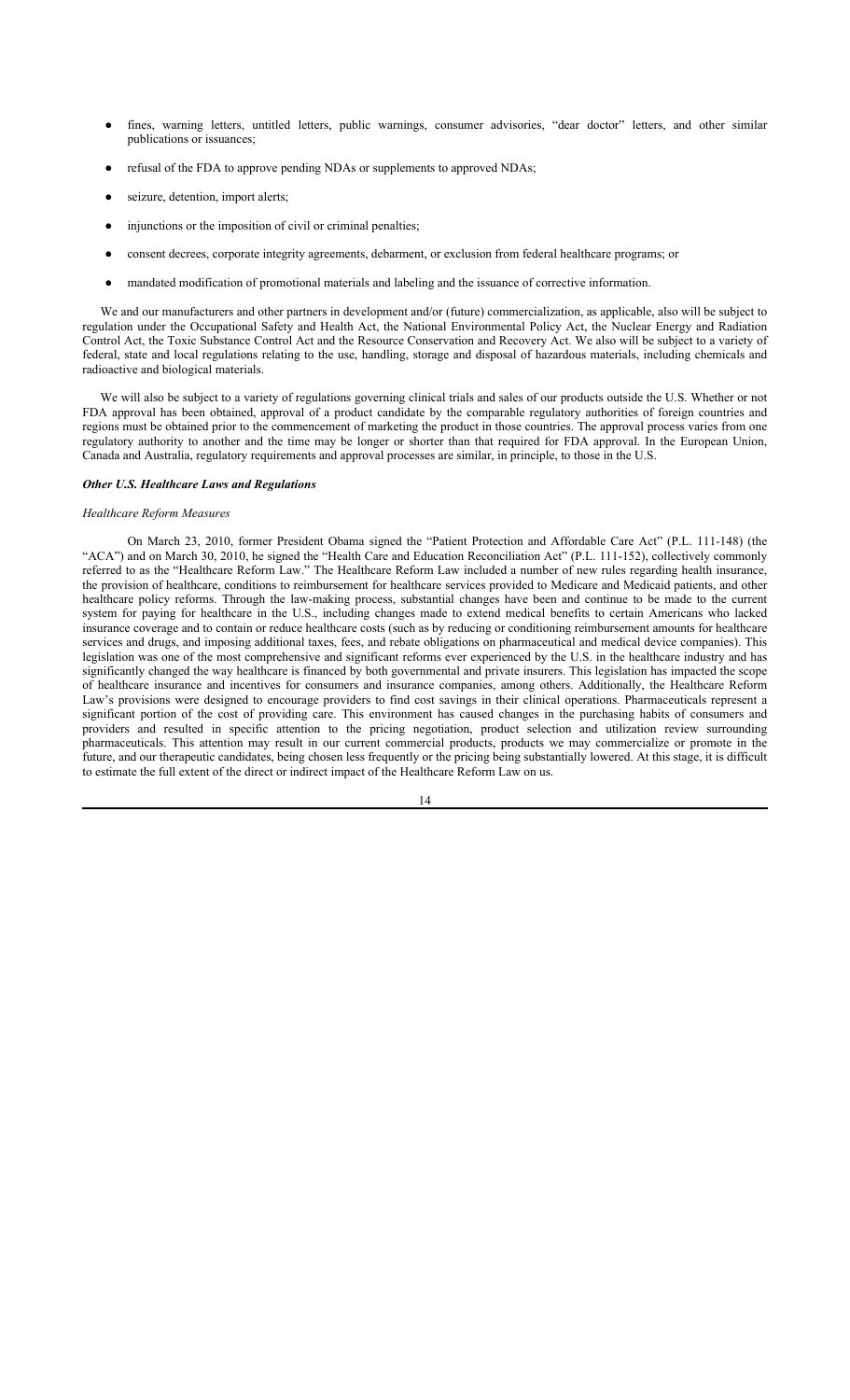- fines, warning letters, untitled letters, public warnings, consumer advisories, "dear doctor" letters, and other similar publications or issuances;
- refusal of the FDA to approve pending NDAs or supplements to approved NDAs;
- seizure, detention, import alerts;
- injunctions or the imposition of civil or criminal penalties;
- consent decrees, corporate integrity agreements, debarment, or exclusion from federal healthcare programs; or
- mandated modification of promotional materials and labeling and the issuance of corrective information.

We and our manufacturers and other partners in development and/or (future) commercialization, as applicable, also will be subject to regulation under the Occupational Safety and Health Act, the National Environmental Policy Act, the Nuclear Energy and Radiation Control Act, the Toxic Substance Control Act and the Resource Conservation and Recovery Act. We also will be subject to a variety of federal, state and local regulations relating to the use, handling, storage and disposal of hazardous materials, including chemicals and radioactive and biological materials.

We will also be subject to a variety of regulations governing clinical trials and sales of our products outside the U.S. Whether or not FDA approval has been obtained, approval of a product candidate by the comparable regulatory authorities of foreign countries and regions must be obtained prior to the commencement of marketing the product in those countries. The approval process varies from one regulatory authority to another and the time may be longer or shorter than that required for FDA approval. In the European Union, Canada and Australia, regulatory requirements and approval processes are similar, in principle, to those in the U.S.

***Other U.S. Healthcare Laws and Regulations***

*Healthcare Reform Measures*

On March 23, 2010, former President Obama signed the "Patient Protection and Affordable Care Act" (P.L. 111-148) (the "ACA") and on March 30, 2010, he signed the "Health Care and Education Reconciliation Act" (P.L. 111-152), collectively commonly referred to as the "Healthcare Reform Law." The Healthcare Reform Law included a number of new rules regarding health insurance, the provision of healthcare, conditions to reimbursement for healthcare services provided to Medicare and Medicaid patients, and other healthcare policy reforms. Through the law-making process, substantial changes have been and continue to be made to the current system for paying for healthcare in the U.S., including changes made to extend medical benefits to certain Americans who lacked insurance coverage and to contain or reduce healthcare costs (such as by reducing or conditioning reimbursement amounts for healthcare services and drugs, and imposing additional taxes, fees, and rebate obligations on pharmaceutical and medical device companies). This legislation was one of the most comprehensive and significant reforms ever experienced by the U.S. in the healthcare industry and has significantly changed the way healthcare is financed by both governmental and private insurers. This legislation has impacted the scope of healthcare insurance and incentives for consumers and insurance companies, among others. Additionally, the Healthcare Reform Law's provisions were designed to encourage providers to find cost savings in their clinical operations. Pharmaceuticals represent a significant portion of the cost of providing care. This environment has caused changes in the purchasing habits of consumers and providers and resulted in specific attention to the pricing negotiation, product selection and utilization review surrounding pharmaceuticals. This attention may result in our current commercial products, products we may commercialize or promote in the future, and our therapeutic candidates, being chosen less frequently or the pricing being substantially lowered. At this stage, it is difficult to estimate the full extent of the direct or indirect impact of the Healthcare Reform Law on us.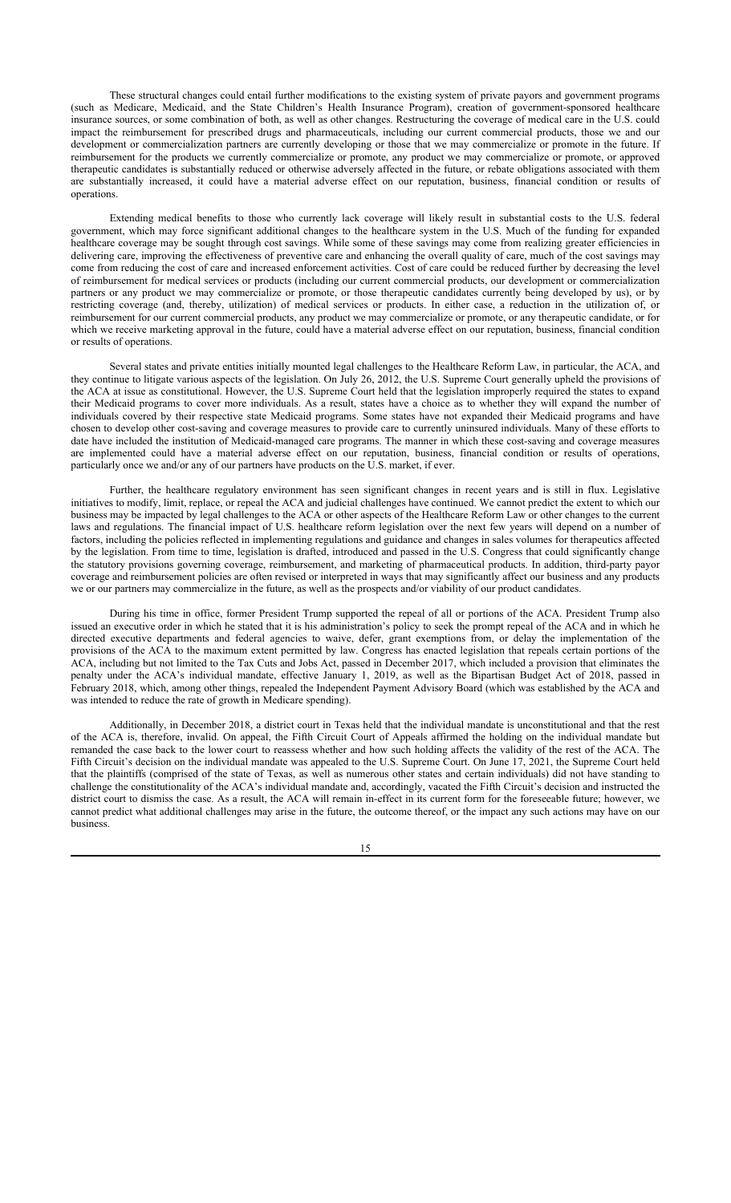These structural changes could entail further modifications to the existing system of private payors and government programs (such as Medicare, Medicaid, and the State Children's Health Insurance Program), creation of government-sponsored healthcare insurance sources, or some combination of both, as well as other changes. Restructuring the coverage of medical care in the U.S. could impact the reimbursement for prescribed drugs and pharmaceuticals, including our current commercial products, those we and our development or commercialization partners are currently developing or those that we may commercialize or promote in the future. If reimbursement for the products we currently commercialize or promote, any product we may commercialize or promote, or approved therapeutic candidates is substantially reduced or otherwise adversely affected in the future, or rebate obligations associated with them are substantially increased, it could have a material adverse effect on our reputation, business, financial condition or results of operations.

Extending medical benefits to those who currently lack coverage will likely result in substantial costs to the U.S. federal government, which may force significant additional changes to the healthcare system in the U.S. Much of the funding for expanded healthcare coverage may be sought through cost savings. While some of these savings may come from realizing greater efficiencies in delivering care, improving the effectiveness of preventive care and enhancing the overall quality of care, much of the cost savings may come from reducing the cost of care and increased enforcement activities. Cost of care could be reduced further by decreasing the level of reimbursement for medical services or products (including our current commercial products, our development or commercialization partners or any product we may commercialize or promote, or those therapeutic candidates currently being developed by us), or by restricting coverage (and, thereby, utilization) of medical services or products. In either case, a reduction in the utilization of, or reimbursement for our current commercial products, any product we may commercialize or promote, or any therapeutic candidate, or for which we receive marketing approval in the future, could have a material adverse effect on our reputation, business, financial condition or results of operations.

Several states and private entities initially mounted legal challenges to the Healthcare Reform Law, in particular, the ACA, and they continue to litigate various aspects of the legislation. On July 26, 2012, the U.S. Supreme Court generally upheld the provisions of the ACA at issue as constitutional. However, the U.S. Supreme Court held that the legislation improperly required the states to expand their Medicaid programs to cover more individuals. As a result, states have a choice as to whether they will expand the number of individuals covered by their respective state Medicaid programs. Some states have not expanded their Medicaid programs and have chosen to develop other cost-saving and coverage measures to provide care to currently uninsured individuals. Many of these efforts to date have included the institution of Medicaid-managed care programs. The manner in which these cost-saving and coverage measures are implemented could have a material adverse effect on our reputation, business, financial condition or results of operations, particularly once we and/or any of our partners have products on the U.S. market, if ever.

Further, the healthcare regulatory environment has seen significant changes in recent years and is still in flux. Legislative initiatives to modify, limit, replace, or repeal the ACA and judicial challenges have continued. We cannot predict the extent to which our business may be impacted by legal challenges to the ACA or other aspects of the Healthcare Reform Law or other changes to the current laws and regulations. The financial impact of U.S. healthcare reform legislation over the next few years will depend on a number of factors, including the policies reflected in implementing regulations and guidance and changes in sales volumes for therapeutics affected by the legislation. From time to time, legislation is drafted, introduced and passed in the U.S. Congress that could significantly change the statutory provisions governing coverage, reimbursement, and marketing of pharmaceutical products. In addition, third-party payor coverage and reimbursement policies are often revised or interpreted in ways that may significantly affect our business and any products we or our partners may commercialize in the future, as well as the prospects and/or viability of our product candidates.

During his time in office, former President Trump supported the repeal of all or portions of the ACA. President Trump also issued an executive order in which he stated that it is his administration's policy to seek the prompt repeal of the ACA and in which he directed executive departments and federal agencies to waive, defer, grant exemptions from, or delay the implementation of the provisions of the ACA to the maximum extent permitted by law. Congress has enacted legislation that repeals certain portions of the ACA, including but not limited to the Tax Cuts and Jobs Act, passed in December 2017, which included a provision that eliminates the penalty under the ACA's individual mandate, effective January 1, 2019, as well as the Bipartisan Budget Act of 2018, passed in February 2018, which, among other things, repealed the Independent Payment Advisory Board (which was established by the ACA and was intended to reduce the rate of growth in Medicare spending).

Additionally, in December 2018, a district court in Texas held that the individual mandate is unconstitutional and that the rest of the ACA is, therefore, invalid. On appeal, the Fifth Circuit Court of Appeals affirmed the holding on the individual mandate but remanded the case back to the lower court to reassess whether and how such holding affects the validity of the rest of the ACA. The Fifth Circuit's decision on the individual mandate was appealed to the U.S. Supreme Court. On June 17, 2021, the Supreme Court held that the plaintiffs (comprised of the state of Texas, as well as numerous other states and certain individuals) did not have standing to challenge the constitutionality of the ACA's individual mandate and, accordingly, vacated the Fifth Circuit's decision and instructed the district court to dismiss the case. As a result, the ACA will remain in-effect in its current form for the foreseeable future; however, we cannot predict what additional challenges may arise in the future, the outcome thereof, or the impact any such actions may have on our business.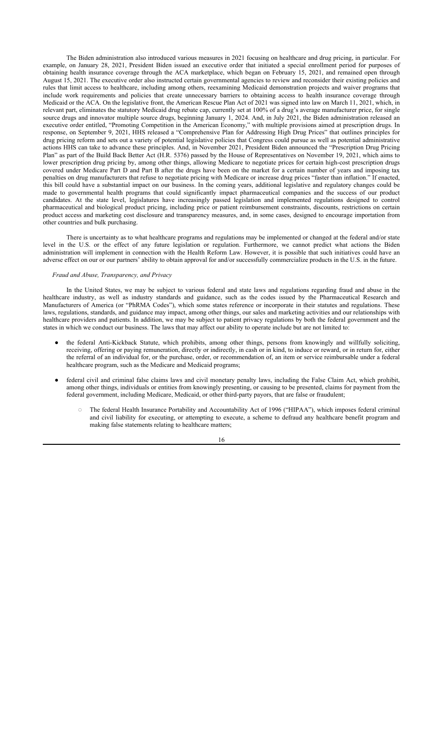The Biden administration also introduced various measures in 2021 focusing on healthcare and drug pricing, in particular. For example, on January 28, 2021, President Biden issued an executive order that initiated a special enrollment period for purposes of obtaining health insurance coverage through the ACA marketplace, which began on February 15, 2021, and remained open through August 15, 2021. The executive order also instructed certain governmental agencies to review and reconsider their existing policies and rules that limit access to healthcare, including among others, reexamining Medicaid demonstration projects and waiver programs that include work requirements and policies that create unnecessary barriers to obtaining access to health insurance coverage through Medicaid or the ACA. On the legislative front, the American Rescue Plan Act of 2021 was signed into law on March 11, 2021, which, in relevant part, eliminates the statutory Medicaid drug rebate cap, currently set at 100% of a drug's average manufacturer price, for single source drugs and innovator multiple source drugs, beginning January 1, 2024. And, in July 2021, the Biden administration released an executive order entitled, "Promoting Competition in the American Economy," with multiple provisions aimed at prescription drugs. In response, on September 9, 2021, HHS released a "Comprehensive Plan for Addressing High Drug Prices" that outlines principles for drug pricing reform and sets out a variety of potential legislative policies that Congress could pursue as well as potential administrative actions HHS can take to advance these principles. And, in November 2021, President Biden announced the "Prescription Drug Pricing Plan" as part of the Build Back Better Act (H.R. 5376) passed by the House of Representatives on November 19, 2021, which aims to lower prescription drug pricing by, among other things, allowing Medicare to negotiate prices for certain high-cost prescription drugs covered under Medicare Part D and Part B after the drugs have been on the market for a certain number of years and imposing tax penalties on drug manufacturers that refuse to negotiate pricing with Medicare or increase drug prices "faster than inflation." If enacted, this bill could have a substantial impact on our business. In the coming years, additional legislative and regulatory changes could be made to governmental health programs that could significantly impact pharmaceutical companies and the success of our product candidates. At the state level, legislatures have increasingly passed legislation and implemented regulations designed to control pharmaceutical and biological product pricing, including price or patient reimbursement constraints, discounts, restrictions on certain product access and marketing cost disclosure and transparency measures, and, in some cases, designed to encourage importation from other countries and bulk purchasing.

There is uncertainty as to what healthcare programs and regulations may be implemented or changed at the federal and/or state level in the U.S. or the effect of any future legislation or regulation. Furthermore, we cannot predict what actions the Biden administration will implement in connection with the Health Reform Law. However, it is possible that such initiatives could have an adverse effect on our or our partners' ability to obtain approval for and/or successfully commercialize products in the U.S. in the future.

*Fraud and Abuse, Transparency, and Privacy*

In the United States, we may be subject to various federal and state laws and regulations regarding fraud and abuse in the healthcare industry, as well as industry standards and guidance, such as the codes issued by the Pharmaceutical Research and Manufacturers of America (or "PhRMA Codes"), which some states reference or incorporate in their statutes and regulations. These laws, regulations, standards, and guidance may impact, among other things, our sales and marketing activities and our relationships with healthcare providers and patients. In addition, we may be subject to patient privacy regulations by both the federal government and the states in which we conduct our business. The laws that may affect our ability to operate include but are not limited to:

- the federal Anti-Kickback Statute, which prohibits, among other things, persons from knowingly and willfully soliciting, receiving, offering or paying remuneration, directly or indirectly, in cash or in kind, to induce or reward, or in return for, either the referral of an individual for, or the purchase, order, or recommendation of, an item or service reimbursable under a federal healthcare program, such as the Medicare and Medicaid programs;
- federal civil and criminal false claims laws and civil monetary penalty laws, including the False Claim Act, which prohibit, among other things, individuals or entities from knowingly presenting, or causing to be presented, claims for payment from the federal government, including Medicare, Medicaid, or other third-party payors, that are false or fraudulent;
  - The federal Health Insurance Portability and Accountability Act of 1996 ("HIPAA"), which imposes federal criminal and civil liability for executing, or attempting to execute, a scheme to defraud any healthcare benefit program and making false statements relating to healthcare matters;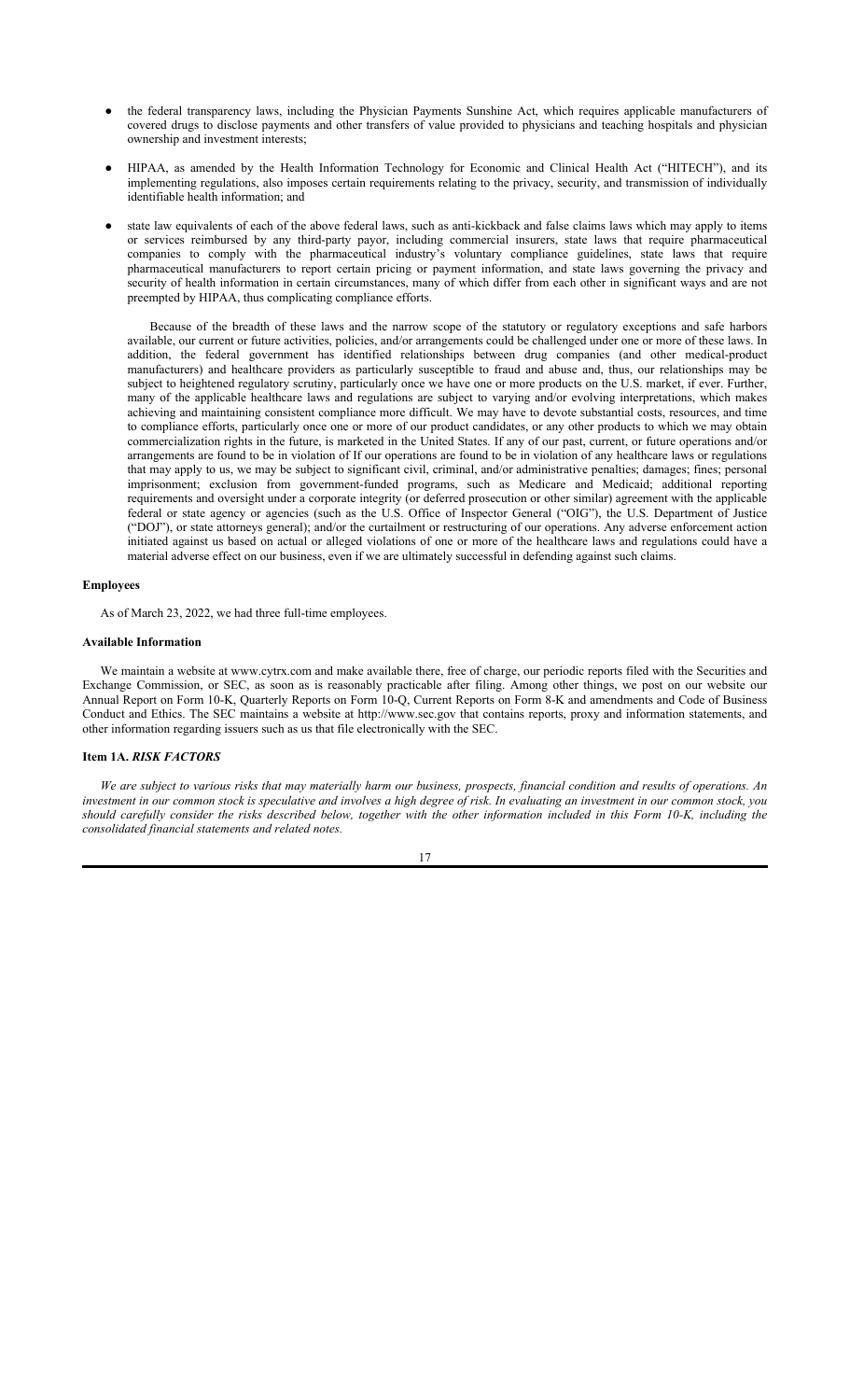- the federal transparency laws, including the Physician Payments Sunshine Act, which requires applicable manufacturers of covered drugs to disclose payments and other transfers of value provided to physicians and teaching hospitals and physician ownership and investment interests;
- HIPAA, as amended by the Health Information Technology for Economic and Clinical Health Act ("HITECH"), and its implementing regulations, also imposes certain requirements relating to the privacy, security, and transmission of individually identifiable health information; and
- state law equivalents of each of the above federal laws, such as anti-kickback and false claims laws which may apply to items or services reimbursed by any third-party payor, including commercial insurers, state laws that require pharmaceutical companies to comply with the pharmaceutical industry's voluntary compliance guidelines, state laws that require pharmaceutical manufacturers to report certain pricing or payment information, and state laws governing the privacy and security of health information in certain circumstances, many of which differ from each other in significant ways and are not preempted by HIPAA, thus complicating compliance efforts.

Because of the breadth of these laws and the narrow scope of the statutory or regulatory exceptions and safe harbors available, our current or future activities, policies, and/or arrangements could be challenged under one or more of these laws. In addition, the federal government has identified relationships between drug companies (and other medical-product manufacturers) and healthcare providers as particularly susceptible to fraud and abuse and, thus, our relationships may be subject to heightened regulatory scrutiny, particularly once we have one or more products on the U.S. market, if ever. Further, many of the applicable healthcare laws and regulations are subject to varying and/or evolving interpretations, which makes achieving and maintaining consistent compliance more difficult. We may have to devote substantial costs, resources, and time to compliance efforts, particularly once one or more of our product candidates, or any other products to which we may obtain commercialization rights in the future, is marketed in the United States. If any of our past, current, or future operations and/or arrangements are found to be in violation of If our operations are found to be in violation of any healthcare laws or regulations that may apply to us, we may be subject to significant civil, criminal, and/or administrative penalties; damages; fines; personal imprisonment; exclusion from government-funded programs, such as Medicare and Medicaid; additional reporting requirements and oversight under a corporate integrity (or deferred prosecution or other similar) agreement with the applicable federal or state agency or agencies (such as the U.S. Office of Inspector General ("OIG"), the U.S. Department of Justice ("DOJ"), or state attorneys general); and/or the curtailment or restructuring of our operations. Any adverse enforcement action initiated against us based on actual or alleged violations of one or more of the healthcare laws and regulations could have a material adverse effect on our business, even if we are ultimately successful in defending against such claims.

#### Employees

As of March 23, 2022, we had three full-time employees.

#### Available Information

We maintain a website at www.cytrx.com and make available there, free of charge, our periodic reports filed with the Securities and Exchange Commission, or SEC, as soon as is reasonably practicable after filing. Among other things, we post on our website our Annual Report on Form 10-K, Quarterly Reports on Form 10-Q, Current Reports on Form 8-K and amendments and Code of Business Conduct and Ethics. The SEC maintains a website at http://www.sec.gov that contains reports, proxy and information statements, and other information regarding issuers such as us that file electronically with the SEC.

## Item 1A. *RISK FACTORS*

*We are subject to various risks that may materially harm our business, prospects, financial condition and results of operations. An investment in our common stock is speculative and involves a high degree of risk. In evaluating an investment in our common stock, you should carefully consider the risks described below, together with the other information included in this Form 10-K, including the consolidated financial statements and related notes.*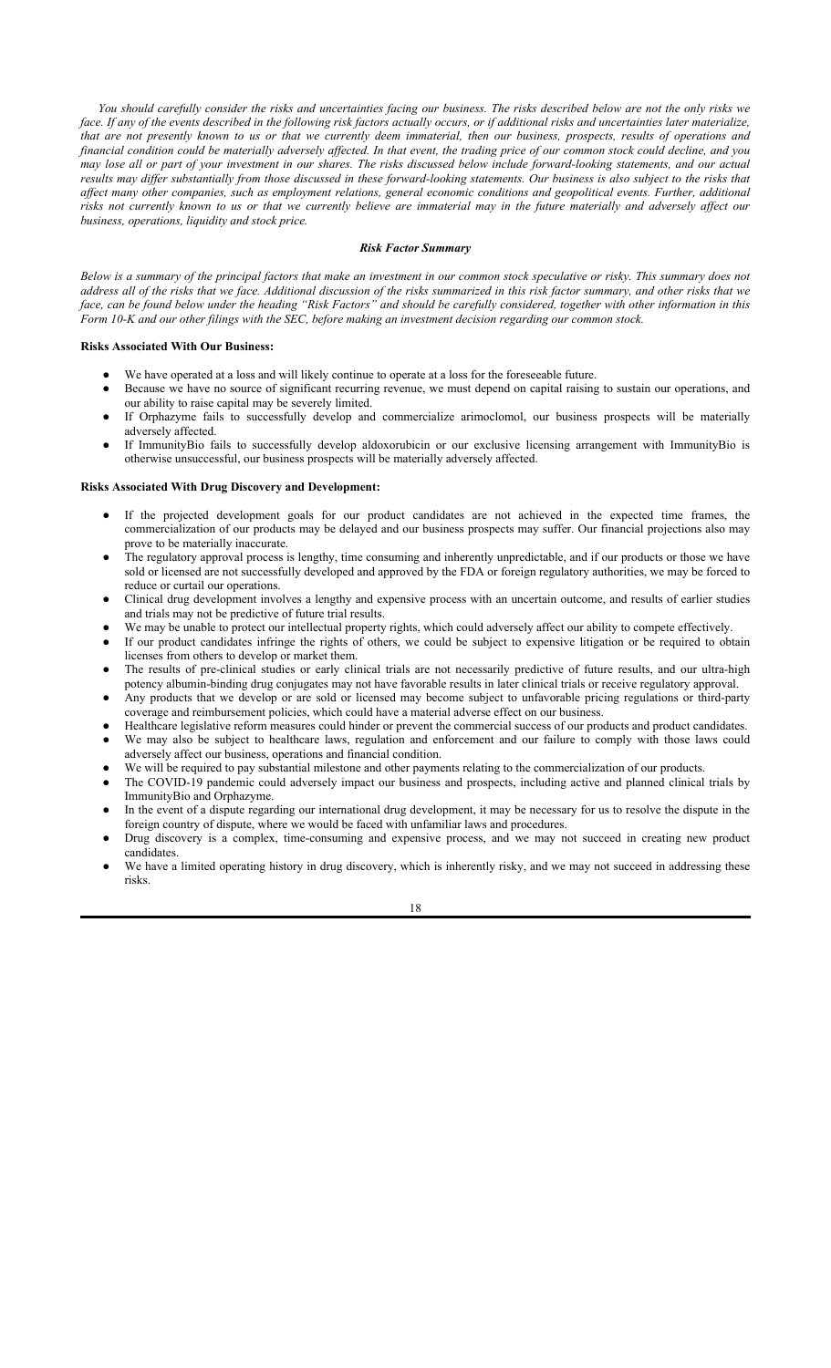*You should carefully consider the risks and uncertainties facing our business. The risks described below are not the only risks we face. If any of the events described in the following risk factors actually occurs, or if additional risks and uncertainties later materialize, that are not presently known to us or that we currently deem immaterial, then our business, prospects, results of operations and financial condition could be materially adversely affected. In that event, the trading price of our common stock could decline, and you may lose all or part of your investment in our shares. The risks discussed below include forward-looking statements, and our actual results may differ substantially from those discussed in these forward-looking statements. Our business is also subject to the risks that affect many other companies, such as employment relations, general economic conditions and geopolitical events. Further, additional risks not currently known to us or that we currently believe are immaterial may in the future materially and adversely affect our business, operations, liquidity and stock price.*

***Risk Factor Summary***

*Below is a summary of the principal factors that make an investment in our common stock speculative or risky. This summary does not address all of the risks that we face. Additional discussion of the risks summarized in this risk factor summary, and other risks that we face, can be found below under the heading "Risk Factors" and should be carefully considered, together with other information in this Form 10-K and our other filings with the SEC, before making an investment decision regarding our common stock.*

**Risks Associated With Our Business:**

- We have operated at a loss and will likely continue to operate at a loss for the foreseeable future.
- Because we have no source of significant recurring revenue, we must depend on capital raising to sustain our operations, and our ability to raise capital may be severely limited.
- If Orphazyme fails to successfully develop and commercialize arimoclomol, our business prospects will be materially adversely affected.
- If ImmunityBio fails to successfully develop aldoxorubicin or our exclusive licensing arrangement with ImmunityBio is otherwise unsuccessful, our business prospects will be materially adversely affected.

**Risks Associated With Drug Discovery and Development:**

- If the projected development goals for our product candidates are not achieved in the expected time frames, the commercialization of our products may be delayed and our business prospects may suffer. Our financial projections also may prove to be materially inaccurate.
- The regulatory approval process is lengthy, time consuming and inherently unpredictable, and if our products or those we have sold or licensed are not successfully developed and approved by the FDA or foreign regulatory authorities, we may be forced to reduce or curtail our operations.
- Clinical drug development involves a lengthy and expensive process with an uncertain outcome, and results of earlier studies and trials may not be predictive of future trial results.
- We may be unable to protect our intellectual property rights, which could adversely affect our ability to compete effectively.
- If our product candidates infringe the rights of others, we could be subject to expensive litigation or be required to obtain licenses from others to develop or market them.
- The results of pre-clinical studies or early clinical trials are not necessarily predictive of future results, and our ultra-high potency albumin-binding drug conjugates may not have favorable results in later clinical trials or receive regulatory approval.
- Any products that we develop or are sold or licensed may become subject to unfavorable pricing regulations or third-party coverage and reimbursement policies, which could have a material adverse effect on our business.
- Healthcare legislative reform measures could hinder or prevent the commercial success of our products and product candidates.
- We may also be subject to healthcare laws, regulation and enforcement and our failure to comply with those laws could adversely affect our business, operations and financial condition.
- We will be required to pay substantial milestone and other payments relating to the commercialization of our products.
- The COVID-19 pandemic could adversely impact our business and prospects, including active and planned clinical trials by ImmunityBio and Orphazyme.
- In the event of a dispute regarding our international drug development, it may be necessary for us to resolve the dispute in the foreign country of dispute, where we would be faced with unfamiliar laws and procedures.
- Drug discovery is a complex, time-consuming and expensive process, and we may not succeed in creating new product candidates.
- We have a limited operating history in drug discovery, which is inherently risky, and we may not succeed in addressing these risks.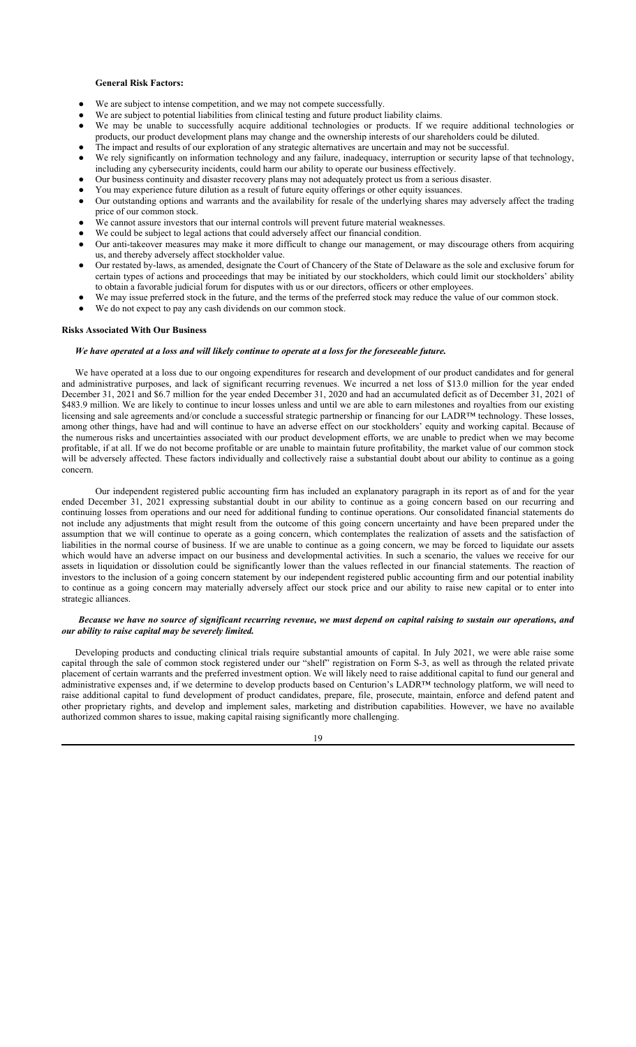**General Risk Factors:**

- We are subject to intense competition, and we may not compete successfully.
- We are subject to potential liabilities from clinical testing and future product liability claims.
- We may be unable to successfully acquire additional technologies or products. If we require additional technologies or products, our product development plans may change and the ownership interests of our shareholders could be diluted.
- The impact and results of our exploration of any strategic alternatives are uncertain and may not be successful.
- We rely significantly on information technology and any failure, inadequacy, interruption or security lapse of that technology, including any cybersecurity incidents, could harm our ability to operate our business effectively.
- Our business continuity and disaster recovery plans may not adequately protect us from a serious disaster.
- You may experience future dilution as a result of future equity offerings or other equity issuances.
- Our outstanding options and warrants and the availability for resale of the underlying shares may adversely affect the trading price of our common stock.
- We cannot assure investors that our internal controls will prevent future material weaknesses.
- We could be subject to legal actions that could adversely affect our financial condition.
- Our anti-takeover measures may make it more difficult to change our management, or may discourage others from acquiring us, and thereby adversely affect stockholder value.
- Our restated by-laws, as amended, designate the Court of Chancery of the State of Delaware as the sole and exclusive forum for certain types of actions and proceedings that may be initiated by our stockholders, which could limit our stockholders' ability to obtain a favorable judicial forum for disputes with us or our directors, officers or other employees.
- We may issue preferred stock in the future, and the terms of the preferred stock may reduce the value of our common stock.
- We do not expect to pay any cash dividends on our common stock.

**Risks Associated With Our Business**

***We have operated at a loss and will likely continue to operate at a loss for the foreseeable future.***

We have operated at a loss due to our ongoing expenditures for research and development of our product candidates and for general and administrative purposes, and lack of significant recurring revenues. We incurred a net loss of $13.0 million for the year ended December 31, 2021 and $6.7 million for the year ended December 31, 2020 and had an accumulated deficit as of December 31, 2021 of $483.9 million. We are likely to continue to incur losses unless and until we are able to earn milestones and royalties from our existing licensing and sale agreements and/or conclude a successful strategic partnership or financing for our LADR™ technology. These losses, among other things, have had and will continue to have an adverse effect on our stockholders' equity and working capital. Because of the numerous risks and uncertainties associated with our product development efforts, we are unable to predict when we may become profitable, if at all. If we do not become profitable or are unable to maintain future profitability, the market value of our common stock will be adversely affected. These factors individually and collectively raise a substantial doubt about our ability to continue as a going concern.

Our independent registered public accounting firm has included an explanatory paragraph in its report as of and for the year ended December 31, 2021 expressing substantial doubt in our ability to continue as a going concern based on our recurring and continuing losses from operations and our need for additional funding to continue operations. Our consolidated financial statements do not include any adjustments that might result from the outcome of this going concern uncertainty and have been prepared under the assumption that we will continue to operate as a going concern, which contemplates the realization of assets and the satisfaction of liabilities in the normal course of business. If we are unable to continue as a going concern, we may be forced to liquidate our assets which would have an adverse impact on our business and developmental activities. In such a scenario, the values we receive for our assets in liquidation or dissolution could be significantly lower than the values reflected in our financial statements. The reaction of investors to the inclusion of a going concern statement by our independent registered public accounting firm and our potential inability to continue as a going concern may materially adversely affect our stock price and our ability to raise new capital or to enter into strategic alliances.

***Because we have no source of significant recurring revenue, we must depend on capital raising to sustain our operations, and our ability to raise capital may be severely limited.***

Developing products and conducting clinical trials require substantial amounts of capital. In July 2021, we were able raise some capital through the sale of common stock registered under our "shelf" registration on Form S-3, as well as through the related private placement of certain warrants and the preferred investment option. We will likely need to raise additional capital to fund our general and administrative expenses and, if we determine to develop products based on Centurion's LADR™ technology platform, we will need to raise additional capital to fund development of product candidates, prepare, file, prosecute, maintain, enforce and defend patent and other proprietary rights, and develop and implement sales, marketing and distribution capabilities. However, we have no available authorized common shares to issue, making capital raising significantly more challenging.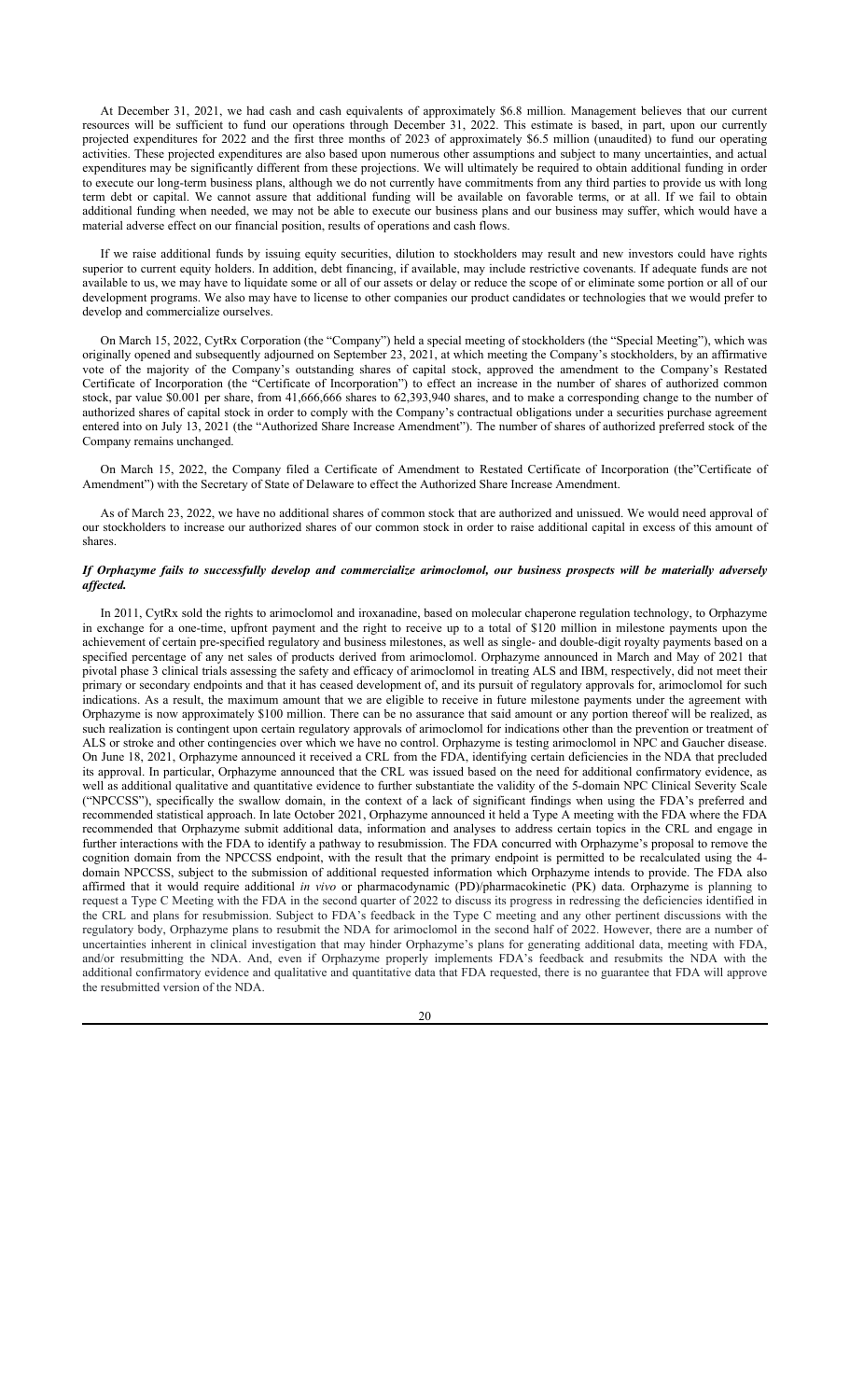At December 31, 2021, we had cash and cash equivalents of approximately $6.8 million. Management believes that our current resources will be sufficient to fund our operations through December 31, 2022. This estimate is based, in part, upon our currently projected expenditures for 2022 and the first three months of 2023 of approximately $6.5 million (unaudited) to fund our operating activities. These projected expenditures are also based upon numerous other assumptions and subject to many uncertainties, and actual expenditures may be significantly different from these projections. We will ultimately be required to obtain additional funding in order to execute our long-term business plans, although we do not currently have commitments from any third parties to provide us with long term debt or capital. We cannot assure that additional funding will be available on favorable terms, or at all. If we fail to obtain additional funding when needed, we may not be able to execute our business plans and our business may suffer, which would have a material adverse effect on our financial position, results of operations and cash flows.

If we raise additional funds by issuing equity securities, dilution to stockholders may result and new investors could have rights superior to current equity holders. In addition, debt financing, if available, may include restrictive covenants. If adequate funds are not available to us, we may have to liquidate some or all of our assets or delay or reduce the scope of or eliminate some portion or all of our development programs. We also may have to license to other companies our product candidates or technologies that we would prefer to develop and commercialize ourselves.

On March 15, 2022, CytRx Corporation (the "Company") held a special meeting of stockholders (the "Special Meeting"), which was originally opened and subsequently adjourned on September 23, 2021, at which meeting the Company's stockholders, by an affirmative vote of the majority of the Company's outstanding shares of capital stock, approved the amendment to the Company's Restated Certificate of Incorporation (the "Certificate of Incorporation") to effect an increase in the number of shares of authorized common stock, par value $0.001 per share, from 41,666,666 shares to 62,393,940 shares, and to make a corresponding change to the number of authorized shares of capital stock in order to comply with the Company's contractual obligations under a securities purchase agreement entered into on July 13, 2021 (the "Authorized Share Increase Amendment"). The number of shares of authorized preferred stock of the Company remains unchanged.

On March 15, 2022, the Company filed a Certificate of Amendment to Restated Certificate of Incorporation (the"Certificate of Amendment") with the Secretary of State of Delaware to effect the Authorized Share Increase Amendment.

As of March 23, 2022, we have no additional shares of common stock that are authorized and unissued. We would need approval of our stockholders to increase our authorized shares of our common stock in order to raise additional capital in excess of this amount of shares.

***If Orphazyme fails to successfully develop and commercialize arimoclomol, our business prospects will be materially adversely affected.***

In 2011, CytRx sold the rights to arimoclomol and iroxanadine, based on molecular chaperone regulation technology, to Orphazyme in exchange for a one-time, upfront payment and the right to receive up to a total of $120 million in milestone payments upon the achievement of certain pre-specified regulatory and business milestones, as well as single- and double-digit royalty payments based on a specified percentage of any net sales of products derived from arimoclomol. Orphazyme announced in March and May of 2021 that pivotal phase 3 clinical trials assessing the safety and efficacy of arimoclomol in treating ALS and IBM, respectively, did not meet their primary or secondary endpoints and that it has ceased development of, and its pursuit of regulatory approvals for, arimoclomol for such indications. As a result, the maximum amount that we are eligible to receive in future milestone payments under the agreement with Orphazyme is now approximately $100 million. There can be no assurance that said amount or any portion thereof will be realized, as such realization is contingent upon certain regulatory approvals of arimoclomol for indications other than the prevention or treatment of ALS or stroke and other contingencies over which we have no control. Orphazyme is testing arimoclomol in NPC and Gaucher disease. On June 18, 2021, Orphazyme announced it received a CRL from the FDA, identifying certain deficiencies in the NDA that precluded its approval. In particular, Orphazyme announced that the CRL was issued based on the need for additional confirmatory evidence, as well as additional qualitative and quantitative evidence to further substantiate the validity of the 5-domain NPC Clinical Severity Scale ("NPCCSS"), specifically the swallow domain, in the context of a lack of significant findings when using the FDA's preferred and recommended statistical approach. In late October 2021, Orphazyme announced it held a Type A meeting with the FDA where the FDA recommended that Orphazyme submit additional data, information and analyses to address certain topics in the CRL and engage in further interactions with the FDA to identify a pathway to resubmission. The FDA concurred with Orphazyme's proposal to remove the cognition domain from the NPCCSS endpoint, with the result that the primary endpoint is permitted to be recalculated using the 4-domain NPCCSS, subject to the submission of additional requested information which Orphazyme intends to provide. The FDA also affirmed that it would require additional *in vivo* or pharmacodynamic (PD)/pharmacokinetic (PK) data. Orphazyme is planning to request a Type C Meeting with the FDA in the second quarter of 2022 to discuss its progress in redressing the deficiencies identified in the CRL and plans for resubmission. Subject to FDA's feedback in the Type C meeting and any other pertinent discussions with the regulatory body, Orphazyme plans to resubmit the NDA for arimoclomol in the second half of 2022. However, there are a number of uncertainties inherent in clinical investigation that may hinder Orphazyme's plans for generating additional data, meeting with FDA, and/or resubmitting the NDA. And, even if Orphazyme properly implements FDA's feedback and resubmits the NDA with the additional confirmatory evidence and qualitative and quantitative data that FDA requested, there is no guarantee that FDA will approve the resubmitted version of the NDA.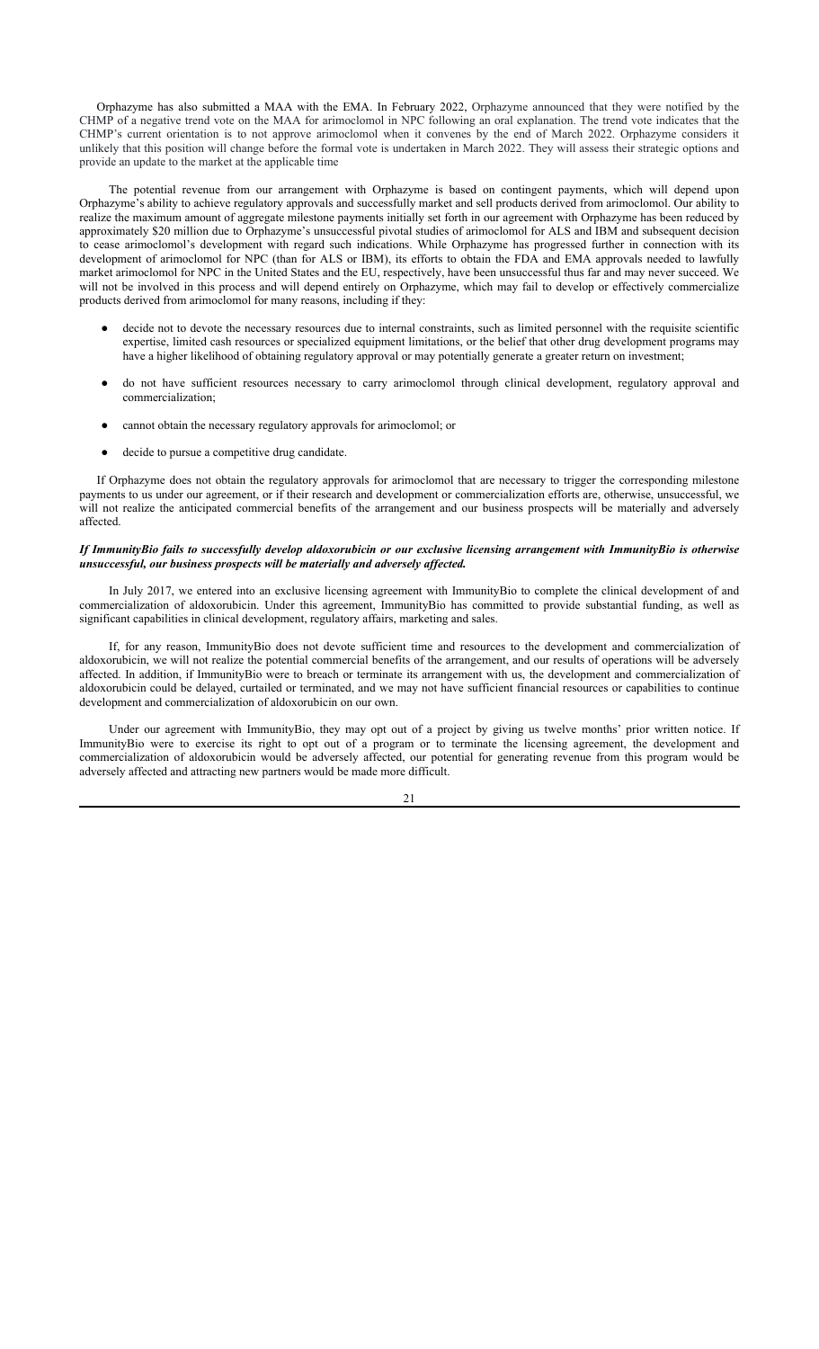Orphazyme has also submitted a MAA with the EMA. In February 2022, Orphazyme announced that they were notified by the CHMP of a negative trend vote on the MAA for arimoclomol in NPC following an oral explanation. The trend vote indicates that the CHMP's current orientation is to not approve arimoclomol when it convenes by the end of March 2022. Orphazyme considers it unlikely that this position will change before the formal vote is undertaken in March 2022. They will assess their strategic options and provide an update to the market at the applicable time

The potential revenue from our arrangement with Orphazyme is based on contingent payments, which will depend upon Orphazyme's ability to achieve regulatory approvals and successfully market and sell products derived from arimoclomol. Our ability to realize the maximum amount of aggregate milestone payments initially set forth in our agreement with Orphazyme has been reduced by approximately $20 million due to Orphazyme's unsuccessful pivotal studies of arimoclomol for ALS and IBM and subsequent decision to cease arimoclomol's development with regard such indications. While Orphazyme has progressed further in connection with its development of arimoclomol for NPC (than for ALS or IBM), its efforts to obtain the FDA and EMA approvals needed to lawfully market arimoclomol for NPC in the United States and the EU, respectively, have been unsuccessful thus far and may never succeed. We will not be involved in this process and will depend entirely on Orphazyme, which may fail to develop or effectively commercialize products derived from arimoclomol for many reasons, including if they:

- decide not to devote the necessary resources due to internal constraints, such as limited personnel with the requisite scientific expertise, limited cash resources or specialized equipment limitations, or the belief that other drug development programs may have a higher likelihood of obtaining regulatory approval or may potentially generate a greater return on investment;
- do not have sufficient resources necessary to carry arimoclomol through clinical development, regulatory approval and commercialization;
- cannot obtain the necessary regulatory approvals for arimoclomol; or
- decide to pursue a competitive drug candidate.

If Orphazyme does not obtain the regulatory approvals for arimoclomol that are necessary to trigger the corresponding milestone payments to us under our agreement, or if their research and development or commercialization efforts are, otherwise, unsuccessful, we will not realize the anticipated commercial benefits of the arrangement and our business prospects will be materially and adversely affected.

***If ImmunityBio fails to successfully develop aldoxorubicin or our exclusive licensing arrangement with ImmunityBio is otherwise unsuccessful, our business prospects will be materially and adversely affected.***

In July 2017, we entered into an exclusive licensing agreement with ImmunityBio to complete the clinical development of and commercialization of aldoxorubicin. Under this agreement, ImmunityBio has committed to provide substantial funding, as well as significant capabilities in clinical development, regulatory affairs, marketing and sales.

If, for any reason, ImmunityBio does not devote sufficient time and resources to the development and commercialization of aldoxorubicin, we will not realize the potential commercial benefits of the arrangement, and our results of operations will be adversely affected. In addition, if ImmunityBio were to breach or terminate its arrangement with us, the development and commercialization of aldoxorubicin could be delayed, curtailed or terminated, and we may not have sufficient financial resources or capabilities to continue development and commercialization of aldoxorubicin on our own.

Under our agreement with ImmunityBio, they may opt out of a project by giving us twelve months' prior written notice. If ImmunityBio were to exercise its right to opt out of a program or to terminate the licensing agreement, the development and commercialization of aldoxorubicin would be adversely affected, our potential for generating revenue from this program would be adversely affected and attracting new partners would be made more difficult.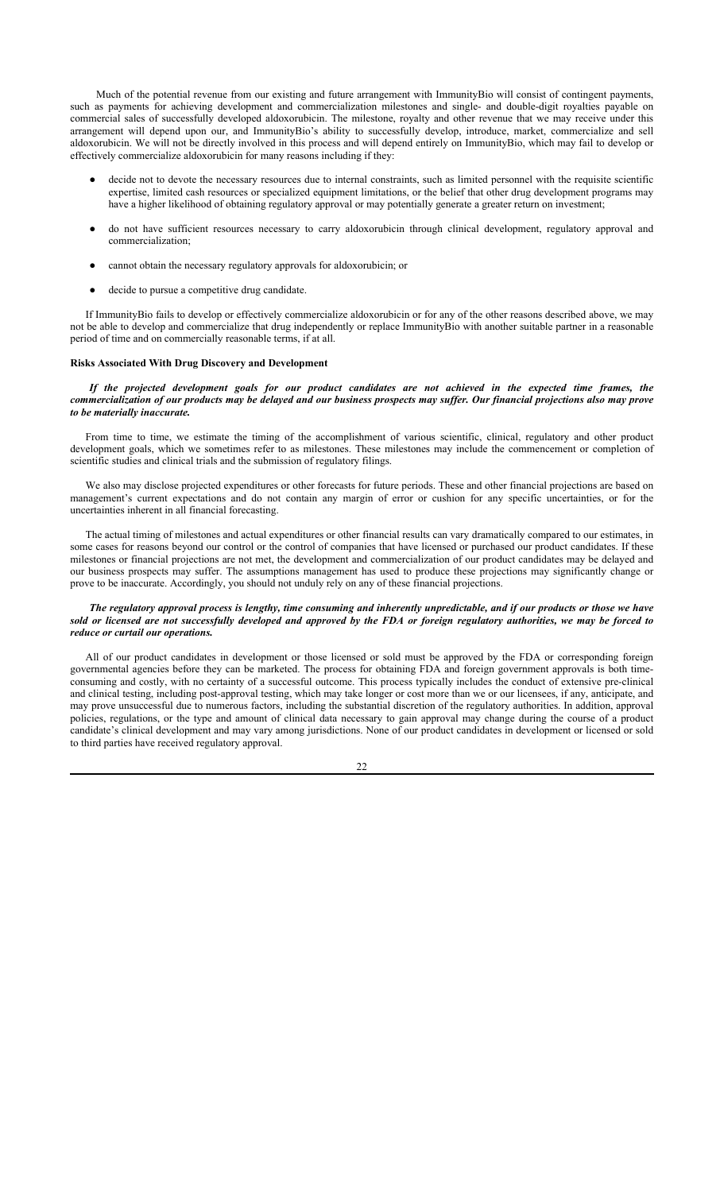Much of the potential revenue from our existing and future arrangement with ImmunityBio will consist of contingent payments, such as payments for achieving development and commercialization milestones and single- and double-digit royalties payable on commercial sales of successfully developed aldoxorubicin. The milestone, royalty and other revenue that we may receive under this arrangement will depend upon our, and ImmunityBio's ability to successfully develop, introduce, market, commercialize and sell aldoxorubicin. We will not be directly involved in this process and will depend entirely on ImmunityBio, which may fail to develop or effectively commercialize aldoxorubicin for many reasons including if they:

- decide not to devote the necessary resources due to internal constraints, such as limited personnel with the requisite scientific expertise, limited cash resources or specialized equipment limitations, or the belief that other drug development programs may have a higher likelihood of obtaining regulatory approval or may potentially generate a greater return on investment;
- do not have sufficient resources necessary to carry aldoxorubicin through clinical development, regulatory approval and commercialization;
- cannot obtain the necessary regulatory approvals for aldoxorubicin; or
- decide to pursue a competitive drug candidate.

If ImmunityBio fails to develop or effectively commercialize aldoxorubicin or for any of the other reasons described above, we may not be able to develop and commercialize that drug independently or replace ImmunityBio with another suitable partner in a reasonable period of time and on commercially reasonable terms, if at all.

**Risks Associated With Drug Discovery and Development**

***If the projected development goals for our product candidates are not achieved in the expected time frames, the commercialization of our products may be delayed and our business prospects may suffer. Our financial projections also may prove to be materially inaccurate.***

From time to time, we estimate the timing of the accomplishment of various scientific, clinical, regulatory and other product development goals, which we sometimes refer to as milestones. These milestones may include the commencement or completion of scientific studies and clinical trials and the submission of regulatory filings.

We also may disclose projected expenditures or other forecasts for future periods. These and other financial projections are based on management's current expectations and do not contain any margin of error or cushion for any specific uncertainties, or for the uncertainties inherent in all financial forecasting.

The actual timing of milestones and actual expenditures or other financial results can vary dramatically compared to our estimates, in some cases for reasons beyond our control or the control of companies that have licensed or purchased our product candidates. If these milestones or financial projections are not met, the development and commercialization of our product candidates may be delayed and our business prospects may suffer. The assumptions management has used to produce these projections may significantly change or prove to be inaccurate. Accordingly, you should not unduly rely on any of these financial projections.

***The regulatory approval process is lengthy, time consuming and inherently unpredictable, and if our products or those we have sold or licensed are not successfully developed and approved by the FDA or foreign regulatory authorities, we may be forced to reduce or curtail our operations.***

All of our product candidates in development or those licensed or sold must be approved by the FDA or corresponding foreign governmental agencies before they can be marketed. The process for obtaining FDA and foreign government approvals is both time-consuming and costly, with no certainty of a successful outcome. This process typically includes the conduct of extensive pre-clinical and clinical testing, including post-approval testing, which may take longer or cost more than we or our licensees, if any, anticipate, and may prove unsuccessful due to numerous factors, including the substantial discretion of the regulatory authorities. In addition, approval policies, regulations, or the type and amount of clinical data necessary to gain approval may change during the course of a product candidate's clinical development and may vary among jurisdictions. None of our product candidates in development or licensed or sold to third parties have received regulatory approval.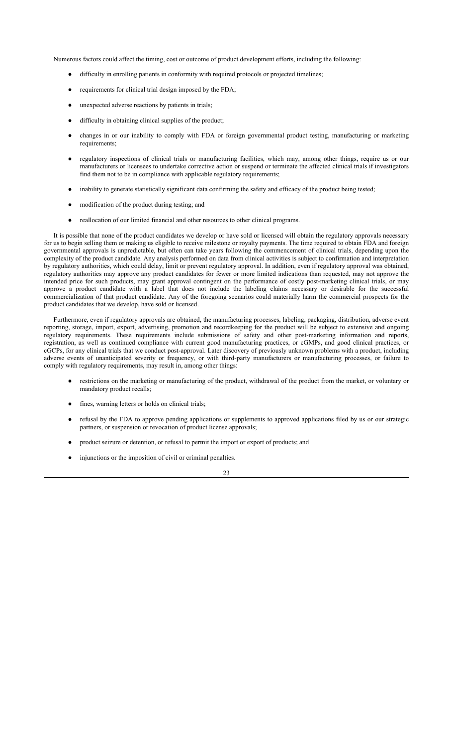Numerous factors could affect the timing, cost or outcome of product development efforts, including the following:

- difficulty in enrolling patients in conformity with required protocols or projected timelines;
- requirements for clinical trial design imposed by the FDA;
- unexpected adverse reactions by patients in trials;
- difficulty in obtaining clinical supplies of the product;
- changes in or our inability to comply with FDA or foreign governmental product testing, manufacturing or marketing requirements;
- regulatory inspections of clinical trials or manufacturing facilities, which may, among other things, require us or our manufacturers or licensees to undertake corrective action or suspend or terminate the affected clinical trials if investigators find them not to be in compliance with applicable regulatory requirements;
- inability to generate statistically significant data confirming the safety and efficacy of the product being tested;
- modification of the product during testing; and
- reallocation of our limited financial and other resources to other clinical programs.

It is possible that none of the product candidates we develop or have sold or licensed will obtain the regulatory approvals necessary for us to begin selling them or making us eligible to receive milestone or royalty payments. The time required to obtain FDA and foreign governmental approvals is unpredictable, but often can take years following the commencement of clinical trials, depending upon the complexity of the product candidate. Any analysis performed on data from clinical activities is subject to confirmation and interpretation by regulatory authorities, which could delay, limit or prevent regulatory approval. In addition, even if regulatory approval was obtained, regulatory authorities may approve any product candidates for fewer or more limited indications than requested, may not approve the intended price for such products, may grant approval contingent on the performance of costly post-marketing clinical trials, or may approve a product candidate with a label that does not include the labeling claims necessary or desirable for the successful commercialization of that product candidate. Any of the foregoing scenarios could materially harm the commercial prospects for the product candidates that we develop, have sold or licensed.

Furthermore, even if regulatory approvals are obtained, the manufacturing processes, labeling, packaging, distribution, adverse event reporting, storage, import, export, advertising, promotion and recordkeeping for the product will be subject to extensive and ongoing regulatory requirements. These requirements include submissions of safety and other post-marketing information and reports, registration, as well as continued compliance with current good manufacturing practices, or cGMPs, and good clinical practices, or cGCPs, for any clinical trials that we conduct post-approval. Later discovery of previously unknown problems with a product, including adverse events of unanticipated severity or frequency, or with third-party manufacturers or manufacturing processes, or failure to comply with regulatory requirements, may result in, among other things:

- restrictions on the marketing or manufacturing of the product, withdrawal of the product from the market, or voluntary or mandatory product recalls;
- fines, warning letters or holds on clinical trials;
- refusal by the FDA to approve pending applications or supplements to approved applications filed by us or our strategic partners, or suspension or revocation of product license approvals;
- product seizure or detention, or refusal to permit the import or export of products; and
- injunctions or the imposition of civil or criminal penalties.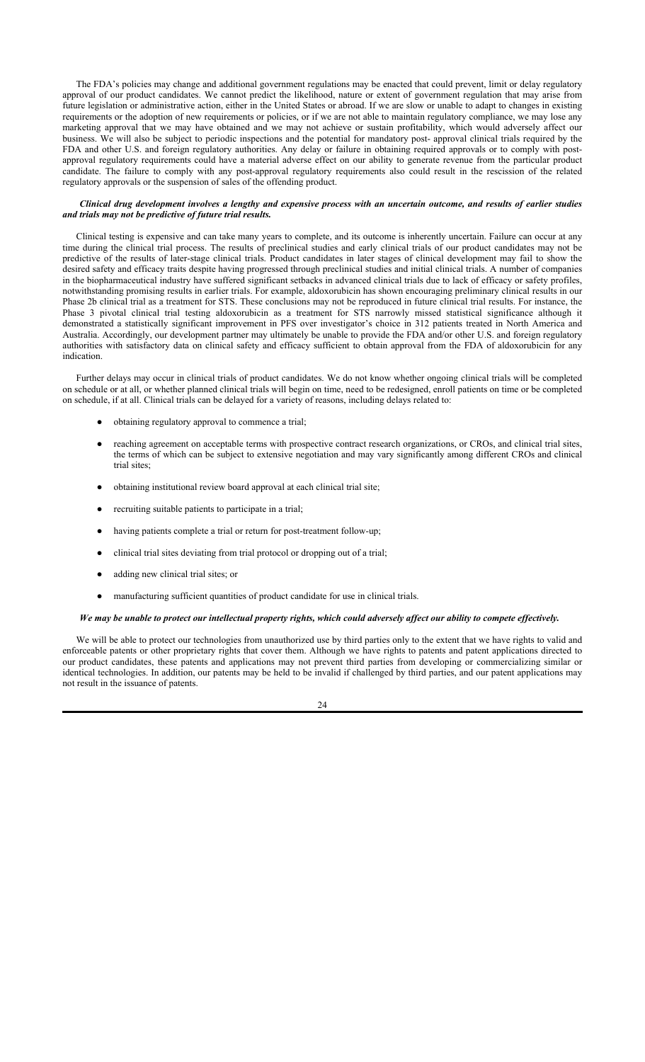The FDA's policies may change and additional government regulations may be enacted that could prevent, limit or delay regulatory approval of our product candidates. We cannot predict the likelihood, nature or extent of government regulation that may arise from future legislation or administrative action, either in the United States or abroad. If we are slow or unable to adapt to changes in existing requirements or the adoption of new requirements or policies, or if we are not able to maintain regulatory compliance, we may lose any marketing approval that we may have obtained and we may not achieve or sustain profitability, which would adversely affect our business. We will also be subject to periodic inspections and the potential for mandatory post- approval clinical trials required by the FDA and other U.S. and foreign regulatory authorities. Any delay or failure in obtaining required approvals or to comply with post-approval regulatory requirements could have a material adverse effect on our ability to generate revenue from the particular product candidate. The failure to comply with any post-approval regulatory requirements also could result in the rescission of the related regulatory approvals or the suspension of sales of the offending product.

***Clinical drug development involves a lengthy and expensive process with an uncertain outcome, and results of earlier studies and trials may not be predictive of future trial results.***

Clinical testing is expensive and can take many years to complete, and its outcome is inherently uncertain. Failure can occur at any time during the clinical trial process. The results of preclinical studies and early clinical trials of our product candidates may not be predictive of the results of later-stage clinical trials. Product candidates in later stages of clinical development may fail to show the desired safety and efficacy traits despite having progressed through preclinical studies and initial clinical trials. A number of companies in the biopharmaceutical industry have suffered significant setbacks in advanced clinical trials due to lack of efficacy or safety profiles, notwithstanding promising results in earlier trials. For example, aldoxorubicin has shown encouraging preliminary clinical results in our Phase 2b clinical trial as a treatment for STS. These conclusions may not be reproduced in future clinical trial results. For instance, the Phase 3 pivotal clinical trial testing aldoxorubicin as a treatment for STS narrowly missed statistical significance although it demonstrated a statistically significant improvement in PFS over investigator's choice in 312 patients treated in North America and Australia. Accordingly, our development partner may ultimately be unable to provide the FDA and/or other U.S. and foreign regulatory authorities with satisfactory data on clinical safety and efficacy sufficient to obtain approval from the FDA of aldoxorubicin for any indication.

Further delays may occur in clinical trials of product candidates. We do not know whether ongoing clinical trials will be completed on schedule or at all, or whether planned clinical trials will begin on time, need to be redesigned, enroll patients on time or be completed on schedule, if at all. Clinical trials can be delayed for a variety of reasons, including delays related to:

- obtaining regulatory approval to commence a trial;
- reaching agreement on acceptable terms with prospective contract research organizations, or CROs, and clinical trial sites, the terms of which can be subject to extensive negotiation and may vary significantly among different CROs and clinical trial sites;
- obtaining institutional review board approval at each clinical trial site;
- recruiting suitable patients to participate in a trial;
- having patients complete a trial or return for post-treatment follow-up;
- clinical trial sites deviating from trial protocol or dropping out of a trial;
- adding new clinical trial sites; or
- manufacturing sufficient quantities of product candidate for use in clinical trials.

***We may be unable to protect our intellectual property rights, which could adversely affect our ability to compete effectively.***

We will be able to protect our technologies from unauthorized use by third parties only to the extent that we have rights to valid and enforceable patents or other proprietary rights that cover them. Although we have rights to patents and patent applications directed to our product candidates, these patents and applications may not prevent third parties from developing or commercializing similar or identical technologies. In addition, our patents may be held to be invalid if challenged by third parties, and our patent applications may not result in the issuance of patents.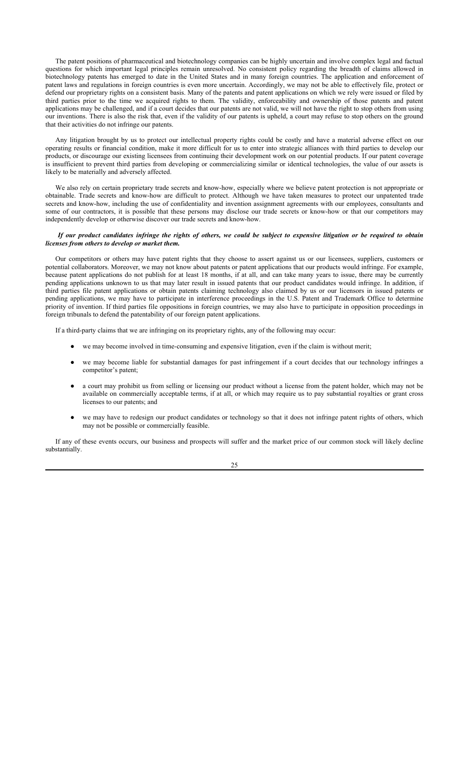The patent positions of pharmaceutical and biotechnology companies can be highly uncertain and involve complex legal and factual questions for which important legal principles remain unresolved. No consistent policy regarding the breadth of claims allowed in biotechnology patents has emerged to date in the United States and in many foreign countries. The application and enforcement of patent laws and regulations in foreign countries is even more uncertain. Accordingly, we may not be able to effectively file, protect or defend our proprietary rights on a consistent basis. Many of the patents and patent applications on which we rely were issued or filed by third parties prior to the time we acquired rights to them. The validity, enforceability and ownership of those patents and patent applications may be challenged, and if a court decides that our patents are not valid, we will not have the right to stop others from using our inventions. There is also the risk that, even if the validity of our patents is upheld, a court may refuse to stop others on the ground that their activities do not infringe our patents.

Any litigation brought by us to protect our intellectual property rights could be costly and have a material adverse effect on our operating results or financial condition, make it more difficult for us to enter into strategic alliances with third parties to develop our products, or discourage our existing licensees from continuing their development work on our potential products. If our patent coverage is insufficient to prevent third parties from developing or commercializing similar or identical technologies, the value of our assets is likely to be materially and adversely affected.

We also rely on certain proprietary trade secrets and know-how, especially where we believe patent protection is not appropriate or obtainable. Trade secrets and know-how are difficult to protect. Although we have taken measures to protect our unpatented trade secrets and know-how, including the use of confidentiality and invention assignment agreements with our employees, consultants and some of our contractors, it is possible that these persons may disclose our trade secrets or know-how or that our competitors may independently develop or otherwise discover our trade secrets and know-how.

***If our product candidates infringe the rights of others, we could be subject to expensive litigation or be required to obtain licenses from others to develop or market them.***

Our competitors or others may have patent rights that they choose to assert against us or our licensees, suppliers, customers or potential collaborators. Moreover, we may not know about patents or patent applications that our products would infringe. For example, because patent applications do not publish for at least 18 months, if at all, and can take many years to issue, there may be currently pending applications unknown to us that may later result in issued patents that our product candidates would infringe. In addition, if third parties file patent applications or obtain patents claiming technology also claimed by us or our licensors in issued patents or pending applications, we may have to participate in interference proceedings in the U.S. Patent and Trademark Office to determine priority of invention. If third parties file oppositions in foreign countries, we may also have to participate in opposition proceedings in foreign tribunals to defend the patentability of our foreign patent applications.

If a third-party claims that we are infringing on its proprietary rights, any of the following may occur:

- we may become involved in time-consuming and expensive litigation, even if the claim is without merit;
- we may become liable for substantial damages for past infringement if a court decides that our technology infringes a competitor's patent;
- a court may prohibit us from selling or licensing our product without a license from the patent holder, which may not be available on commercially acceptable terms, if at all, or which may require us to pay substantial royalties or grant cross licenses to our patents; and
- we may have to redesign our product candidates or technology so that it does not infringe patent rights of others, which may not be possible or commercially feasible.

If any of these events occurs, our business and prospects will suffer and the market price of our common stock will likely decline substantially.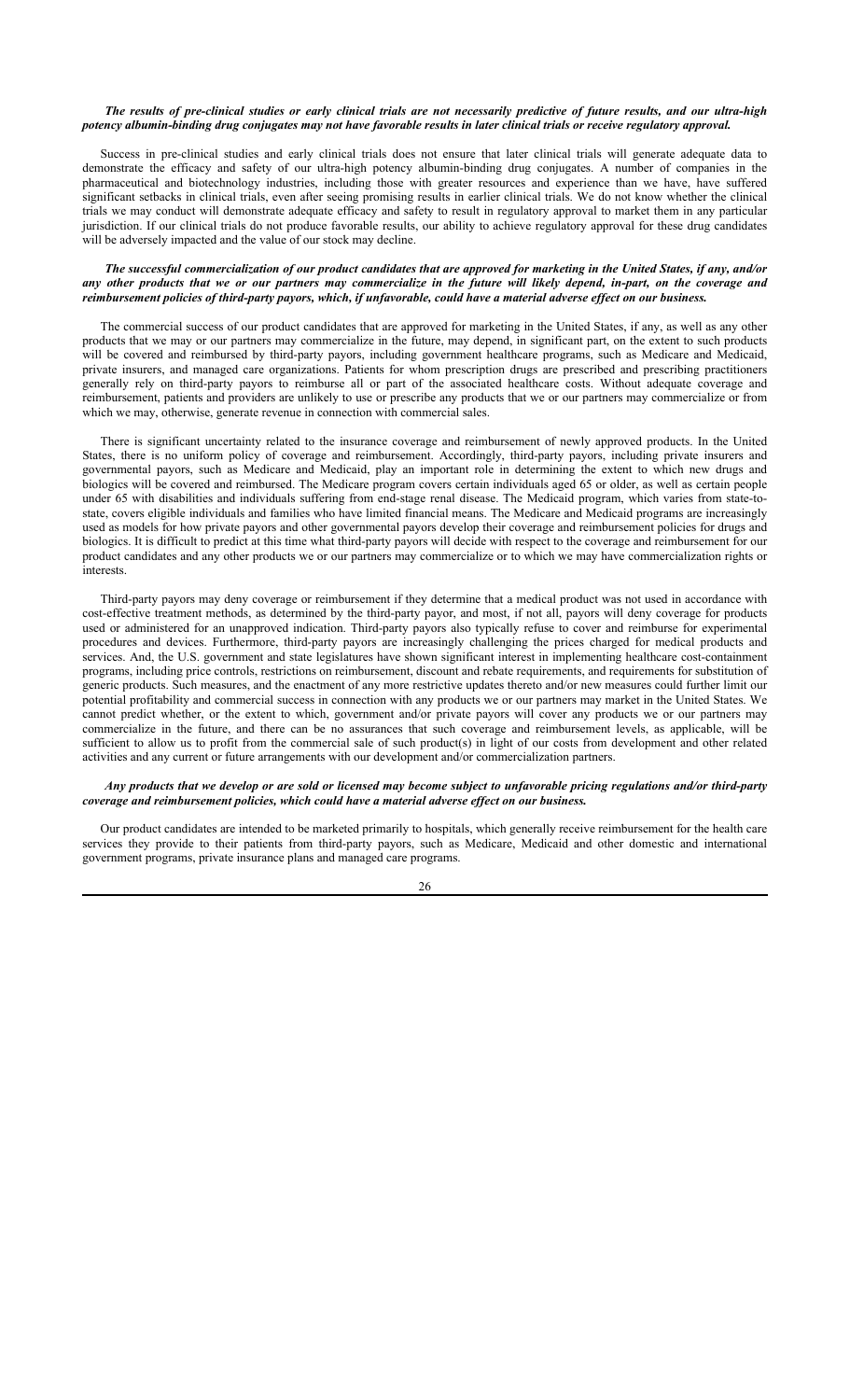***The results of pre-clinical studies or early clinical trials are not necessarily predictive of future results, and our ultra-high potency albumin-binding drug conjugates may not have favorable results in later clinical trials or receive regulatory approval.***

Success in pre-clinical studies and early clinical trials does not ensure that later clinical trials will generate adequate data to demonstrate the efficacy and safety of our ultra-high potency albumin-binding drug conjugates. A number of companies in the pharmaceutical and biotechnology industries, including those with greater resources and experience than we have, have suffered significant setbacks in clinical trials, even after seeing promising results in earlier clinical trials. We do not know whether the clinical trials we may conduct will demonstrate adequate efficacy and safety to result in regulatory approval to market them in any particular jurisdiction. If our clinical trials do not produce favorable results, our ability to achieve regulatory approval for these drug candidates will be adversely impacted and the value of our stock may decline.

***The successful commercialization of our product candidates that are approved for marketing in the United States, if any, and/or any other products that we or our partners may commercialize in the future will likely depend, in-part, on the coverage and reimbursement policies of third-party payors, which, if unfavorable, could have a material adverse effect on our business.***

The commercial success of our product candidates that are approved for marketing in the United States, if any, as well as any other products that we may or our partners may commercialize in the future, may depend, in significant part, on the extent to such products will be covered and reimbursed by third-party payors, including government healthcare programs, such as Medicare and Medicaid, private insurers, and managed care organizations. Patients for whom prescription drugs are prescribed and prescribing practitioners generally rely on third-party payors to reimburse all or part of the associated healthcare costs. Without adequate coverage and reimbursement, patients and providers are unlikely to use or prescribe any products that we or our partners may commercialize or from which we may, otherwise, generate revenue in connection with commercial sales.

There is significant uncertainty related to the insurance coverage and reimbursement of newly approved products. In the United States, there is no uniform policy of coverage and reimbursement. Accordingly, third-party payors, including private insurers and governmental payors, such as Medicare and Medicaid, play an important role in determining the extent to which new drugs and biologics will be covered and reimbursed. The Medicare program covers certain individuals aged 65 or older, as well as certain people under 65 with disabilities and individuals suffering from end-stage renal disease. The Medicaid program, which varies from state-to-state, covers eligible individuals and families who have limited financial means. The Medicare and Medicaid programs are increasingly used as models for how private payors and other governmental payors develop their coverage and reimbursement policies for drugs and biologics. It is difficult to predict at this time what third-party payors will decide with respect to the coverage and reimbursement for our product candidates and any other products we or our partners may commercialize or to which we may have commercialization rights or interests.

Third-party payors may deny coverage or reimbursement if they determine that a medical product was not used in accordance with cost-effective treatment methods, as determined by the third-party payor, and most, if not all, payors will deny coverage for products used or administered for an unapproved indication. Third-party payors also typically refuse to cover and reimburse for experimental procedures and devices. Furthermore, third-party payors are increasingly challenging the prices charged for medical products and services. And, the U.S. government and state legislatures have shown significant interest in implementing healthcare cost-containment programs, including price controls, restrictions on reimbursement, discount and rebate requirements, and requirements for substitution of generic products. Such measures, and the enactment of any more restrictive updates thereto and/or new measures could further limit our potential profitability and commercial success in connection with any products we or our partners may market in the United States. We cannot predict whether, or the extent to which, government and/or private payors will cover any products we or our partners may commercialize in the future, and there can be no assurances that such coverage and reimbursement levels, as applicable, will be sufficient to allow us to profit from the commercial sale of such product(s) in light of our costs from development and other related activities and any current or future arrangements with our development and/or commercialization partners.

***Any products that we develop or are sold or licensed may become subject to unfavorable pricing regulations and/or third-party coverage and reimbursement policies, which could have a material adverse effect on our business.***

Our product candidates are intended to be marketed primarily to hospitals, which generally receive reimbursement for the health care services they provide to their patients from third-party payors, such as Medicare, Medicaid and other domestic and international government programs, private insurance plans and managed care programs.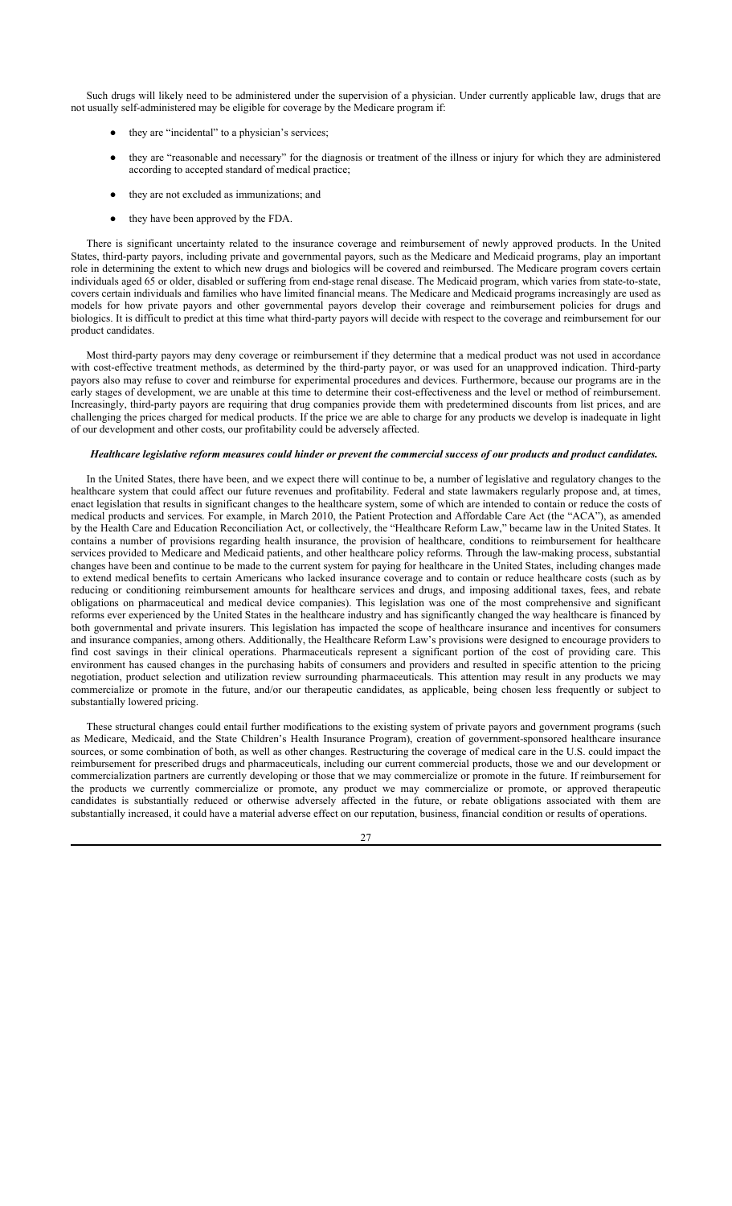Such drugs will likely need to be administered under the supervision of a physician. Under currently applicable law, drugs that are not usually self-administered may be eligible for coverage by the Medicare program if:

- they are "incidental" to a physician's services;
- they are "reasonable and necessary" for the diagnosis or treatment of the illness or injury for which they are administered according to accepted standard of medical practice;
- they are not excluded as immunizations; and
- they have been approved by the FDA.

There is significant uncertainty related to the insurance coverage and reimbursement of newly approved products. In the United States, third-party payors, including private and governmental payors, such as the Medicare and Medicaid programs, play an important role in determining the extent to which new drugs and biologics will be covered and reimbursed. The Medicare program covers certain individuals aged 65 or older, disabled or suffering from end-stage renal disease. The Medicaid program, which varies from state-to-state, covers certain individuals and families who have limited financial means. The Medicare and Medicaid programs increasingly are used as models for how private payors and other governmental payors develop their coverage and reimbursement policies for drugs and biologics. It is difficult to predict at this time what third-party payors will decide with respect to the coverage and reimbursement for our product candidates.

Most third-party payors may deny coverage or reimbursement if they determine that a medical product was not used in accordance with cost-effective treatment methods, as determined by the third-party payor, or was used for an unapproved indication. Third-party payors also may refuse to cover and reimburse for experimental procedures and devices. Furthermore, because our programs are in the early stages of development, we are unable at this time to determine their cost-effectiveness and the level or method of reimbursement. Increasingly, third-party payors are requiring that drug companies provide them with predetermined discounts from list prices, and are challenging the prices charged for medical products. If the price we are able to charge for any products we develop is inadequate in light of our development and other costs, our profitability could be adversely affected.

***Healthcare legislative reform measures could hinder or prevent the commercial success of our products and product candidates.***

In the United States, there have been, and we expect there will continue to be, a number of legislative and regulatory changes to the healthcare system that could affect our future revenues and profitability. Federal and state lawmakers regularly propose and, at times, enact legislation that results in significant changes to the healthcare system, some of which are intended to contain or reduce the costs of medical products and services. For example, in March 2010, the Patient Protection and Affordable Care Act (the "ACA"), as amended by the Health Care and Education Reconciliation Act, or collectively, the "Healthcare Reform Law," became law in the United States. It contains a number of provisions regarding health insurance, the provision of healthcare, conditions to reimbursement for healthcare services provided to Medicare and Medicaid patients, and other healthcare policy reforms. Through the law-making process, substantial changes have been and continue to be made to the current system for paying for healthcare in the United States, including changes made to extend medical benefits to certain Americans who lacked insurance coverage and to contain or reduce healthcare costs (such as by reducing or conditioning reimbursement amounts for healthcare services and drugs, and imposing additional taxes, fees, and rebate obligations on pharmaceutical and medical device companies). This legislation was one of the most comprehensive and significant reforms ever experienced by the United States in the healthcare industry and has significantly changed the way healthcare is financed by both governmental and private insurers. This legislation has impacted the scope of healthcare insurance and incentives for consumers and insurance companies, among others. Additionally, the Healthcare Reform Law's provisions were designed to encourage providers to find cost savings in their clinical operations. Pharmaceuticals represent a significant portion of the cost of providing care. This environment has caused changes in the purchasing habits of consumers and providers and resulted in specific attention to the pricing negotiation, product selection and utilization review surrounding pharmaceuticals. This attention may result in any products we may commercialize or promote in the future, and/or our therapeutic candidates, as applicable, being chosen less frequently or subject to substantially lowered pricing.

These structural changes could entail further modifications to the existing system of private payors and government programs (such as Medicare, Medicaid, and the State Children's Health Insurance Program), creation of government-sponsored healthcare insurance sources, or some combination of both, as well as other changes. Restructuring the coverage of medical care in the U.S. could impact the reimbursement for prescribed drugs and pharmaceuticals, including our current commercial products, those we and our development or commercialization partners are currently developing or those that we may commercialize or promote in the future. If reimbursement for the products we currently commercialize or promote, any product we may commercialize or promote, or approved therapeutic candidates is substantially reduced or otherwise adversely affected in the future, or rebate obligations associated with them are substantially increased, it could have a material adverse effect on our reputation, business, financial condition or results of operations.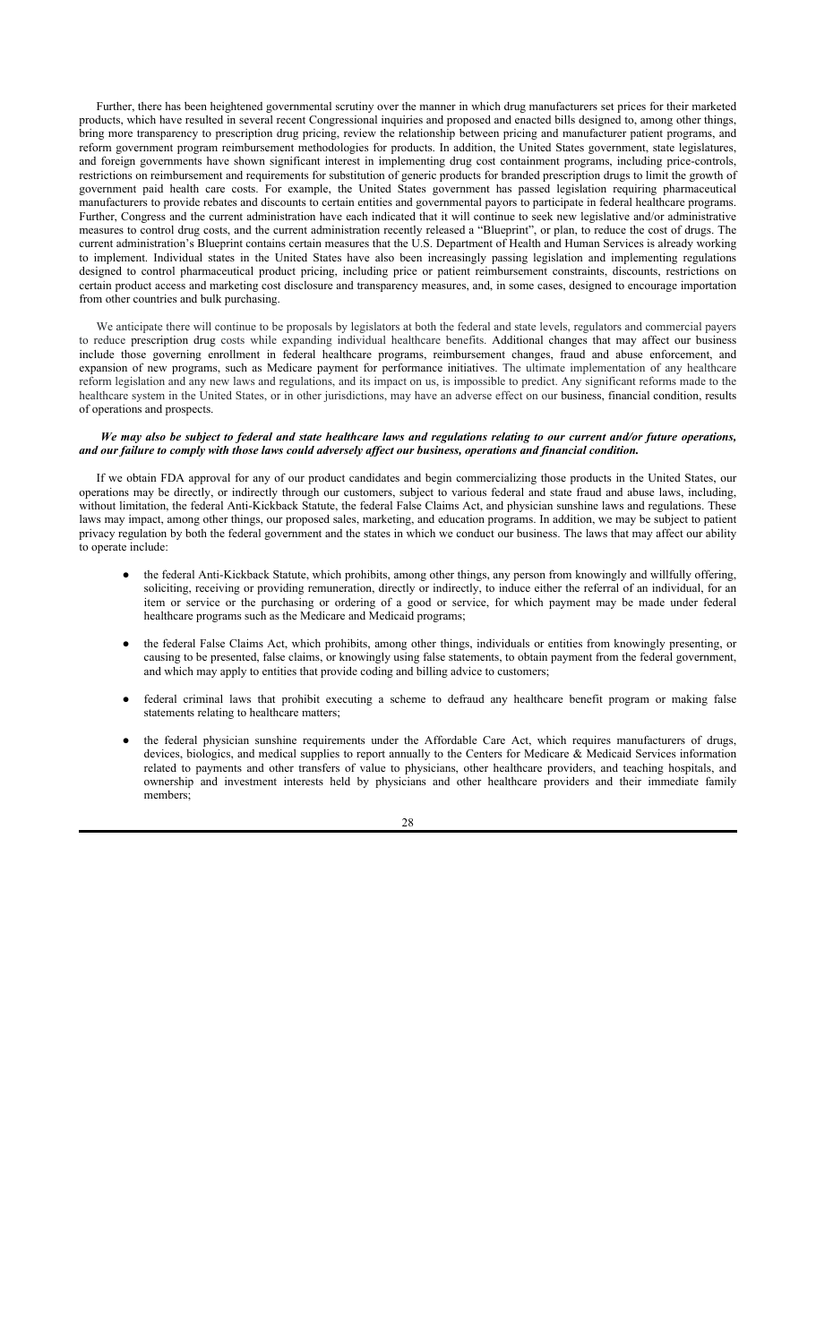Further, there has been heightened governmental scrutiny over the manner in which drug manufacturers set prices for their marketed products, which have resulted in several recent Congressional inquiries and proposed and enacted bills designed to, among other things, bring more transparency to prescription drug pricing, review the relationship between pricing and manufacturer patient programs, and reform government program reimbursement methodologies for products. In addition, the United States government, state legislatures, and foreign governments have shown significant interest in implementing drug cost containment programs, including price-controls, restrictions on reimbursement and requirements for substitution of generic products for branded prescription drugs to limit the growth of government paid health care costs. For example, the United States government has passed legislation requiring pharmaceutical manufacturers to provide rebates and discounts to certain entities and governmental payors to participate in federal healthcare programs. Further, Congress and the current administration have each indicated that it will continue to seek new legislative and/or administrative measures to control drug costs, and the current administration recently released a "Blueprint", or plan, to reduce the cost of drugs. The current administration's Blueprint contains certain measures that the U.S. Department of Health and Human Services is already working to implement. Individual states in the United States have also been increasingly passing legislation and implementing regulations designed to control pharmaceutical product pricing, including price or patient reimbursement constraints, discounts, restrictions on certain product access and marketing cost disclosure and transparency measures, and, in some cases, designed to encourage importation from other countries and bulk purchasing.

We anticipate there will continue to be proposals by legislators at both the federal and state levels, regulators and commercial payers to reduce prescription drug costs while expanding individual healthcare benefits. Additional changes that may affect our business include those governing enrollment in federal healthcare programs, reimbursement changes, fraud and abuse enforcement, and expansion of new programs, such as Medicare payment for performance initiatives. The ultimate implementation of any healthcare reform legislation and any new laws and regulations, and its impact on us, is impossible to predict. Any significant reforms made to the healthcare system in the United States, or in other jurisdictions, may have an adverse effect on our business, financial condition, results of operations and prospects.

***We may also be subject to federal and state healthcare laws and regulations relating to our current and/or future operations, and our failure to comply with those laws could adversely affect our business, operations and financial condition.***

If we obtain FDA approval for any of our product candidates and begin commercializing those products in the United States, our operations may be directly, or indirectly through our customers, subject to various federal and state fraud and abuse laws, including, without limitation, the federal Anti-Kickback Statute, the federal False Claims Act, and physician sunshine laws and regulations. These laws may impact, among other things, our proposed sales, marketing, and education programs. In addition, we may be subject to patient privacy regulation by both the federal government and the states in which we conduct our business. The laws that may affect our ability to operate include:

- the federal Anti-Kickback Statute, which prohibits, among other things, any person from knowingly and willfully offering, soliciting, receiving or providing remuneration, directly or indirectly, to induce either the referral of an individual, for an item or service or the purchasing or ordering of a good or service, for which payment may be made under federal healthcare programs such as the Medicare and Medicaid programs;

- the federal False Claims Act, which prohibits, among other things, individuals or entities from knowingly presenting, or causing to be presented, false claims, or knowingly using false statements, to obtain payment from the federal government, and which may apply to entities that provide coding and billing advice to customers;

- federal criminal laws that prohibit executing a scheme to defraud any healthcare benefit program or making false statements relating to healthcare matters;

- the federal physician sunshine requirements under the Affordable Care Act, which requires manufacturers of drugs, devices, biologics, and medical supplies to report annually to the Centers for Medicare & Medicaid Services information related to payments and other transfers of value to physicians, other healthcare providers, and teaching hospitals, and ownership and investment interests held by physicians and other healthcare providers and their immediate family members;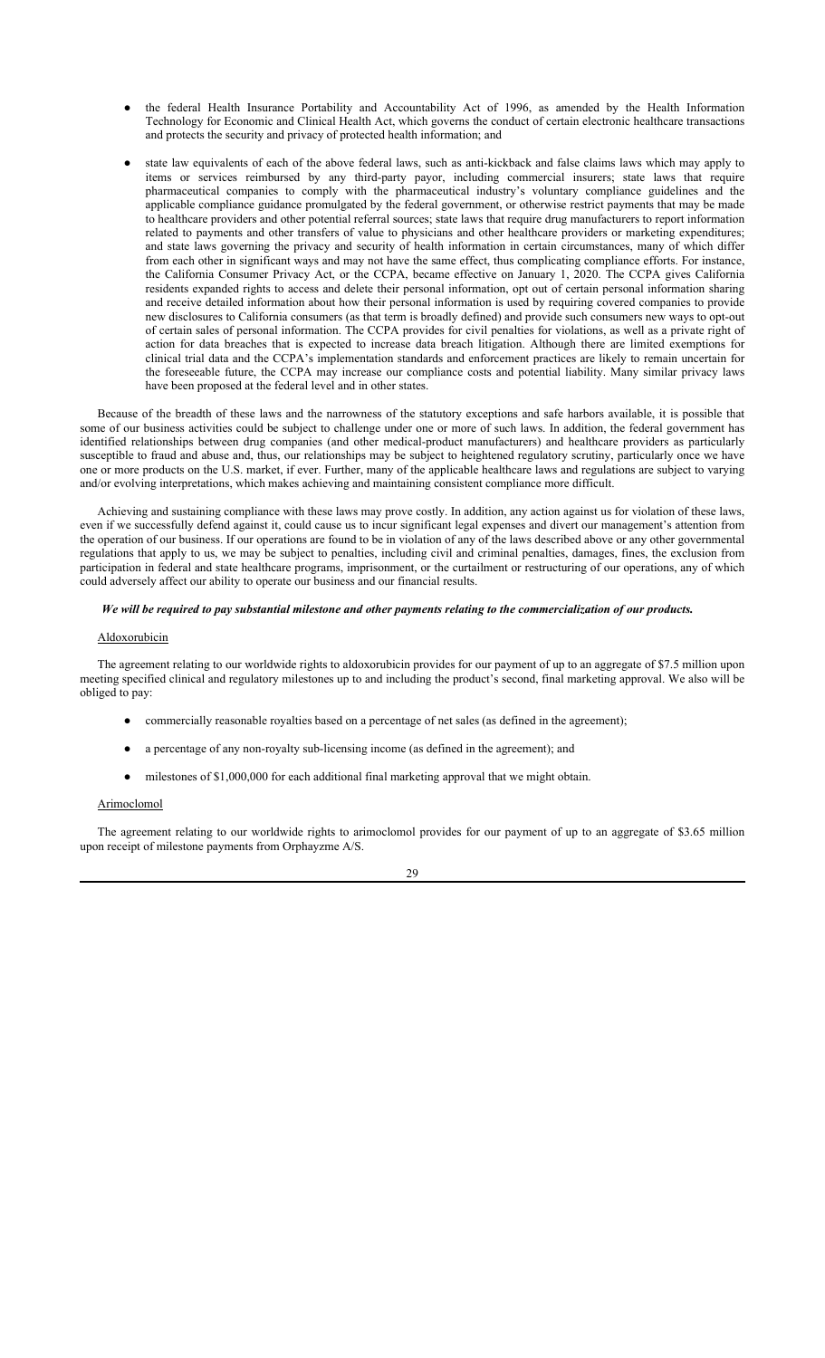- the federal Health Insurance Portability and Accountability Act of 1996, as amended by the Health Information Technology for Economic and Clinical Health Act, which governs the conduct of certain electronic healthcare transactions and protects the security and privacy of protected health information; and

- state law equivalents of each of the above federal laws, such as anti-kickback and false claims laws which may apply to items or services reimbursed by any third-party payor, including commercial insurers; state laws that require pharmaceutical companies to comply with the pharmaceutical industry's voluntary compliance guidelines and the applicable compliance guidance promulgated by the federal government, or otherwise restrict payments that may be made to healthcare providers and other potential referral sources; state laws that require drug manufacturers to report information related to payments and other transfers of value to physicians and other healthcare providers or marketing expenditures; and state laws governing the privacy and security of health information in certain circumstances, many of which differ from each other in significant ways and may not have the same effect, thus complicating compliance efforts. For instance, the California Consumer Privacy Act, or the CCPA, became effective on January 1, 2020. The CCPA gives California residents expanded rights to access and delete their personal information, opt out of certain personal information sharing and receive detailed information about how their personal information is used by requiring covered companies to provide new disclosures to California consumers (as that term is broadly defined) and provide such consumers new ways to opt-out of certain sales of personal information. The CCPA provides for civil penalties for violations, as well as a private right of action for data breaches that is expected to increase data breach litigation. Although there are limited exemptions for clinical trial data and the CCPA's implementation standards and enforcement practices are likely to remain uncertain for the foreseeable future, the CCPA may increase our compliance costs and potential liability. Many similar privacy laws have been proposed at the federal level and in other states.

Because of the breadth of these laws and the narrowness of the statutory exceptions and safe harbors available, it is possible that some of our business activities could be subject to challenge under one or more of such laws. In addition, the federal government has identified relationships between drug companies (and other medical-product manufacturers) and healthcare providers as particularly susceptible to fraud and abuse and, thus, our relationships may be subject to heightened regulatory scrutiny, particularly once we have one or more products on the U.S. market, if ever. Further, many of the applicable healthcare laws and regulations are subject to varying and/or evolving interpretations, which makes achieving and maintaining consistent compliance more difficult.

Achieving and sustaining compliance with these laws may prove costly. In addition, any action against us for violation of these laws, even if we successfully defend against it, could cause us to incur significant legal expenses and divert our management's attention from the operation of our business. If our operations are found to be in violation of any of the laws described above or any other governmental regulations that apply to us, we may be subject to penalties, including civil and criminal penalties, damages, fines, the exclusion from participation in federal and state healthcare programs, imprisonment, or the curtailment or restructuring of our operations, any of which could adversely affect our ability to operate our business and our financial results.

***We will be required to pay substantial milestone and other payments relating to the commercialization of our products.***

Aldoxorubicin

The agreement relating to our worldwide rights to aldoxorubicin provides for our payment of up to an aggregate of $7.5 million upon meeting specified clinical and regulatory milestones up to and including the product's second, final marketing approval. We also will be obliged to pay:

- commercially reasonable royalties based on a percentage of net sales (as defined in the agreement);

- a percentage of any non-royalty sub-licensing income (as defined in the agreement); and

- milestones of $1,000,000 for each additional final marketing approval that we might obtain.

Arimoclomol

The agreement relating to our worldwide rights to arimoclomol provides for our payment of up to an aggregate of $3.65 million upon receipt of milestone payments from Orphayzme A/S.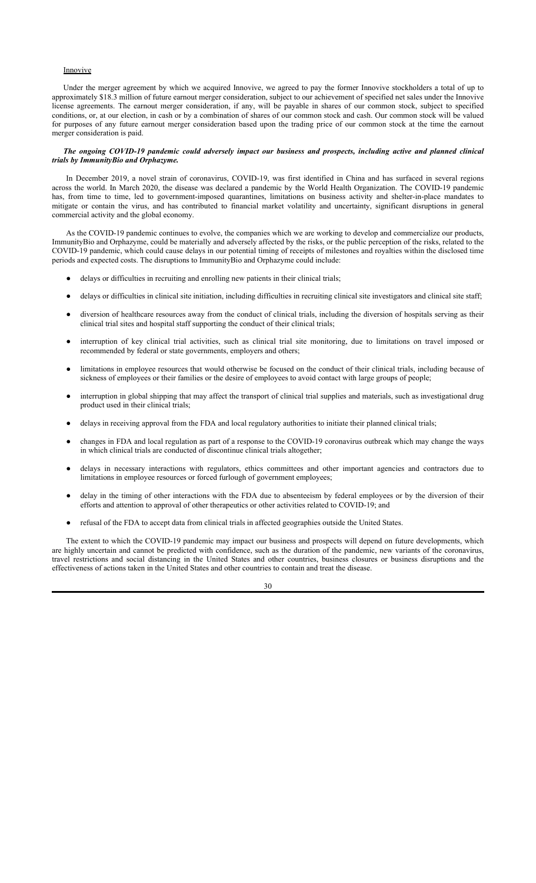Innovive

Under the merger agreement by which we acquired Innovive, we agreed to pay the former Innovive stockholders a total of up to approximately $18.3 million of future earnout merger consideration, subject to our achievement of specified net sales under the Innovive license agreements. The earnout merger consideration, if any, will be payable in shares of our common stock, subject to specified conditions, or, at our election, in cash or by a combination of shares of our common stock and cash. Our common stock will be valued for purposes of any future earnout merger consideration based upon the trading price of our common stock at the time the earnout merger consideration is paid.

***The ongoing COVID-19 pandemic could adversely impact our business and prospects, including active and planned clinical trials by ImmunityBio and Orphazyme.***

In December 2019, a novel strain of coronavirus, COVID-19, was first identified in China and has surfaced in several regions across the world. In March 2020, the disease was declared a pandemic by the World Health Organization. The COVID-19 pandemic has, from time to time, led to government-imposed quarantines, limitations on business activity and shelter-in-place mandates to mitigate or contain the virus, and has contributed to financial market volatility and uncertainty, significant disruptions in general commercial activity and the global economy.

As the COVID-19 pandemic continues to evolve, the companies which we are working to develop and commercialize our products, ImmunityBio and Orphazyme, could be materially and adversely affected by the risks, or the public perception of the risks, related to the COVID-19 pandemic, which could cause delays in our potential timing of receipts of milestones and royalties within the disclosed time periods and expected costs. The disruptions to ImmunityBio and Orphazyme could include:

- delays or difficulties in recruiting and enrolling new patients in their clinical trials;
- delays or difficulties in clinical site initiation, including difficulties in recruiting clinical site investigators and clinical site staff;
- diversion of healthcare resources away from the conduct of clinical trials, including the diversion of hospitals serving as their clinical trial sites and hospital staff supporting the conduct of their clinical trials;
- interruption of key clinical trial activities, such as clinical trial site monitoring, due to limitations on travel imposed or recommended by federal or state governments, employers and others;
- limitations in employee resources that would otherwise be focused on the conduct of their clinical trials, including because of sickness of employees or their families or the desire of employees to avoid contact with large groups of people;
- interruption in global shipping that may affect the transport of clinical trial supplies and materials, such as investigational drug product used in their clinical trials;
- delays in receiving approval from the FDA and local regulatory authorities to initiate their planned clinical trials;
- changes in FDA and local regulation as part of a response to the COVID-19 coronavirus outbreak which may change the ways in which clinical trials are conducted of discontinue clinical trials altogether;
- delays in necessary interactions with regulators, ethics committees and other important agencies and contractors due to limitations in employee resources or forced furlough of government employees;
- delay in the timing of other interactions with the FDA due to absenteeism by federal employees or by the diversion of their efforts and attention to approval of other therapeutics or other activities related to COVID-19; and
- refusal of the FDA to accept data from clinical trials in affected geographies outside the United States.

The extent to which the COVID-19 pandemic may impact our business and prospects will depend on future developments, which are highly uncertain and cannot be predicted with confidence, such as the duration of the pandemic, new variants of the coronavirus, travel restrictions and social distancing in the United States and other countries, business closures or business disruptions and the effectiveness of actions taken in the United States and other countries to contain and treat the disease.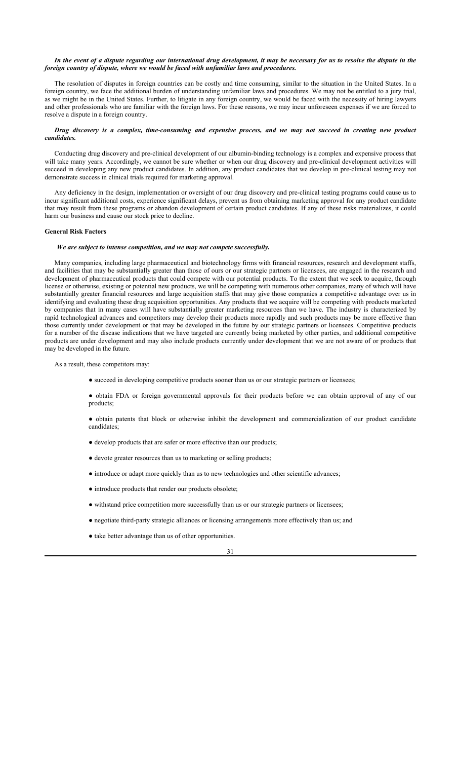***In the event of a dispute regarding our international drug development, it may be necessary for us to resolve the dispute in the foreign country of dispute, where we would be faced with unfamiliar laws and procedures.***

The resolution of disputes in foreign countries can be costly and time consuming, similar to the situation in the United States. In a foreign country, we face the additional burden of understanding unfamiliar laws and procedures. We may not be entitled to a jury trial, as we might be in the United States. Further, to litigate in any foreign country, we would be faced with the necessity of hiring lawyers and other professionals who are familiar with the foreign laws. For these reasons, we may incur unforeseen expenses if we are forced to resolve a dispute in a foreign country.

***Drug discovery is a complex, time-consuming and expensive process, and we may not succeed in creating new product candidates.***

Conducting drug discovery and pre-clinical development of our albumin-binding technology is a complex and expensive process that will take many years. Accordingly, we cannot be sure whether or when our drug discovery and pre-clinical development activities will succeed in developing any new product candidates. In addition, any product candidates that we develop in pre-clinical testing may not demonstrate success in clinical trials required for marketing approval.

Any deficiency in the design, implementation or oversight of our drug discovery and pre-clinical testing programs could cause us to incur significant additional costs, experience significant delays, prevent us from obtaining marketing approval for any product candidate that may result from these programs or abandon development of certain product candidates. If any of these risks materializes, it could harm our business and cause our stock price to decline.

**General Risk Factors**

***We are subject to intense competition, and we may not compete successfully.***

Many companies, including large pharmaceutical and biotechnology firms with financial resources, research and development staffs, and facilities that may be substantially greater than those of ours or our strategic partners or licensees, are engaged in the research and development of pharmaceutical products that could compete with our potential products. To the extent that we seek to acquire, through license or otherwise, existing or potential new products, we will be competing with numerous other companies, many of which will have substantially greater financial resources and large acquisition staffs that may give those companies a competitive advantage over us in identifying and evaluating these drug acquisition opportunities. Any products that we acquire will be competing with products marketed by companies that in many cases will have substantially greater marketing resources than we have. The industry is characterized by rapid technological advances and competitors may develop their products more rapidly and such products may be more effective than those currently under development or that may be developed in the future by our strategic partners or licensees. Competitive products for a number of the disease indications that we have targeted are currently being marketed by other parties, and additional competitive products are under development and may also include products currently under development that we are not aware of or products that may be developed in the future.

As a result, these competitors may:

- succeed in developing competitive products sooner than us or our strategic partners or licensees;
- obtain FDA or foreign governmental approvals for their products before we can obtain approval of any of our products;
- obtain patents that block or otherwise inhibit the development and commercialization of our product candidate candidates;
- develop products that are safer or more effective than our products;
- devote greater resources than us to marketing or selling products;
- introduce or adapt more quickly than us to new technologies and other scientific advances;
- introduce products that render our products obsolete;
- withstand price competition more successfully than us or our strategic partners or licensees;
- negotiate third-party strategic alliances or licensing arrangements more effectively than us; and
- take better advantage than us of other opportunities.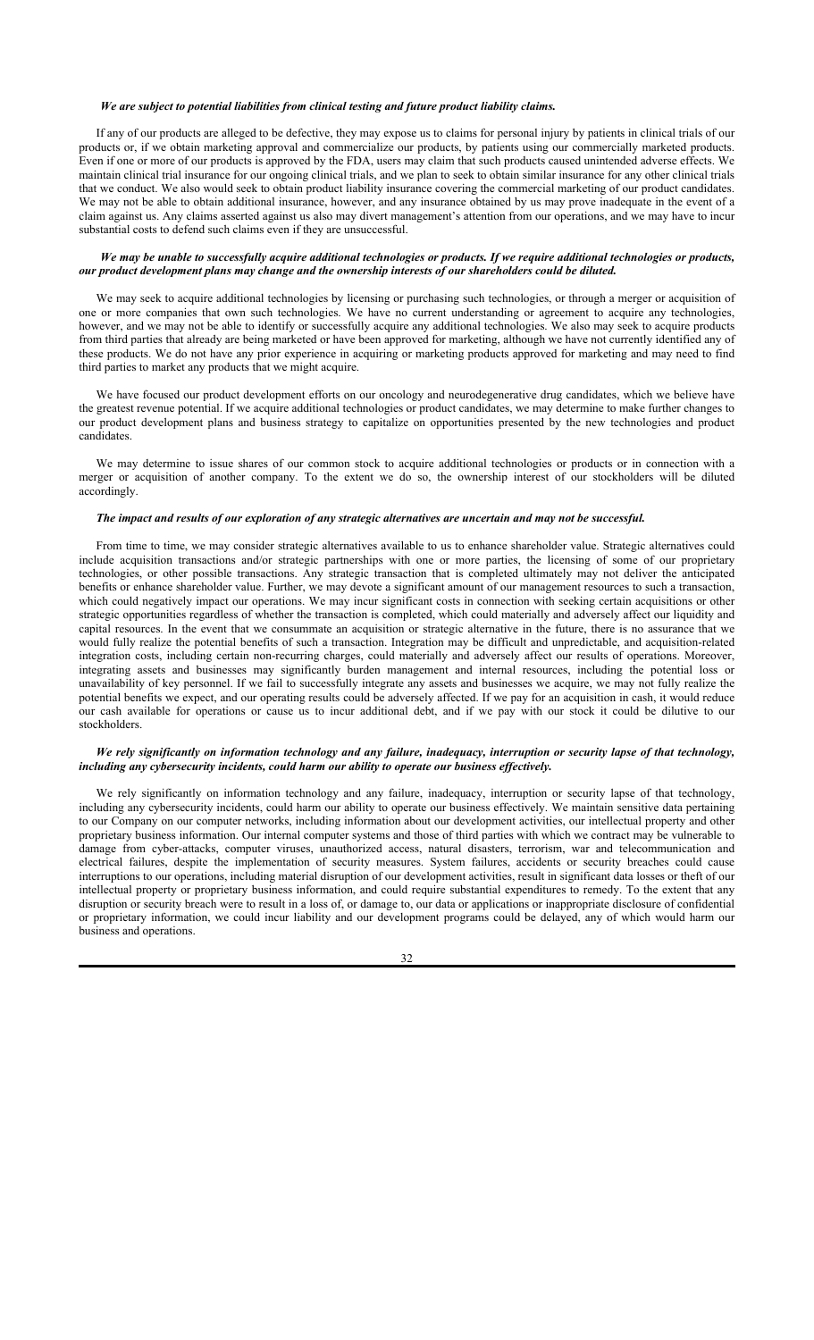***We are subject to potential liabilities from clinical testing and future product liability claims.***

If any of our products are alleged to be defective, they may expose us to claims for personal injury by patients in clinical trials of our products or, if we obtain marketing approval and commercialize our products, by patients using our commercially marketed products. Even if one or more of our products is approved by the FDA, users may claim that such products caused unintended adverse effects. We maintain clinical trial insurance for our ongoing clinical trials, and we plan to seek to obtain similar insurance for any other clinical trials that we conduct. We also would seek to obtain product liability insurance covering the commercial marketing of our product candidates. We may not be able to obtain additional insurance, however, and any insurance obtained by us may prove inadequate in the event of a claim against us. Any claims asserted against us also may divert management's attention from our operations, and we may have to incur substantial costs to defend such claims even if they are unsuccessful.

***We may be unable to successfully acquire additional technologies or products. If we require additional technologies or products, our product development plans may change and the ownership interests of our shareholders could be diluted.***

We may seek to acquire additional technologies by licensing or purchasing such technologies, or through a merger or acquisition of one or more companies that own such technologies. We have no current understanding or agreement to acquire any technologies, however, and we may not be able to identify or successfully acquire any additional technologies. We also may seek to acquire products from third parties that already are being marketed or have been approved for marketing, although we have not currently identified any of these products. We do not have any prior experience in acquiring or marketing products approved for marketing and may need to find third parties to market any products that we might acquire.

We have focused our product development efforts on our oncology and neurodegenerative drug candidates, which we believe have the greatest revenue potential. If we acquire additional technologies or product candidates, we may determine to make further changes to our product development plans and business strategy to capitalize on opportunities presented by the new technologies and product candidates.

We may determine to issue shares of our common stock to acquire additional technologies or products or in connection with a merger or acquisition of another company. To the extent we do so, the ownership interest of our stockholders will be diluted accordingly.

***The impact and results of our exploration of any strategic alternatives are uncertain and may not be successful.***

From time to time, we may consider strategic alternatives available to us to enhance shareholder value. Strategic alternatives could include acquisition transactions and/or strategic partnerships with one or more parties, the licensing of some of our proprietary technologies, or other possible transactions. Any strategic transaction that is completed ultimately may not deliver the anticipated benefits or enhance shareholder value. Further, we may devote a significant amount of our management resources to such a transaction, which could negatively impact our operations. We may incur significant costs in connection with seeking certain acquisitions or other strategic opportunities regardless of whether the transaction is completed, which could materially and adversely affect our liquidity and capital resources. In the event that we consummate an acquisition or strategic alternative in the future, there is no assurance that we would fully realize the potential benefits of such a transaction. Integration may be difficult and unpredictable, and acquisition-related integration costs, including certain non-recurring charges, could materially and adversely affect our results of operations. Moreover, integrating assets and businesses may significantly burden management and internal resources, including the potential loss or unavailability of key personnel. If we fail to successfully integrate any assets and businesses we acquire, we may not fully realize the potential benefits we expect, and our operating results could be adversely affected. If we pay for an acquisition in cash, it would reduce our cash available for operations or cause us to incur additional debt, and if we pay with our stock it could be dilutive to our stockholders.

***We rely significantly on information technology and any failure, inadequacy, interruption or security lapse of that technology, including any cybersecurity incidents, could harm our ability to operate our business effectively.***

We rely significantly on information technology and any failure, inadequacy, interruption or security lapse of that technology, including any cybersecurity incidents, could harm our ability to operate our business effectively. We maintain sensitive data pertaining to our Company on our computer networks, including information about our development activities, our intellectual property and other proprietary business information. Our internal computer systems and those of third parties with which we contract may be vulnerable to damage from cyber-attacks, computer viruses, unauthorized access, natural disasters, terrorism, war and telecommunication and electrical failures, despite the implementation of security measures. System failures, accidents or security breaches could cause interruptions to our operations, including material disruption of our development activities, result in significant data losses or theft of our intellectual property or proprietary business information, and could require substantial expenditures to remedy. To the extent that any disruption or security breach were to result in a loss of, or damage to, our data or applications or inappropriate disclosure of confidential or proprietary information, we could incur liability and our development programs could be delayed, any of which would harm our business and operations.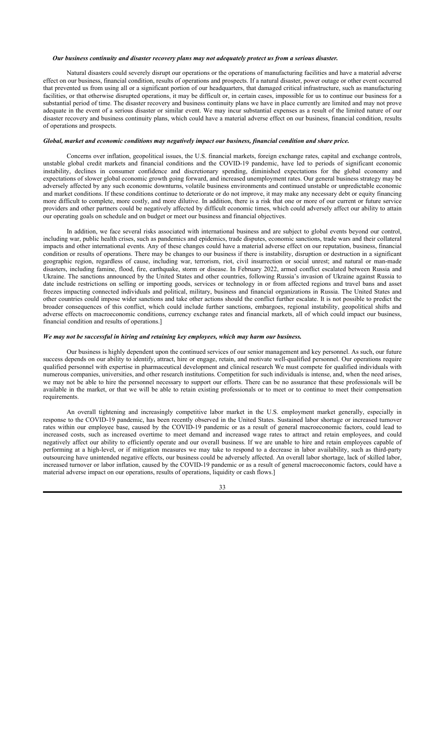***Our business continuity and disaster recovery plans may not adequately protect us from a serious disaster.***

Natural disasters could severely disrupt our operations or the operations of manufacturing facilities and have a material adverse effect on our business, financial condition, results of operations and prospects. If a natural disaster, power outage or other event occurred that prevented us from using all or a significant portion of our headquarters, that damaged critical infrastructure, such as manufacturing facilities, or that otherwise disrupted operations, it may be difficult or, in certain cases, impossible for us to continue our business for a substantial period of time. The disaster recovery and business continuity plans we have in place currently are limited and may not prove adequate in the event of a serious disaster or similar event. We may incur substantial expenses as a result of the limited nature of our disaster recovery and business continuity plans, which could have a material adverse effect on our business, financial condition, results of operations and prospects.

***Global, market and economic conditions may negatively impact our business, financial condition and share price.***

Concerns over inflation, geopolitical issues, the U.S. financial markets, foreign exchange rates, capital and exchange controls, unstable global credit markets and financial conditions and the COVID-19 pandemic, have led to periods of significant economic instability, declines in consumer confidence and discretionary spending, diminished expectations for the global economy and expectations of slower global economic growth going forward, and increased unemployment rates. Our general business strategy may be adversely affected by any such economic downturns, volatile business environments and continued unstable or unpredictable economic and market conditions. If these conditions continue to deteriorate or do not improve, it may make any necessary debt or equity financing more difficult to complete, more costly, and more dilutive. In addition, there is a risk that one or more of our current or future service providers and other partners could be negatively affected by difficult economic times, which could adversely affect our ability to attain our operating goals on schedule and on budget or meet our business and financial objectives.

In addition, we face several risks associated with international business and are subject to global events beyond our control, including war, public health crises, such as pandemics and epidemics, trade disputes, economic sanctions, trade wars and their collateral impacts and other international events. Any of these changes could have a material adverse effect on our reputation, business, financial condition or results of operations. There may be changes to our business if there is instability, disruption or destruction in a significant geographic region, regardless of cause, including war, terrorism, riot, civil insurrection or social unrest; and natural or man-made disasters, including famine, flood, fire, earthquake, storm or disease. In February 2022, armed conflict escalated between Russia and Ukraine. The sanctions announced by the United States and other countries, following Russia's invasion of Ukraine against Russia to date include restrictions on selling or importing goods, services or technology in or from affected regions and travel bans and asset freezes impacting connected individuals and political, military, business and financial organizations in Russia. The United States and other countries could impose wider sanctions and take other actions should the conflict further escalate. It is not possible to predict the broader consequences of this conflict, which could include further sanctions, embargoes, regional instability, geopolitical shifts and adverse effects on macroeconomic conditions, currency exchange rates and financial markets, all of which could impact our business, financial condition and results of operations.]

***We may not be successful in hiring and retaining key employees, which may harm our business.***

Our business is highly dependent upon the continued services of our senior management and key personnel. As such, our future success depends on our ability to identify, attract, hire or engage, retain, and motivate well-qualified personnel. Our operations require qualified personnel with expertise in pharmaceutical development and clinical research We must compete for qualified individuals with numerous companies, universities, and other research institutions. Competition for such individuals is intense, and, when the need arises, we may not be able to hire the personnel necessary to support our efforts. There can be no assurance that these professionals will be available in the market, or that we will be able to retain existing professionals or to meet or to continue to meet their compensation requirements.

An overall tightening and increasingly competitive labor market in the U.S. employment market generally, especially in response to the COVID-19 pandemic, has been recently observed in the United States. Sustained labor shortage or increased turnover rates within our employee base, caused by the COVID-19 pandemic or as a result of general macroeconomic factors, could lead to increased costs, such as increased overtime to meet demand and increased wage rates to attract and retain employees, and could negatively affect our ability to efficiently operate and our overall business. If we are unable to hire and retain employees capable of performing at a high-level, or if mitigation measures we may take to respond to a decrease in labor availability, such as third-party outsourcing have unintended negative effects, our business could be adversely affected. An overall labor shortage, lack of skilled labor, increased turnover or labor inflation, caused by the COVID-19 pandemic or as a result of general macroeconomic factors, could have a material adverse impact on our operations, results of operations, liquidity or cash flows.]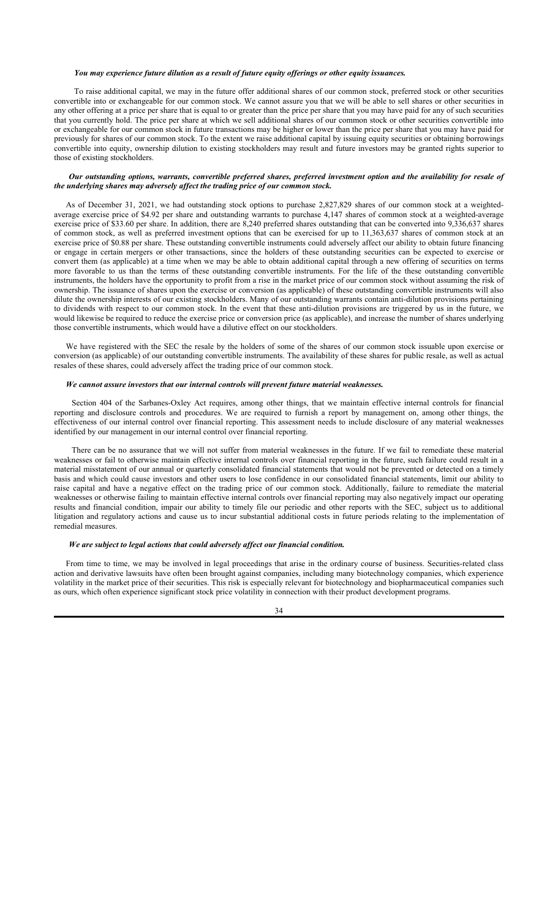***You may experience future dilution as a result of future equity offerings or other equity issuances.***

To raise additional capital, we may in the future offer additional shares of our common stock, preferred stock or other securities convertible into or exchangeable for our common stock. We cannot assure you that we will be able to sell shares or other securities in any other offering at a price per share that is equal to or greater than the price per share that you may have paid for any of such securities that you currently hold. The price per share at which we sell additional shares of our common stock or other securities convertible into or exchangeable for our common stock in future transactions may be higher or lower than the price per share that you may have paid for previously for shares of our common stock. To the extent we raise additional capital by issuing equity securities or obtaining borrowings convertible into equity, ownership dilution to existing stockholders may result and future investors may be granted rights superior to those of existing stockholders.

***Our outstanding options, warrants, convertible preferred shares, preferred investment option and the availability for resale of the underlying shares may adversely affect the trading price of our common stock.***

As of December 31, 2021, we had outstanding stock options to purchase 2,827,829 shares of our common stock at a weighted-average exercise price of $4.92 per share and outstanding warrants to purchase 4,147 shares of common stock at a weighted-average exercise price of $33.60 per share. In addition, there are 8,240 preferred shares outstanding that can be converted into 9,336,637 shares of common stock, as well as preferred investment options that can be exercised for up to 11,363,637 shares of common stock at an exercise price of $0.88 per share. These outstanding convertible instruments could adversely affect our ability to obtain future financing or engage in certain mergers or other transactions, since the holders of these outstanding securities can be expected to exercise or convert them (as applicable) at a time when we may be able to obtain additional capital through a new offering of securities on terms more favorable to us than the terms of these outstanding convertible instruments. For the life of the these outstanding convertible instruments, the holders have the opportunity to profit from a rise in the market price of our common stock without assuming the risk of ownership. The issuance of shares upon the exercise or conversion (as applicable) of these outstanding convertible instruments will also dilute the ownership interests of our existing stockholders. Many of our outstanding warrants contain anti-dilution provisions pertaining to dividends with respect to our common stock. In the event that these anti-dilution provisions are triggered by us in the future, we would likewise be required to reduce the exercise price or conversion price (as applicable), and increase the number of shares underlying those convertible instruments, which would have a dilutive effect on our stockholders.

We have registered with the SEC the resale by the holders of some of the shares of our common stock issuable upon exercise or conversion (as applicable) of our outstanding convertible instruments. The availability of these shares for public resale, as well as actual resales of these shares, could adversely affect the trading price of our common stock.

***We cannot assure investors that our internal controls will prevent future material weaknesses.***

Section 404 of the Sarbanes-Oxley Act requires, among other things, that we maintain effective internal controls for financial reporting and disclosure controls and procedures. We are required to furnish a report by management on, among other things, the effectiveness of our internal control over financial reporting. This assessment needs to include disclosure of any material weaknesses identified by our management in our internal control over financial reporting.

There can be no assurance that we will not suffer from material weaknesses in the future. If we fail to remediate these material weaknesses or fail to otherwise maintain effective internal controls over financial reporting in the future, such failure could result in a material misstatement of our annual or quarterly consolidated financial statements that would not be prevented or detected on a timely basis and which could cause investors and other users to lose confidence in our consolidated financial statements, limit our ability to raise capital and have a negative effect on the trading price of our common stock. Additionally, failure to remediate the material weaknesses or otherwise failing to maintain effective internal controls over financial reporting may also negatively impact our operating results and financial condition, impair our ability to timely file our periodic and other reports with the SEC, subject us to additional litigation and regulatory actions and cause us to incur substantial additional costs in future periods relating to the implementation of remedial measures.

***We are subject to legal actions that could adversely affect our financial condition.***

From time to time, we may be involved in legal proceedings that arise in the ordinary course of business. Securities-related class action and derivative lawsuits have often been brought against companies, including many biotechnology companies, which experience volatility in the market price of their securities. This risk is especially relevant for biotechnology and biopharmaceutical companies such as ours, which often experience significant stock price volatility in connection with their product development programs.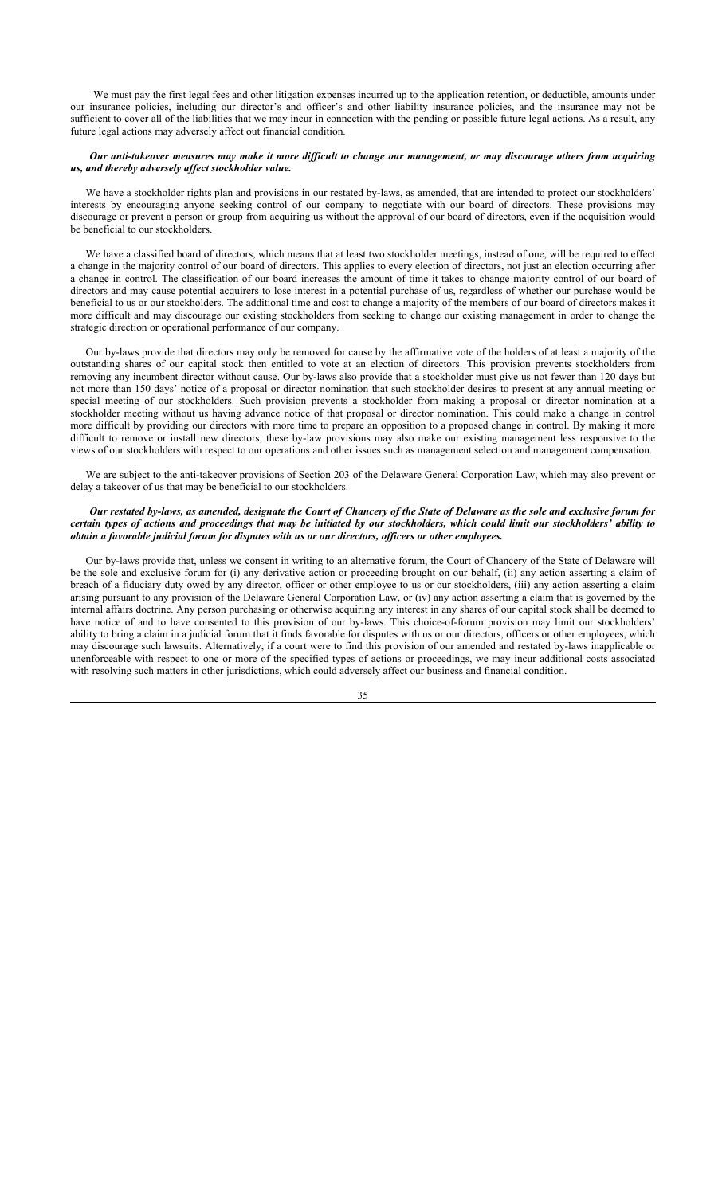We must pay the first legal fees and other litigation expenses incurred up to the application retention, or deductible, amounts under our insurance policies, including our director's and officer's and other liability insurance policies, and the insurance may not be sufficient to cover all of the liabilities that we may incur in connection with the pending or possible future legal actions. As a result, any future legal actions may adversely affect out financial condition.

***Our anti-takeover measures may make it more difficult to change our management, or may discourage others from acquiring us, and thereby adversely affect stockholder value.***

We have a stockholder rights plan and provisions in our restated by-laws, as amended, that are intended to protect our stockholders' interests by encouraging anyone seeking control of our company to negotiate with our board of directors. These provisions may discourage or prevent a person or group from acquiring us without the approval of our board of directors, even if the acquisition would be beneficial to our stockholders.

We have a classified board of directors, which means that at least two stockholder meetings, instead of one, will be required to effect a change in the majority control of our board of directors. This applies to every election of directors, not just an election occurring after a change in control. The classification of our board increases the amount of time it takes to change majority control of our board of directors and may cause potential acquirers to lose interest in a potential purchase of us, regardless of whether our purchase would be beneficial to us or our stockholders. The additional time and cost to change a majority of the members of our board of directors makes it more difficult and may discourage our existing stockholders from seeking to change our existing management in order to change the strategic direction or operational performance of our company.

Our by-laws provide that directors may only be removed for cause by the affirmative vote of the holders of at least a majority of the outstanding shares of our capital stock then entitled to vote at an election of directors. This provision prevents stockholders from removing any incumbent director without cause. Our by-laws also provide that a stockholder must give us not fewer than 120 days but not more than 150 days' notice of a proposal or director nomination that such stockholder desires to present at any annual meeting or special meeting of our stockholders. Such provision prevents a stockholder from making a proposal or director nomination at a stockholder meeting without us having advance notice of that proposal or director nomination. This could make a change in control more difficult by providing our directors with more time to prepare an opposition to a proposed change in control. By making it more difficult to remove or install new directors, these by-law provisions may also make our existing management less responsive to the views of our stockholders with respect to our operations and other issues such as management selection and management compensation.

We are subject to the anti-takeover provisions of Section 203 of the Delaware General Corporation Law, which may also prevent or delay a takeover of us that may be beneficial to our stockholders.

***Our restated by-laws, as amended, designate the Court of Chancery of the State of Delaware as the sole and exclusive forum for certain types of actions and proceedings that may be initiated by our stockholders, which could limit our stockholders' ability to obtain a favorable judicial forum for disputes with us or our directors, officers or other employees.***

Our by-laws provide that, unless we consent in writing to an alternative forum, the Court of Chancery of the State of Delaware will be the sole and exclusive forum for (i) any derivative action or proceeding brought on our behalf, (ii) any action asserting a claim of breach of a fiduciary duty owed by any director, officer or other employee to us or our stockholders, (iii) any action asserting a claim arising pursuant to any provision of the Delaware General Corporation Law, or (iv) any action asserting a claim that is governed by the internal affairs doctrine. Any person purchasing or otherwise acquiring any interest in any shares of our capital stock shall be deemed to have notice of and to have consented to this provision of our by-laws. This choice-of-forum provision may limit our stockholders' ability to bring a claim in a judicial forum that it finds favorable for disputes with us or our directors, officers or other employees, which may discourage such lawsuits. Alternatively, if a court were to find this provision of our amended and restated by-laws inapplicable or unenforceable with respect to one or more of the specified types of actions or proceedings, we may incur additional costs associated with resolving such matters in other jurisdictions, which could adversely affect our business and financial condition.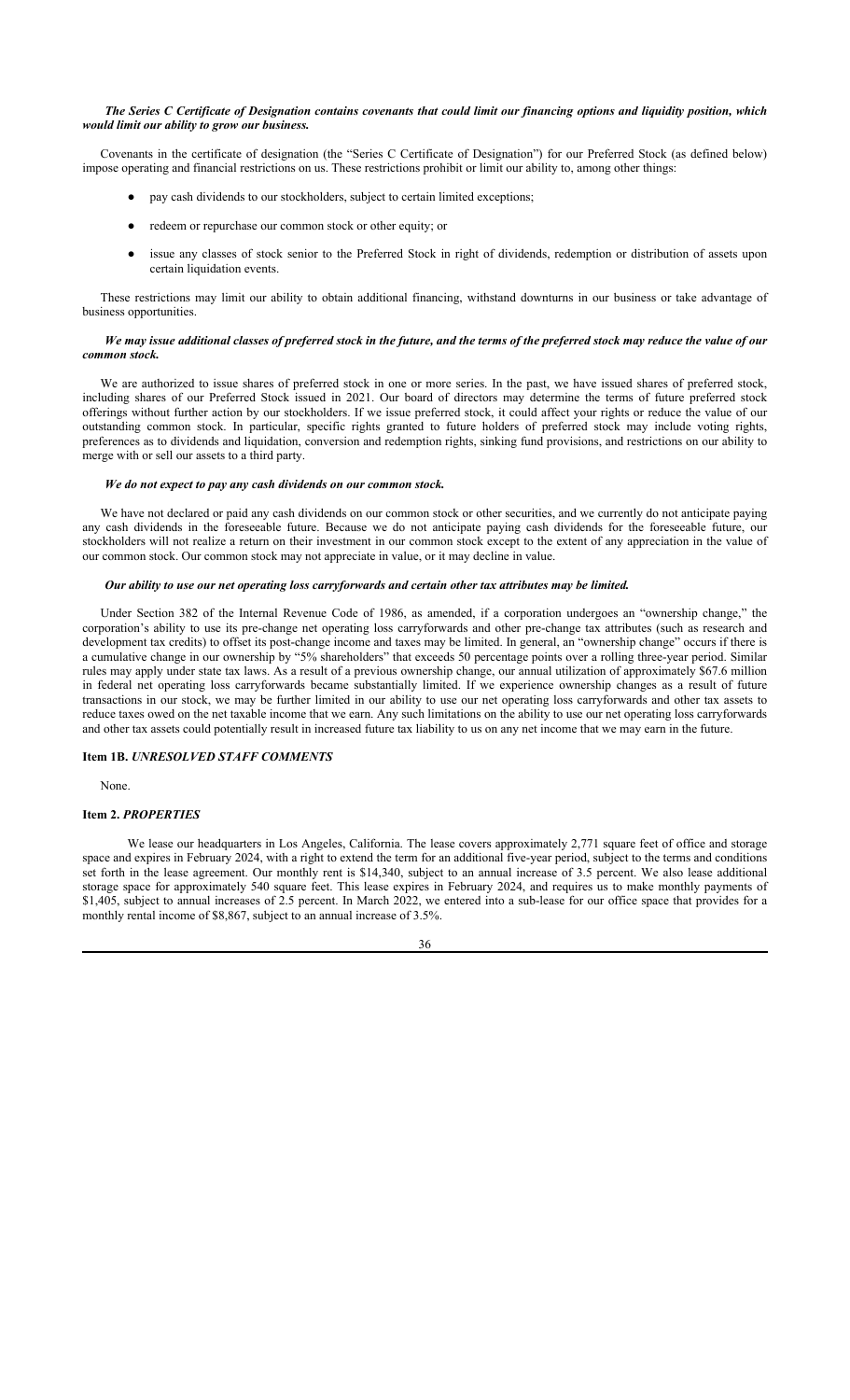***The Series C Certificate of Designation contains covenants that could limit our financing options and liquidity position, which would limit our ability to grow our business.***

Covenants in the certificate of designation (the "Series C Certificate of Designation") for our Preferred Stock (as defined below) impose operating and financial restrictions on us. These restrictions prohibit or limit our ability to, among other things:

- pay cash dividends to our stockholders, subject to certain limited exceptions;
- redeem or repurchase our common stock or other equity; or
- issue any classes of stock senior to the Preferred Stock in right of dividends, redemption or distribution of assets upon certain liquidation events.

These restrictions may limit our ability to obtain additional financing, withstand downturns in our business or take advantage of business opportunities.

***We may issue additional classes of preferred stock in the future, and the terms of the preferred stock may reduce the value of our common stock.***

We are authorized to issue shares of preferred stock in one or more series. In the past, we have issued shares of preferred stock, including shares of our Preferred Stock issued in 2021. Our board of directors may determine the terms of future preferred stock offerings without further action by our stockholders. If we issue preferred stock, it could affect your rights or reduce the value of our outstanding common stock. In particular, specific rights granted to future holders of preferred stock may include voting rights, preferences as to dividends and liquidation, conversion and redemption rights, sinking fund provisions, and restrictions on our ability to merge with or sell our assets to a third party.

***We do not expect to pay any cash dividends on our common stock.***

We have not declared or paid any cash dividends on our common stock or other securities, and we currently do not anticipate paying any cash dividends in the foreseeable future. Because we do not anticipate paying cash dividends for the foreseeable future, our stockholders will not realize a return on their investment in our common stock except to the extent of any appreciation in the value of our common stock. Our common stock may not appreciate in value, or it may decline in value.

***Our ability to use our net operating loss carryforwards and certain other tax attributes may be limited.***

Under Section 382 of the Internal Revenue Code of 1986, as amended, if a corporation undergoes an "ownership change," the corporation's ability to use its pre-change net operating loss carryforwards and other pre-change tax attributes (such as research and development tax credits) to offset its post-change income and taxes may be limited. In general, an "ownership change" occurs if there is a cumulative change in our ownership by "5% shareholders" that exceeds 50 percentage points over a rolling three-year period. Similar rules may apply under state tax laws. As a result of a previous ownership change, our annual utilization of approximately $67.6 million in federal net operating loss carryforwards became substantially limited. If we experience ownership changes as a result of future transactions in our stock, we may be further limited in our ability to use our net operating loss carryforwards and other tax assets to reduce taxes owed on the net taxable income that we earn. Any such limitations on the ability to use our net operating loss carryforwards and other tax assets could potentially result in increased future tax liability to us on any net income that we may earn in the future.

## Item 1B. *UNRESOLVED STAFF COMMENTS*

None.

## Item 2. *PROPERTIES*

We lease our headquarters in Los Angeles, California. The lease covers approximately 2,771 square feet of office and storage space and expires in February 2024, with a right to extend the term for an additional five-year period, subject to the terms and conditions set forth in the lease agreement. Our monthly rent is $14,340, subject to an annual increase of 3.5 percent. We also lease additional storage space for approximately 540 square feet. This lease expires in February 2024, and requires us to make monthly payments of $1,405, subject to annual increases of 2.5 percent. In March 2022, we entered into a sub-lease for our office space that provides for a monthly rental income of $8,867, subject to an annual increase of 3.5%.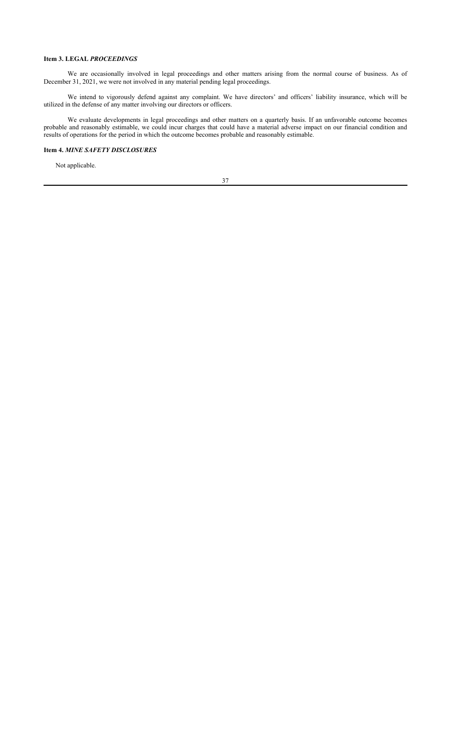### Item 3. LEGAL *PROCEEDINGS*

We are occasionally involved in legal proceedings and other matters arising from the normal course of business. As of December 31, 2021, we were not involved in any material pending legal proceedings.

We intend to vigorously defend against any complaint. We have directors' and officers' liability insurance, which will be utilized in the defense of any matter involving our directors or officers.

We evaluate developments in legal proceedings and other matters on a quarterly basis. If an unfavorable outcome becomes probable and reasonably estimable, we could incur charges that could have a material adverse impact on our financial condition and results of operations for the period in which the outcome becomes probable and reasonably estimable.

### Item 4. *MINE SAFETY DISCLOSURES*

Not applicable.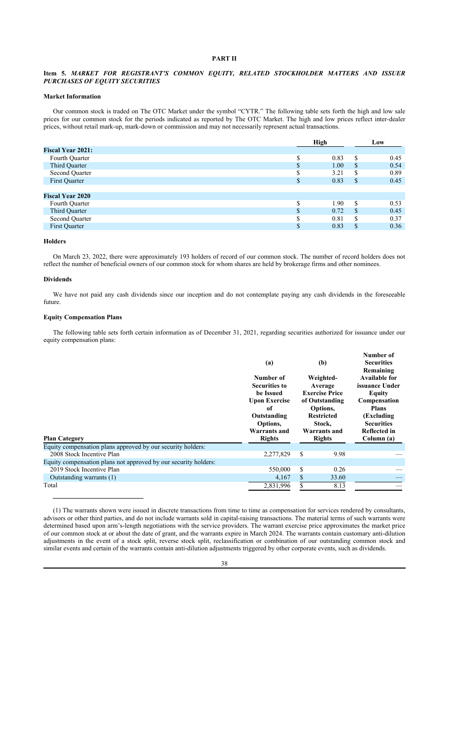# PART II

## Item 5. *MARKET FOR REGISTRANT'S COMMON EQUITY, RELATED STOCKHOLDER MATTERS AND ISSUER PURCHASES OF EQUITY SECURITIES*

### Market Information

Our common stock is traded on The OTC Market under the symbol "CYTR." The following table sets forth the high and low sale prices for our common stock for the periods indicated as reported by The OTC Market. The high and low prices reflect inter-dealer prices, without retail mark-up, mark-down or commission and may not necessarily represent actual transactions.

| | High | Low |
|---|---|---|
| **Fiscal Year 2021:** | | |
| Fourth Quarter | $ 0.83 | $ 0.45 |
| Third Quarter | $ 1.00 | $ 0.54 |
| Second Quarter | $ 3.21 | $ 0.89 |
| First Quarter | $ 0.83 | $ 0.45 |
| | | |
| **Fiscal Year 2020** | | |
| Fourth Quarter | $ 1.90 | $ 0.53 |
| Third Quarter | $ 0.72 | $ 0.45 |
| Second Quarter | $ 0.81 | $ 0.37 |
| First Quarter | $ 0.83 | $ 0.36 |

### Holders

On March 23, 2022, there were approximately 193 holders of record of our common stock. The number of record holders does not reflect the number of beneficial owners of our common stock for whom shares are held by brokerage firms and other nominees.

### Dividends

We have not paid any cash dividends since our inception and do not contemplate paying any cash dividends in the foreseeable future.

### Equity Compensation Plans

The following table sets forth certain information as of December 31, 2021, regarding securities authorized for issuance under our equity compensation plans:

| Plan Category | (a) Number of Securities to be Issued Upon Exercise of Outstanding Options, Warrants and Rights | (b) Weighted-Average Exercise Price of Outstanding Options, Restricted Stock, Warrants and Rights | Number of Securities Remaining Available for issuance Under Equity Compensation Plans (Excluding Securities Reflected in Column (a) |
|---|---|---|---|
| Equity compensation plans approved by our security holders: | | | |
| 2008 Stock Incentive Plan | 2,277,829 | $ 9.98 | — |
| Equity compensation plans not approved by our security holders: | | | |
| 2019 Stock Incentive Plan | 550,000 | $ 0.26 | — |
| Outstanding warrants (1) | 4,167 | $ 33.60 | — |
| Total | 2,831,996 | $ 8.13 | — |

(1) The warrants shown were issued in discrete transactions from time to time as compensation for services rendered by consultants, advisors or other third parties, and do not include warrants sold in capital-raising transactions. The material terms of such warrants were determined based upon arm's-length negotiations with the service providers. The warrant exercise price approximates the market price of our common stock at or about the date of grant, and the warrants expire in March 2024. The warrants contain customary anti-dilution adjustments in the event of a stock split, reverse stock split, reclassification or combination of our outstanding common stock and similar events and certain of the warrants contain anti-dilution adjustments triggered by other corporate events, such as dividends.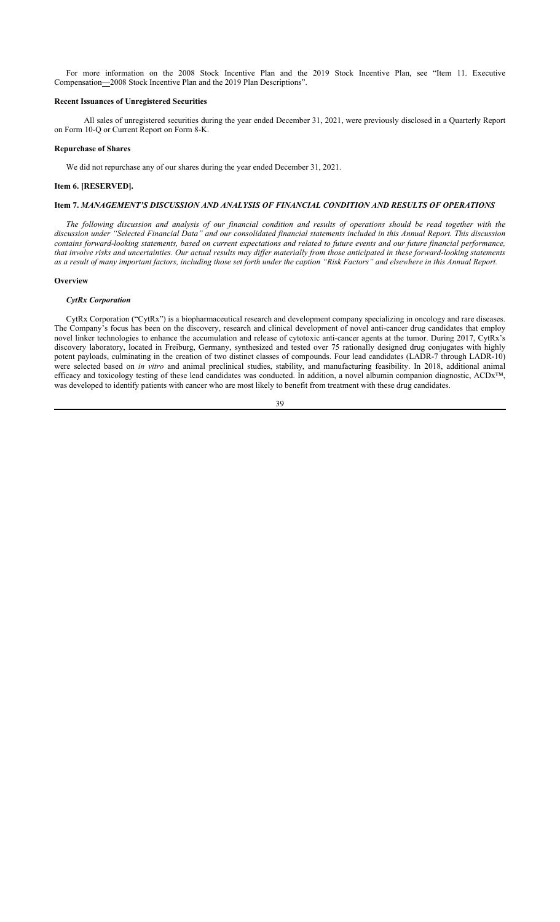For more information on the 2008 Stock Incentive Plan and the 2019 Stock Incentive Plan, see "Item 11. Executive Compensation—2008 Stock Incentive Plan and the 2019 Plan Descriptions".

**Recent Issuances of Unregistered Securities**

All sales of unregistered securities during the year ended December 31, 2021, were previously disclosed in a Quarterly Report on Form 10-Q or Current Report on Form 8-K.

**Repurchase of Shares**

We did not repurchase any of our shares during the year ended December 31, 2021.

**Item 6. [RESERVED].**

**Item 7.** ***MANAGEMENT'S DISCUSSION AND ANALYSIS OF FINANCIAL CONDITION AND RESULTS OF OPERATIONS***

*The following discussion and analysis of our financial condition and results of operations should be read together with the discussion under "Selected Financial Data" and our consolidated financial statements included in this Annual Report. This discussion contains forward-looking statements, based on current expectations and related to future events and our future financial performance, that involve risks and uncertainties. Our actual results may differ materially from those anticipated in these forward-looking statements as a result of many important factors, including those set forth under the caption "Risk Factors" and elsewhere in this Annual Report.*

**Overview**

***CytRx Corporation***

CytRx Corporation ("CytRx") is a biopharmaceutical research and development company specializing in oncology and rare diseases. The Company's focus has been on the discovery, research and clinical development of novel anti-cancer drug candidates that employ novel linker technologies to enhance the accumulation and release of cytotoxic anti-cancer agents at the tumor. During 2017, CytRx's discovery laboratory, located in Freiburg, Germany, synthesized and tested over 75 rationally designed drug conjugates with highly potent payloads, culminating in the creation of two distinct classes of compounds. Four lead candidates (LADR-7 through LADR-10) were selected based on *in vitro* and animal preclinical studies, stability, and manufacturing feasibility. In 2018, additional animal efficacy and toxicology testing of these lead candidates was conducted. In addition, a novel albumin companion diagnostic, ACDx™, was developed to identify patients with cancer who are most likely to benefit from treatment with these drug candidates.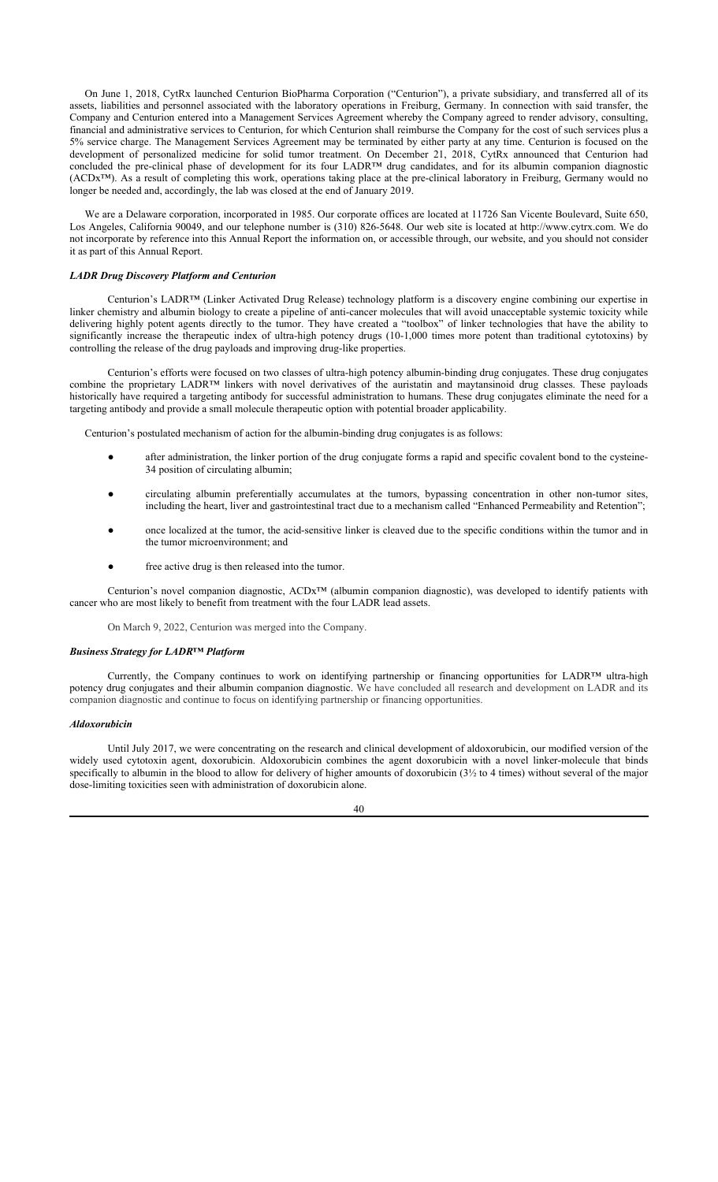On June 1, 2018, CytRx launched Centurion BioPharma Corporation ("Centurion"), a private subsidiary, and transferred all of its assets, liabilities and personnel associated with the laboratory operations in Freiburg, Germany. In connection with said transfer, the Company and Centurion entered into a Management Services Agreement whereby the Company agreed to render advisory, consulting, financial and administrative services to Centurion, for which Centurion shall reimburse the Company for the cost of such services plus a 5% service charge. The Management Services Agreement may be terminated by either party at any time. Centurion is focused on the development of personalized medicine for solid tumor treatment. On December 21, 2018, CytRx announced that Centurion had concluded the pre-clinical phase of development for its four LADR™ drug candidates, and for its albumin companion diagnostic (ACDx™). As a result of completing this work, operations taking place at the pre-clinical laboratory in Freiburg, Germany would no longer be needed and, accordingly, the lab was closed at the end of January 2019.

We are a Delaware corporation, incorporated in 1985. Our corporate offices are located at 11726 San Vicente Boulevard, Suite 650, Los Angeles, California 90049, and our telephone number is (310) 826-5648. Our web site is located at http://www.cytrx.com. We do not incorporate by reference into this Annual Report the information on, or accessible through, our website, and you should not consider it as part of this Annual Report.

***LADR Drug Discovery Platform and Centurion***

Centurion's LADR™ (Linker Activated Drug Release) technology platform is a discovery engine combining our expertise in linker chemistry and albumin biology to create a pipeline of anti-cancer molecules that will avoid unacceptable systemic toxicity while delivering highly potent agents directly to the tumor. They have created a "toolbox" of linker technologies that have the ability to significantly increase the therapeutic index of ultra-high potency drugs (10-1,000 times more potent than traditional cytotoxins) by controlling the release of the drug payloads and improving drug-like properties.

Centurion's efforts were focused on two classes of ultra-high potency albumin-binding drug conjugates. These drug conjugates combine the proprietary LADR™ linkers with novel derivatives of the auristatin and maytansinoid drug classes. These payloads historically have required a targeting antibody for successful administration to humans. These drug conjugates eliminate the need for a targeting antibody and provide a small molecule therapeutic option with potential broader applicability.

Centurion's postulated mechanism of action for the albumin-binding drug conjugates is as follows:

- after administration, the linker portion of the drug conjugate forms a rapid and specific covalent bond to the cysteine-34 position of circulating albumin;
- circulating albumin preferentially accumulates at the tumors, bypassing concentration in other non-tumor sites, including the heart, liver and gastrointestinal tract due to a mechanism called "Enhanced Permeability and Retention";
- once localized at the tumor, the acid-sensitive linker is cleaved due to the specific conditions within the tumor and in the tumor microenvironment; and
- free active drug is then released into the tumor.

Centurion's novel companion diagnostic, ACDx™ (albumin companion diagnostic), was developed to identify patients with cancer who are most likely to benefit from treatment with the four LADR lead assets.

On March 9, 2022, Centurion was merged into the Company.

***Business Strategy for LADR™ Platform***

Currently, the Company continues to work on identifying partnership or financing opportunities for LADR™ ultra-high potency drug conjugates and their albumin companion diagnostic. We have concluded all research and development on LADR and its companion diagnostic and continue to focus on identifying partnership or financing opportunities.

***Aldoxorubicin***

Until July 2017, we were concentrating on the research and clinical development of aldoxorubicin, our modified version of the widely used cytotoxin agent, doxorubicin. Aldoxorubicin combines the agent doxorubicin with a novel linker-molecule that binds specifically to albumin in the blood to allow for delivery of higher amounts of doxorubicin (3½ to 4 times) without several of the major dose-limiting toxicities seen with administration of doxorubicin alone.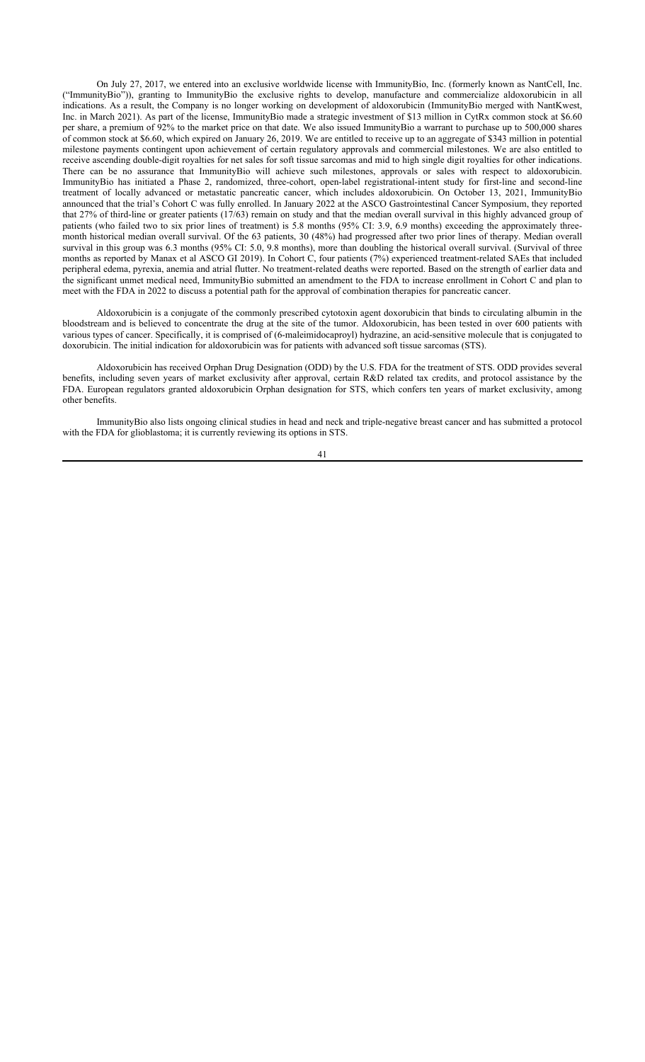On July 27, 2017, we entered into an exclusive worldwide license with ImmunityBio, Inc. (formerly known as NantCell, Inc. ("ImmunityBio")), granting to ImmunityBio the exclusive rights to develop, manufacture and commercialize aldoxorubicin in all indications. As a result, the Company is no longer working on development of aldoxorubicin (ImmunityBio merged with NantKwest, Inc. in March 2021). As part of the license, ImmunityBio made a strategic investment of $13 million in CytRx common stock at $6.60 per share, a premium of 92% to the market price on that date. We also issued ImmunityBio a warrant to purchase up to 500,000 shares of common stock at $6.60, which expired on January 26, 2019. We are entitled to receive up to an aggregate of $343 million in potential milestone payments contingent upon achievement of certain regulatory approvals and commercial milestones. We are also entitled to receive ascending double-digit royalties for net sales for soft tissue sarcomas and mid to high single digit royalties for other indications. There can be no assurance that ImmunityBio will achieve such milestones, approvals or sales with respect to aldoxorubicin. ImmunityBio has initiated a Phase 2, randomized, three-cohort, open-label registrational-intent study for first-line and second-line treatment of locally advanced or metastatic pancreatic cancer, which includes aldoxorubicin. On October 13, 2021, ImmunityBio announced that the trial's Cohort C was fully enrolled. In January 2022 at the ASCO Gastrointestinal Cancer Symposium, they reported that 27% of third-line or greater patients (17/63) remain on study and that the median overall survival in this highly advanced group of patients (who failed two to six prior lines of treatment) is 5.8 months (95% CI: 3.9, 6.9 months) exceeding the approximately three-month historical median overall survival. Of the 63 patients, 30 (48%) had progressed after two prior lines of therapy. Median overall survival in this group was 6.3 months (95% CI: 5.0, 9.8 months), more than doubling the historical overall survival. (Survival of three months as reported by Manax et al ASCO GI 2019). In Cohort C, four patients (7%) experienced treatment-related SAEs that included peripheral edema, pyrexia, anemia and atrial flutter. No treatment-related deaths were reported. Based on the strength of earlier data and the significant unmet medical need, ImmunityBio submitted an amendment to the FDA to increase enrollment in Cohort C and plan to meet with the FDA in 2022 to discuss a potential path for the approval of combination therapies for pancreatic cancer.

Aldoxorubicin is a conjugate of the commonly prescribed cytotoxin agent doxorubicin that binds to circulating albumin in the bloodstream and is believed to concentrate the drug at the site of the tumor. Aldoxorubicin, has been tested in over 600 patients with various types of cancer. Specifically, it is comprised of (6-maleimidocaproyl) hydrazine, an acid-sensitive molecule that is conjugated to doxorubicin. The initial indication for aldoxorubicin was for patients with advanced soft tissue sarcomas (STS).

Aldoxorubicin has received Orphan Drug Designation (ODD) by the U.S. FDA for the treatment of STS. ODD provides several benefits, including seven years of market exclusivity after approval, certain R&D related tax credits, and protocol assistance by the FDA. European regulators granted aldoxorubicin Orphan designation for STS, which confers ten years of market exclusivity, among other benefits.

ImmunityBio also lists ongoing clinical studies in head and neck and triple-negative breast cancer and has submitted a protocol with the FDA for glioblastoma; it is currently reviewing its options in STS.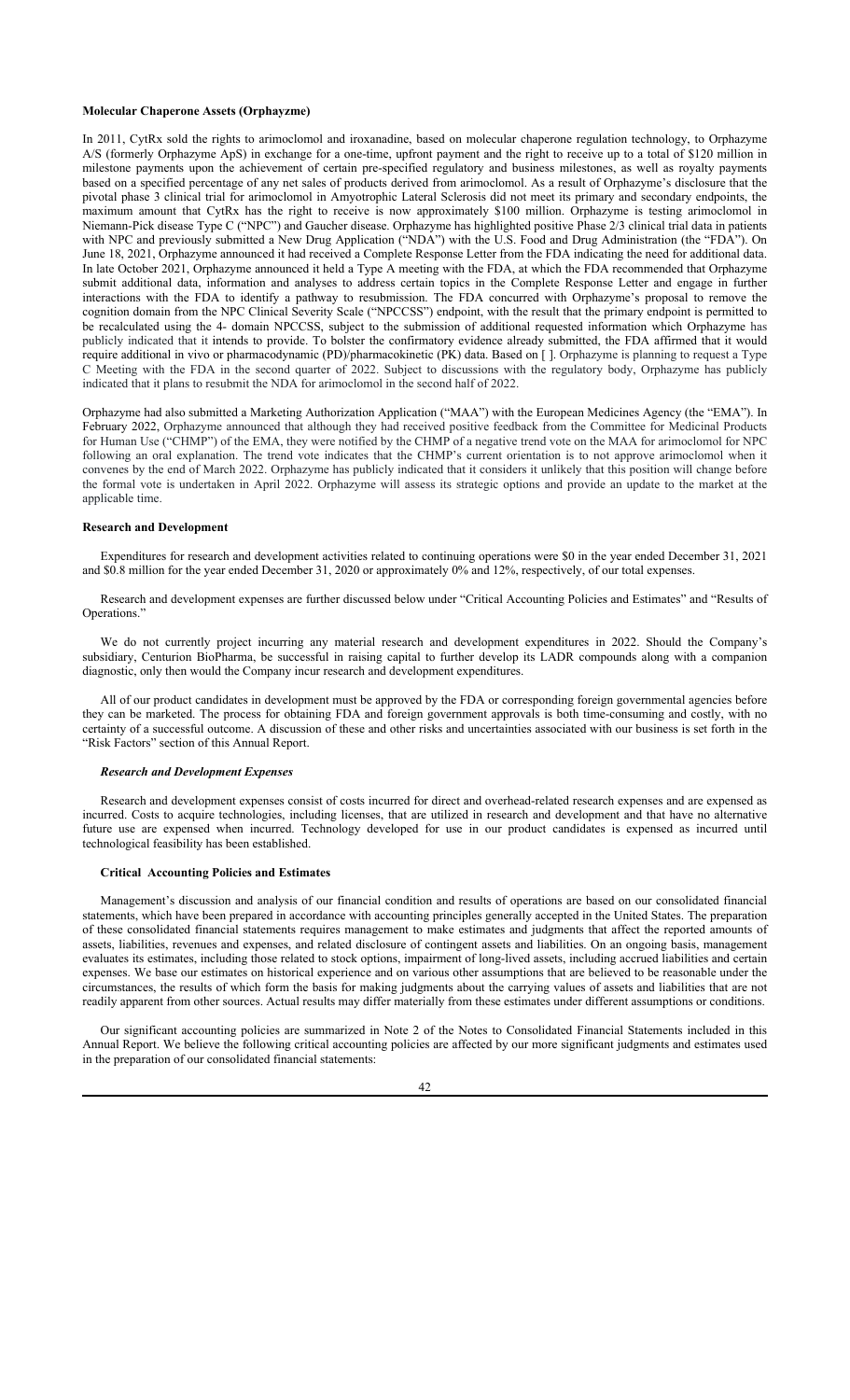**Molecular Chaperone Assets (Orphayzme)**

In 2011, CytRx sold the rights to arimoclomol and iroxanadine, based on molecular chaperone regulation technology, to Orphazyme A/S (formerly Orphazyme ApS) in exchange for a one-time, upfront payment and the right to receive up to a total of $120 million in milestone payments upon the achievement of certain pre-specified regulatory and business milestones, as well as royalty payments based on a specified percentage of any net sales of products derived from arimoclomol. As a result of Orphazyme's disclosure that the pivotal phase 3 clinical trial for arimoclomol in Amyotrophic Lateral Sclerosis did not meet its primary and secondary endpoints, the maximum amount that CytRx has the right to receive is now approximately $100 million. Orphazyme is testing arimoclomol in Niemann-Pick disease Type C ("NPC") and Gaucher disease. Orphazyme has highlighted positive Phase 2/3 clinical trial data in patients with NPC and previously submitted a New Drug Application ("NDA") with the U.S. Food and Drug Administration (the "FDA"). On June 18, 2021, Orphazyme announced it had received a Complete Response Letter from the FDA indicating the need for additional data. In late October 2021, Orphazyme announced it held a Type A meeting with the FDA, at which the FDA recommended that Orphazyme submit additional data, information and analyses to address certain topics in the Complete Response Letter and engage in further interactions with the FDA to identify a pathway to resubmission. The FDA concurred with Orphazyme's proposal to remove the cognition domain from the NPC Clinical Severity Scale ("NPCCSS") endpoint, with the result that the primary endpoint is permitted to be recalculated using the 4- domain NPCCSS, subject to the submission of additional requested information which Orphazyme has publicly indicated that it intends to provide. To bolster the confirmatory evidence already submitted, the FDA affirmed that it would require additional in vivo or pharmacodynamic (PD)/pharmacokinetic (PK) data. Based on [ ]. Orphazyme is planning to request a Type C Meeting with the FDA in the second quarter of 2022. Subject to discussions with the regulatory body, Orphazyme has publicly indicated that it plans to resubmit the NDA for arimoclomol in the second half of 2022.

Orphazyme had also submitted a Marketing Authorization Application ("MAA") with the European Medicines Agency (the "EMA"). In February 2022, Orphazyme announced that although they had received positive feedback from the Committee for Medicinal Products for Human Use ("CHMP") of the EMA, they were notified by the CHMP of a negative trend vote on the MAA for arimoclomol for NPC following an oral explanation. The trend vote indicates that the CHMP's current orientation is to not approve arimoclomol when it convenes by the end of March 2022. Orphazyme has publicly indicated that it considers it unlikely that this position will change before the formal vote is undertaken in April 2022. Orphazyme will assess its strategic options and provide an update to the market at the applicable time.

**Research and Development**

Expenditures for research and development activities related to continuing operations were $0 in the year ended December 31, 2021 and $0.8 million for the year ended December 31, 2020 or approximately 0% and 12%, respectively, of our total expenses.

Research and development expenses are further discussed below under "Critical Accounting Policies and Estimates" and "Results of Operations."

We do not currently project incurring any material research and development expenditures in 2022. Should the Company's subsidiary, Centurion BioPharma, be successful in raising capital to further develop its LADR compounds along with a companion diagnostic, only then would the Company incur research and development expenditures.

All of our product candidates in development must be approved by the FDA or corresponding foreign governmental agencies before they can be marketed. The process for obtaining FDA and foreign government approvals is both time-consuming and costly, with no certainty of a successful outcome. A discussion of these and other risks and uncertainties associated with our business is set forth in the "Risk Factors" section of this Annual Report.

***Research and Development Expenses***

Research and development expenses consist of costs incurred for direct and overhead-related research expenses and are expensed as incurred. Costs to acquire technologies, including licenses, that are utilized in research and development and that have no alternative future use are expensed when incurred. Technology developed for use in our product candidates is expensed as incurred until technological feasibility has been established.

**Critical Accounting Policies and Estimates**

Management's discussion and analysis of our financial condition and results of operations are based on our consolidated financial statements, which have been prepared in accordance with accounting principles generally accepted in the United States. The preparation of these consolidated financial statements requires management to make estimates and judgments that affect the reported amounts of assets, liabilities, revenues and expenses, and related disclosure of contingent assets and liabilities. On an ongoing basis, management evaluates its estimates, including those related to stock options, impairment of long-lived assets, including accrued liabilities and certain expenses. We base our estimates on historical experience and on various other assumptions that are believed to be reasonable under the circumstances, the results of which form the basis for making judgments about the carrying values of assets and liabilities that are not readily apparent from other sources. Actual results may differ materially from these estimates under different assumptions or conditions.

Our significant accounting policies are summarized in Note 2 of the Notes to Consolidated Financial Statements included in this Annual Report. We believe the following critical accounting policies are affected by our more significant judgments and estimates used in the preparation of our consolidated financial statements: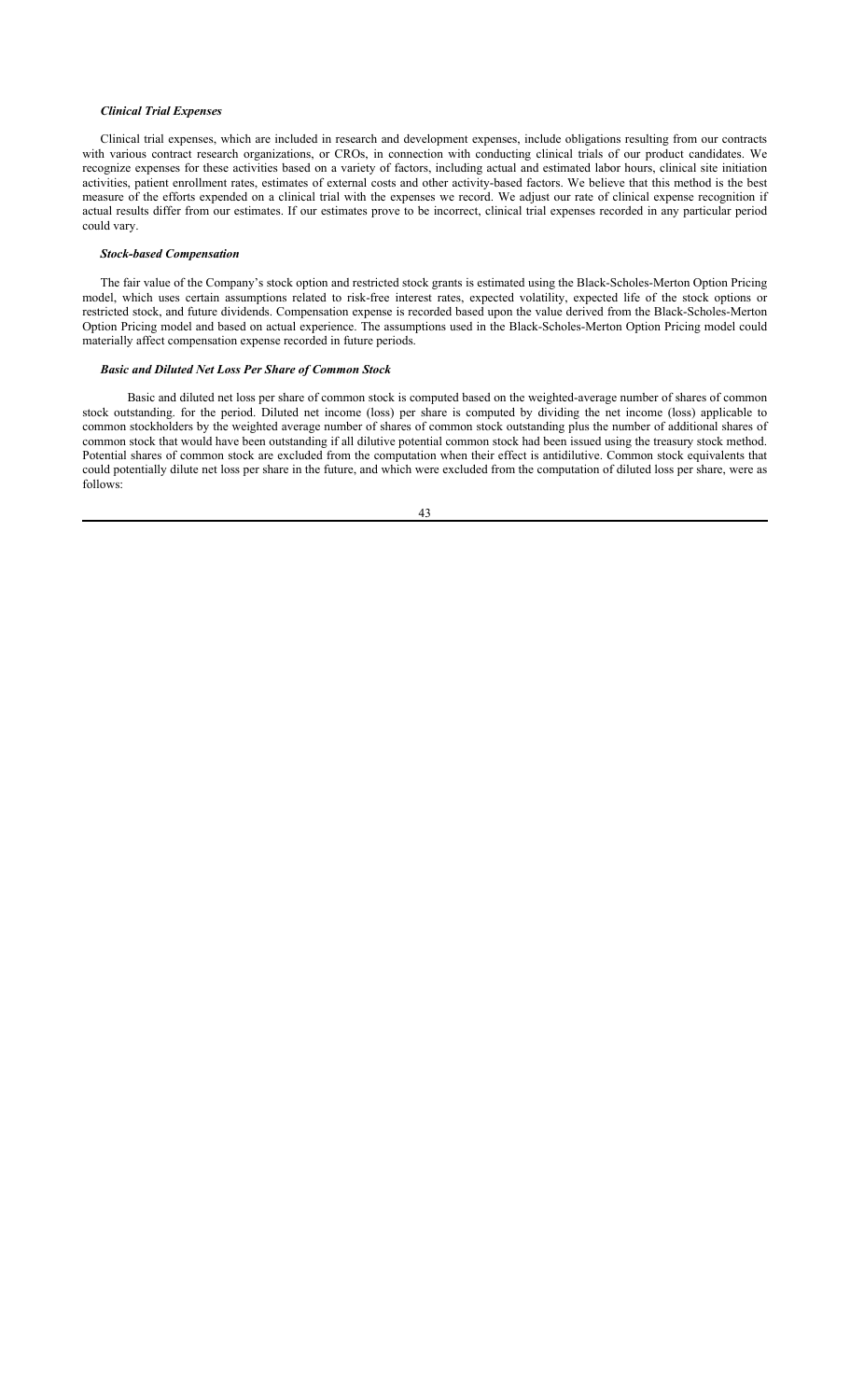### *Clinical Trial Expenses*

Clinical trial expenses, which are included in research and development expenses, include obligations resulting from our contracts with various contract research organizations, or CROs, in connection with conducting clinical trials of our product candidates. We recognize expenses for these activities based on a variety of factors, including actual and estimated labor hours, clinical site initiation activities, patient enrollment rates, estimates of external costs and other activity-based factors. We believe that this method is the best measure of the efforts expended on a clinical trial with the expenses we record. We adjust our rate of clinical expense recognition if actual results differ from our estimates. If our estimates prove to be incorrect, clinical trial expenses recorded in any particular period could vary.

### *Stock-based Compensation*

The fair value of the Company's stock option and restricted stock grants is estimated using the Black-Scholes-Merton Option Pricing model, which uses certain assumptions related to risk-free interest rates, expected volatility, expected life of the stock options or restricted stock, and future dividends. Compensation expense is recorded based upon the value derived from the Black-Scholes-Merton Option Pricing model and based on actual experience. The assumptions used in the Black-Scholes-Merton Option Pricing model could materially affect compensation expense recorded in future periods.

### *Basic and Diluted Net Loss Per Share of Common Stock*

Basic and diluted net loss per share of common stock is computed based on the weighted-average number of shares of common stock outstanding. for the period. Diluted net income (loss) per share is computed by dividing the net income (loss) applicable to common stockholders by the weighted average number of shares of common stock outstanding plus the number of additional shares of common stock that would have been outstanding if all dilutive potential common stock had been issued using the treasury stock method. Potential shares of common stock are excluded from the computation when their effect is antidilutive. Common stock equivalents that could potentially dilute net loss per share in the future, and which were excluded from the computation of diluted loss per share, were as follows: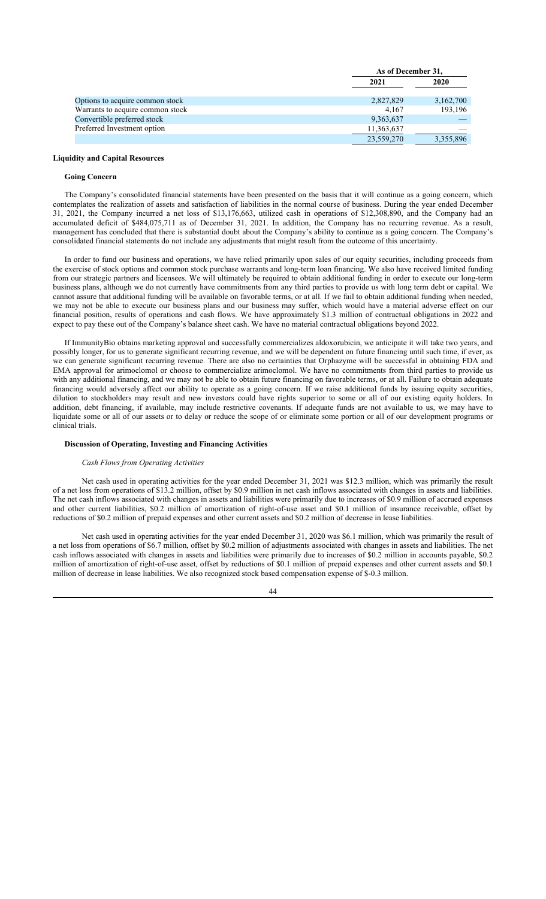| | As of December 31, | |
|---|---|---|
| | 2021 | 2020 |
| Options to acquire common stock | 2,827,829 | 3,162,700 |
| Warrants to acquire common stock | 4,167 | 193,196 |
| Convertible preferred stock | 9,363,637 | — |
| Preferred Investment option | 11,363,637 | — |
| | 23,559,270 | 3,355,896 |

## Liquidity and Capital Resources

### Going Concern

The Company's consolidated financial statements have been presented on the basis that it will continue as a going concern, which contemplates the realization of assets and satisfaction of liabilities in the normal course of business. During the year ended December 31, 2021, the Company incurred a net loss of $13,176,663, utilized cash in operations of $12,308,890, and the Company had an accumulated deficit of $484,075,711 as of December 31, 2021. In addition, the Company has no recurring revenue. As a result, management has concluded that there is substantial doubt about the Company's ability to continue as a going concern. The Company's consolidated financial statements do not include any adjustments that might result from the outcome of this uncertainty.

In order to fund our business and operations, we have relied primarily upon sales of our equity securities, including proceeds from the exercise of stock options and common stock purchase warrants and long-term loan financing. We also have received limited funding from our strategic partners and licensees. We will ultimately be required to obtain additional funding in order to execute our long-term business plans, although we do not currently have commitments from any third parties to provide us with long term debt or capital. We cannot assure that additional funding will be available on favorable terms, or at all. If we fail to obtain additional funding when needed, we may not be able to execute our business plans and our business may suffer, which would have a material adverse effect on our financial position, results of operations and cash flows. We have approximately $1.3 million of contractual obligations in 2022 and expect to pay these out of the Company's balance sheet cash. We have no material contractual obligations beyond 2022.

If ImmunityBio obtains marketing approval and successfully commercializes aldoxorubicin, we anticipate it will take two years, and possibly longer, for us to generate significant recurring revenue, and we will be dependent on future financing until such time, if ever, as we can generate significant recurring revenue. There are also no certainties that Orphazyme will be successful in obtaining FDA and EMA approval for arimoclomol or choose to commercialize arimoclomol. We have no commitments from third parties to provide us with any additional financing, and we may not be able to obtain future financing on favorable terms, or at all. Failure to obtain adequate financing would adversely affect our ability to operate as a going concern. If we raise additional funds by issuing equity securities, dilution to stockholders may result and new investors could have rights superior to some or all of our existing equity holders. In addition, debt financing, if available, may include restrictive covenants. If adequate funds are not available to us, we may have to liquidate some or all of our assets or to delay or reduce the scope of or eliminate some portion or all of our development programs or clinical trials.

### Discussion of Operating, Investing and Financing Activities

*Cash Flows from Operating Activities*

Net cash used in operating activities for the year ended December 31, 2021 was $12.3 million, which was primarily the result of a net loss from operations of $13.2 million, offset by $0.9 million in net cash inflows associated with changes in assets and liabilities. The net cash inflows associated with changes in assets and liabilities were primarily due to increases of $0.9 million of accrued expenses and other current liabilities, $0.2 million of amortization of right-of-use asset and $0.1 million of insurance receivable, offset by reductions of $0.2 million of prepaid expenses and other current assets and $0.2 million of decrease in lease liabilities.

Net cash used in operating activities for the year ended December 31, 2020 was $6.1 million, which was primarily the result of a net loss from operations of $6.7 million, offset by $0.2 million of adjustments associated with changes in assets and liabilities. The net cash inflows associated with changes in assets and liabilities were primarily due to increases of $0.2 million in accounts payable, $0.2 million of amortization of right-of-use asset, offset by reductions of $0.1 million of prepaid expenses and other current assets and $0.1 million of decrease in lease liabilities. We also recognized stock based compensation expense of $-0.3 million.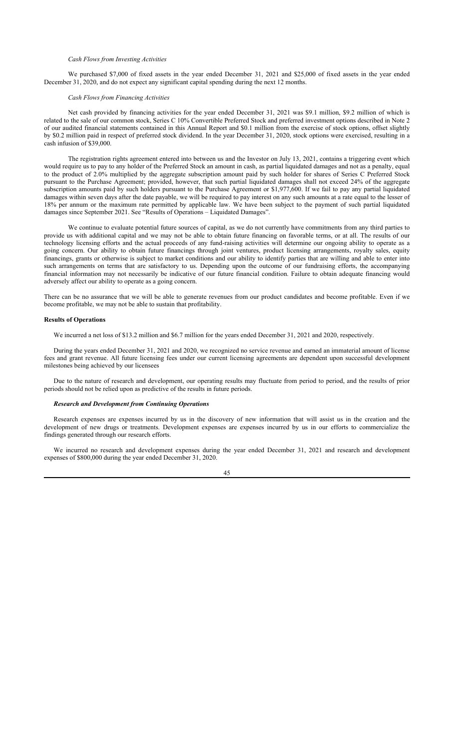*Cash Flows from Investing Activities*

We purchased $7,000 of fixed assets in the year ended December 31, 2021 and $25,000 of fixed assets in the year ended December 31, 2020, and do not expect any significant capital spending during the next 12 months.

*Cash Flows from Financing Activities*

Net cash provided by financing activities for the year ended December 31, 2021 was $9.1 million, $9.2 million of which is related to the sale of our common stock, Series C 10% Convertible Preferred Stock and preferred investment options described in Note 2 of our audited financial statements contained in this Annual Report and $0.1 million from the exercise of stock options, offset slightly by $0.2 million paid in respect of preferred stock dividend. In the year December 31, 2020, stock options were exercised, resulting in a cash infusion of $39,000.

The registration rights agreement entered into between us and the Investor on July 13, 2021, contains a triggering event which would require us to pay to any holder of the Preferred Stock an amount in cash, as partial liquidated damages and not as a penalty, equal to the product of 2.0% multiplied by the aggregate subscription amount paid by such holder for shares of Series C Preferred Stock pursuant to the Purchase Agreement; provided, however, that such partial liquidated damages shall not exceed 24% of the aggregate subscription amounts paid by such holders pursuant to the Purchase Agreement or $1,977,600. If we fail to pay any partial liquidated damages within seven days after the date payable, we will be required to pay interest on any such amounts at a rate equal to the lesser of 18% per annum or the maximum rate permitted by applicable law. We have been subject to the payment of such partial liquidated damages since September 2021. See "Results of Operations – Liquidated Damages".

We continue to evaluate potential future sources of capital, as we do not currently have commitments from any third parties to provide us with additional capital and we may not be able to obtain future financing on favorable terms, or at all. The results of our technology licensing efforts and the actual proceeds of any fund-raising activities will determine our ongoing ability to operate as a going concern. Our ability to obtain future financings through joint ventures, product licensing arrangements, royalty sales, equity financings, grants or otherwise is subject to market conditions and our ability to identify parties that are willing and able to enter into such arrangements on terms that are satisfactory to us. Depending upon the outcome of our fundraising efforts, the accompanying financial information may not necessarily be indicative of our future financial condition. Failure to obtain adequate financing would adversely affect our ability to operate as a going concern.

There can be no assurance that we will be able to generate revenues from our product candidates and become profitable. Even if we become profitable, we may not be able to sustain that profitability.

**Results of Operations**

We incurred a net loss of $13.2 million and $6.7 million for the years ended December 31, 2021 and 2020, respectively.

During the years ended December 31, 2021 and 2020, we recognized no service revenue and earned an immaterial amount of license fees and grant revenue. All future licensing fees under our current licensing agreements are dependent upon successful development milestones being achieved by our licensees

Due to the nature of research and development, our operating results may fluctuate from period to period, and the results of prior periods should not be relied upon as predictive of the results in future periods.

***Research and Development from Continuing Operations***

Research expenses are expenses incurred by us in the discovery of new information that will assist us in the creation and the development of new drugs or treatments. Development expenses are expenses incurred by us in our efforts to commercialize the findings generated through our research efforts.

We incurred no research and development expenses during the year ended December 31, 2021 and research and development expenses of $800,000 during the year ended December 31, 2020.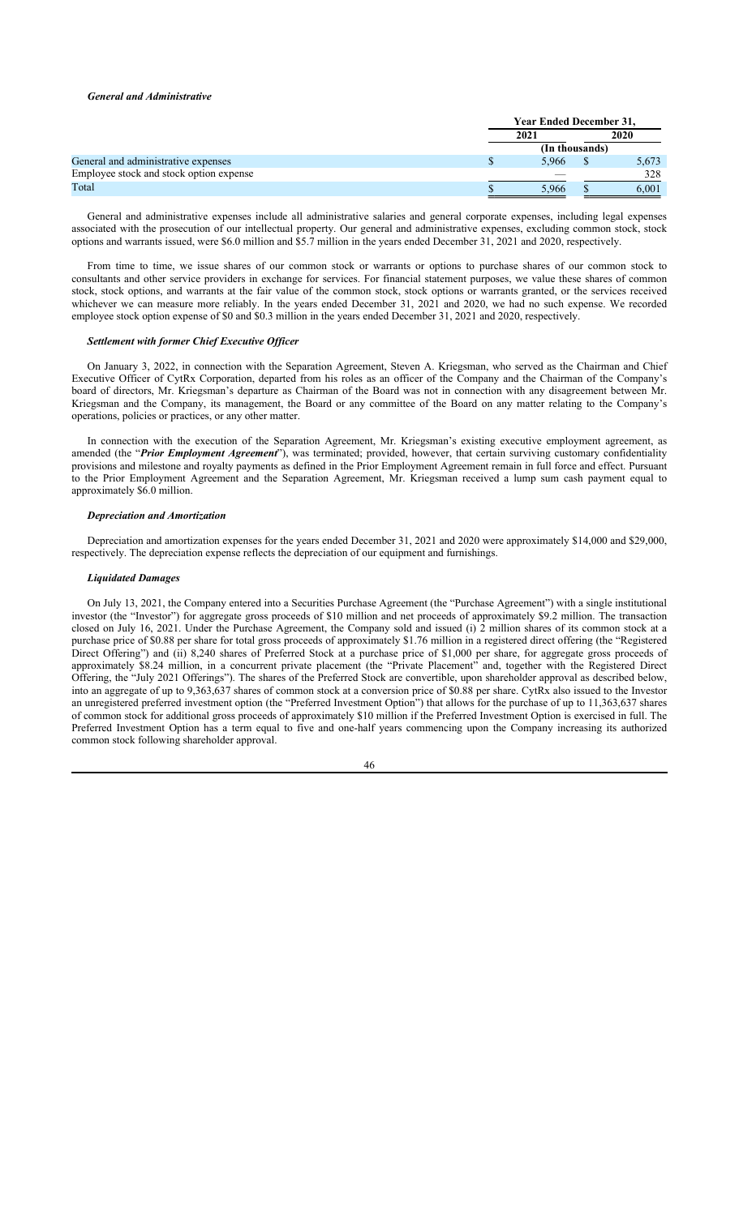***General and Administrative***

| | Year Ended December 31, | |
|---|---|---|
| | 2021 | 2020 |
| | (In thousands) | |
| General and administrative expenses | $ 5,966 | $ 5,673 |
| Employee stock and stock option expense | — | 328 |
| Total | $ 5,966 | $ 6,001 |

General and administrative expenses include all administrative salaries and general corporate expenses, including legal expenses associated with the prosecution of our intellectual property. Our general and administrative expenses, excluding common stock, stock options and warrants issued, were $6.0 million and $5.7 million in the years ended December 31, 2021 and 2020, respectively.

From time to time, we issue shares of our common stock or warrants or options to purchase shares of our common stock to consultants and other service providers in exchange for services. For financial statement purposes, we value these shares of common stock, stock options, and warrants at the fair value of the common stock, stock options or warrants granted, or the services received whichever we can measure more reliably. In the years ended December 31, 2021 and 2020, we had no such expense. We recorded employee stock option expense of $0 and $0.3 million in the years ended December 31, 2021 and 2020, respectively.

***Settlement with former Chief Executive Officer***

On January 3, 2022, in connection with the Separation Agreement, Steven A. Kriegsman, who served as the Chairman and Chief Executive Officer of CytRx Corporation, departed from his roles as an officer of the Company and the Chairman of the Company's board of directors, Mr. Kriegsman's departure as Chairman of the Board was not in connection with any disagreement between Mr. Kriegsman and the Company, its management, the Board or any committee of the Board on any matter relating to the Company's operations, policies or practices, or any other matter.

In connection with the execution of the Separation Agreement, Mr. Kriegsman's existing executive employment agreement, as amended (the "***Prior Employment Agreement***"), was terminated; provided, however, that certain surviving customary confidentiality provisions and milestone and royalty payments as defined in the Prior Employment Agreement remain in full force and effect. Pursuant to the Prior Employment Agreement and the Separation Agreement, Mr. Kriegsman received a lump sum cash payment equal to approximately $6.0 million.

***Depreciation and Amortization***

Depreciation and amortization expenses for the years ended December 31, 2021 and 2020 were approximately $14,000 and $29,000, respectively. The depreciation expense reflects the depreciation of our equipment and furnishings.

***Liquidated Damages***

On July 13, 2021, the Company entered into a Securities Purchase Agreement (the "Purchase Agreement") with a single institutional investor (the "Investor") for aggregate gross proceeds of $10 million and net proceeds of approximately $9.2 million. The transaction closed on July 16, 2021. Under the Purchase Agreement, the Company sold and issued (i) 2 million shares of its common stock at a purchase price of $0.88 per share for total gross proceeds of approximately $1.76 million in a registered direct offering (the "Registered Direct Offering") and (ii) 8,240 shares of Preferred Stock at a purchase price of $1,000 per share, for aggregate gross proceeds of approximately $8.24 million, in a concurrent private placement (the "Private Placement" and, together with the Registered Direct Offering, the "July 2021 Offerings"). The shares of the Preferred Stock are convertible, upon shareholder approval as described below, into an aggregate of up to 9,363,637 shares of common stock at a conversion price of $0.88 per share. CytRx also issued to the Investor an unregistered preferred investment option (the "Preferred Investment Option") that allows for the purchase of up to 11,363,637 shares of common stock for additional gross proceeds of approximately $10 million if the Preferred Investment Option is exercised in full. The Preferred Investment Option has a term equal to five and one-half years commencing upon the Company increasing its authorized common stock following shareholder approval.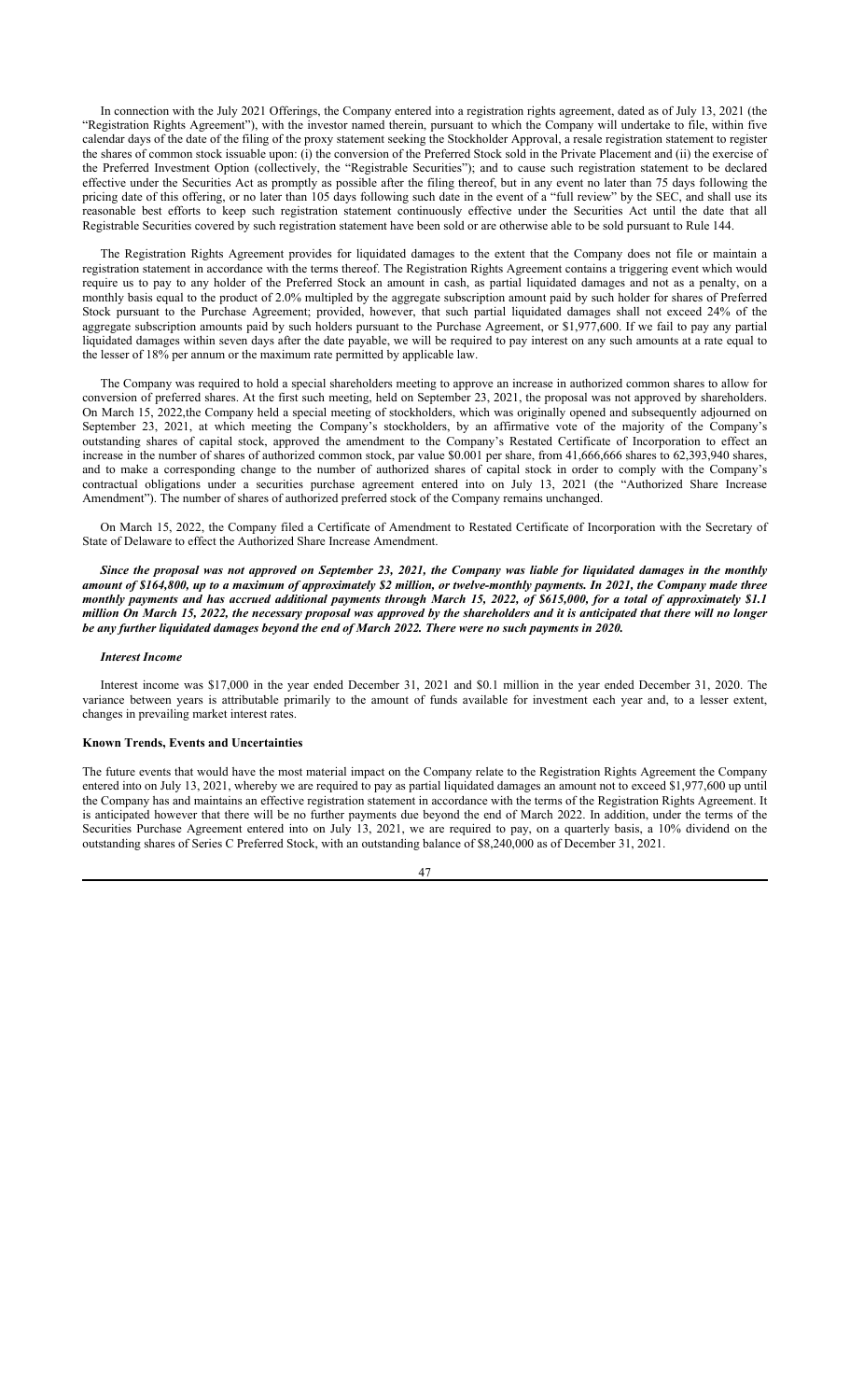In connection with the July 2021 Offerings, the Company entered into a registration rights agreement, dated as of July 13, 2021 (the "Registration Rights Agreement"), with the investor named therein, pursuant to which the Company will undertake to file, within five calendar days of the date of the filing of the proxy statement seeking the Stockholder Approval, a resale registration statement to register the shares of common stock issuable upon: (i) the conversion of the Preferred Stock sold in the Private Placement and (ii) the exercise of the Preferred Investment Option (collectively, the "Registrable Securities"); and to cause such registration statement to be declared effective under the Securities Act as promptly as possible after the filing thereof, but in any event no later than 75 days following the pricing date of this offering, or no later than 105 days following such date in the event of a "full review" by the SEC, and shall use its reasonable best efforts to keep such registration statement continuously effective under the Securities Act until the date that all Registrable Securities covered by such registration statement have been sold or are otherwise able to be sold pursuant to Rule 144.

The Registration Rights Agreement provides for liquidated damages to the extent that the Company does not file or maintain a registration statement in accordance with the terms thereof. The Registration Rights Agreement contains a triggering event which would require us to pay to any holder of the Preferred Stock an amount in cash, as partial liquidated damages and not as a penalty, on a monthly basis equal to the product of 2.0% multiplied by the aggregate subscription amount paid by such holder for shares of Preferred Stock pursuant to the Purchase Agreement; provided, however, that such partial liquidated damages shall not exceed 24% of the aggregate subscription amounts paid by such holders pursuant to the Purchase Agreement, or $1,977,600. If we fail to pay any partial liquidated damages within seven days after the date payable, we will be required to pay interest on any such amounts at a rate equal to the lesser of 18% per annum or the maximum rate permitted by applicable law.

The Company was required to hold a special shareholders meeting to approve an increase in authorized common shares to allow for conversion of preferred shares. At the first such meeting, held on September 23, 2021, the proposal was not approved by shareholders. On March 15, 2022,the Company held a special meeting of stockholders, which was originally opened and subsequently adjourned on September 23, 2021, at which meeting the Company's stockholders, by an affirmative vote of the majority of the Company's outstanding shares of capital stock, approved the amendment to the Company's Restated Certificate of Incorporation to effect an increase in the number of shares of authorized common stock, par value $0.001 per share, from 41,666,666 shares to 62,393,940 shares, and to make a corresponding change to the number of authorized shares of capital stock in order to comply with the Company's contractual obligations under a securities purchase agreement entered into on July 13, 2021 (the "Authorized Share Increase Amendment"). The number of shares of authorized preferred stock of the Company remains unchanged.

On March 15, 2022, the Company filed a Certificate of Amendment to Restated Certificate of Incorporation with the Secretary of State of Delaware to effect the Authorized Share Increase Amendment.

***Since the proposal was not approved on September 23, 2021, the Company was liable for liquidated damages in the monthly amount of $164,800, up to a maximum of approximately $2 million, or twelve-monthly payments. In 2021, the Company made three monthly payments and has accrued additional payments through March 15, 2022, of $615,000, for a total of approximately $1.1 million On March 15, 2022, the necessary proposal was approved by the shareholders and it is anticipated that there will no longer be any further liquidated damages beyond the end of March 2022. There were no such payments in 2020.***

***Interest Income***

Interest income was $17,000 in the year ended December 31, 2021 and $0.1 million in the year ended December 31, 2020. The variance between years is attributable primarily to the amount of funds available for investment each year and, to a lesser extent, changes in prevailing market interest rates.

**Known Trends, Events and Uncertainties**

The future events that would have the most material impact on the Company relate to the Registration Rights Agreement the Company entered into on July 13, 2021, whereby we are required to pay as partial liquidated damages an amount not to exceed $1,977,600 up until the Company has and maintains an effective registration statement in accordance with the terms of the Registration Rights Agreement. It is anticipated however that there will be no further payments due beyond the end of March 2022. In addition, under the terms of the Securities Purchase Agreement entered into on July 13, 2021, we are required to pay, on a quarterly basis, a 10% dividend on the outstanding shares of Series C Preferred Stock, with an outstanding balance of $8,240,000 as of December 31, 2021.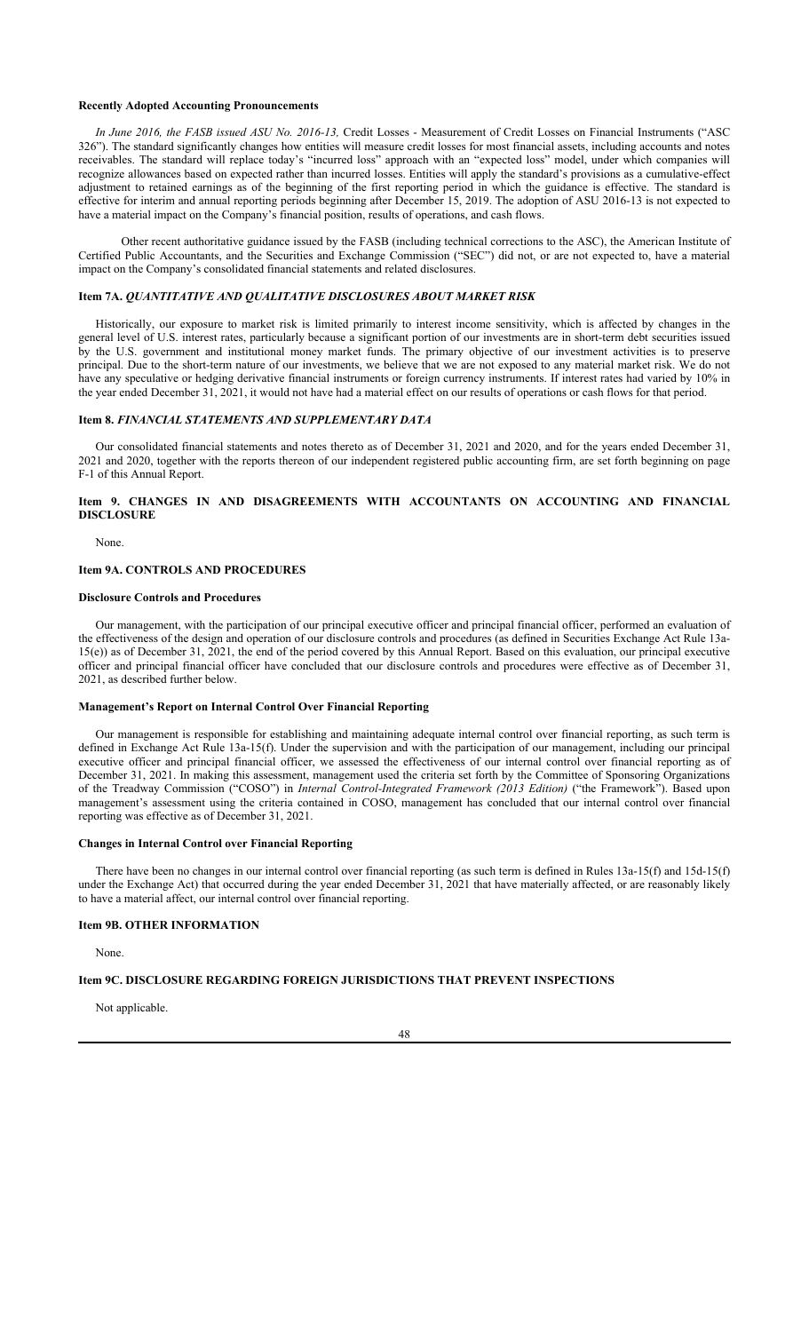**Recently Adopted Accounting Pronouncements**

*In June 2016, the FASB issued ASU No. 2016-13,* Credit Losses - Measurement of Credit Losses on Financial Instruments ("ASC 326"). The standard significantly changes how entities will measure credit losses for most financial assets, including accounts and notes receivables. The standard will replace today's "incurred loss" approach with an "expected loss" model, under which companies will recognize allowances based on expected rather than incurred losses. Entities will apply the standard's provisions as a cumulative-effect adjustment to retained earnings as of the beginning of the first reporting period in which the guidance is effective. The standard is effective for interim and annual reporting periods beginning after December 15, 2019. The adoption of ASU 2016-13 is not expected to have a material impact on the Company's financial position, results of operations, and cash flows.

Other recent authoritative guidance issued by the FASB (including technical corrections to the ASC), the American Institute of Certified Public Accountants, and the Securities and Exchange Commission ("SEC") did not, or are not expected to, have a material impact on the Company's consolidated financial statements and related disclosures.

## Item 7A. *QUANTITATIVE AND QUALITATIVE DISCLOSURES ABOUT MARKET RISK*

Historically, our exposure to market risk is limited primarily to interest income sensitivity, which is affected by changes in the general level of U.S. interest rates, particularly because a significant portion of our investments are in short-term debt securities issued by the U.S. government and institutional money market funds. The primary objective of our investment activities is to preserve principal. Due to the short-term nature of our investments, we believe that we are not exposed to any material market risk. We do not have any speculative or hedging derivative financial instruments or foreign currency instruments. If interest rates had varied by 10% in the year ended December 31, 2021, it would not have had a material effect on our results of operations or cash flows for that period.

## Item 8. *FINANCIAL STATEMENTS AND SUPPLEMENTARY DATA*

Our consolidated financial statements and notes thereto as of December 31, 2021 and 2020, and for the years ended December 31, 2021 and 2020, together with the reports thereon of our independent registered public accounting firm, are set forth beginning on page F-1 of this Annual Report.

## Item 9. CHANGES IN AND DISAGREEMENTS WITH ACCOUNTANTS ON ACCOUNTING AND FINANCIAL DISCLOSURE

None.

## Item 9A. CONTROLS AND PROCEDURES

**Disclosure Controls and Procedures**

Our management, with the participation of our principal executive officer and principal financial officer, performed an evaluation of the effectiveness of the design and operation of our disclosure controls and procedures (as defined in Securities Exchange Act Rule 13a-15(e)) as of December 31, 2021, the end of the period covered by this Annual Report. Based on this evaluation, our principal executive officer and principal financial officer have concluded that our disclosure controls and procedures were effective as of December 31, 2021, as described further below.

**Management's Report on Internal Control Over Financial Reporting**

Our management is responsible for establishing and maintaining adequate internal control over financial reporting, as such term is defined in Exchange Act Rule 13a-15(f). Under the supervision and with the participation of our management, including our principal executive officer and principal financial officer, we assessed the effectiveness of our internal control over financial reporting as of December 31, 2021. In making this assessment, management used the criteria set forth by the Committee of Sponsoring Organizations of the Treadway Commission ("COSO") in *Internal Control-Integrated Framework (2013 Edition)* ("the Framework"). Based upon management's assessment using the criteria contained in COSO, management has concluded that our internal control over financial reporting was effective as of December 31, 2021.

**Changes in Internal Control over Financial Reporting**

There have been no changes in our internal control over financial reporting (as such term is defined in Rules 13a-15(f) and 15d-15(f) under the Exchange Act) that occurred during the year ended December 31, 2021 that have materially affected, or are reasonably likely to have a material affect, our internal control over financial reporting.

## Item 9B. OTHER INFORMATION

None.

## Item 9C. DISCLOSURE REGARDING FOREIGN JURISDICTIONS THAT PREVENT INSPECTIONS

Not applicable.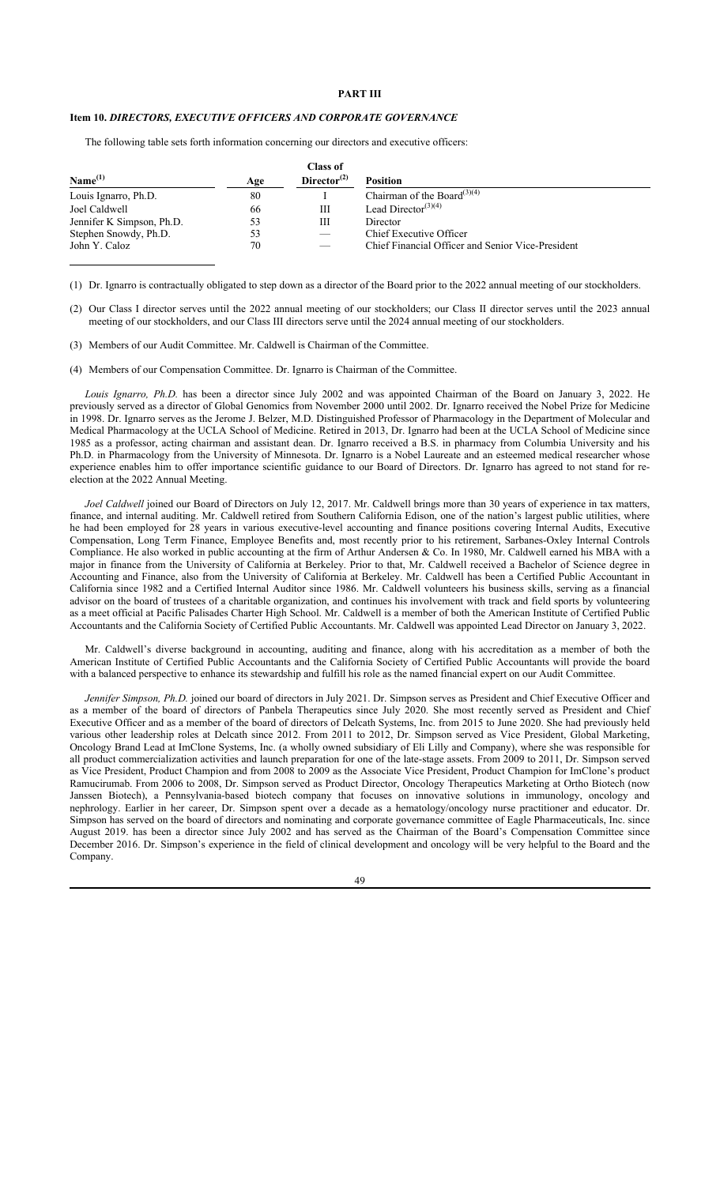# PART III

## Item 10. *DIRECTORS, EXECUTIVE OFFICERS AND CORPORATE GOVERNANCE*

The following table sets forth information concerning our directors and executive officers:

| Name[(1)] | Age | Class of Director[(2)] | Position |
|---|---|---|---|
| Louis Ignarro, Ph.D. | 80 | I | Chairman of the Board[(3)(4)] |
| Joel Caldwell | 66 | III | Lead Director[(3)(4)] |
| Jennifer K Simpson, Ph.D. | 53 | III | Director |
| Stephen Snowdy, Ph.D. | 53 | — | Chief Executive Officer |
| John Y. Caloz | 70 | — | Chief Financial Officer and Senior Vice-President |

(1) Dr. Ignarro is contractually obligated to step down as a director of the Board prior to the 2022 annual meeting of our stockholders.

(2) Our Class I director serves until the 2022 annual meeting of our stockholders; our Class II director serves until the 2023 annual meeting of our stockholders, and our Class III directors serve until the 2024 annual meeting of our stockholders.

(3) Members of our Audit Committee. Mr. Caldwell is Chairman of the Committee.

(4) Members of our Compensation Committee. Dr. Ignarro is Chairman of the Committee.

*Louis Ignarro, Ph.D.* has been a director since July 2002 and was appointed Chairman of the Board on January 3, 2022. He previously served as a director of Global Genomics from November 2000 until 2002. Dr. Ignarro received the Nobel Prize for Medicine in 1998. Dr. Ignarro serves as the Jerome J. Belzer, M.D. Distinguished Professor of Pharmacology in the Department of Molecular and Medical Pharmacology at the UCLA School of Medicine. Retired in 2013, Dr. Ignarro had been at the UCLA School of Medicine since 1985 as a professor, acting chairman and assistant dean. Dr. Ignarro received a B.S. in pharmacy from Columbia University and his Ph.D. in Pharmacology from the University of Minnesota. Dr. Ignarro is a Nobel Laureate and an esteemed medical researcher whose experience enables him to offer importance scientific guidance to our Board of Directors. Dr. Ignarro has agreed to not stand for re-election at the 2022 Annual Meeting.

*Joel Caldwell* joined our Board of Directors on July 12, 2017. Mr. Caldwell brings more than 30 years of experience in tax matters, finance, and internal auditing. Mr. Caldwell retired from Southern California Edison, one of the nation's largest public utilities, where he had been employed for 28 years in various executive-level accounting and finance positions covering Internal Audits, Executive Compensation, Long Term Finance, Employee Benefits and, most recently prior to his retirement, Sarbanes-Oxley Internal Controls Compliance. He also worked in public accounting at the firm of Arthur Andersen & Co. In 1980, Mr. Caldwell earned his MBA with a major in finance from the University of California at Berkeley. Prior to that, Mr. Caldwell received a Bachelor of Science degree in Accounting and Finance, also from the University of California at Berkeley. Mr. Caldwell has been a Certified Public Accountant in California since 1982 and a Certified Internal Auditor since 1986. Mr. Caldwell volunteers his business skills, serving as a financial advisor on the board of trustees of a charitable organization, and continues his involvement with track and field sports by volunteering as a meet official at Pacific Palisades Charter High School. Mr. Caldwell is a member of both the American Institute of Certified Public Accountants and the California Society of Certified Public Accountants. Mr. Caldwell was appointed Lead Director on January 3, 2022.

Mr. Caldwell's diverse background in accounting, auditing and finance, along with his accreditation as a member of both the American Institute of Certified Public Accountants and the California Society of Certified Public Accountants will provide the board with a balanced perspective to enhance its stewardship and fulfill his role as the named financial expert on our Audit Committee.

*Jennifer Simpson, Ph.D.* joined our board of directors in July 2021. Dr. Simpson serves as President and Chief Executive Officer and as a member of the board of directors of Panbela Therapeutics since July 2020. She most recently served as President and Chief Executive Officer and as a member of the board of directors of Delcath Systems, Inc. from 2015 to June 2020. She had previously held various other leadership roles at Delcath since 2012. From 2011 to 2012, Dr. Simpson served as Vice President, Global Marketing, Oncology Brand Lead at ImClone Systems, Inc. (a wholly owned subsidiary of Eli Lilly and Company), where she was responsible for all product commercialization activities and launch preparation for one of the late-stage assets. From 2009 to 2011, Dr. Simpson served as Vice President, Product Champion and from 2008 to 2009 as the Associate Vice President, Product Champion for ImClone's product Ramucirumab. From 2006 to 2008, Dr. Simpson served as Product Director, Oncology Therapeutics Marketing at Ortho Biotech (now Janssen Biotech), a Pennsylvania-based biotech company that focuses on innovative solutions in immunology, oncology and nephrology. Earlier in her career, Dr. Simpson spent over a decade as a hematology/oncology nurse practitioner and educator. Dr. Simpson has served on the board of directors and nominating and corporate governance committee of Eagle Pharmaceuticals, Inc. since August 2019. has been a director since July 2002 and has served as the Chairman of the Board's Compensation Committee since December 2016. Dr. Simpson's experience in the field of clinical development and oncology will be very helpful to the Board and the Company.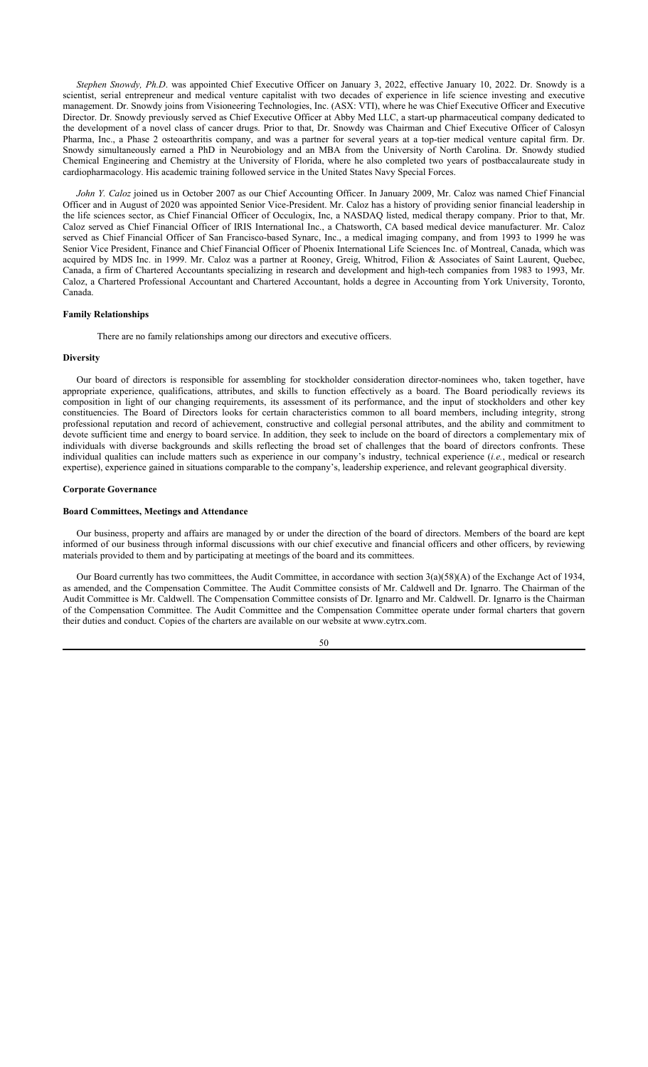*Stephen Snowdy, Ph.D*. was appointed Chief Executive Officer on January 3, 2022, effective January 10, 2022. Dr. Snowdy is a scientist, serial entrepreneur and medical venture capitalist with two decades of experience in life science investing and executive management. Dr. Snowdy joins from Visioneering Technologies, Inc. (ASX: VTI), where he was Chief Executive Officer and Executive Director. Dr. Snowdy previously served as Chief Executive Officer at Abby Med LLC, a start-up pharmaceutical company dedicated to the development of a novel class of cancer drugs. Prior to that, Dr. Snowdy was Chairman and Chief Executive Officer of Calosyn Pharma, Inc., a Phase 2 osteoarthritis company, and was a partner for several years at a top-tier medical venture capital firm. Dr. Snowdy simultaneously earned a PhD in Neurobiology and an MBA from the University of North Carolina. Dr. Snowdy studied Chemical Engineering and Chemistry at the University of Florida, where he also completed two years of postbaccalaureate study in cardiopharmacology. His academic training followed service in the United States Navy Special Forces.

*John Y. Caloz* joined us in October 2007 as our Chief Accounting Officer. In January 2009, Mr. Caloz was named Chief Financial Officer and in August of 2020 was appointed Senior Vice-President. Mr. Caloz has a history of providing senior financial leadership in the life sciences sector, as Chief Financial Officer of Occulogix, Inc, a NASDAQ listed, medical therapy company. Prior to that, Mr. Caloz served as Chief Financial Officer of IRIS International Inc., a Chatsworth, CA based medical device manufacturer. Mr. Caloz served as Chief Financial Officer of San Francisco-based Synarc, Inc., a medical imaging company, and from 1993 to 1999 he was Senior Vice President, Finance and Chief Financial Officer of Phoenix International Life Sciences Inc. of Montreal, Canada, which was acquired by MDS Inc. in 1999. Mr. Caloz was a partner at Rooney, Greig, Whitrod, Filion & Associates of Saint Laurent, Quebec, Canada, a firm of Chartered Accountants specializing in research and development and high-tech companies from 1983 to 1993, Mr. Caloz, a Chartered Professional Accountant and Chartered Accountant, holds a degree in Accounting from York University, Toronto, Canada.

**Family Relationships**

There are no family relationships among our directors and executive officers.

**Diversity**

Our board of directors is responsible for assembling for stockholder consideration director-nominees who, taken together, have appropriate experience, qualifications, attributes, and skills to function effectively as a board. The Board periodically reviews its composition in light of our changing requirements, its assessment of its performance, and the input of stockholders and other key constituencies. The Board of Directors looks for certain characteristics common to all board members, including integrity, strong professional reputation and record of achievement, constructive and collegial personal attributes, and the ability and commitment to devote sufficient time and energy to board service. In addition, they seek to include on the board of directors a complementary mix of individuals with diverse backgrounds and skills reflecting the broad set of challenges that the board of directors confronts. These individual qualities can include matters such as experience in our company's industry, technical experience (*i.e.*, medical or research expertise), experience gained in situations comparable to the company's, leadership experience, and relevant geographical diversity.

**Corporate Governance**

**Board Committees, Meetings and Attendance**

Our business, property and affairs are managed by or under the direction of the board of directors. Members of the board are kept informed of our business through informal discussions with our chief executive and financial officers and other officers, by reviewing materials provided to them and by participating at meetings of the board and its committees.

Our Board currently has two committees, the Audit Committee, in accordance with section 3(a)(58)(A) of the Exchange Act of 1934, as amended, and the Compensation Committee. The Audit Committee consists of Mr. Caldwell and Dr. Ignarro. The Chairman of the Audit Committee is Mr. Caldwell. The Compensation Committee consists of Dr. Ignarro and Mr. Caldwell. Dr. Ignarro is the Chairman of the Compensation Committee. The Audit Committee and the Compensation Committee operate under formal charters that govern their duties and conduct. Copies of the charters are available on our website at www.cytrx.com.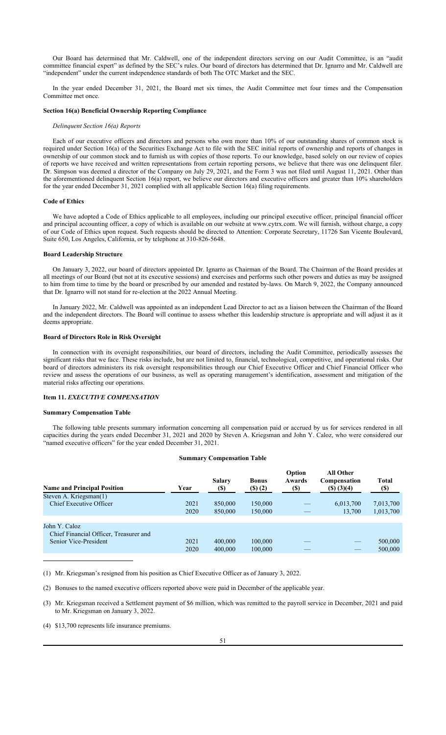Our Board has determined that Mr. Caldwell, one of the independent directors serving on our Audit Committee, is an "audit committee financial expert" as defined by the SEC's rules. Our board of directors has determined that Dr. Ignarro and Mr. Caldwell are "independent" under the current independence standards of both The OTC Market and the SEC.

In the year ended December 31, 2021, the Board met six times, the Audit Committee met four times and the Compensation Committee met once.

**Section 16(a) Beneficial Ownership Reporting Compliance**

*Delinquent Section 16(a) Reports*

Each of our executive officers and directors and persons who own more than 10% of our outstanding shares of common stock is required under Section 16(a) of the Securities Exchange Act to file with the SEC initial reports of ownership and reports of changes in ownership of our common stock and to furnish us with copies of those reports. To our knowledge, based solely on our review of copies of reports we have received and written representations from certain reporting persons, we believe that there was one delinquent filer. Dr. Simpson was deemed a director of the Company on July 29, 2021, and the Form 3 was not filed until August 11, 2021. Other than the aforementioned delinquent Section 16(a) report, we believe our directors and executive officers and greater than 10% shareholders for the year ended December 31, 2021 complied with all applicable Section 16(a) filing requirements.

**Code of Ethics**

We have adopted a Code of Ethics applicable to all employees, including our principal executive officer, principal financial officer and principal accounting officer, a copy of which is available on our website at www.cytrx.com. We will furnish, without charge, a copy of our Code of Ethics upon request. Such requests should be directed to Attention: Corporate Secretary, 11726 San Vicente Boulevard, Suite 650, Los Angeles, California, or by telephone at 310-826-5648.

**Board Leadership Structure**

On January 3, 2022, our board of directors appointed Dr. Ignarro as Chairman of the Board. The Chairman of the Board presides at all meetings of our Board (but not at its executive sessions) and exercises and performs such other powers and duties as may be assigned to him from time to time by the board or prescribed by our amended and restated by-laws. On March 9, 2022, the Company announced that Dr. Ignarro will not stand for re-election at the 2022 Annual Meeting.

In January 2022, Mr. Caldwell was appointed as an independent Lead Director to act as a liaison between the Chairman of the Board and the independent directors. The Board will continue to assess whether this leadership structure is appropriate and will adjust it as it deems appropriate.

**Board of Directors Role in Risk Oversight**

In connection with its oversight responsibilities, our board of directors, including the Audit Committee, periodically assesses the significant risks that we face. These risks include, but are not limited to, financial, technological, competitive, and operational risks. Our board of directors administers its risk oversight responsibilities through our Chief Executive Officer and Chief Financial Officer who review and assess the operations of our business, as well as operating management's identification, assessment and mitigation of the material risks affecting our operations.

## Item 11. *EXECUTIVE COMPENSATION*

**Summary Compensation Table**

The following table presents summary information concerning all compensation paid or accrued by us for services rendered in all capacities during the years ended December 31, 2021 and 2020 by Steven A. Kriegsman and John Y. Caloz, who were considered our "named executive officers" for the year ended December 31, 2021.

**Summary Compensation Table**

| Name and Principal Position | Year | Salary ($) | Bonus ($) (2) | Option Awards ($) | All Other Compensation ($) (3)(4) | Total ($) |
|---|---|---|---|---|---|---|
| Steven A. Kriegsman(1) | | | | | | |
| Chief Executive Officer | 2021 | 850,000 | 150,000 | — | 6,013,700 | 7,013,700 |
| | 2020 | 850,000 | 150,000 | — | 13,700 | 1,013,700 |
| John Y. Caloz | | | | | | |
| Chief Financial Officer, Treasurer and Senior Vice-President | 2021 | 400,000 | 100,000 | — | — | 500,000 |
| | 2020 | 400,000 | 100,000 | — | — | 500,000 |

(1) Mr. Kriegsman's resigned from his position as Chief Executive Officer as of January 3, 2022.

(2) Bonuses to the named executive officers reported above were paid in December of the applicable year.

(3) Mr. Kriegsman received a Settlement payment of $6 million, which was remitted to the payroll service in December, 2021 and paid to Mr. Kriegsman on January 3, 2022.

(4) $13,700 represents life insurance premiums.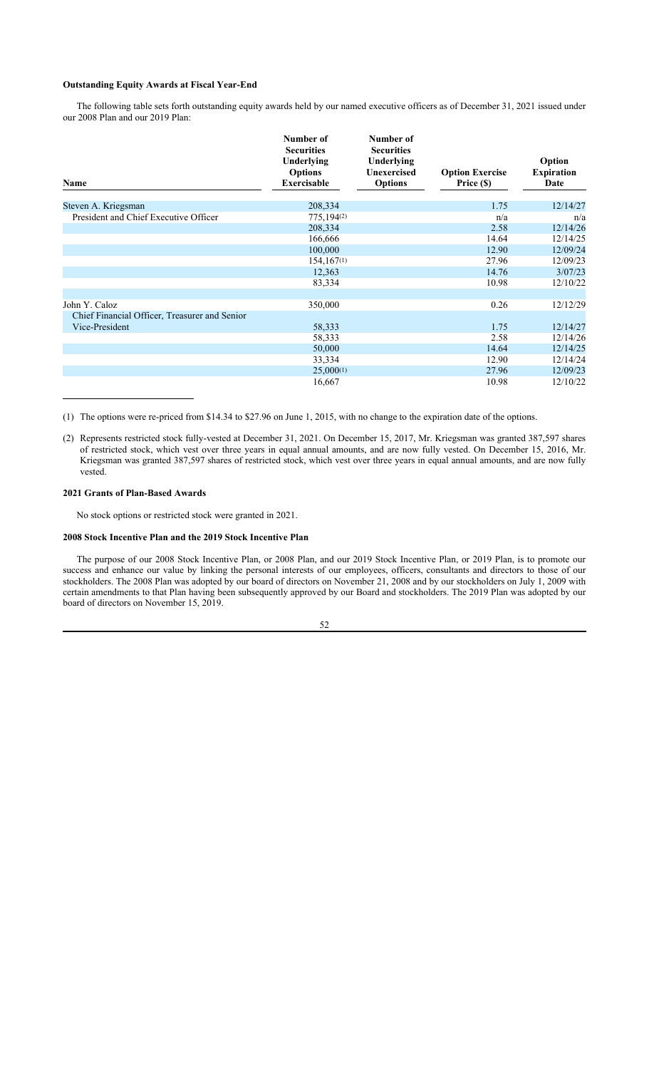**Outstanding Equity Awards at Fiscal Year-End**

The following table sets forth outstanding equity awards held by our named executive officers as of December 31, 2021 issued under our 2008 Plan and our 2019 Plan:

| Name | Number of Securities Underlying Options Exercisable | Number of Securities Underlying Unexercised Options | Option Exercise Price ($) | Option Expiration Date |
|---|---|---|---|---|
| Steven A. Kriegsman | 208,334 | | 1.75 | 12/14/27 |
| President and Chief Executive Officer | 775,194(2) | | n/a | n/a |
| | 208,334 | | 2.58 | 12/14/26 |
| | 166,666 | | 14.64 | 12/14/25 |
| | 100,000 | | 12.90 | 12/09/24 |
| | 154,167(1) | | 27.96 | 12/09/23 |
| | 12,363 | | 14.76 | 3/07/23 |
| | 83,334 | | 10.98 | 12/10/22 |
| | | | | |
| John Y. Caloz | 350,000 | | 0.26 | 12/12/29 |
| Chief Financial Officer, Treasurer and Senior Vice-President | 58,333 | | 1.75 | 12/14/27 |
| | 58,333 | | 2.58 | 12/14/26 |
| | 50,000 | | 14.64 | 12/14/25 |
| | 33,334 | | 12.90 | 12/14/24 |
| | 25,000(1) | | 27.96 | 12/09/23 |
| | 16,667 | | 10.98 | 12/10/22 |

(1) The options were re-priced from $14.34 to $27.96 on June 1, 2015, with no change to the expiration date of the options.

(2) Represents restricted stock fully-vested at December 31, 2021. On December 15, 2017, Mr. Kriegsman was granted 387,597 shares of restricted stock, which vest over three years in equal annual amounts, and are now fully vested. On December 15, 2016, Mr. Kriegsman was granted 387,597 shares of restricted stock, which vest over three years in equal annual amounts, and are now fully vested.

**2021 Grants of Plan-Based Awards**

No stock options or restricted stock were granted in 2021.

**2008 Stock Incentive Plan and the 2019 Stock Incentive Plan**

The purpose of our 2008 Stock Incentive Plan, or 2008 Plan, and our 2019 Stock Incentive Plan, or 2019 Plan, is to promote our success and enhance our value by linking the personal interests of our employees, officers, consultants and directors to those of our stockholders. The 2008 Plan was adopted by our board of directors on November 21, 2008 and by our stockholders on July 1, 2009 with certain amendments to that Plan having been subsequently approved by our Board and stockholders. The 2019 Plan was adopted by our board of directors on November 15, 2019.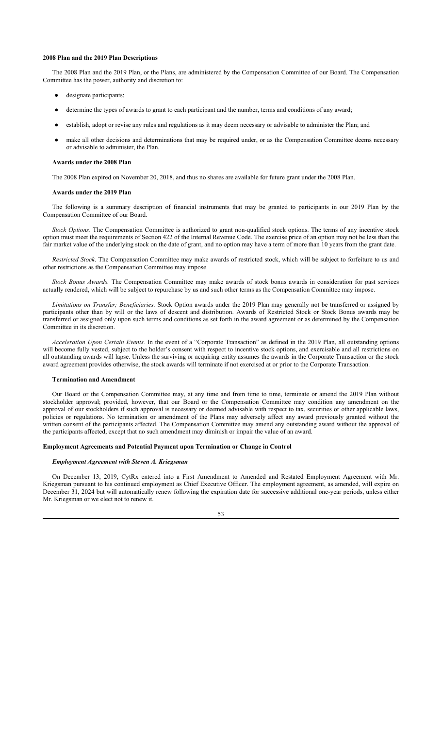### 2008 Plan and the 2019 Plan Descriptions

The 2008 Plan and the 2019 Plan, or the Plans, are administered by the Compensation Committee of our Board. The Compensation Committee has the power, authority and discretion to:

- designate participants;
- determine the types of awards to grant to each participant and the number, terms and conditions of any award;
- establish, adopt or revise any rules and regulations as it may deem necessary or advisable to administer the Plan; and
- make all other decisions and determinations that may be required under, or as the Compensation Committee deems necessary or advisable to administer, the Plan.

#### Awards under the 2008 Plan

The 2008 Plan expired on November 20, 2018, and thus no shares are available for future grant under the 2008 Plan.

#### Awards under the 2019 Plan

The following is a summary description of financial instruments that may be granted to participants in our 2019 Plan by the Compensation Committee of our Board.

*Stock Options*. The Compensation Committee is authorized to grant non-qualified stock options. The terms of any incentive stock option must meet the requirements of Section 422 of the Internal Revenue Code. The exercise price of an option may not be less than the fair market value of the underlying stock on the date of grant, and no option may have a term of more than 10 years from the grant date.

*Restricted Stock*. The Compensation Committee may make awards of restricted stock, which will be subject to forfeiture to us and other restrictions as the Compensation Committee may impose.

*Stock Bonus Awards.* The Compensation Committee may make awards of stock bonus awards in consideration for past services actually rendered, which will be subject to repurchase by us and such other terms as the Compensation Committee may impose.

*Limitations on Transfer; Beneficiaries.* Stock Option awards under the 2019 Plan may generally not be transferred or assigned by participants other than by will or the laws of descent and distribution. Awards of Restricted Stock or Stock Bonus awards may be transferred or assigned only upon such terms and conditions as set forth in the award agreement or as determined by the Compensation Committee in its discretion.

*Acceleration Upon Certain Events.* In the event of a "Corporate Transaction" as defined in the 2019 Plan, all outstanding options will become fully vested, subject to the holder's consent with respect to incentive stock options, and exercisable and all restrictions on all outstanding awards will lapse. Unless the surviving or acquiring entity assumes the awards in the Corporate Transaction or the stock award agreement provides otherwise, the stock awards will terminate if not exercised at or prior to the Corporate Transaction.

#### Termination and Amendment

Our Board or the Compensation Committee may, at any time and from time to time, terminate or amend the 2019 Plan without stockholder approval; provided, however, that our Board or the Compensation Committee may condition any amendment on the approval of our stockholders if such approval is necessary or deemed advisable with respect to tax, securities or other applicable laws, policies or regulations. No termination or amendment of the Plans may adversely affect any award previously granted without the written consent of the participants affected. The Compensation Committee may amend any outstanding award without the approval of the participants affected, except that no such amendment may diminish or impair the value of an award.

### Employment Agreements and Potential Payment upon Termination or Change in Control

#### *Employment Agreement with Steven A. Kriegsman*

On December 13, 2019, CytRx entered into a First Amendment to Amended and Restated Employment Agreement with Mr. Kriegsman pursuant to his continued employment as Chief Executive Officer. The employment agreement, as amended, will expire on December 31, 2024 but will automatically renew following the expiration date for successive additional one-year periods, unless either Mr. Kriegsman or we elect not to renew it.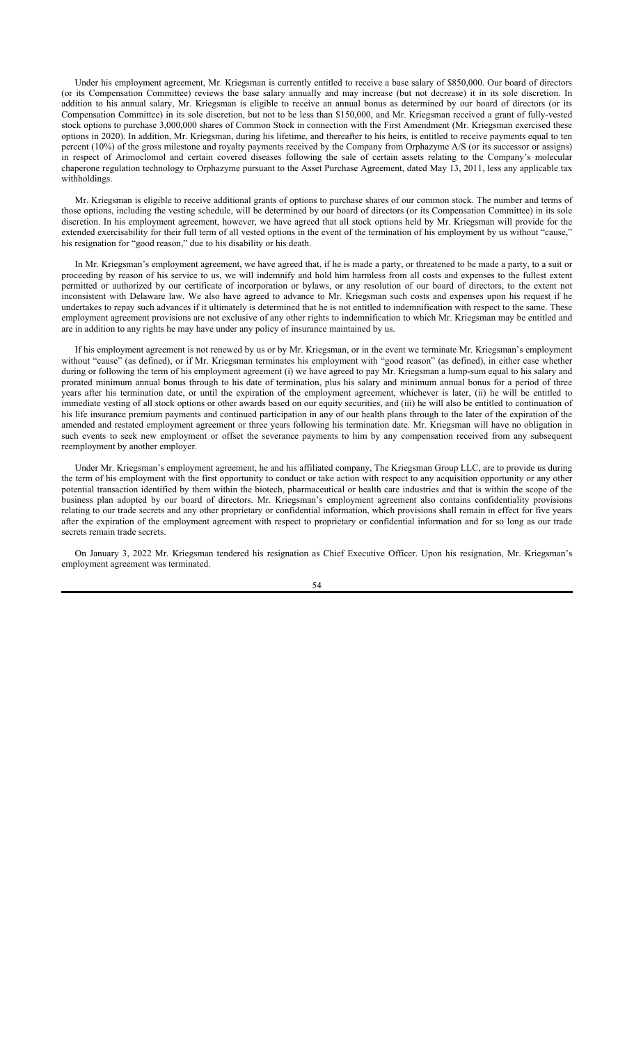Under his employment agreement, Mr. Kriegsman is currently entitled to receive a base salary of $850,000. Our board of directors (or its Compensation Committee) reviews the base salary annually and may increase (but not decrease) it in its sole discretion. In addition to his annual salary, Mr. Kriegsman is eligible to receive an annual bonus as determined by our board of directors (or its Compensation Committee) in its sole discretion, but not to be less than $150,000, and Mr. Kriegsman received a grant of fully-vested stock options to purchase 3,000,000 shares of Common Stock in connection with the First Amendment (Mr. Kriegsman exercised these options in 2020). In addition, Mr. Kriegsman, during his lifetime, and thereafter to his heirs, is entitled to receive payments equal to ten percent (10%) of the gross milestone and royalty payments received by the Company from Orphazyme A/S (or its successor or assigns) in respect of Arimoclomol and certain covered diseases following the sale of certain assets relating to the Company's molecular chaperone regulation technology to Orphazyme pursuant to the Asset Purchase Agreement, dated May 13, 2011, less any applicable tax withholdings.

Mr. Kriegsman is eligible to receive additional grants of options to purchase shares of our common stock. The number and terms of those options, including the vesting schedule, will be determined by our board of directors (or its Compensation Committee) in its sole discretion. In his employment agreement, however, we have agreed that all stock options held by Mr. Kriegsman will provide for the extended exercisability for their full term of all vested options in the event of the termination of his employment by us without "cause," his resignation for "good reason," due to his disability or his death.

In Mr. Kriegsman's employment agreement, we have agreed that, if he is made a party, or threatened to be made a party, to a suit or proceeding by reason of his service to us, we will indemnify and hold him harmless from all costs and expenses to the fullest extent permitted or authorized by our certificate of incorporation or bylaws, or any resolution of our board of directors, to the extent not inconsistent with Delaware law. We also have agreed to advance to Mr. Kriegsman such costs and expenses upon his request if he undertakes to repay such advances if it ultimately is determined that he is not entitled to indemnification with respect to the same. These employment agreement provisions are not exclusive of any other rights to indemnification to which Mr. Kriegsman may be entitled and are in addition to any rights he may have under any policy of insurance maintained by us.

If his employment agreement is not renewed by us or by Mr. Kriegsman, or in the event we terminate Mr. Kriegsman's employment without "cause" (as defined), or if Mr. Kriegsman terminates his employment with "good reason" (as defined), in either case whether during or following the term of his employment agreement (i) we have agreed to pay Mr. Kriegsman a lump-sum equal to his salary and prorated minimum annual bonus through to his date of termination, plus his salary and minimum annual bonus for a period of three years after his termination date, or until the expiration of the employment agreement, whichever is later, (ii) he will be entitled to immediate vesting of all stock options or other awards based on our equity securities, and (iii) he will also be entitled to continuation of his life insurance premium payments and continued participation in any of our health plans through to the later of the expiration of the amended and restated employment agreement or three years following his termination date. Mr. Kriegsman will have no obligation in such events to seek new employment or offset the severance payments to him by any compensation received from any subsequent reemployment by another employer.

Under Mr. Kriegsman's employment agreement, he and his affiliated company, The Kriegsman Group LLC, are to provide us during the term of his employment with the first opportunity to conduct or take action with respect to any acquisition opportunity or any other potential transaction identified by them within the biotech, pharmaceutical or health care industries and that is within the scope of the business plan adopted by our board of directors. Mr. Kriegsman's employment agreement also contains confidentiality provisions relating to our trade secrets and any other proprietary or confidential information, which provisions shall remain in effect for five years after the expiration of the employment agreement with respect to proprietary or confidential information and for so long as our trade secrets remain trade secrets.

On January 3, 2022 Mr. Kriegsman tendered his resignation as Chief Executive Officer. Upon his resignation, Mr. Kriegsman's employment agreement was terminated.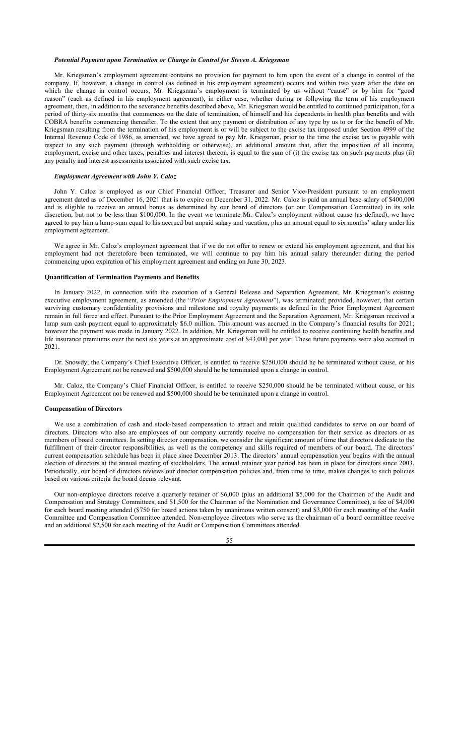### *Potential Payment upon Termination or Change in Control for Steven A. Kriegsman*

Mr. Kriegsman's employment agreement contains no provision for payment to him upon the event of a change in control of the company. If, however, a change in control (as defined in his employment agreement) occurs and within two years after the date on which the change in control occurs, Mr. Kriegsman's employment is terminated by us without "cause" or by him for "good reason" (each as defined in his employment agreement), in either case, whether during or following the term of his employment agreement, then, in addition to the severance benefits described above, Mr. Kriegsman would be entitled to continued participation, for a period of thirty-six months that commences on the date of termination, of himself and his dependents in health plan benefits and with COBRA benefits commencing thereafter. To the extent that any payment or distribution of any type by us to or for the benefit of Mr. Kriegsman resulting from the termination of his employment is or will be subject to the excise tax imposed under Section 4999 of the Internal Revenue Code of 1986, as amended, we have agreed to pay Mr. Kriegsman, prior to the time the excise tax is payable with respect to any such payment (through withholding or otherwise), an additional amount that, after the imposition of all income, employment, excise and other taxes, penalties and interest thereon, is equal to the sum of (i) the excise tax on such payments plus (ii) any penalty and interest assessments associated with such excise tax.

### *Employment Agreement with John Y. Caloz*

John Y. Caloz is employed as our Chief Financial Officer, Treasurer and Senior Vice-President pursuant to an employment agreement dated as of December 16, 2021 that is to expire on December 31, 2022. Mr. Caloz is paid an annual base salary of $400,000 and is eligible to receive an annual bonus as determined by our board of directors (or our Compensation Committee) in its sole discretion, but not to be less than $100,000. In the event we terminate Mr. Caloz's employment without cause (as defined), we have agreed to pay him a lump-sum equal to his accrued but unpaid salary and vacation, plus an amount equal to six months' salary under his employment agreement.

We agree in Mr. Caloz's employment agreement that if we do not offer to renew or extend his employment agreement, and that his employment had not theretofore been terminated, we will continue to pay him his annual salary thereunder during the period commencing upon expiration of his employment agreement and ending on June 30, 2023.

### Quantification of Termination Payments and Benefits

In January 2022, in connection with the execution of a General Release and Separation Agreement, Mr. Kriegsman's existing executive employment agreement, as amended (the "*Prior Employment Agreement*"), was terminated; provided, however, that certain surviving customary confidentiality provisions and milestone and royalty payments as defined in the Prior Employment Agreement remain in full force and effect. Pursuant to the Prior Employment Agreement and the Separation Agreement, Mr. Kriegsman received a lump sum cash payment equal to approximately $6.0 million. This amount was accrued in the Company's financial results for 2021; however the payment was made in January 2022. In addition, Mr. Kriegsman will be entitled to receive continuing health benefits and life insurance premiums over the next six years at an approximate cost of $43,000 per year. These future payments were also accrued in 2021.

Dr. Snowdy, the Company's Chief Executive Officer, is entitled to receive $250,000 should he be terminated without cause, or his Employment Agreement not be renewed and $500,000 should he be terminated upon a change in control.

Mr. Caloz, the Company's Chief Financial Officer, is entitled to receive $250,000 should he be terminated without cause, or his Employment Agreement not be renewed and $500,000 should he be terminated upon a change in control.

### Compensation of Directors

We use a combination of cash and stock-based compensation to attract and retain qualified candidates to serve on our board of directors. Directors who also are employees of our company currently receive no compensation for their service as directors or as members of board committees. In setting director compensation, we consider the significant amount of time that directors dedicate to the fulfillment of their director responsibilities, as well as the competency and skills required of members of our board. The directors' current compensation schedule has been in place since December 2013. The directors' annual compensation year begins with the annual election of directors at the annual meeting of stockholders. The annual retainer year period has been in place for directors since 2003. Periodically, our board of directors reviews our director compensation policies and, from time to time, makes changes to such policies based on various criteria the board deems relevant.

Our non-employee directors receive a quarterly retainer of $6,000 (plus an additional $5,000 for the Chairmen of the Audit and Compensation and Strategy Committees, and $1,500 for the Chairman of the Nomination and Governance Committee), a fee of $4,000 for each board meeting attended ($750 for board actions taken by unanimous written consent) and $3,000 for each meeting of the Audit Committee and Compensation Committee attended. Non-employee directors who serve as the chairman of a board committee receive and an additional $2,500 for each meeting of the Audit or Compensation Committees attended.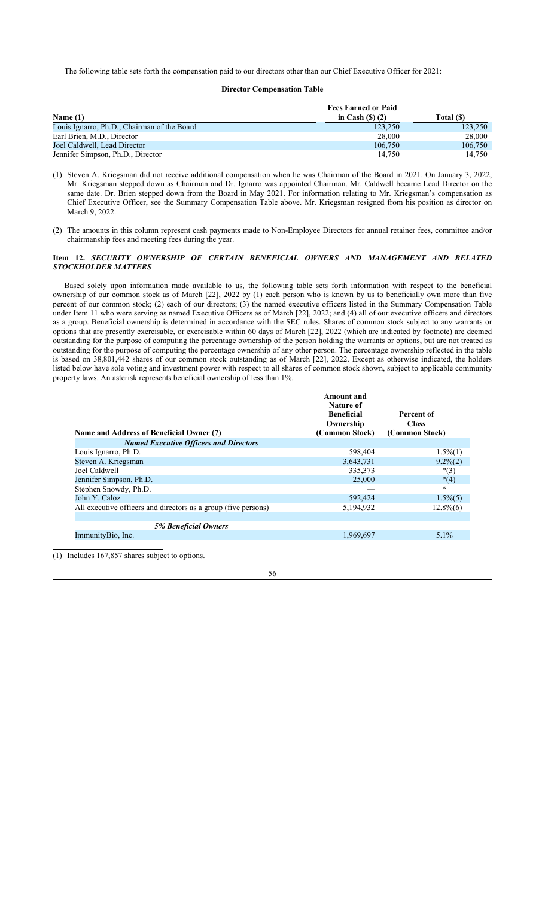The following table sets forth the compensation paid to our directors other than our Chief Executive Officer for 2021:

**Director Compensation Table**

| Name (1) | Fees Earned or Paid in Cash ($) (2) | Total ($) |
|---|---|---|
| Louis Ignarro, Ph.D., Chairman of the Board | 123,250 | 123,250 |
| Earl Brien, M.D., Director | 28,000 | 28,000 |
| Joel Caldwell, Lead Director | 106,750 | 106,750 |
| Jennifer Simpson, Ph.D., Director | 14,750 | 14,750 |

(1) Steven A. Kriegsman did not receive additional compensation when he was Chairman of the Board in 2021. On January 3, 2022, Mr. Kriegsman stepped down as Chairman and Dr. Ignarro was appointed Chairman. Mr. Caldwell became Lead Director on the same date. Dr. Brien stepped down from the Board in May 2021. For information relating to Mr. Kriegsman's compensation as Chief Executive Officer, see the Summary Compensation Table above. Mr. Kriegsman resigned from his position as director on March 9, 2022.

(2) The amounts in this column represent cash payments made to Non-Employee Directors for annual retainer fees, committee and/or chairmanship fees and meeting fees during the year.

### Item 12. *SECURITY OWNERSHIP OF CERTAIN BENEFICIAL OWNERS AND MANAGEMENT AND RELATED STOCKHOLDER MATTERS*

Based solely upon information made available to us, the following table sets forth information with respect to the beneficial ownership of our common stock as of March [22], 2022 by (1) each person who is known by us to beneficially own more than five percent of our common stock; (2) each of our directors; (3) the named executive officers listed in the Summary Compensation Table under Item 11 who were serving as named Executive Officers as of March [22], 2022; and (4) all of our executive officers and directors as a group. Beneficial ownership is determined in accordance with the SEC rules. Shares of common stock subject to any warrants or options that are presently exercisable, or exercisable within 60 days of March [22], 2022 (which are indicated by footnote) are deemed outstanding for the purpose of computing the percentage ownership of the person holding the warrants or options, but are not treated as outstanding for the purpose of computing the percentage ownership of any other person. The percentage ownership reflected in the table is based on 38,801,442 shares of our common stock outstanding as of March [22], 2022. Except as otherwise indicated, the holders listed below have sole voting and investment power with respect to all shares of common stock shown, subject to applicable community property laws. An asterisk represents beneficial ownership of less than 1%.

| Name and Address of Beneficial Owner (7) | Amount and Nature of Beneficial Ownership (Common Stock) | Percent of Class (Common Stock) |
|---|---|---|
| ***Named Executive Officers and Directors*** | | |
| Louis Ignarro, Ph.D. | 598,404 | 1.5%(1) |
| Steven A. Kriegsman | 3,643,731 | 9.2%(2) |
| Joel Caldwell | 335,373 | *(3) |
| Jennifer Simpson, Ph.D. | 25,000 | *(4) |
| Stephen Snowdy, Ph.D. | — | * |
| John Y. Caloz | 592,424 | 1.5%(5) |
| All executive officers and directors as a group (five persons) | 5,194,932 | 12.8%(6) |
| | | |
| ***5% Beneficial Owners*** | | |
| ImmunityBio, Inc. | 1,969,697 | 5.1% |

(1) Includes 167,857 shares subject to options.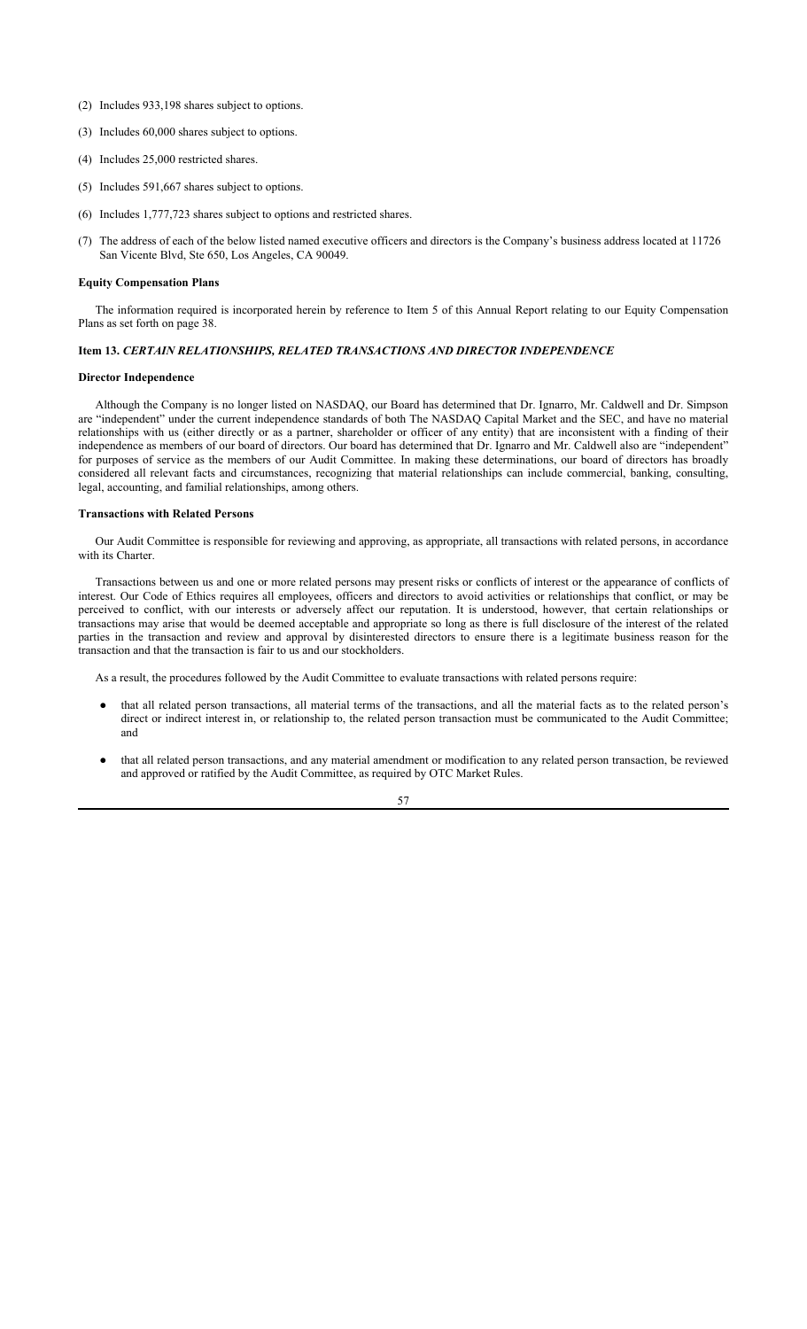(2) Includes 933,198 shares subject to options.

(3) Includes 60,000 shares subject to options.

(4) Includes 25,000 restricted shares.

(5) Includes 591,667 shares subject to options.

(6) Includes 1,777,723 shares subject to options and restricted shares.

(7) The address of each of the below listed named executive officers and directors is the Company's business address located at 11726 San Vicente Blvd, Ste 650, Los Angeles, CA 90049.

**Equity Compensation Plans**

The information required is incorporated herein by reference to Item 5 of this Annual Report relating to our Equity Compensation Plans as set forth on page 38.

**Item 13.** ***CERTAIN RELATIONSHIPS, RELATED TRANSACTIONS AND DIRECTOR INDEPENDENCE***

**Director Independence**

Although the Company is no longer listed on NASDAQ, our Board has determined that Dr. Ignarro, Mr. Caldwell and Dr. Simpson are "independent" under the current independence standards of both The NASDAQ Capital Market and the SEC, and have no material relationships with us (either directly or as a partner, shareholder or officer of any entity) that are inconsistent with a finding of their independence as members of our board of directors. Our board has determined that Dr. Ignarro and Mr. Caldwell also are "independent" for purposes of service as the members of our Audit Committee. In making these determinations, our board of directors has broadly considered all relevant facts and circumstances, recognizing that material relationships can include commercial, banking, consulting, legal, accounting, and familial relationships, among others.

**Transactions with Related Persons**

Our Audit Committee is responsible for reviewing and approving, as appropriate, all transactions with related persons, in accordance with its Charter.

Transactions between us and one or more related persons may present risks or conflicts of interest or the appearance of conflicts of interest. Our Code of Ethics requires all employees, officers and directors to avoid activities or relationships that conflict, or may be perceived to conflict, with our interests or adversely affect our reputation. It is understood, however, that certain relationships or transactions may arise that would be deemed acceptable and appropriate so long as there is full disclosure of the interest of the related parties in the transaction and review and approval by disinterested directors to ensure there is a legitimate business reason for the transaction and that the transaction is fair to us and our stockholders.

As a result, the procedures followed by the Audit Committee to evaluate transactions with related persons require:

- that all related person transactions, all material terms of the transactions, and all the material facts as to the related person's direct or indirect interest in, or relationship to, the related person transaction must be communicated to the Audit Committee; and

- that all related person transactions, and any material amendment or modification to any related person transaction, be reviewed and approved or ratified by the Audit Committee, as required by OTC Market Rules.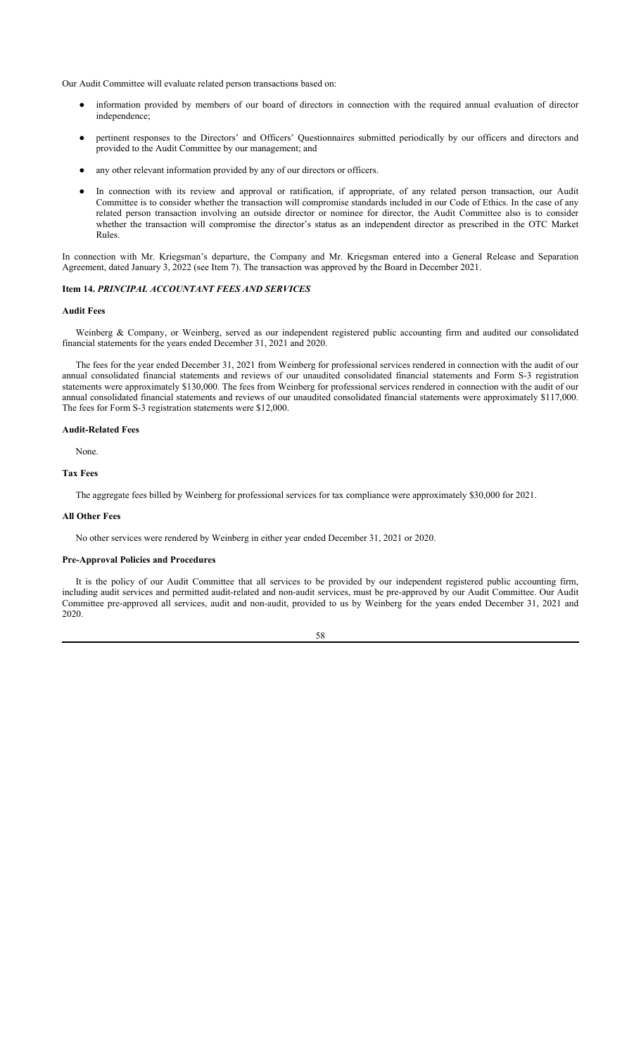Our Audit Committee will evaluate related person transactions based on:

- information provided by members of our board of directors in connection with the required annual evaluation of director independence;
- pertinent responses to the Directors' and Officers' Questionnaires submitted periodically by our officers and directors and provided to the Audit Committee by our management; and
- any other relevant information provided by any of our directors or officers.
- In connection with its review and approval or ratification, if appropriate, of any related person transaction, our Audit Committee is to consider whether the transaction will compromise standards included in our Code of Ethics. In the case of any related person transaction involving an outside director or nominee for director, the Audit Committee also is to consider whether the transaction will compromise the director's status as an independent director as prescribed in the OTC Market Rules.

In connection with Mr. Kriegsman's departure, the Company and Mr. Kriegsman entered into a General Release and Separation Agreement, dated January 3, 2022 (see Item 7). The transaction was approved by the Board in December 2021.

### Item 14. *PRINCIPAL ACCOUNTANT FEES AND SERVICES*

#### Audit Fees

Weinberg & Company, or Weinberg, served as our independent registered public accounting firm and audited our consolidated financial statements for the years ended December 31, 2021 and 2020.

The fees for the year ended December 31, 2021 from Weinberg for professional services rendered in connection with the audit of our annual consolidated financial statements and reviews of our unaudited consolidated financial statements and Form S-3 registration statements were approximately $130,000. The fees from Weinberg for professional services rendered in connection with the audit of our annual consolidated financial statements and reviews of our unaudited consolidated financial statements were approximately $117,000. The fees for Form S-3 registration statements were $12,000.

#### Audit-Related Fees

None.

#### Tax Fees

The aggregate fees billed by Weinberg for professional services for tax compliance were approximately $30,000 for 2021.

#### All Other Fees

No other services were rendered by Weinberg in either year ended December 31, 2021 or 2020.

#### Pre-Approval Policies and Procedures

It is the policy of our Audit Committee that all services to be provided by our independent registered public accounting firm, including audit services and permitted audit-related and non-audit services, must be pre-approved by our Audit Committee. Our Audit Committee pre-approved all services, audit and non-audit, provided to us by Weinberg for the years ended December 31, 2021 and 2020.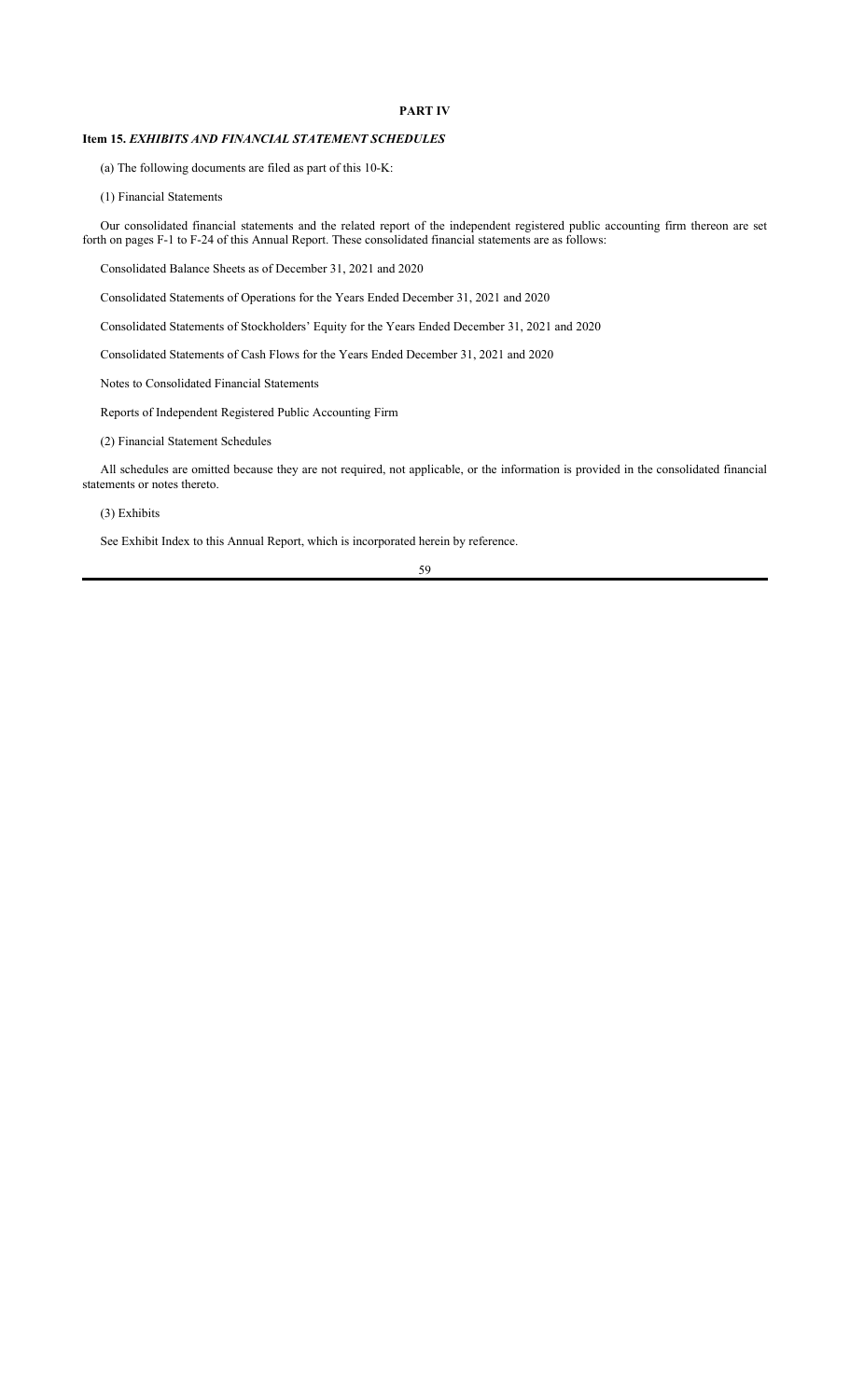## PART IV

### Item 15. *EXHIBITS AND FINANCIAL STATEMENT SCHEDULES*

(a) The following documents are filed as part of this 10-K:

(1) Financial Statements

Our consolidated financial statements and the related report of the independent registered public accounting firm thereon are set forth on pages F-1 to F-24 of this Annual Report. These consolidated financial statements are as follows:

Consolidated Balance Sheets as of December 31, 2021 and 2020

Consolidated Statements of Operations for the Years Ended December 31, 2021 and 2020

Consolidated Statements of Stockholders' Equity for the Years Ended December 31, 2021 and 2020

Consolidated Statements of Cash Flows for the Years Ended December 31, 2021 and 2020

Notes to Consolidated Financial Statements

Reports of Independent Registered Public Accounting Firm

(2) Financial Statement Schedules

All schedules are omitted because they are not required, not applicable, or the information is provided in the consolidated financial statements or notes thereto.

(3) Exhibits

See Exhibit Index to this Annual Report, which is incorporated herein by reference.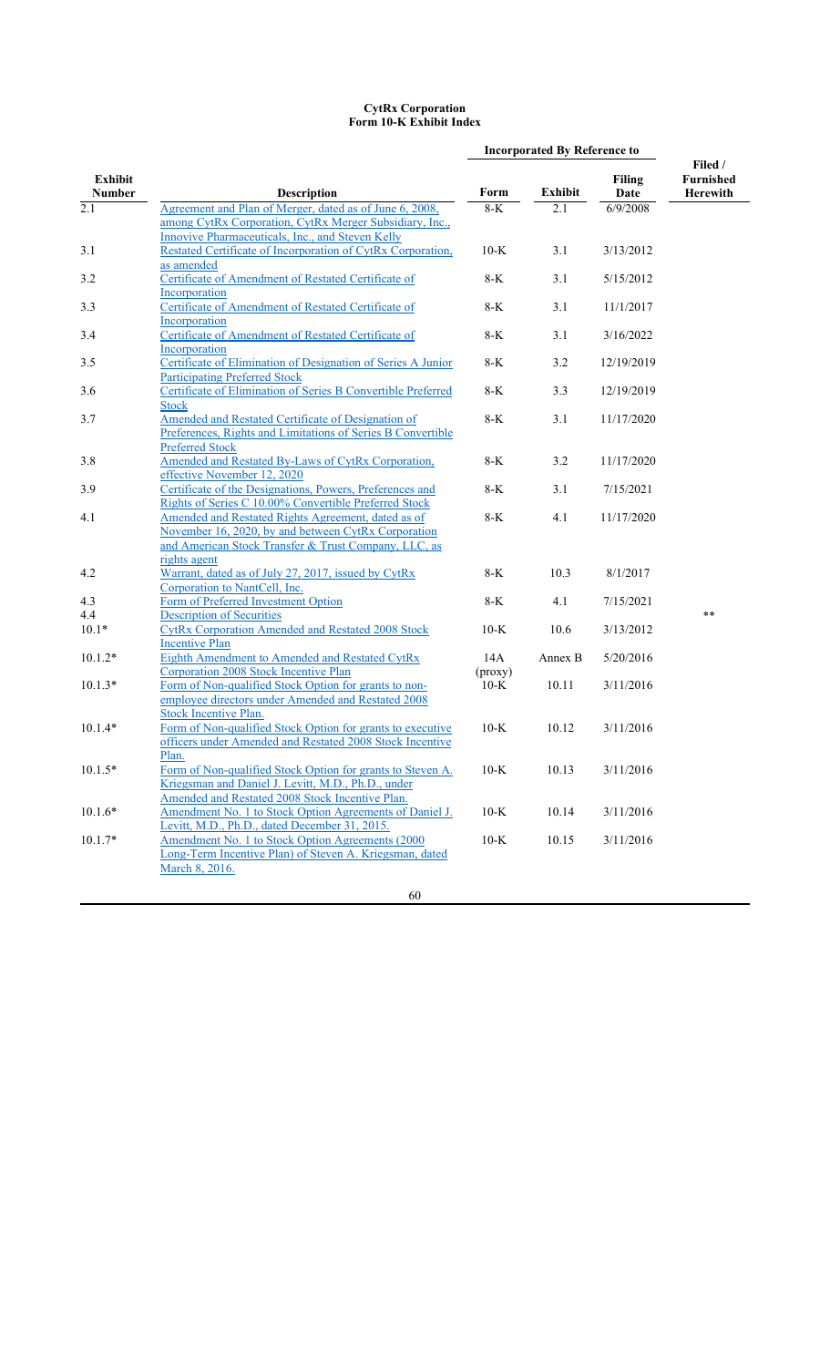**CytRx Corporation**
**Form 10-K Exhibit Index**

| Exhibit Number | Description | Incorporated By Reference to | | | Filed / Furnished Herewith |
|---|---|---|---|---|---|
| | | Form | Exhibit | Filing Date | |
| 2.1 | Agreement and Plan of Merger, dated as of June 6, 2008, among CytRx Corporation, CytRx Merger Subsidiary, Inc., Innovive Pharmaceuticals, Inc., and Steven Kelly | 8-K | 2.1 | 6/9/2008 | |
| 3.1 | Restated Certificate of Incorporation of CytRx Corporation, as amended | 10-K | 3.1 | 3/13/2012 | |
| 3.2 | Certificate of Amendment of Restated Certificate of Incorporation | 8-K | 3.1 | 5/15/2012 | |
| 3.3 | Certificate of Amendment of Restated Certificate of Incorporation | 8-K | 3.1 | 11/1/2017 | |
| 3.4 | Certificate of Amendment of Restated Certificate of Incorporation | 8-K | 3.1 | 3/16/2022 | |
| 3.5 | Certificate of Elimination of Designation of Series A Junior Participating Preferred Stock | 8-K | 3.2 | 12/19/2019 | |
| 3.6 | Certificate of Elimination of Series B Convertible Preferred Stock | 8-K | 3.3 | 12/19/2019 | |
| 3.7 | Amended and Restated Certificate of Designation of Preferences, Rights and Limitations of Series B Convertible Preferred Stock | 8-K | 3.1 | 11/17/2020 | |
| 3.8 | Amended and Restated By-Laws of CytRx Corporation, effective November 12, 2020 | 8-K | 3.2 | 11/17/2020 | |
| 3.9 | Certificate of the Designations, Powers, Preferences and Rights of Series C 10.00% Convertible Preferred Stock | 8-K | 3.1 | 7/15/2021 | |
| 4.1 | Amended and Restated Rights Agreement, dated as of November 16, 2020, by and between CytRx Corporation and American Stock Transfer & Trust Company, LLC, as rights agent | 8-K | 4.1 | 11/17/2020 | |
| 4.2 | Warrant, dated as of July 27, 2017, issued by CytRx Corporation to NantCell, Inc. | 8-K | 10.3 | 8/1/2017 | |
| 4.3 | Form of Preferred Investment Option | 8-K | 4.1 | 7/15/2021 | |
| 4.4 | Description of Securities | | | | ** |
| 10.1* | CytRx Corporation Amended and Restated 2008 Stock Incentive Plan | 10-K | 10.6 | 3/13/2012 | |
| 10.1.2* | Eighth Amendment to Amended and Restated CytRx Corporation 2008 Stock Incentive Plan | 14A (proxy) | Annex B | 5/20/2016 | |
| 10.1.3* | Form of Non-qualified Stock Option for grants to non-employee directors under Amended and Restated 2008 Stock Incentive Plan. | 10-K | 10.11 | 3/11/2016 | |
| 10.1.4* | Form of Non-qualified Stock Option for grants to executive officers under Amended and Restated 2008 Stock Incentive Plan. | 10-K | 10.12 | 3/11/2016 | |
| 10.1.5* | Form of Non-qualified Stock Option for grants to Steven A. Kriegsman and Daniel J. Levitt, M.D., Ph.D., under Amended and Restated 2008 Stock Incentive Plan. | 10-K | 10.13 | 3/11/2016 | |
| 10.1.6* | Amendment No. 1 to Stock Option Agreements of Daniel J. Levitt, M.D., Ph.D., dated December 31, 2015. | 10-K | 10.14 | 3/11/2016 | |
| 10.1.7* | Amendment No. 1 to Stock Option Agreements (2000 Long-Term Incentive Plan) of Steven A. Kriegsman, dated March 8, 2016. | 10-K | 10.15 | 3/11/2016 | |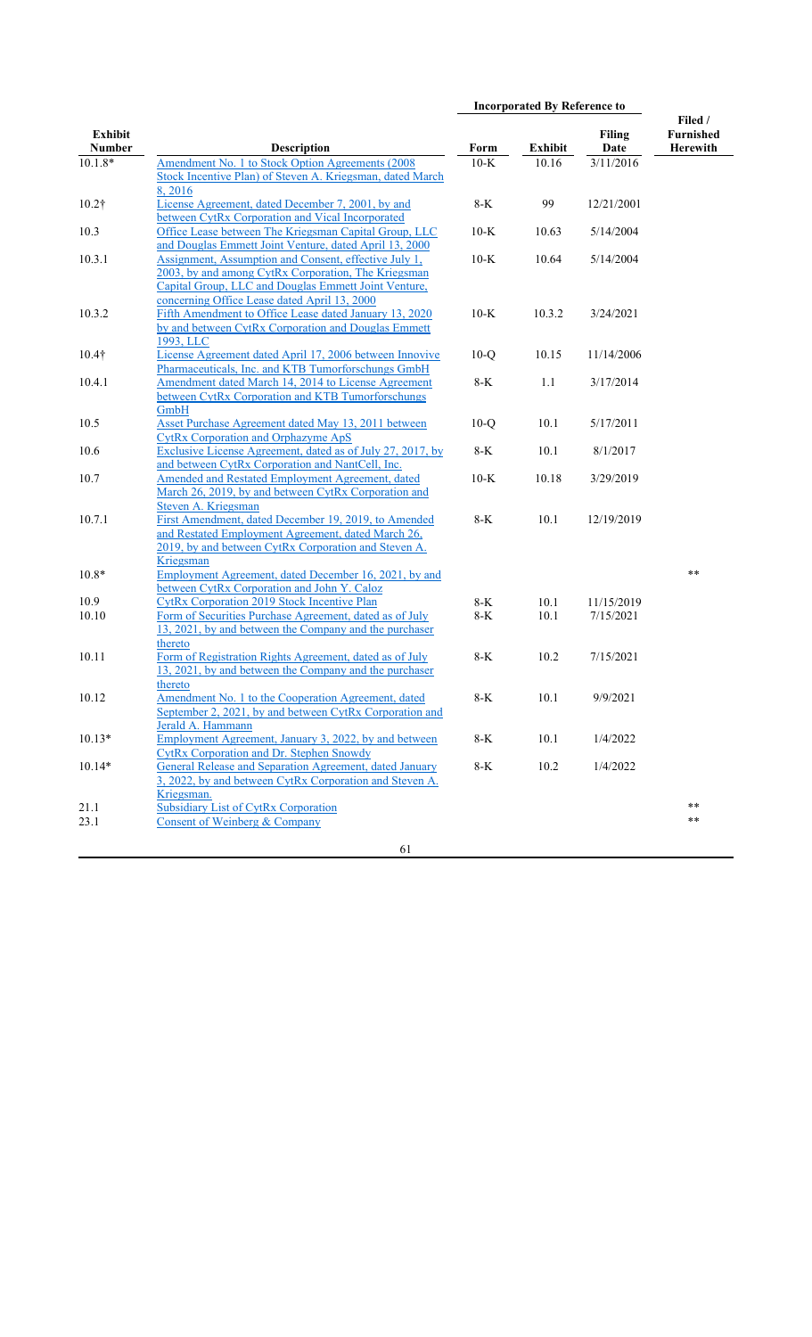| Exhibit Number | Description | Incorporated By Reference to | | | Filed / Furnished Herewith |
|---|---|---|---|---|---|
| | | Form | Exhibit | Filing Date | |
| 10.1.8* | Amendment No. 1 to Stock Option Agreements (2008 Stock Incentive Plan) of Steven A. Kriegsman, dated March 8, 2016 | 10-K | 10.16 | 3/11/2016 | |
| 10.2† | License Agreement, dated December 7, 2001, by and between CytRx Corporation and Vical Incorporated | 8-K | 99 | 12/21/2001 | |
| 10.3 | Office Lease between The Kriegsman Capital Group, LLC and Douglas Emmett Joint Venture, dated April 13, 2000 | 10-K | 10.63 | 5/14/2004 | |
| 10.3.1 | Assignment, Assumption and Consent, effective July 1, 2003, by and among CytRx Corporation, The Kriegsman Capital Group, LLC and Douglas Emmett Joint Venture, concerning Office Lease dated April 13, 2000 | 10-K | 10.64 | 5/14/2004 | |
| 10.3.2 | Fifth Amendment to Office Lease dated January 13, 2020 by and between CytRx Corporation and Douglas Emmett 1993, LLC | 10-K | 10.3.2 | 3/24/2021 | |
| 10.4† | License Agreement dated April 17, 2006 between Innovive Pharmaceuticals, Inc. and KTB Tumorforschungs GmbH | 10-Q | 10.15 | 11/14/2006 | |
| 10.4.1 | Amendment dated March 14, 2014 to License Agreement between CytRx Corporation and KTB Tumorforschungs GmbH | 8-K | 1.1 | 3/17/2014 | |
| 10.5 | Asset Purchase Agreement dated May 13, 2011 between CytRx Corporation and Orphazyme ApS | 10-Q | 10.1 | 5/17/2011 | |
| 10.6 | Exclusive License Agreement, dated as of July 27, 2017, by and between CytRx Corporation and NantCell, Inc. | 8-K | 10.1 | 8/1/2017 | |
| 10.7 | Amended and Restated Employment Agreement, dated March 26, 2019, by and between CytRx Corporation and Steven A. Kriegsman | 10-K | 10.18 | 3/29/2019 | |
| 10.7.1 | First Amendment, dated December 19, 2019, to Amended and Restated Employment Agreement, dated March 26, 2019, by and between CytRx Corporation and Steven A. Kriegsman | 8-K | 10.1 | 12/19/2019 | |
| 10.8* | Employment Agreement, dated December 16, 2021, by and between CytRx Corporation and John Y. Caloz | | | | ** |
| 10.9 | CytRx Corporation 2019 Stock Incentive Plan | 8-K | 10.1 | 11/15/2019 | |
| 10.10 | Form of Securities Purchase Agreement, dated as of July 13, 2021, by and between the Company and the purchaser thereto | 8-K | 10.1 | 7/15/2021 | |
| 10.11 | Form of Registration Rights Agreement, dated as of July 13, 2021, by and between the Company and the purchaser thereto | 8-K | 10.2 | 7/15/2021 | |
| 10.12 | Amendment No. 1 to the Cooperation Agreement, dated September 2, 2021, by and between CytRx Corporation and Jerald A. Hammann | 8-K | 10.1 | 9/9/2021 | |
| 10.13* | Employment Agreement, January 3, 2022, by and between CytRx Corporation and Dr. Stephen Snowdy | 8-K | 10.1 | 1/4/2022 | |
| 10.14* | General Release and Separation Agreement, dated January 3, 2022, by and between CytRx Corporation and Steven A. Kriegsman. | 8-K | 10.2 | 1/4/2022 | |
| 21.1 | Subsidiary List of CytRx Corporation | | | | ** |
| 23.1 | Consent of Weinberg & Company | | | | ** |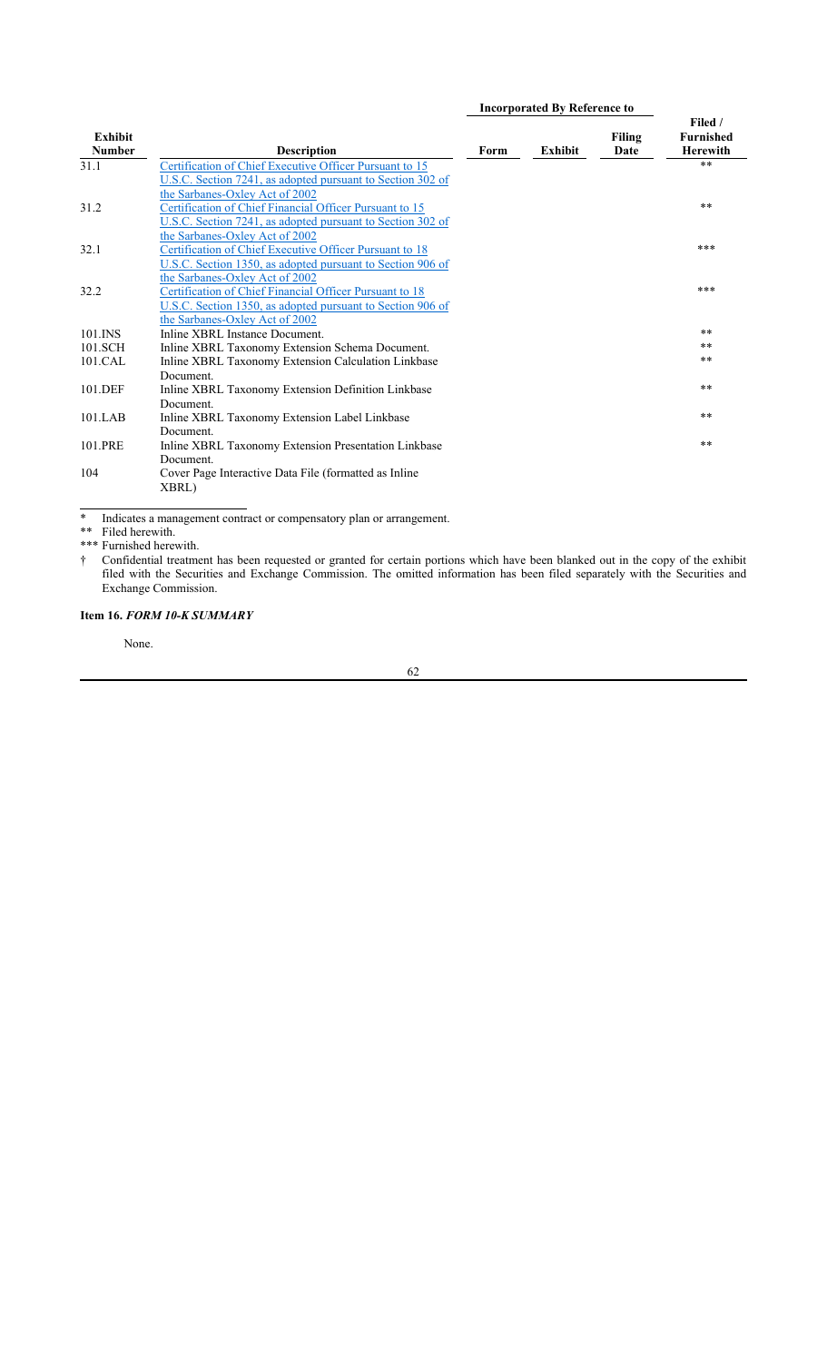| Exhibit Number | Description | Incorporated By Reference to | | | Filed / Furnished Herewith |
|---|---|---|---|---|---|
| | | Form | Exhibit | Filing Date | |
| 31.1 | Certification of Chief Executive Officer Pursuant to 15 U.S.C. Section 7241, as adopted pursuant to Section 302 of the Sarbanes-Oxley Act of 2002 | | | | ** |
| 31.2 | Certification of Chief Financial Officer Pursuant to 15 U.S.C. Section 7241, as adopted pursuant to Section 302 of the Sarbanes-Oxley Act of 2002 | | | | ** |
| 32.1 | Certification of Chief Executive Officer Pursuant to 18 U.S.C. Section 1350, as adopted pursuant to Section 906 of the Sarbanes-Oxley Act of 2002 | | | | *** |
| 32.2 | Certification of Chief Financial Officer Pursuant to 18 U.S.C. Section 1350, as adopted pursuant to Section 906 of the Sarbanes-Oxley Act of 2002 | | | | *** |
| 101.INS | Inline XBRL Instance Document. | | | | ** |
| 101.SCH | Inline XBRL Taxonomy Extension Schema Document. | | | | ** |
| 101.CAL | Inline XBRL Taxonomy Extension Calculation Linkbase Document. | | | | ** |
| 101.DEF | Inline XBRL Taxonomy Extension Definition Linkbase Document. | | | | ** |
| 101.LAB | Inline XBRL Taxonomy Extension Label Linkbase Document. | | | | ** |
| 101.PRE | Inline XBRL Taxonomy Extension Presentation Linkbase Document. | | | | ** |
| 104 | Cover Page Interactive Data File (formatted as Inline XBRL) | | | | |

\* Indicates a management contract or compensatory plan or arrangement.

** Filed herewith.

*** Furnished herewith.

† Confidential treatment has been requested or granted for certain portions which have been blanked out in the copy of the exhibit filed with the Securities and Exchange Commission. The omitted information has been filed separately with the Securities and Exchange Commission.

**Item 16. *FORM 10-K SUMMARY***

None.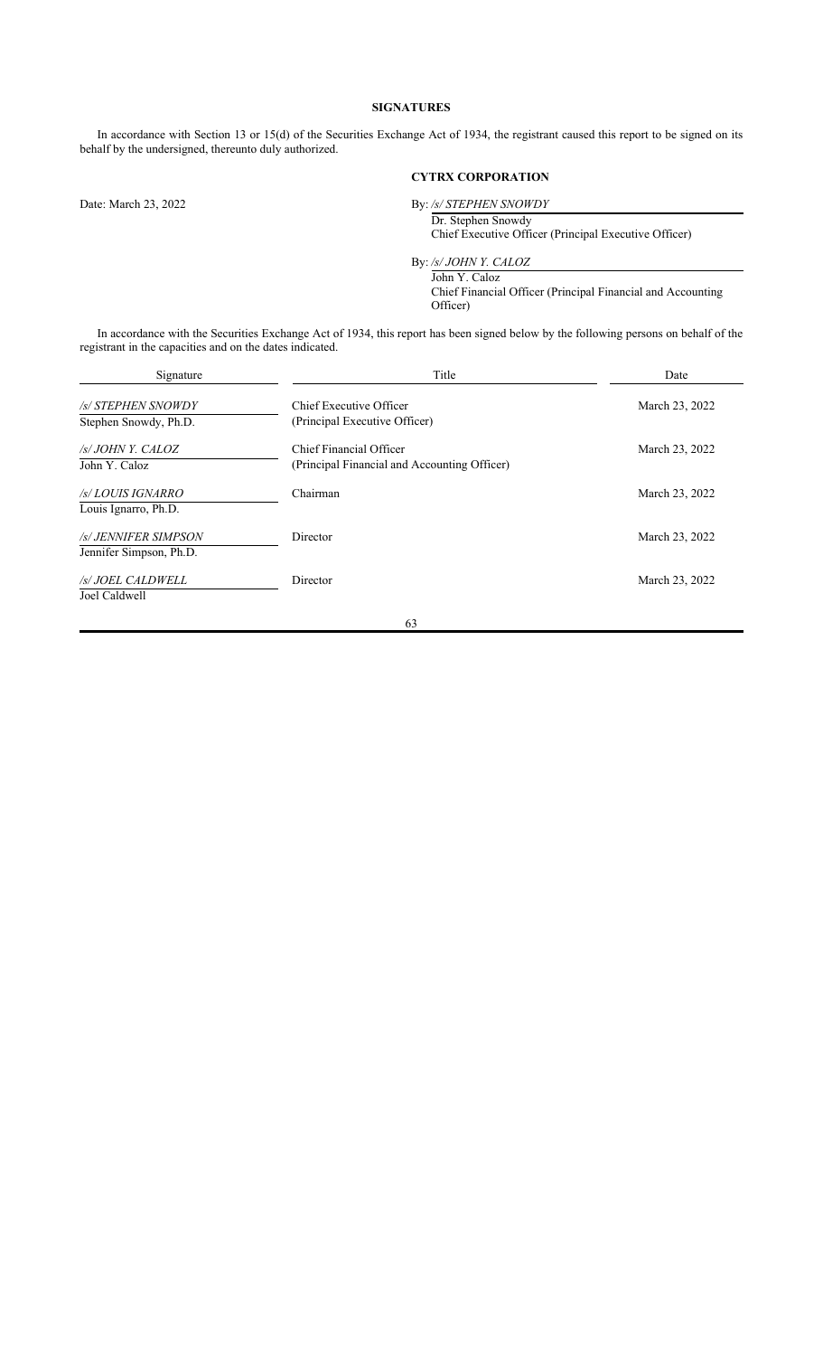## SIGNATURES

In accordance with Section 13 or 15(d) of the Securities Exchange Act of 1934, the registrant caused this report to be signed on its behalf by the undersigned, thereunto duly authorized.

**CYTRX CORPORATION**

Date: March 23, 2022

By: */s/ STEPHEN SNOWDY*
Dr. Stephen Snowdy
Chief Executive Officer (Principal Executive Officer)

By: */s/ JOHN Y. CALOZ*
John Y. Caloz
Chief Financial Officer (Principal Financial and Accounting Officer)

In accordance with the Securities Exchange Act of 1934, this report has been signed below by the following persons on behalf of the registrant in the capacities and on the dates indicated.

| Signature | Title | Date |
|---|---|---|
| */s/ STEPHEN SNOWDY*<br>Stephen Snowdy, Ph.D. | Chief Executive Officer<br>(Principal Executive Officer) | March 23, 2022 |
| */s/ JOHN Y. CALOZ*<br>John Y. Caloz | Chief Financial Officer<br>(Principal Financial and Accounting Officer) | March 23, 2022 |
| */s/ LOUIS IGNARRO*<br>Louis Ignarro, Ph.D. | Chairman | March 23, 2022 |
| */s/ JENNIFER SIMPSON*<br>Jennifer Simpson, Ph.D. | Director | March 23, 2022 |
| */s/ JOEL CALDWELL*<br>Joel Caldwell | Director | March 23, 2022 |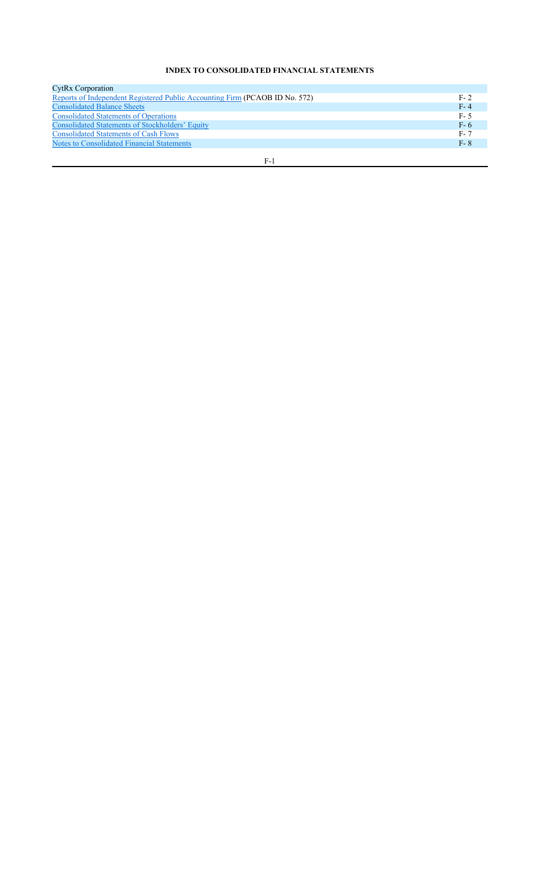**INDEX TO CONSOLIDATED FINANCIAL STATEMENTS**

| CytRx Corporation | |
|---|---|
| Reports of Independent Registered Public Accounting Firm (PCAOB ID No. 572) | F- 2 |
| Consolidated Balance Sheets | F- 4 |
| Consolidated Statements of Operations | F- 5 |
| Consolidated Statements of Stockholders' Equity | F- 6 |
| Consolidated Statements of Cash Flows | F- 7 |
| Notes to Consolidated Financial Statements | F- 8 |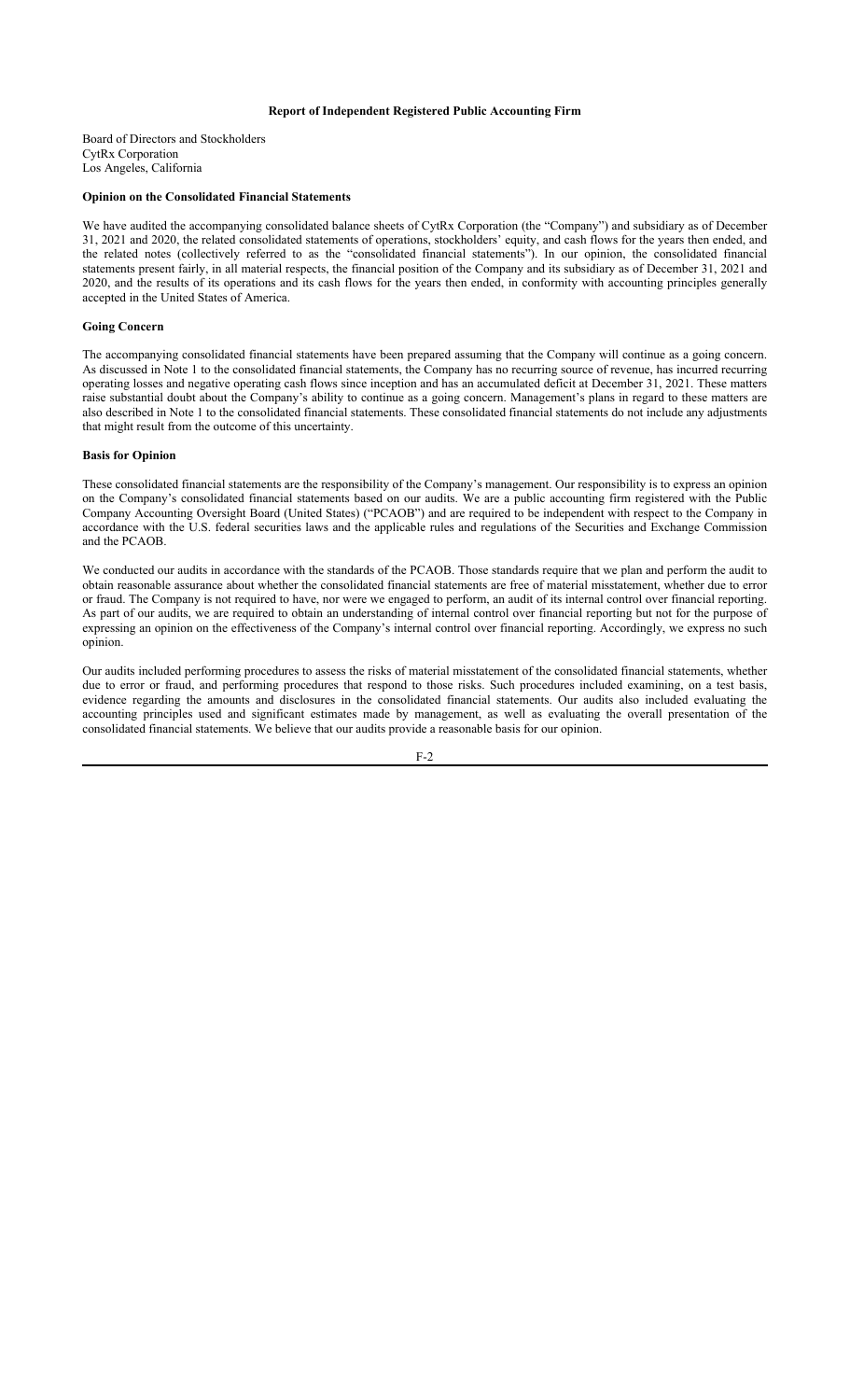**Report of Independent Registered Public Accounting Firm**

Board of Directors and Stockholders
CytRx Corporation
Los Angeles, California

**Opinion on the Consolidated Financial Statements**

We have audited the accompanying consolidated balance sheets of CytRx Corporation (the "Company") and subsidiary as of December 31, 2021 and 2020, the related consolidated statements of operations, stockholders' equity, and cash flows for the years then ended, and the related notes (collectively referred to as the "consolidated financial statements"). In our opinion, the consolidated financial statements present fairly, in all material respects, the financial position of the Company and its subsidiary as of December 31, 2021 and 2020, and the results of its operations and its cash flows for the years then ended, in conformity with accounting principles generally accepted in the United States of America.

**Going Concern**

The accompanying consolidated financial statements have been prepared assuming that the Company will continue as a going concern. As discussed in Note 1 to the consolidated financial statements, the Company has no recurring source of revenue, has incurred recurring operating losses and negative operating cash flows since inception and has an accumulated deficit at December 31, 2021. These matters raise substantial doubt about the Company's ability to continue as a going concern. Management's plans in regard to these matters are also described in Note 1 to the consolidated financial statements. These consolidated financial statements do not include any adjustments that might result from the outcome of this uncertainty.

**Basis for Opinion**

These consolidated financial statements are the responsibility of the Company's management. Our responsibility is to express an opinion on the Company's consolidated financial statements based on our audits. We are a public accounting firm registered with the Public Company Accounting Oversight Board (United States) ("PCAOB") and are required to be independent with respect to the Company in accordance with the U.S. federal securities laws and the applicable rules and regulations of the Securities and Exchange Commission and the PCAOB.

We conducted our audits in accordance with the standards of the PCAOB. Those standards require that we plan and perform the audit to obtain reasonable assurance about whether the consolidated financial statements are free of material misstatement, whether due to error or fraud. The Company is not required to have, nor were we engaged to perform, an audit of its internal control over financial reporting. As part of our audits, we are required to obtain an understanding of internal control over financial reporting but not for the purpose of expressing an opinion on the effectiveness of the Company's internal control over financial reporting. Accordingly, we express no such opinion.

Our audits included performing procedures to assess the risks of material misstatement of the consolidated financial statements, whether due to error or fraud, and performing procedures that respond to those risks. Such procedures included examining, on a test basis, evidence regarding the amounts and disclosures in the consolidated financial statements. Our audits also included evaluating the accounting principles used and significant estimates made by management, as well as evaluating the overall presentation of the consolidated financial statements. We believe that our audits provide a reasonable basis for our opinion.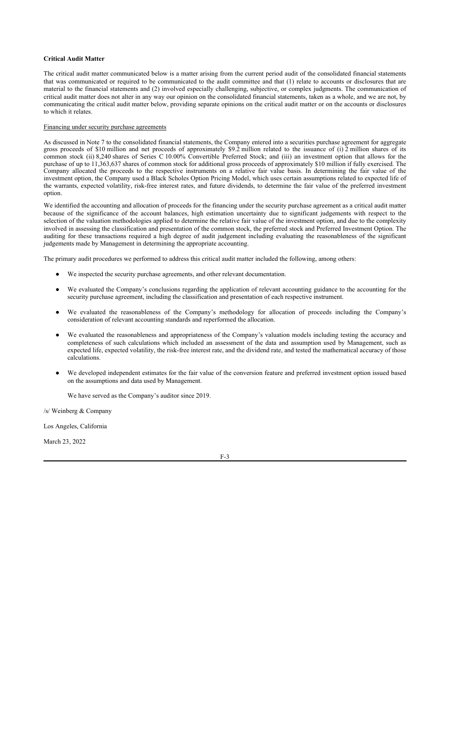**Critical Audit Matter**

The critical audit matter communicated below is a matter arising from the current period audit of the consolidated financial statements that was communicated or required to be communicated to the audit committee and that (1) relate to accounts or disclosures that are material to the financial statements and (2) involved especially challenging, subjective, or complex judgments. The communication of critical audit matter does not alter in any way our opinion on the consolidated financial statements, taken as a whole, and we are not, by communicating the critical audit matter below, providing separate opinions on the critical audit matter or on the accounts or disclosures to which it relates.

Financing under security purchase agreements

As discussed in Note 7 to the consolidated financial statements, the Company entered into a securities purchase agreement for aggregate gross proceeds of $10 million and net proceeds of approximately $9.2 million related to the issuance of (i) 2 million shares of its common stock (ii) 8,240 shares of Series C 10.00% Convertible Preferred Stock; and (iii) an investment option that allows for the purchase of up to 11,363,637 shares of common stock for additional gross proceeds of approximately $10 million if fully exercised. The Company allocated the proceeds to the respective instruments on a relative fair value basis. In determining the fair value of the investment option, the Company used a Black Scholes Option Pricing Model, which uses certain assumptions related to expected life of the warrants, expected volatility, risk-free interest rates, and future dividends, to determine the fair value of the preferred investment option.

We identified the accounting and allocation of proceeds for the financing under the security purchase agreement as a critical audit matter because of the significance of the account balances, high estimation uncertainty due to significant judgements with respect to the selection of the valuation methodologies applied to determine the relative fair value of the investment option, and due to the complexity involved in assessing the classification and presentation of the common stock, the preferred stock and Preferred Investment Option. The auditing for these transactions required a high degree of audit judgement including evaluating the reasonableness of the significant judgements made by Management in determining the appropriate accounting.

The primary audit procedures we performed to address this critical audit matter included the following, among others:

- We inspected the security purchase agreements, and other relevant documentation.
- We evaluated the Company's conclusions regarding the application of relevant accounting guidance to the accounting for the security purchase agreement, including the classification and presentation of each respective instrument.
- We evaluated the reasonableness of the Company's methodology for allocation of proceeds including the Company's consideration of relevant accounting standards and reperformed the allocation.
- We evaluated the reasonableness and appropriateness of the Company's valuation models including testing the accuracy and completeness of such calculations which included an assessment of the data and assumption used by Management, such as expected life, expected volatility, the risk-free interest rate, and the dividend rate, and tested the mathematical accuracy of those calculations.
- We developed independent estimates for the fair value of the conversion feature and preferred investment option issued based on the assumptions and data used by Management.

We have served as the Company's auditor since 2019.

/s/ Weinberg & Company

Los Angeles, California

March 23, 2022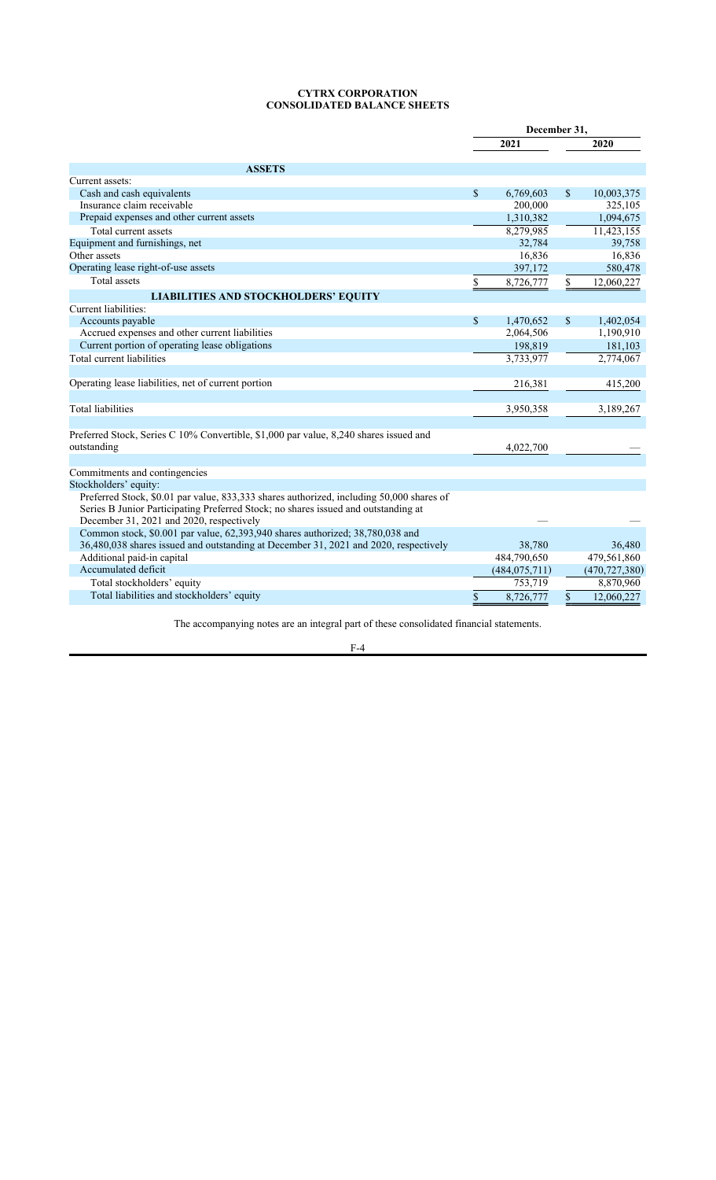# CYTRX CORPORATION
## CONSOLIDATED BALANCE SHEETS

| | December 31, | |
|---|---|---|
| | 2021 | 2020 |
| **ASSETS** | | |
| Current assets: | | |
| Cash and cash equivalents | $ 6,769,603 | $ 10,003,375 |
| Insurance claim receivable | 200,000 | 325,105 |
| Prepaid expenses and other current assets | 1,310,382 | 1,094,675 |
| Total current assets | 8,279,985 | 11,423,155 |
| Equipment and furnishings, net | 32,784 | 39,758 |
| Other assets | 16,836 | 16,836 |
| Operating lease right-of-use assets | 397,172 | 580,478 |
| Total assets | $ 8,726,777 | $ 12,060,227 |
| **LIABILITIES AND STOCKHOLDERS' EQUITY** | | |
| Current liabilities: | | |
| Accounts payable | $ 1,470,652 | $ 1,402,054 |
| Accrued expenses and other current liabilities | 2,064,506 | 1,190,910 |
| Current portion of operating lease obligations | 198,819 | 181,103 |
| Total current liabilities | 3,733,977 | 2,774,067 |
| Operating lease liabilities, net of current portion | 216,381 | 415,200 |
| Total liabilities | 3,950,358 | 3,189,267 |
| Preferred Stock, Series C 10% Convertible, $1,000 par value, 8,240 shares issued and outstanding | 4,022,700 | — |
| Commitments and contingencies | | |
| Stockholders' equity: | | |
| Preferred Stock, $0.01 par value, 833,333 shares authorized, including 50,000 shares of Series B Junior Participating Preferred Stock; no shares issued and outstanding at December 31, 2021 and 2020, respectively | — | — |
| Common stock, $0.001 par value, 62,393,940 shares authorized; 38,780,038 and 36,480,038 shares issued and outstanding at December 31, 2021 and 2020, respectively | 38,780 | 36,480 |
| Additional paid-in capital | 484,790,650 | 479,561,860 |
| Accumulated deficit | (484,075,711) | (470,727,380) |
| Total stockholders' equity | 753,719 | 8,870,960 |
| Total liabilities and stockholders' equity | $ 8,726,777 | $ 12,060,227 |

The accompanying notes are an integral part of these consolidated financial statements.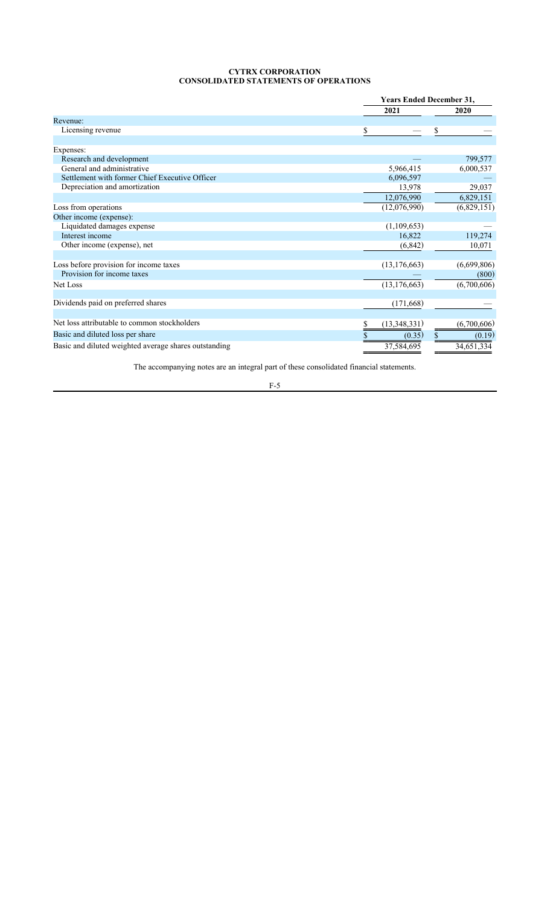# CYTRX CORPORATION
## CONSOLIDATED STATEMENTS OF OPERATIONS

| | Years Ended December 31, | |
|---|---|---|
| | 2021 | 2020 |
| Revenue: | | |
| Licensing revenue | $ — | $ — |
| | | |
| Expenses: | | |
| Research and development | — | 799,577 |
| General and administrative | 5,966,415 | 6,000,537 |
| Settlement with former Chief Executive Officer | 6,096,597 | — |
| Depreciation and amortization | 13,978 | 29,037 |
| | 12,076,990 | 6,829,151 |
| Loss from operations | (12,076,990) | (6,829,151) |
| Other income (expense): | | |
| Liquidated damages expense | (1,109,653) | — |
| Interest income | 16,822 | 119,274 |
| Other income (expense), net | (6,842) | 10,071 |
| | | |
| Loss before provision for income taxes | (13,176,663) | (6,699,806) |
| Provision for income taxes | — | (800) |
| Net Loss | (13,176,663) | (6,700,606) |
| | | |
| Dividends paid on preferred shares | (171,668) | — |
| | | |
| Net loss attributable to common stockholders | $ (13,348,331) | (6,700,606) |
| Basic and diluted loss per share | $ (0.35) | $ (0.19) |
| Basic and diluted weighted average shares outstanding | 37,584,695 | 34,651,334 |

The accompanying notes are an integral part of these consolidated financial statements.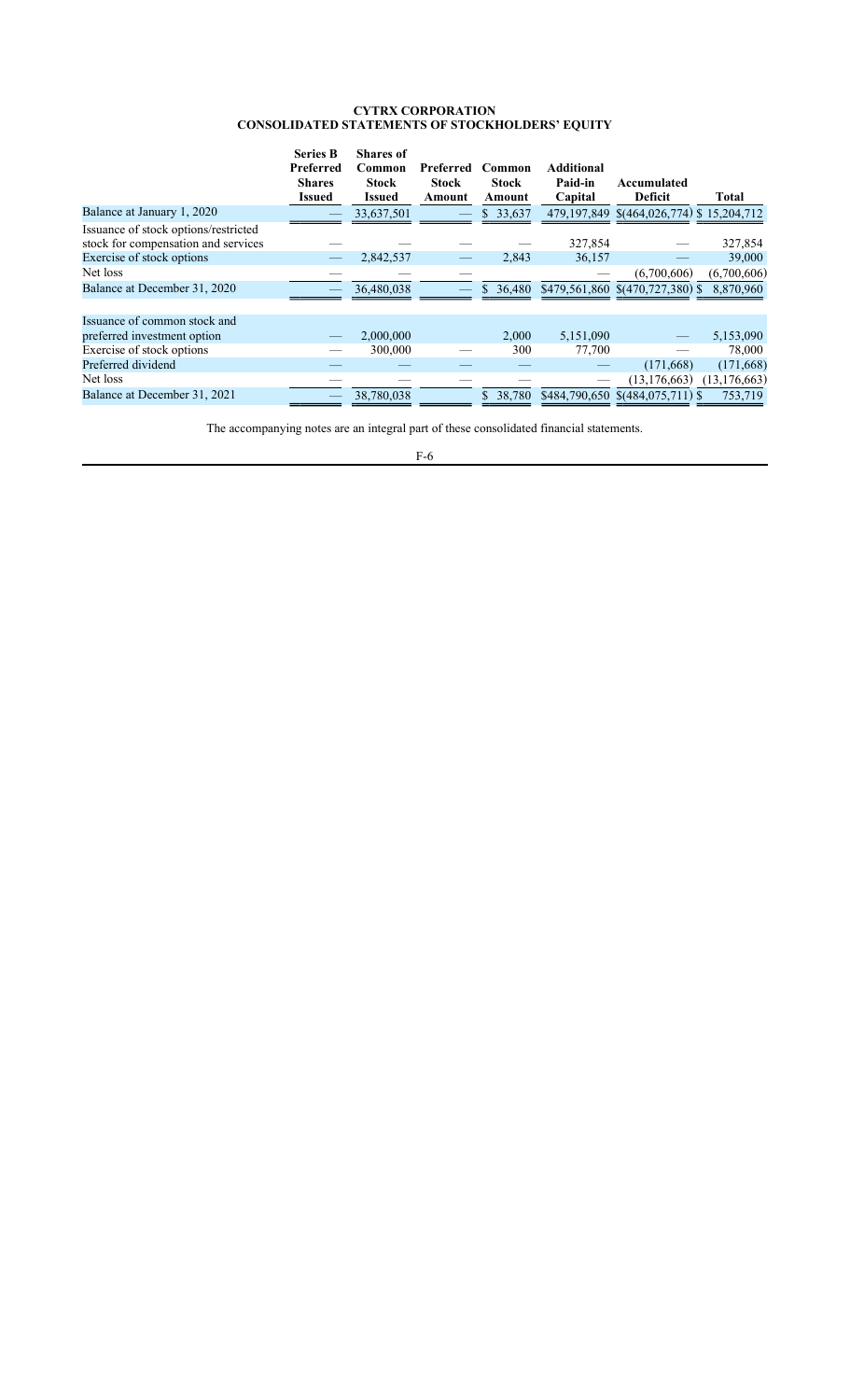# CYTRX CORPORATION
## CONSOLIDATED STATEMENTS OF STOCKHOLDERS' EQUITY

| | Series B Preferred Shares Issued | Shares of Common Stock Issued | Preferred Stock Amount | Common Stock Amount | Additional Paid-in Capital | Accumulated Deficit | Total |
|---|---|---|---|---|---|---|---|
| Balance at January 1, 2020 | — | 33,637,501 | — | $ 33,637 | 479,197,849 | $(464,026,774) | $ 15,204,712 |
| Issuance of stock options/restricted stock for compensation and services | — | — | — | — | 327,854 | — | 327,854 |
| Exercise of stock options | — | 2,842,537 | — | 2,843 | 36,157 | — | 39,000 |
| Net loss | — | — | — | — | — | (6,700,606) | (6,700,606) |
| Balance at December 31, 2020 | — | 36,480,038 | — | $ 36,480 | $479,561,860 | $(470,727,380) | $ 8,870,960 |
| | | | | | | | |
| Issuance of common stock and preferred investment option | — | 2,000,000 | | 2,000 | 5,151,090 | — | 5,153,090 |
| Exercise of stock options | — | 300,000 | — | 300 | 77,700 | — | 78,000 |
| Preferred dividend | — | — | — | — | — | (171,668) | (171,668) |
| Net loss | — | — | — | — | — | (13,176,663) | (13,176,663) |
| Balance at December 31, 2021 | — | 38,780,038 | | $ 38,780 | $484,790,650 | $(484,075,711) | $ 753,719 |

The accompanying notes are an integral part of these consolidated financial statements.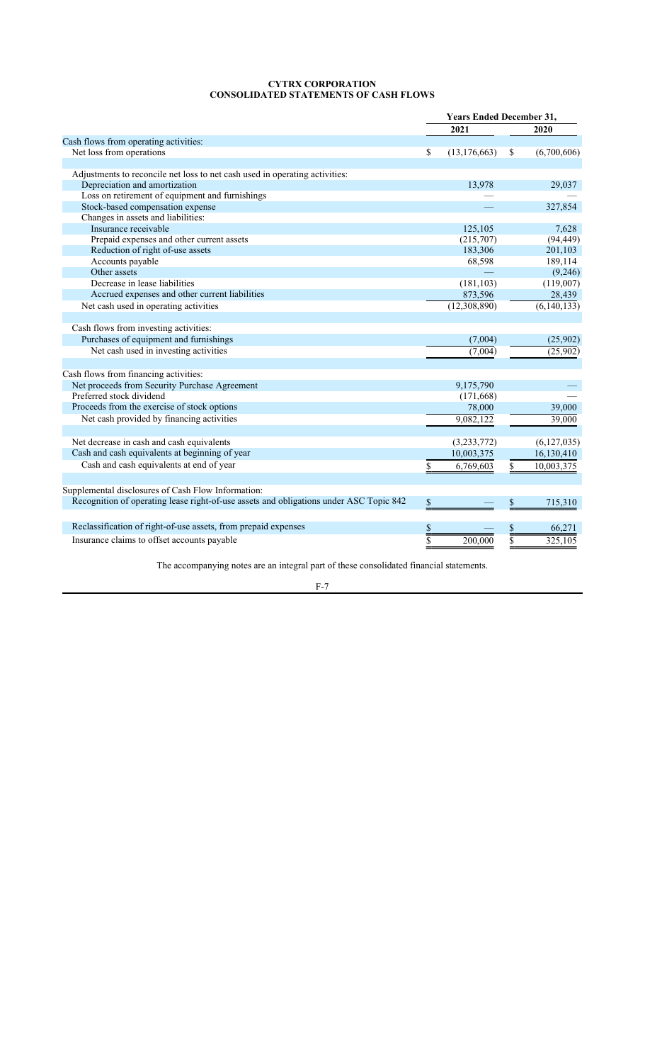# CYTRX CORPORATION
## CONSOLIDATED STATEMENTS OF CASH FLOWS

| | Years Ended December 31, | |
|---|---|---|
| | 2021 | 2020 |
| Cash flows from operating activities: | | |
| Net loss from operations | $ (13,176,663) | $ (6,700,606) |
| Adjustments to reconcile net loss to net cash used in operating activities: | | |
| Depreciation and amortization | 13,978 | 29,037 |
| Loss on retirement of equipment and furnishings | — | — |
| Stock-based compensation expense | — | 327,854 |
| Changes in assets and liabilities: | | |
| Insurance receivable | 125,105 | 7,628 |
| Prepaid expenses and other current assets | (215,707) | (94,449) |
| Reduction of right of-use assets | 183,306 | 201,103 |
| Accounts payable | 68,598 | 189,114 |
| Other assets | — | (9,246) |
| Decrease in lease liabilities | (181,103) | (119,007) |
| Accrued expenses and other current liabilities | 873,596 | 28,439 |
| Net cash used in operating activities | (12,308,890) | (6,140,133) |
| Cash flows from investing activities: | | |
| Purchases of equipment and furnishings | (7,004) | (25,902) |
| Net cash used in investing activities | (7,004) | (25,902) |
| Cash flows from financing activities: | | |
| Net proceeds from Security Purchase Agreement | 9,175,790 | — |
| Preferred stock dividend | (171,668) | — |
| Proceeds from the exercise of stock options | 78,000 | 39,000 |
| Net cash provided by financing activities | 9,082,122 | 39,000 |
| Net decrease in cash and cash equivalents | (3,233,772) | (6,127,035) |
| Cash and cash equivalents at beginning of year | 10,003,375 | 16,130,410 |
| Cash and cash equivalents at end of year | $ 6,769,603 | $ 10,003,375 |
| Supplemental disclosures of Cash Flow Information: | | |
| Recognition of operating lease right-of-use assets and obligations under ASC Topic 842 | $ — | $ 715,310 |
| Reclassification of right-of-use assets, from prepaid expenses | $ — | $ 66,271 |
| Insurance claims to offset accounts payable | $ 200,000 | $ 325,105 |

The accompanying notes are an integral part of these consolidated financial statements.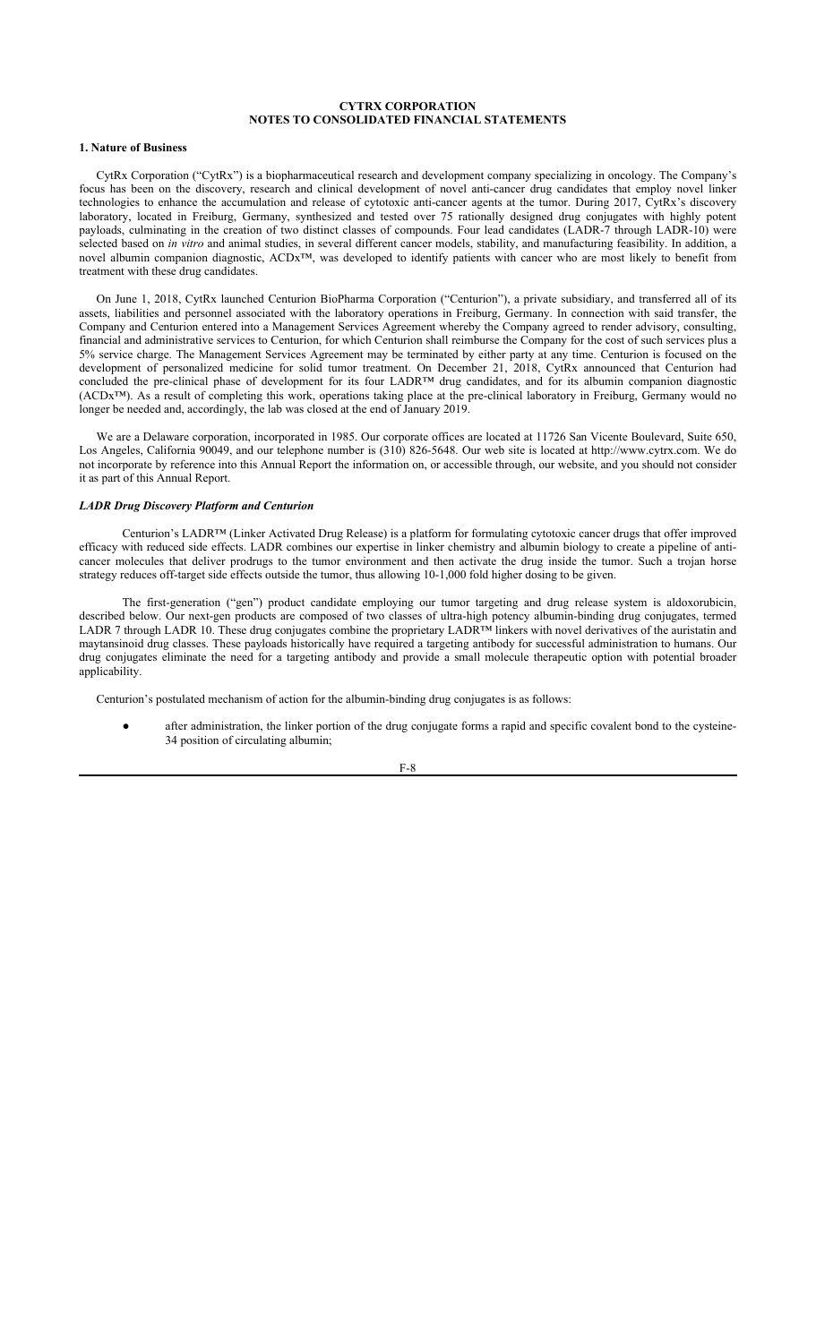# CYTRX CORPORATION
# NOTES TO CONSOLIDATED FINANCIAL STATEMENTS

## 1. Nature of Business

CytRx Corporation ("CytRx") is a biopharmaceutical research and development company specializing in oncology. The Company's focus has been on the discovery, research and clinical development of novel anti-cancer drug candidates that employ novel linker technologies to enhance the accumulation and release of cytotoxic anti-cancer agents at the tumor. During 2017, CytRx's discovery laboratory, located in Freiburg, Germany, synthesized and tested over 75 rationally designed drug conjugates with highly potent payloads, culminating in the creation of two distinct classes of compounds. Four lead candidates (LADR-7 through LADR-10) were selected based on *in vitro* and animal studies, in several different cancer models, stability, and manufacturing feasibility. In addition, a novel albumin companion diagnostic, ACDx™, was developed to identify patients with cancer who are most likely to benefit from treatment with these drug candidates.

On June 1, 2018, CytRx launched Centurion BioPharma Corporation ("Centurion"), a private subsidiary, and transferred all of its assets, liabilities and personnel associated with the laboratory operations in Freiburg, Germany. In connection with said transfer, the Company and Centurion entered into a Management Services Agreement whereby the Company agreed to render advisory, consulting, financial and administrative services to Centurion, for which Centurion shall reimburse the Company for the cost of such services plus a 5% service charge. The Management Services Agreement may be terminated by either party at any time. Centurion is focused on the development of personalized medicine for solid tumor treatment. On December 21, 2018, CytRx announced that Centurion had concluded the pre-clinical phase of development for its four LADR™ drug candidates, and for its albumin companion diagnostic (ACDx™). As a result of completing this work, operations taking place at the pre-clinical laboratory in Freiburg, Germany would no longer be needed and, accordingly, the lab was closed at the end of January 2019.

We are a Delaware corporation, incorporated in 1985. Our corporate offices are located at 11726 San Vicente Boulevard, Suite 650, Los Angeles, California 90049, and our telephone number is (310) 826-5648. Our web site is located at http://www.cytrx.com. We do not incorporate by reference into this Annual Report the information on, or accessible through, our website, and you should not consider it as part of this Annual Report.

### *LADR Drug Discovery Platform and Centurion*

Centurion's LADR™ (Linker Activated Drug Release) is a platform for formulating cytotoxic cancer drugs that offer improved efficacy with reduced side effects. LADR combines our expertise in linker chemistry and albumin biology to create a pipeline of anti-cancer molecules that deliver prodrugs to the tumor environment and then activate the drug inside the tumor. Such a trojan horse strategy reduces off-target side effects outside the tumor, thus allowing 10-1,000 fold higher dosing to be given.

The first-generation ("gen") product candidate employing our tumor targeting and drug release system is aldoxorubicin, described below. Our next-gen products are composed of two classes of ultra-high potency albumin-binding drug conjugates, termed LADR 7 through LADR 10. These drug conjugates combine the proprietary LADR™ linkers with novel derivatives of the auristatin and maytansinoid drug classes. These payloads historically have required a targeting antibody for successful administration to humans. Our drug conjugates eliminate the need for a targeting antibody and provide a small molecule therapeutic option with potential broader applicability.

Centurion's postulated mechanism of action for the albumin-binding drug conjugates is as follows:

- after administration, the linker portion of the drug conjugate forms a rapid and specific covalent bond to the cysteine-34 position of circulating albumin;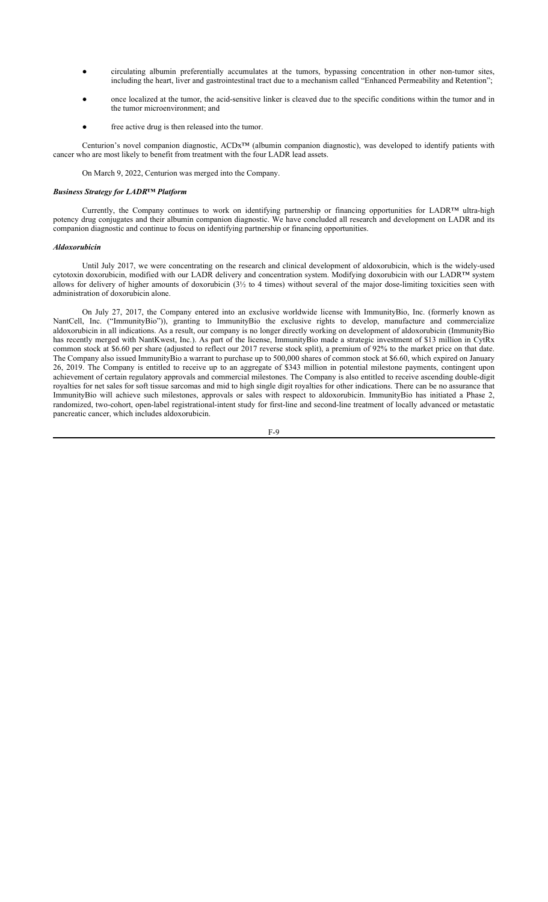- circulating albumin preferentially accumulates at the tumors, bypassing concentration in other non-tumor sites, including the heart, liver and gastrointestinal tract due to a mechanism called "Enhanced Permeability and Retention";
- once localized at the tumor, the acid-sensitive linker is cleaved due to the specific conditions within the tumor and in the tumor microenvironment; and
- free active drug is then released into the tumor.

Centurion's novel companion diagnostic, ACDx™ (albumin companion diagnostic), was developed to identify patients with cancer who are most likely to benefit from treatment with the four LADR lead assets.

On March 9, 2022, Centurion was merged into the Company.

***Business Strategy for LADR™ Platform***

Currently, the Company continues to work on identifying partnership or financing opportunities for LADR™ ultra-high potency drug conjugates and their albumin companion diagnostic. We have concluded all research and development on LADR and its companion diagnostic and continue to focus on identifying partnership or financing opportunities.

***Aldoxorubicin***

Until July 2017, we were concentrating on the research and clinical development of aldoxorubicin, which is the widely-used cytotoxin doxorubicin, modified with our LADR delivery and concentration system. Modifying doxorubicin with our LADR™ system allows for delivery of higher amounts of doxorubicin (3½ to 4 times) without several of the major dose-limiting toxicities seen with administration of doxorubicin alone.

On July 27, 2017, the Company entered into an exclusive worldwide license with ImmunityBio, Inc. (formerly known as NantCell, Inc. ("ImmunityBio")), granting to ImmunityBio the exclusive rights to develop, manufacture and commercialize aldoxorubicin in all indications. As a result, our company is no longer directly working on development of aldoxorubicin (ImmunityBio has recently merged with NantKwest, Inc.). As part of the license, ImmunityBio made a strategic investment of \$13 million in CytRx common stock at \$6.60 per share (adjusted to reflect our 2017 reverse stock split), a premium of 92% to the market price on that date. The Company also issued ImmunityBio a warrant to purchase up to 500,000 shares of common stock at \$6.60, which expired on January 26, 2019. The Company is entitled to receive up to an aggregate of \$343 million in potential milestone payments, contingent upon achievement of certain regulatory approvals and commercial milestones. The Company is also entitled to receive ascending double-digit royalties for net sales for soft tissue sarcomas and mid to high single digit royalties for other indications. There can be no assurance that ImmunityBio will achieve such milestones, approvals or sales with respect to aldoxorubicin. ImmunityBio has initiated a Phase 2, randomized, two-cohort, open-label registrational-intent study for first-line and second-line treatment of locally advanced or metastatic pancreatic cancer, which includes aldoxorubicin.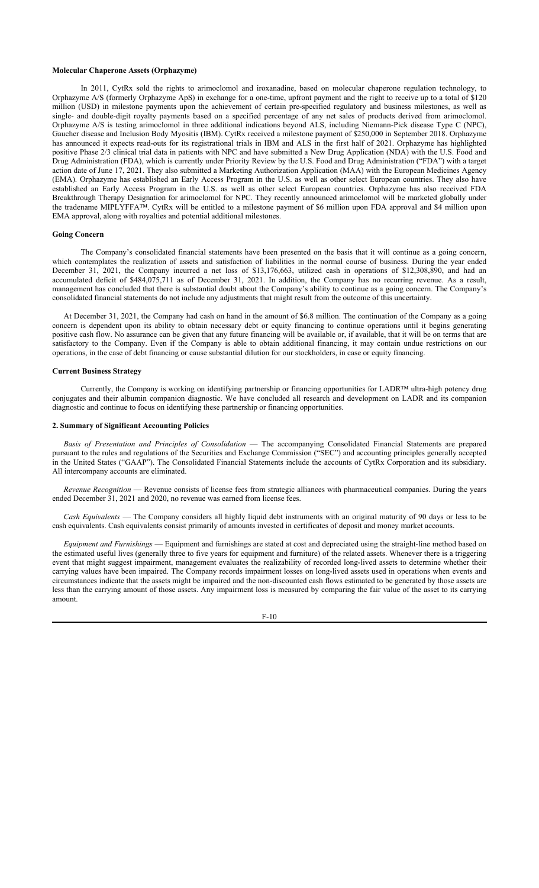**Molecular Chaperone Assets (Orphazyme)**

In 2011, CytRx sold the rights to arimoclomol and iroxanadine, based on molecular chaperone regulation technology, to Orphazyme A/S (formerly Orphazyme ApS) in exchange for a one-time, upfront payment and the right to receive up to a total of $120 million (USD) in milestone payments upon the achievement of certain pre-specified regulatory and business milestones, as well as single- and double-digit royalty payments based on a specified percentage of any net sales of products derived from arimoclomol. Orphazyme A/S is testing arimoclomol in three additional indications beyond ALS, including Niemann-Pick disease Type C (NPC), Gaucher disease and Inclusion Body Myositis (IBM). CytRx received a milestone payment of $250,000 in September 2018. Orphazyme has announced it expects read-outs for its registrational trials in IBM and ALS in the first half of 2021. Orphazyme has highlighted positive Phase 2/3 clinical trial data in patients with NPC and have submitted a New Drug Application (NDA) with the U.S. Food and Drug Administration (FDA), which is currently under Priority Review by the U.S. Food and Drug Administration ("FDA") with a target action date of June 17, 2021. They also submitted a Marketing Authorization Application (MAA) with the European Medicines Agency (EMA). Orphazyme has established an Early Access Program in the U.S. as well as other select European countries. They also have established an Early Access Program in the U.S. as well as other select European countries. Orphazyme has also received FDA Breakthrough Therapy Designation for arimoclomol for NPC. They recently announced arimoclomol will be marketed globally under the tradename MIPLYFFA™. CytRx will be entitled to a milestone payment of $6 million upon FDA approval and $4 million upon EMA approval, along with royalties and potential additional milestones.

**Going Concern**

The Company's consolidated financial statements have been presented on the basis that it will continue as a going concern, which contemplates the realization of assets and satisfaction of liabilities in the normal course of business. During the year ended December 31, 2021, the Company incurred a net loss of $13,176,663, utilized cash in operations of $12,308,890, and had an accumulated deficit of $484,075,711 as of December 31, 2021. In addition, the Company has no recurring revenue. As a result, management has concluded that there is substantial doubt about the Company's ability to continue as a going concern. The Company's consolidated financial statements do not include any adjustments that might result from the outcome of this uncertainty.

At December 31, 2021, the Company had cash on hand in the amount of $6.8 million. The continuation of the Company as a going concern is dependent upon its ability to obtain necessary debt or equity financing to continue operations until it begins generating positive cash flow. No assurance can be given that any future financing will be available or, if available, that it will be on terms that are satisfactory to the Company. Even if the Company is able to obtain additional financing, it may contain undue restrictions on our operations, in the case of debt financing or cause substantial dilution for our stockholders, in case or equity financing.

**Current Business Strategy**

Currently, the Company is working on identifying partnership or financing opportunities for LADR™ ultra-high potency drug conjugates and their albumin companion diagnostic. We have concluded all research and development on LADR and its companion diagnostic and continue to focus on identifying these partnership or financing opportunities.

**2. Summary of Significant Accounting Policies**

*Basis of Presentation and Principles of Consolidation* — The accompanying Consolidated Financial Statements are prepared pursuant to the rules and regulations of the Securities and Exchange Commission ("SEC") and accounting principles generally accepted in the United States ("GAAP"). The Consolidated Financial Statements include the accounts of CytRx Corporation and its subsidiary. All intercompany accounts are eliminated.

*Revenue Recognition* — Revenue consists of license fees from strategic alliances with pharmaceutical companies. During the years ended December 31, 2021 and 2020, no revenue was earned from license fees.

*Cash Equivalents* — The Company considers all highly liquid debt instruments with an original maturity of 90 days or less to be cash equivalents. Cash equivalents consist primarily of amounts invested in certificates of deposit and money market accounts.

*Equipment and Furnishings* — Equipment and furnishings are stated at cost and depreciated using the straight-line method based on the estimated useful lives (generally three to five years for equipment and furniture) of the related assets. Whenever there is a triggering event that might suggest impairment, management evaluates the realizability of recorded long-lived assets to determine whether their carrying values have been impaired. The Company records impairment losses on long-lived assets used in operations when events and circumstances indicate that the assets might be impaired and the non-discounted cash flows estimated to be generated by those assets are less than the carrying amount of those assets. Any impairment loss is measured by comparing the fair value of the asset to its carrying amount.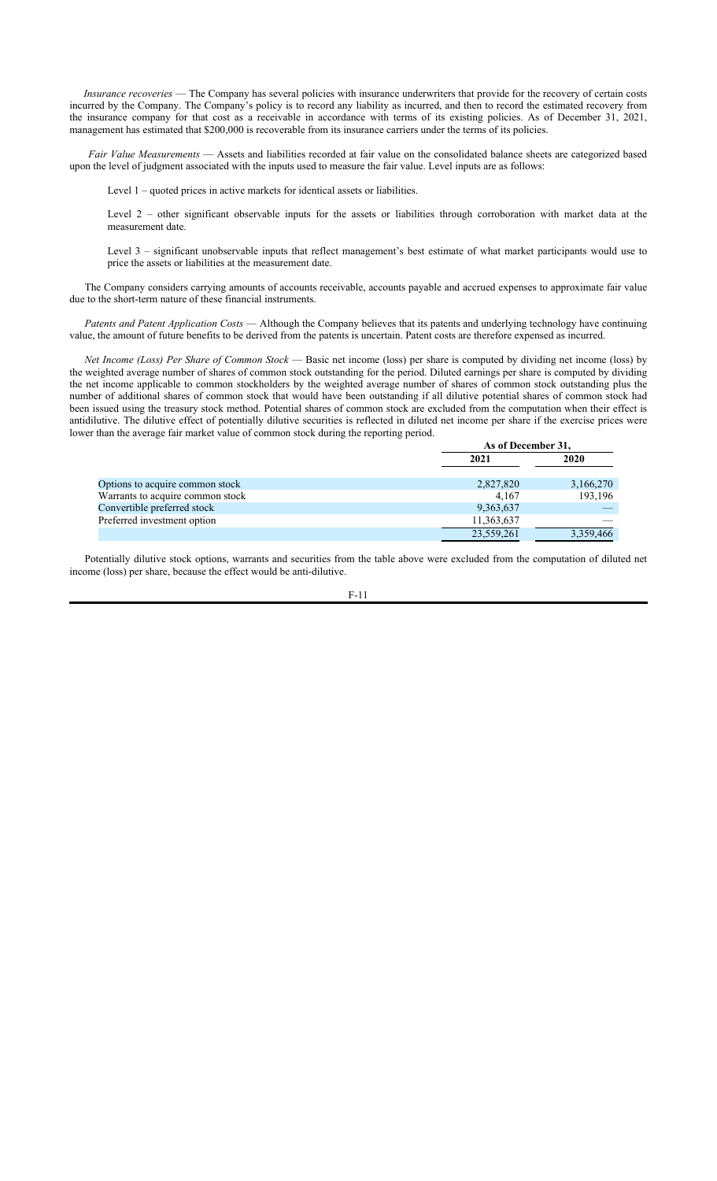*Insurance recoveries* — The Company has several policies with insurance underwriters that provide for the recovery of certain costs incurred by the Company. The Company's policy is to record any liability as incurred, and then to record the estimated recovery from the insurance company for that cost as a receivable in accordance with terms of its existing policies. As of December 31, 2021, management has estimated that $200,000 is recoverable from its insurance carriers under the terms of its policies.

*Fair Value Measurements* — Assets and liabilities recorded at fair value on the consolidated balance sheets are categorized based upon the level of judgment associated with the inputs used to measure the fair value. Level inputs are as follows:

Level 1 – quoted prices in active markets for identical assets or liabilities.

Level 2 – other significant observable inputs for the assets or liabilities through corroboration with market data at the measurement date.

Level 3 – significant unobservable inputs that reflect management's best estimate of what market participants would use to price the assets or liabilities at the measurement date.

The Company considers carrying amounts of accounts receivable, accounts payable and accrued expenses to approximate fair value due to the short-term nature of these financial instruments.

*Patents and Patent Application Costs* — Although the Company believes that its patents and underlying technology have continuing value, the amount of future benefits to be derived from the patents is uncertain. Patent costs are therefore expensed as incurred.

*Net Income (Loss) Per Share of Common Stock* — Basic net income (loss) per share is computed by dividing net income (loss) by the weighted average number of shares of common stock outstanding for the period. Diluted earnings per share is computed by dividing the net income applicable to common stockholders by the weighted average number of shares of common stock outstanding plus the number of additional shares of common stock that would have been outstanding if all dilutive potential shares of common stock had been issued using the treasury stock method. Potential shares of common stock are excluded from the computation when their effect is antidilutive. The dilutive effect of potentially dilutive securities is reflected in diluted net income per share if the exercise prices were lower than the average fair market value of common stock during the reporting period.

| | As of December 31, | |
|---|---|---|
| | 2021 | 2020 |
| Options to acquire common stock | 2,827,820 | 3,166,270 |
| Warrants to acquire common stock | 4,167 | 193,196 |
| Convertible preferred stock | 9,363,637 | — |
| Preferred investment option | 11,363,637 | — |
| | 23,559,261 | 3,359,466 |

Potentially dilutive stock options, warrants and securities from the table above were excluded from the computation of diluted net income (loss) per share, because the effect would be anti-dilutive.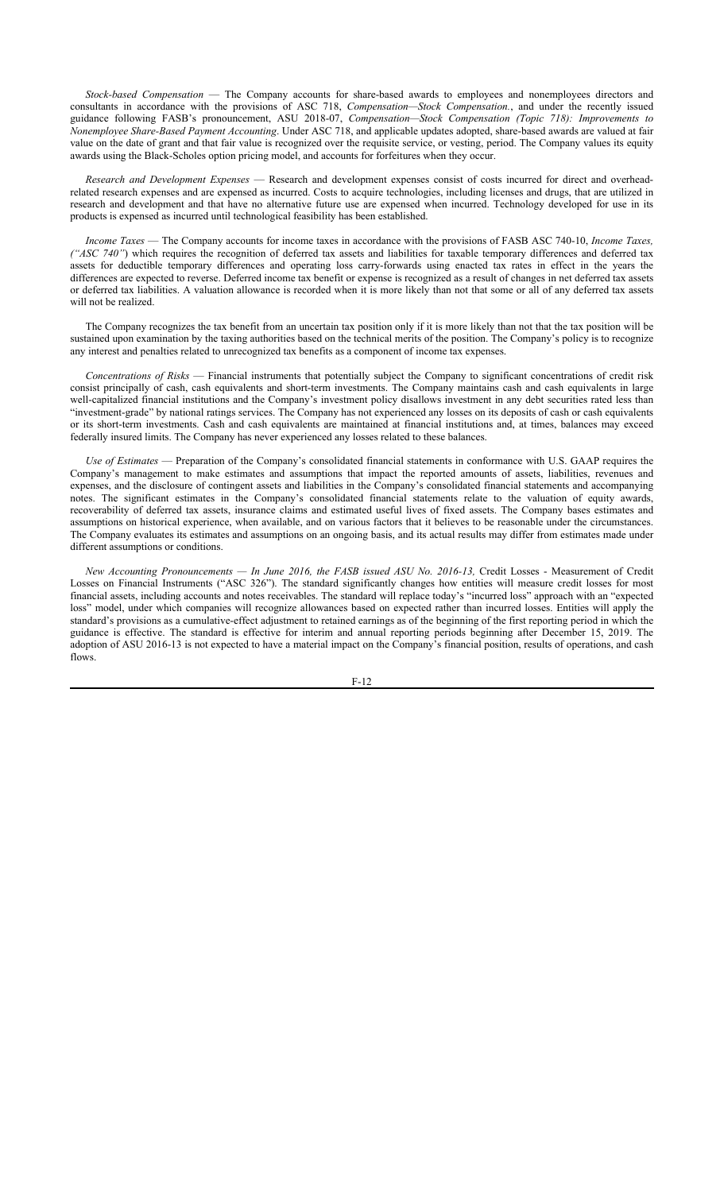*Stock-based Compensation* — The Company accounts for share-based awards to employees and nonemployees directors and consultants in accordance with the provisions of ASC 718, *Compensation—Stock Compensation.*, and under the recently issued guidance following FASB's pronouncement, ASU 2018-07, *Compensation—Stock Compensation (Topic 718): Improvements to Nonemployee Share-Based Payment Accounting*. Under ASC 718, and applicable updates adopted, share-based awards are valued at fair value on the date of grant and that fair value is recognized over the requisite service, or vesting, period. The Company values its equity awards using the Black-Scholes option pricing model, and accounts for forfeitures when they occur.

*Research and Development Expenses* — Research and development expenses consist of costs incurred for direct and overhead-related research expenses and are expensed as incurred. Costs to acquire technologies, including licenses and drugs, that are utilized in research and development and that have no alternative future use are expensed when incurred. Technology developed for use in its products is expensed as incurred until technological feasibility has been established.

*Income Taxes* — The Company accounts for income taxes in accordance with the provisions of FASB ASC 740-10, *Income Taxes, ("ASC 740")* which requires the recognition of deferred tax assets and liabilities for taxable temporary differences and deferred tax assets for deductible temporary differences and operating loss carry-forwards using enacted tax rates in effect in the years the differences are expected to reverse. Deferred income tax benefit or expense is recognized as a result of changes in net deferred tax assets or deferred tax liabilities. A valuation allowance is recorded when it is more likely than not that some or all of any deferred tax assets will not be realized.

The Company recognizes the tax benefit from an uncertain tax position only if it is more likely than not that the tax position will be sustained upon examination by the taxing authorities based on the technical merits of the position. The Company's policy is to recognize any interest and penalties related to unrecognized tax benefits as a component of income tax expenses.

*Concentrations of Risks* — Financial instruments that potentially subject the Company to significant concentrations of credit risk consist principally of cash, cash equivalents and short-term investments. The Company maintains cash and cash equivalents in large well-capitalized financial institutions and the Company's investment policy disallows investment in any debt securities rated less than "investment-grade" by national ratings services. The Company has not experienced any losses on its deposits of cash or cash equivalents or its short-term investments. Cash and cash equivalents are maintained at financial institutions and, at times, balances may exceed federally insured limits. The Company has never experienced any losses related to these balances.

*Use of Estimates* — Preparation of the Company's consolidated financial statements in conformance with U.S. GAAP requires the Company's management to make estimates and assumptions that impact the reported amounts of assets, liabilities, revenues and expenses, and the disclosure of contingent assets and liabilities in the Company's consolidated financial statements and accompanying notes. The significant estimates in the Company's consolidated financial statements relate to the valuation of equity awards, recoverability of deferred tax assets, insurance claims and estimated useful lives of fixed assets. The Company bases estimates and assumptions on historical experience, when available, and on various factors that it believes to be reasonable under the circumstances. The Company evaluates its estimates and assumptions on an ongoing basis, and its actual results may differ from estimates made under different assumptions or conditions.

*New Accounting Pronouncements — In June 2016, the FASB issued ASU No. 2016-13,* Credit Losses - Measurement of Credit Losses on Financial Instruments ("ASC 326"). The standard significantly changes how entities will measure credit losses for most financial assets, including accounts and notes receivables. The standard will replace today's "incurred loss" approach with an "expected loss" model, under which companies will recognize allowances based on expected rather than incurred losses. Entities will apply the standard's provisions as a cumulative-effect adjustment to retained earnings as of the beginning of the first reporting period in which the guidance is effective. The standard is effective for interim and annual reporting periods beginning after December 15, 2019. The adoption of ASU 2016-13 is not expected to have a material impact on the Company's financial position, results of operations, and cash flows.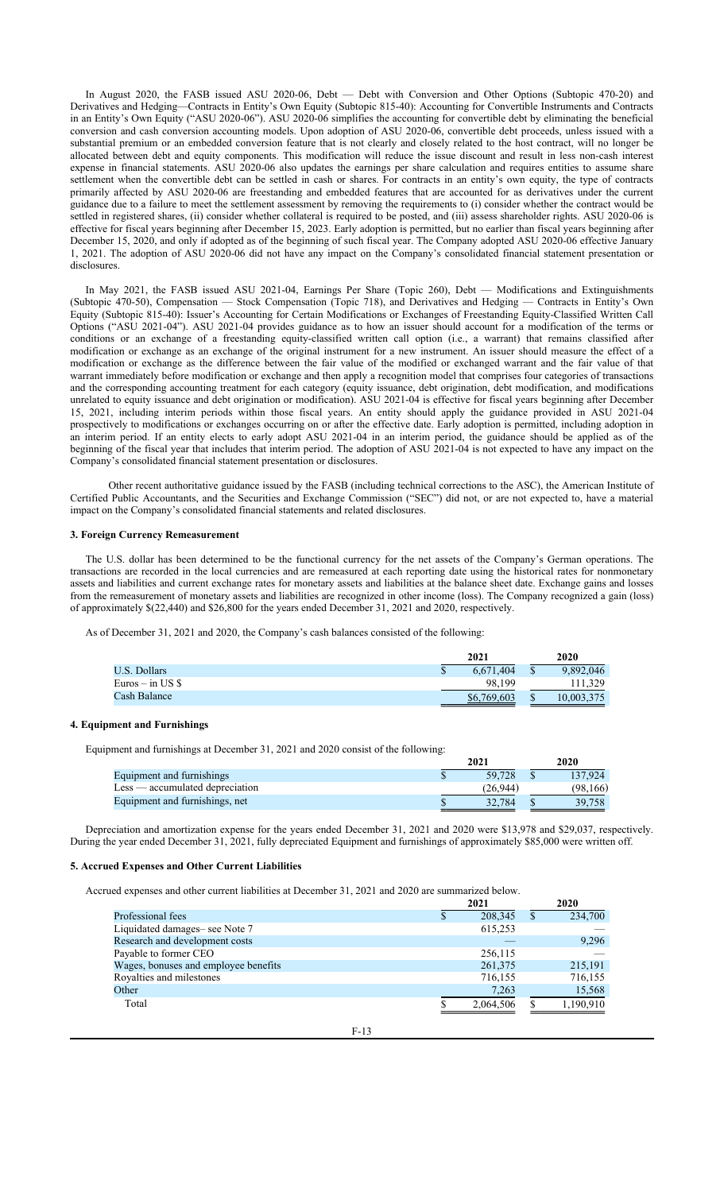In August 2020, the FASB issued ASU 2020-06, Debt — Debt with Conversion and Other Options (Subtopic 470-20) and Derivatives and Hedging—Contracts in Entity's Own Equity (Subtopic 815-40): Accounting for Convertible Instruments and Contracts in an Entity's Own Equity ("ASU 2020-06"). ASU 2020-06 simplifies the accounting for convertible debt by eliminating the beneficial conversion and cash conversion accounting models. Upon adoption of ASU 2020-06, convertible debt proceeds, unless issued with a substantial premium or an embedded conversion feature that is not clearly and closely related to the host contract, will no longer be allocated between debt and equity components. This modification will reduce the issue discount and result in less non-cash interest expense in financial statements. ASU 2020-06 also updates the earnings per share calculation and requires entities to assume share settlement when the convertible debt can be settled in cash or shares. For contracts in an entity's own equity, the type of contracts primarily affected by ASU 2020-06 are freestanding and embedded features that are accounted for as derivatives under the current guidance due to a failure to meet the settlement assessment by removing the requirements to (i) consider whether the contract would be settled in registered shares, (ii) consider whether collateral is required to be posted, and (iii) assess shareholder rights. ASU 2020-06 is effective for fiscal years beginning after December 15, 2023. Early adoption is permitted, but no earlier than fiscal years beginning after December 15, 2020, and only if adopted as of the beginning of such fiscal year. The Company adopted ASU 2020-06 effective January 1, 2021. The adoption of ASU 2020-06 did not have any impact on the Company's consolidated financial statement presentation or disclosures.

In May 2021, the FASB issued ASU 2021-04, Earnings Per Share (Topic 260), Debt — Modifications and Extinguishments (Subtopic 470-50), Compensation — Stock Compensation (Topic 718), and Derivatives and Hedging — Contracts in Entity's Own Equity (Subtopic 815-40): Issuer's Accounting for Certain Modifications or Exchanges of Freestanding Equity-Classified Written Call Options ("ASU 2021-04"). ASU 2021-04 provides guidance as to how an issuer should account for a modification of the terms or conditions or an exchange of a freestanding equity-classified written call option (i.e., a warrant) that remains classified after modification or exchange as an exchange of the original instrument for a new instrument. An issuer should measure the effect of a modification or exchange as the difference between the fair value of the modified or exchanged warrant and the fair value of that warrant immediately before modification or exchange and then apply a recognition model that comprises four categories of transactions and the corresponding accounting treatment for each category (equity issuance, debt origination, debt modification, and modifications unrelated to equity issuance and debt origination or modification). ASU 2021-04 is effective for fiscal years beginning after December 15, 2021, including interim periods within those fiscal years. An entity should apply the guidance provided in ASU 2021-04 prospectively to modifications or exchanges occurring on or after the effective date. Early adoption is permitted, including adoption in an interim period. If an entity elects to early adopt ASU 2021-04 in an interim period, the guidance should be applied as of the beginning of the fiscal year that includes that interim period. The adoption of ASU 2021-04 is not expected to have any impact on the Company's consolidated financial statement presentation or disclosures.

Other recent authoritative guidance issued by the FASB (including technical corrections to the ASC), the American Institute of Certified Public Accountants, and the Securities and Exchange Commission ("SEC") did not, or are not expected to, have a material impact on the Company's consolidated financial statements and related disclosures.

### 3. Foreign Currency Remeasurement

The U.S. dollar has been determined to be the functional currency for the net assets of the Company's German operations. The transactions are recorded in the local currencies and are remeasured at each reporting date using the historical rates for nonmonetary assets and liabilities and current exchange rates for monetary assets and liabilities at the balance sheet date. Exchange gains and losses from the remeasurement of monetary assets and liabilities are recognized in other income (loss). The Company recognized a gain (loss) of approximately $(22,440) and $26,800 for the years ended December 31, 2021 and 2020, respectively.

As of December 31, 2021 and 2020, the Company's cash balances consisted of the following:

| | 2021 | 2020 |
|---|---|---|
| U.S. Dollars | $ 6,671,404 | $ 9,892,046 |
| Euros – in US $ | 98,199 | 111,329 |
| Cash Balance | $6,769,603 | $ 10,003,375 |

### 4. Equipment and Furnishings

Equipment and furnishings at December 31, 2021 and 2020 consist of the following:

| | 2021 | 2020 |
|---|---|---|
| Equipment and furnishings | $ 59,728 | $ 137,924 |
| Less — accumulated depreciation | (26,944) | (98,166) |
| Equipment and furnishings, net | $ 32,784 | $ 39,758 |

Depreciation and amortization expense for the years ended December 31, 2021 and 2020 were $13,978 and $29,037, respectively. During the year ended December 31, 2021, fully depreciated Equipment and furnishings of approximately $85,000 were written off.

### 5. Accrued Expenses and Other Current Liabilities

Accrued expenses and other current liabilities at December 31, 2021 and 2020 are summarized below.

| | 2021 | 2020 |
|---|---|---|
| Professional fees | $ 208,345 | $ 234,700 |
| Liquidated damages– see Note 7 | 615,253 | — |
| Research and development costs | — | 9,296 |
| Payable to former CEO | 256,115 | — |
| Wages, bonuses and employee benefits | 261,375 | 215,191 |
| Royalties and milestones | 716,155 | 716,155 |
| Other | 7,263 | 15,568 |
| Total | $ 2,064,506 | $ 1,190,910 |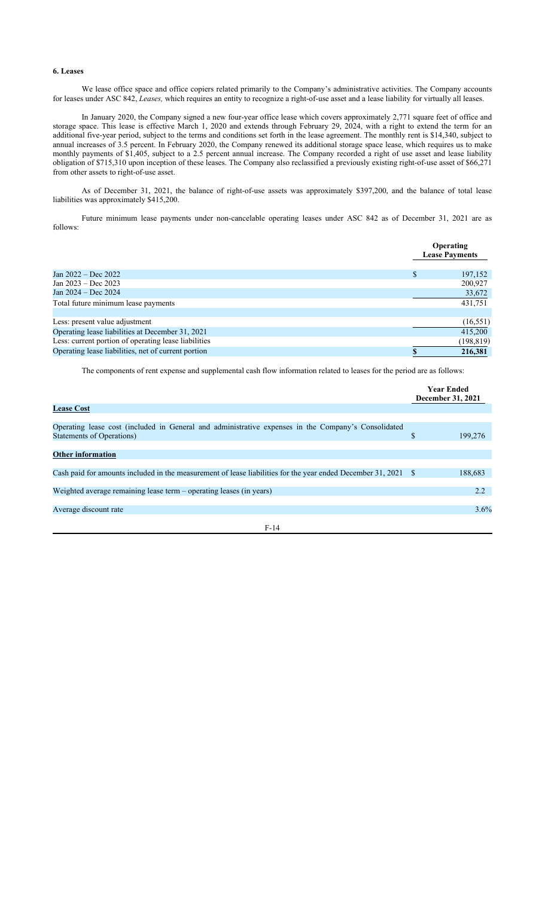### 6. Leases

We lease office space and office copiers related primarily to the Company's administrative activities. The Company accounts for leases under ASC 842, *Leases,* which requires an entity to recognize a right-of-use asset and a lease liability for virtually all leases.

In January 2020, the Company signed a new four-year office lease which covers approximately 2,771 square feet of office and storage space. This lease is effective March 1, 2020 and extends through February 29, 2024, with a right to extend the term for an additional five-year period, subject to the terms and conditions set forth in the lease agreement. The monthly rent is $14,340, subject to annual increases of 3.5 percent. In February 2020, the Company renewed its additional storage space lease, which requires us to make monthly payments of $1,405, subject to a 2.5 percent annual increase. The Company recorded a right of use asset and lease liability obligation of $715,310 upon inception of these leases. The Company also reclassified a previously existing right-of-use asset of $66,271 from other assets to right-of-use asset.

As of December 31, 2021, the balance of right-of-use assets was approximately $397,200, and the balance of total lease liabilities was approximately $415,200.

Future minimum lease payments under non-cancelable operating leases under ASC 842 as of December 31, 2021 are as follows:

| | Operating Lease Payments |
|---|---|
| Jan 2022 – Dec 2022 | $ 197,152 |
| Jan 2023 – Dec 2023 | 200,927 |
| Jan 2024 – Dec 2024 | 33,672 |
| Total future minimum lease payments | 431,751 |
| | |
| Less: present value adjustment | (16,551) |
| Operating lease liabilities at December 31, 2021 | 415,200 |
| Less: current portion of operating lease liabilities | (198,819) |
| Operating lease liabilities, net of current portion | **$ 216,381** |

The components of rent expense and supplemental cash flow information related to leases for the period are as follows:

| | Year Ended December 31, 2021 |
|---|---|
| **Lease Cost** | |
| | |
| Operating lease cost (included in General and administrative expenses in the Company's Consolidated Statements of Operations) | $ 199,276 |
| | |
| **Other information** | |
| | |
| Cash paid for amounts included in the measurement of lease liabilities for the year ended December 31, 2021 | $ 188,683 |
| | |
| Weighted average remaining lease term – operating leases (in years) | 2.2 |
| | |
| Average discount rate | 3.6% |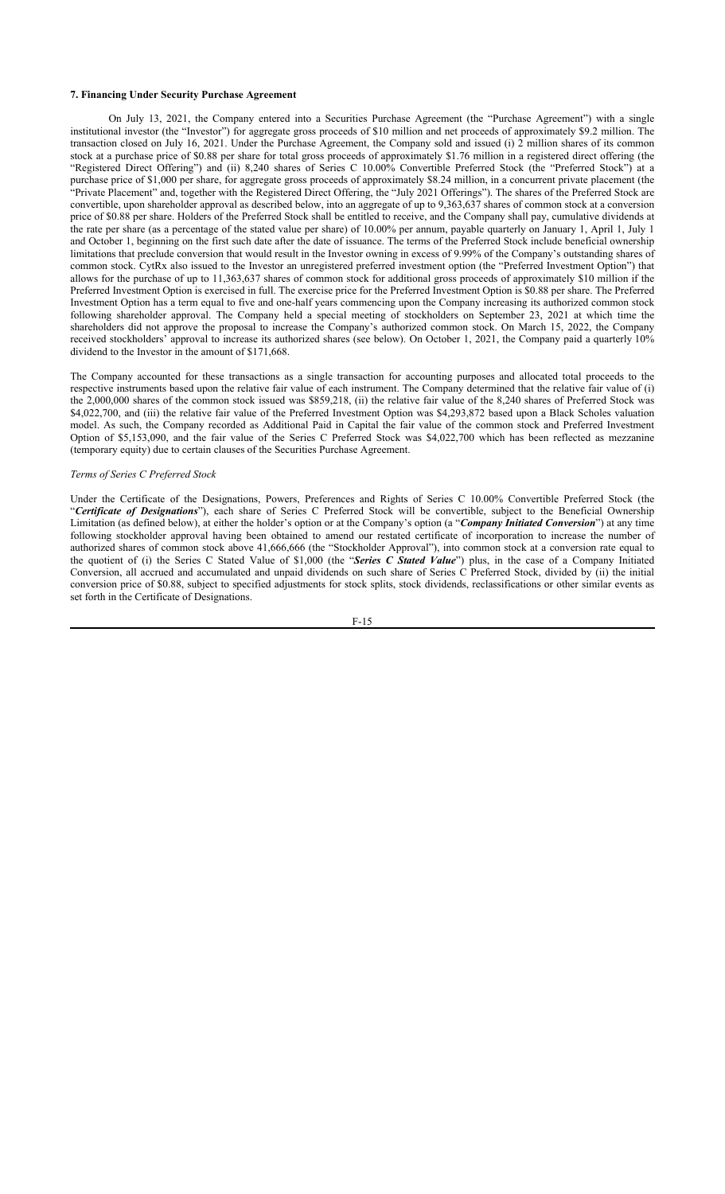### 7. Financing Under Security Purchase Agreement

On July 13, 2021, the Company entered into a Securities Purchase Agreement (the "Purchase Agreement") with a single institutional investor (the "Investor") for aggregate gross proceeds of $10 million and net proceeds of approximately $9.2 million. The transaction closed on July 16, 2021. Under the Purchase Agreement, the Company sold and issued (i) 2 million shares of its common stock at a purchase price of $0.88 per share for total gross proceeds of approximately $1.76 million in a registered direct offering (the "Registered Direct Offering") and (ii) 8,240 shares of Series C 10.00% Convertible Preferred Stock (the "Preferred Stock") at a purchase price of $1,000 per share, for aggregate gross proceeds of approximately $8.24 million, in a concurrent private placement (the "Private Placement" and, together with the Registered Direct Offering, the "July 2021 Offerings"). The shares of the Preferred Stock are convertible, upon shareholder approval as described below, into an aggregate of up to 9,363,637 shares of common stock at a conversion price of $0.88 per share. Holders of the Preferred Stock shall be entitled to receive, and the Company shall pay, cumulative dividends at the rate per share (as a percentage of the stated value per share) of 10.00% per annum, payable quarterly on January 1, April 1, July 1 and October 1, beginning on the first such date after the date of issuance. The terms of the Preferred Stock include beneficial ownership limitations that preclude conversion that would result in the Investor owning in excess of 9.99% of the Company's outstanding shares of common stock. CytRx also issued to the Investor an unregistered preferred investment option (the "Preferred Investment Option") that allows for the purchase of up to 11,363,637 shares of common stock for additional gross proceeds of approximately $10 million if the Preferred Investment Option is exercised in full. The exercise price for the Preferred Investment Option is $0.88 per share. The Preferred Investment Option has a term equal to five and one-half years commencing upon the Company increasing its authorized common stock following shareholder approval. The Company held a special meeting of stockholders on September 23, 2021 at which time the shareholders did not approve the proposal to increase the Company's authorized common stock. On March 15, 2022, the Company received stockholders' approval to increase its authorized shares (see below). On October 1, 2021, the Company paid a quarterly 10% dividend to the Investor in the amount of $171,668.

The Company accounted for these transactions as a single transaction for accounting purposes and allocated total proceeds to the respective instruments based upon the relative fair value of each instrument. The Company determined that the relative fair value of (i) the 2,000,000 shares of the common stock issued was $859,218, (ii) the relative fair value of the 8,240 shares of Preferred Stock was $4,022,700, and (iii) the relative fair value of the Preferred Investment Option was $4,293,872 based upon a Black Scholes valuation model. As such, the Company recorded as Additional Paid in Capital the fair value of the common stock and Preferred Investment Option of $5,153,090, and the fair value of the Series C Preferred Stock was $4,022,700 which has been reflected as mezzanine (temporary equity) due to certain clauses of the Securities Purchase Agreement.

*Terms of Series C Preferred Stock*

Under the Certificate of the Designations, Powers, Preferences and Rights of Series C 10.00% Convertible Preferred Stock (the "***Certificate of Designations***"), each share of Series C Preferred Stock will be convertible, subject to the Beneficial Ownership Limitation (as defined below), at either the holder's option or at the Company's option (a "***Company Initiated Conversion***") at any time following stockholder approval having been obtained to amend our restated certificate of incorporation to increase the number of authorized shares of common stock above 41,666,666 (the "Stockholder Approval"), into common stock at a conversion rate equal to the quotient of (i) the Series C Stated Value of $1,000 (the "***Series C Stated Value***") plus, in the case of a Company Initiated Conversion, all accrued and accumulated and unpaid dividends on such share of Series C Preferred Stock, divided by (ii) the initial conversion price of $0.88, subject to specified adjustments for stock splits, stock dividends, reclassifications or other similar events as set forth in the Certificate of Designations.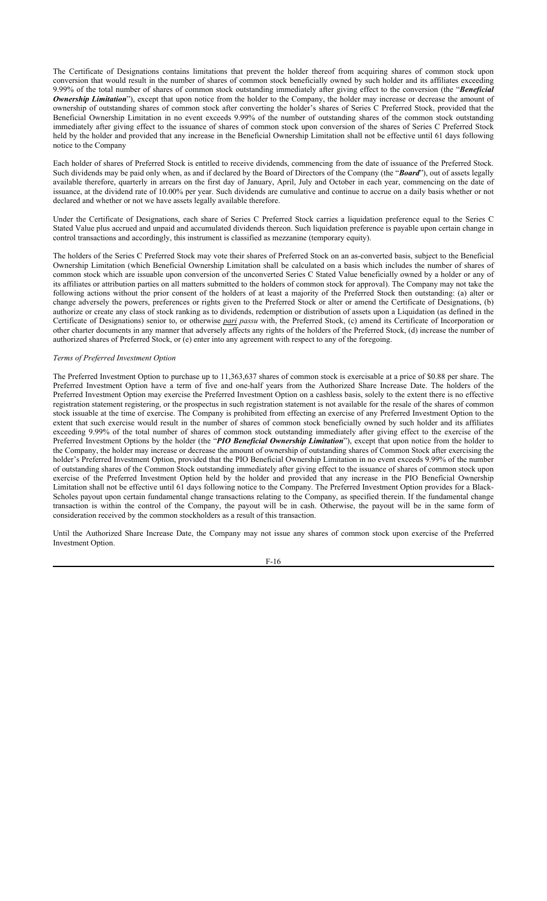The Certificate of Designations contains limitations that prevent the holder thereof from acquiring shares of common stock upon conversion that would result in the number of shares of common stock beneficially owned by such holder and its affiliates exceeding 9.99% of the total number of shares of common stock outstanding immediately after giving effect to the conversion (the "***Beneficial Ownership Limitation***"), except that upon notice from the holder to the Company, the holder may increase or decrease the amount of ownership of outstanding shares of common stock after converting the holder's shares of Series C Preferred Stock, provided that the Beneficial Ownership Limitation in no event exceeds 9.99% of the number of outstanding shares of the common stock outstanding immediately after giving effect to the issuance of shares of common stock upon conversion of the shares of Series C Preferred Stock held by the holder and provided that any increase in the Beneficial Ownership Limitation shall not be effective until 61 days following notice to the Company

Each holder of shares of Preferred Stock is entitled to receive dividends, commencing from the date of issuance of the Preferred Stock. Such dividends may be paid only when, as and if declared by the Board of Directors of the Company (the "***Board***"), out of assets legally available therefore, quarterly in arrears on the first day of January, April, July and October in each year, commencing on the date of issuance, at the dividend rate of 10.00% per year. Such dividends are cumulative and continue to accrue on a daily basis whether or not declared and whether or not we have assets legally available therefore.

Under the Certificate of Designations, each share of Series C Preferred Stock carries a liquidation preference equal to the Series C Stated Value plus accrued and unpaid and accumulated dividends thereon. Such liquidation preference is payable upon certain change in control transactions and accordingly, this instrument is classified as mezzanine (temporary equity).

The holders of the Series C Preferred Stock may vote their shares of Preferred Stock on an as-converted basis, subject to the Beneficial Ownership Limitation (which Beneficial Ownership Limitation shall be calculated on a basis which includes the number of shares of common stock which are issuable upon conversion of the unconverted Series C Stated Value beneficially owned by a holder or any of its affiliates or attribution parties on all matters submitted to the holders of common stock for approval). The Company may not take the following actions without the prior consent of the holders of at least a majority of the Preferred Stock then outstanding: (a) alter or change adversely the powers, preferences or rights given to the Preferred Stock or alter or amend the Certificate of Designations, (b) authorize or create any class of stock ranking as to dividends, redemption or distribution of assets upon a Liquidation (as defined in the Certificate of Designations) senior to, or otherwise *pari passu* with, the Preferred Stock, (c) amend its Certificate of Incorporation or other charter documents in any manner that adversely affects any rights of the holders of the Preferred Stock, (d) increase the number of authorized shares of Preferred Stock, or (e) enter into any agreement with respect to any of the foregoing.

*Terms of Preferred Investment Option*

The Preferred Investment Option to purchase up to 11,363,637 shares of common stock is exercisable at a price of $0.88 per share. The Preferred Investment Option have a term of five and one-half years from the Authorized Share Increase Date. The holders of the Preferred Investment Option may exercise the Preferred Investment Option on a cashless basis, solely to the extent there is no effective registration statement registering, or the prospectus in such registration statement is not available for the resale of the shares of common stock issuable at the time of exercise. The Company is prohibited from effecting an exercise of any Preferred Investment Option to the extent that such exercise would result in the number of shares of common stock beneficially owned by such holder and its affiliates exceeding 9.99% of the total number of shares of common stock outstanding immediately after giving effect to the exercise of the Preferred Investment Options by the holder (the "***PIO Beneficial Ownership Limitation***"), except that upon notice from the holder to the Company, the holder may increase or decrease the amount of ownership of outstanding shares of Common Stock after exercising the holder's Preferred Investment Option, provided that the PIO Beneficial Ownership Limitation in no event exceeds 9.99% of the number of outstanding shares of the Common Stock outstanding immediately after giving effect to the issuance of shares of common stock upon exercise of the Preferred Investment Option held by the holder and provided that any increase in the PIO Beneficial Ownership Limitation shall not be effective until 61 days following notice to the Company. The Preferred Investment Option provides for a Black-Scholes payout upon certain fundamental change transactions relating to the Company, as specified therein. If the fundamental change transaction is within the control of the Company, the payout will be in cash. Otherwise, the payout will be in the same form of consideration received by the common stockholders as a result of this transaction.

Until the Authorized Share Increase Date, the Company may not issue any shares of common stock upon exercise of the Preferred Investment Option.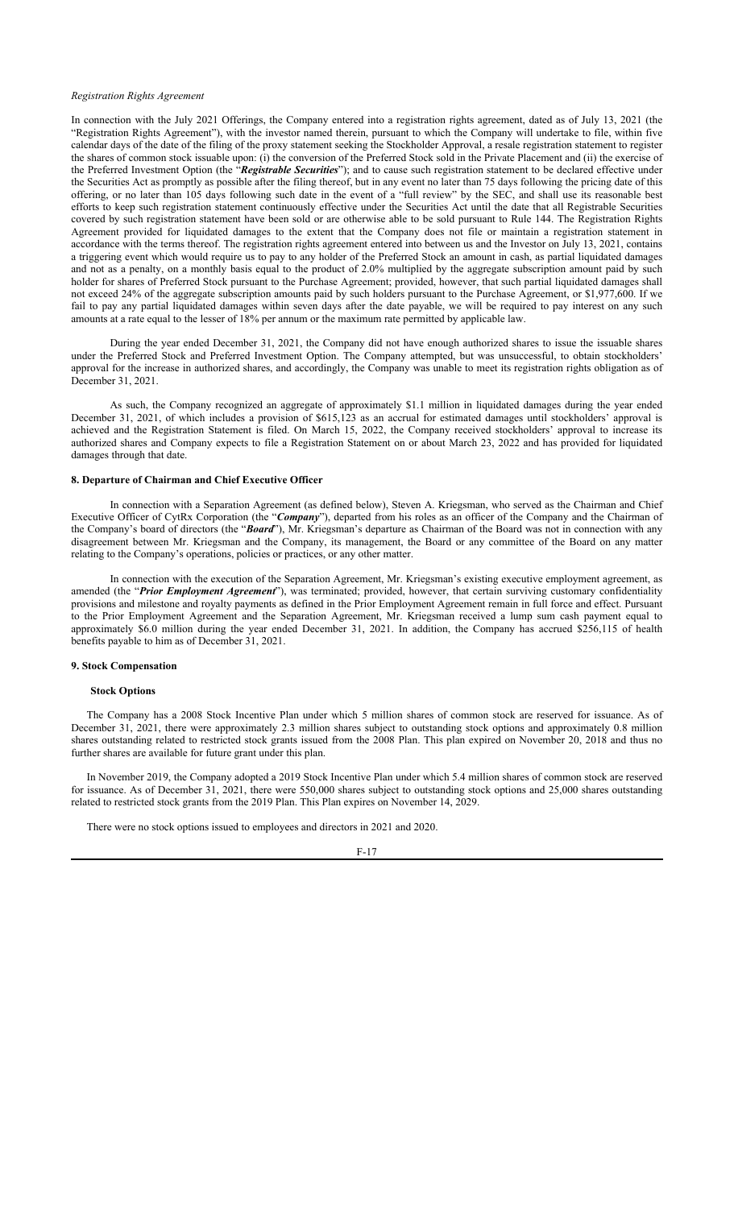*Registration Rights Agreement*

In connection with the July 2021 Offerings, the Company entered into a registration rights agreement, dated as of July 13, 2021 (the "Registration Rights Agreement"), with the investor named therein, pursuant to which the Company will undertake to file, within five calendar days of the date of the filing of the proxy statement seeking the Stockholder Approval, a resale registration statement to register the shares of common stock issuable upon: (i) the conversion of the Preferred Stock sold in the Private Placement and (ii) the exercise of the Preferred Investment Option (the "***Registrable Securities***"); and to cause such registration statement to be declared effective under the Securities Act as promptly as possible after the filing thereof, but in any event no later than 75 days following the pricing date of this offering, or no later than 105 days following such date in the event of a "full review" by the SEC, and shall use its reasonable best efforts to keep such registration statement continuously effective under the Securities Act until the date that all Registrable Securities covered by such registration statement have been sold or are otherwise able to be sold pursuant to Rule 144. The Registration Rights Agreement provided for liquidated damages to the extent that the Company does not file or maintain a registration statement in accordance with the terms thereof. The registration rights agreement entered into between us and the Investor on July 13, 2021, contains a triggering event which would require us to pay to any holder of the Preferred Stock an amount in cash, as partial liquidated damages and not as a penalty, on a monthly basis equal to the product of 2.0% multiplied by the aggregate subscription amount paid by such holder for shares of Preferred Stock pursuant to the Purchase Agreement; provided, however, that such partial liquidated damages shall not exceed 24% of the aggregate subscription amounts paid by such holders pursuant to the Purchase Agreement, or $1,977,600. If we fail to pay any partial liquidated damages within seven days after the date payable, we will be required to pay interest on any such amounts at a rate equal to the lesser of 18% per annum or the maximum rate permitted by applicable law.

During the year ended December 31, 2021, the Company did not have enough authorized shares to issue the issuable shares under the Preferred Stock and Preferred Investment Option. The Company attempted, but was unsuccessful, to obtain stockholders' approval for the increase in authorized shares, and accordingly, the Company was unable to meet its registration rights obligation as of December 31, 2021.

As such, the Company recognized an aggregate of approximately $1.1 million in liquidated damages during the year ended December 31, 2021, of which includes a provision of $615,123 as an accrual for estimated damages until stockholders' approval is achieved and the Registration Statement is filed. On March 15, 2022, the Company received stockholders' approval to increase its authorized shares and Company expects to file a Registration Statement on or about March 23, 2022 and has provided for liquidated damages through that date.

## 8. Departure of Chairman and Chief Executive Officer

In connection with a Separation Agreement (as defined below), Steven A. Kriegsman, who served as the Chairman and Chief Executive Officer of CytRx Corporation (the "***Company***"), departed from his roles as an officer of the Company and the Chairman of the Company's board of directors (the "***Board***"), Mr. Kriegsman's departure as Chairman of the Board was not in connection with any disagreement between Mr. Kriegsman and the Company, its management, the Board or any committee of the Board on any matter relating to the Company's operations, policies or practices, or any other matter.

In connection with the execution of the Separation Agreement, Mr. Kriegsman's existing executive employment agreement, as amended (the "***Prior Employment Agreement***"), was terminated; provided, however, that certain surviving customary confidentiality provisions and milestone and royalty payments as defined in the Prior Employment Agreement remain in full force and effect. Pursuant to the Prior Employment Agreement and the Separation Agreement, Mr. Kriegsman received a lump sum cash payment equal to approximately $6.0 million during the year ended December 31, 2021. In addition, the Company has accrued $256,115 of health benefits payable to him as of December 31, 2021.

## 9. Stock Compensation

### Stock Options

The Company has a 2008 Stock Incentive Plan under which 5 million shares of common stock are reserved for issuance. As of December 31, 2021, there were approximately 2.3 million shares subject to outstanding stock options and approximately 0.8 million shares outstanding related to restricted stock grants issued from the 2008 Plan. This plan expired on November 20, 2018 and thus no further shares are available for future grant under this plan.

In November 2019, the Company adopted a 2019 Stock Incentive Plan under which 5.4 million shares of common stock are reserved for issuance. As of December 31, 2021, there were 550,000 shares subject to outstanding stock options and 25,000 shares outstanding related to restricted stock grants from the 2019 Plan. This Plan expires on November 14, 2029.

There were no stock options issued to employees and directors in 2021 and 2020.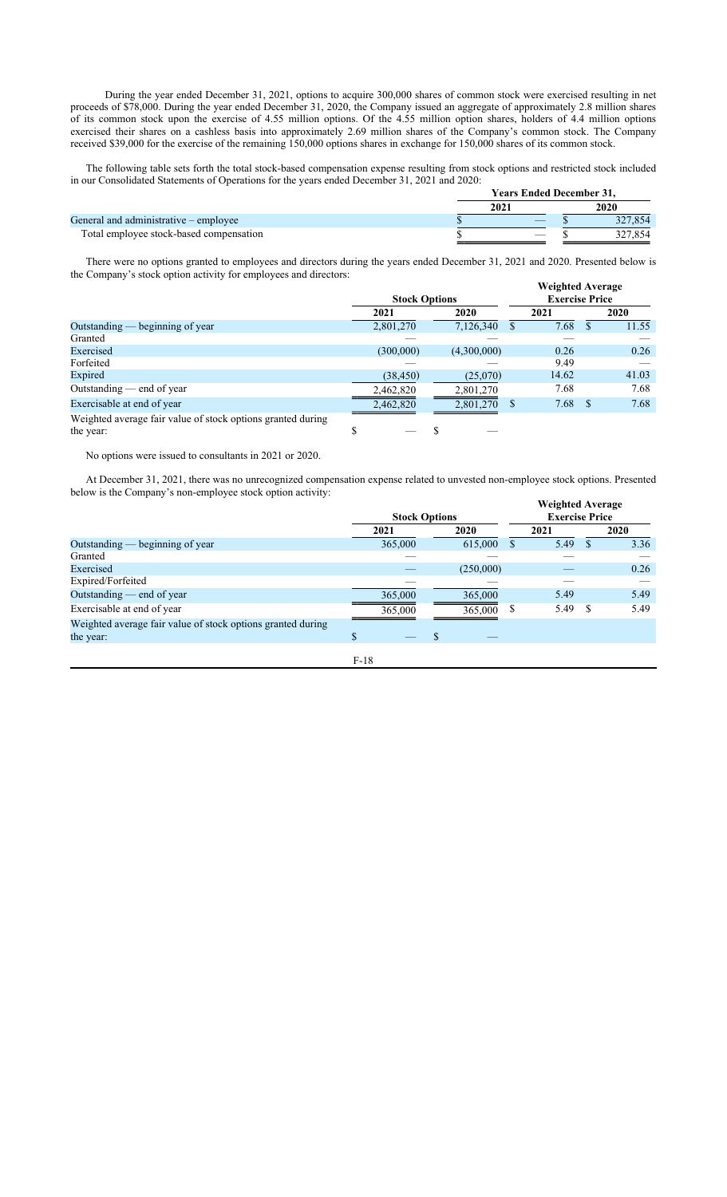During the year ended December 31, 2021, options to acquire 300,000 shares of common stock were exercised resulting in net proceeds of $78,000. During the year ended December 31, 2020, the Company issued an aggregate of approximately 2.8 million shares of its common stock upon the exercise of 4.55 million options. Of the 4.55 million option shares, holders of 4.4 million options exercised their shares on a cashless basis into approximately 2.69 million shares of the Company's common stock. The Company received $39,000 for the exercise of the remaining 150,000 options shares in exchange for 150,000 shares of its common stock.

The following table sets forth the total stock-based compensation expense resulting from stock options and restricted stock included in our Consolidated Statements of Operations for the years ended December 31, 2021 and 2020:

| | Years Ended December 31, | |
|---|---|---|
| | 2021 | 2020 |
| General and administrative – employee | $ — | $ 327,854 |
| Total employee stock-based compensation | $ — | $ 327,854 |

There were no options granted to employees and directors during the years ended December 31, 2021 and 2020. Presented below is the Company's stock option activity for employees and directors:

| | Stock Options | | Weighted Average Exercise Price | |
|---|---|---|---|---|
| | 2021 | 2020 | 2021 | 2020 |
| Outstanding — beginning of year | 2,801,270 | 7,126,340 | $ 7.68 | $ 11.55 |
| Granted | — | — | — | — |
| Exercised | (300,000) | (4,300,000) | 0.26 | 0.26 |
| Forfeited | — | — | 9.49 | — |
| Expired | (38,450) | (25,070) | 14.62 | 41.03 |
| Outstanding — end of year | 2,462,820 | 2,801,270 | 7.68 | 7.68 |
| Exercisable at end of year | 2,462,820 | 2,801,270 | $ 7.68 | $ 7.68 |
| Weighted average fair value of stock options granted during the year: | $ — | $ — | | |

No options were issued to consultants in 2021 or 2020.

At December 31, 2021, there was no unrecognized compensation expense related to unvested non-employee stock options. Presented below is the Company's non-employee stock option activity:

| | Stock Options | | Weighted Average Exercise Price | |
|---|---|---|---|---|
| | 2021 | 2020 | 2021 | 2020 |
| Outstanding — beginning of year | 365,000 | 615,000 | $ 5.49 | $ 3.36 |
| Granted | — | — | — | — |
| Exercised | — | (250,000) | — | 0.26 |
| Expired/Forfeited | — | — | — | — |
| Outstanding — end of year | 365,000 | 365,000 | 5.49 | 5.49 |
| Exercisable at end of year | 365,000 | 365,000 | $ 5.49 | $ 5.49 |
| Weighted average fair value of stock options granted during the year: | $ — | $ — | | |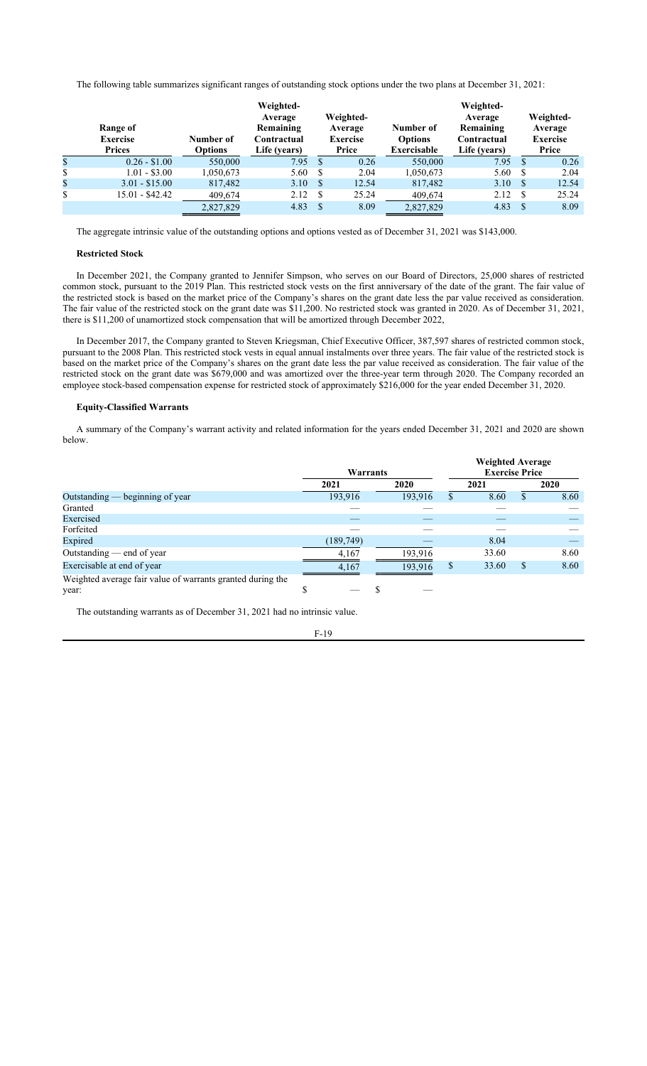The following table summarizes significant ranges of outstanding stock options under the two plans at December 31, 2021:

| Range of Exercise Prices | Number of Options | Weighted-Average Remaining Contractual Life (years) | Weighted-Average Exercise Price | Number of Options Exercisable | Weighted-Average Remaining Contractual Life (years) | Weighted-Average Exercise Price |
|---|---|---|---|---|---|---|
| $ 0.26 - $1.00 | 550,000 | 7.95 | $ 0.26 | 550,000 | 7.95 | $ 0.26 |
| $ 1.01 - $3.00 | 1,050,673 | 5.60 | $ 2.04 | 1,050,673 | 5.60 | $ 2.04 |
| $ 3.01 - $15.00 | 817,482 | 3.10 | $ 12.54 | 817,482 | 3.10 | $ 12.54 |
| $ 15.01 - $42.42 | 409,674 | 2.12 | $ 25.24 | 409,674 | 2.12 | $ 25.24 |
| | 2,827,829 | 4.83 | $ 8.09 | 2,827,829 | 4.83 | $ 8.09 |

The aggregate intrinsic value of the outstanding options and options vested as of December 31, 2021 was $143,000.

**Restricted Stock**

In December 2021, the Company granted to Jennifer Simpson, who serves on our Board of Directors, 25,000 shares of restricted common stock, pursuant to the 2019 Plan. This restricted stock vests on the first anniversary of the date of the grant. The fair value of the restricted stock is based on the market price of the Company's shares on the grant date less the par value received as consideration. The fair value of the restricted stock on the grant date was $11,200. No restricted stock was granted in 2020. As of December 31, 2021, there is $11,200 of unamortized stock compensation that will be amortized through December 2022,

In December 2017, the Company granted to Steven Kriegsman, Chief Executive Officer, 387,597 shares of restricted common stock, pursuant to the 2008 Plan. This restricted stock vests in equal annual instalments over three years. The fair value of the restricted stock is based on the market price of the Company's shares on the grant date less the par value received as consideration. The fair value of the restricted stock on the grant date was $679,000 and was amortized over the three-year term through 2020. The Company recorded an employee stock-based compensation expense for restricted stock of approximately $216,000 for the year ended December 31, 2020.

**Equity-Classified Warrants**

A summary of the Company's warrant activity and related information for the years ended December 31, 2021 and 2020 are shown below.

| | Warrants | | Weighted Average Exercise Price | |
|---|---|---|---|---|
| | 2021 | 2020 | 2021 | 2020 |
| Outstanding — beginning of year | 193,916 | 193,916 | $ 8.60 | $ 8.60 |
| Granted | — | — | — | — |
| Exercised | — | — | — | — |
| Forfeited | — | — | — | — |
| Expired | (189,749) | — | 8.04 | — |
| Outstanding — end of year | 4,167 | 193,916 | 33.60 | 8.60 |
| Exercisable at end of year | 4,167 | 193,916 | $ 33.60 | $ 8.60 |
| Weighted average fair value of warrants granted during the year: | $ — | $ — | | |

The outstanding warrants as of December 31, 2021 had no intrinsic value.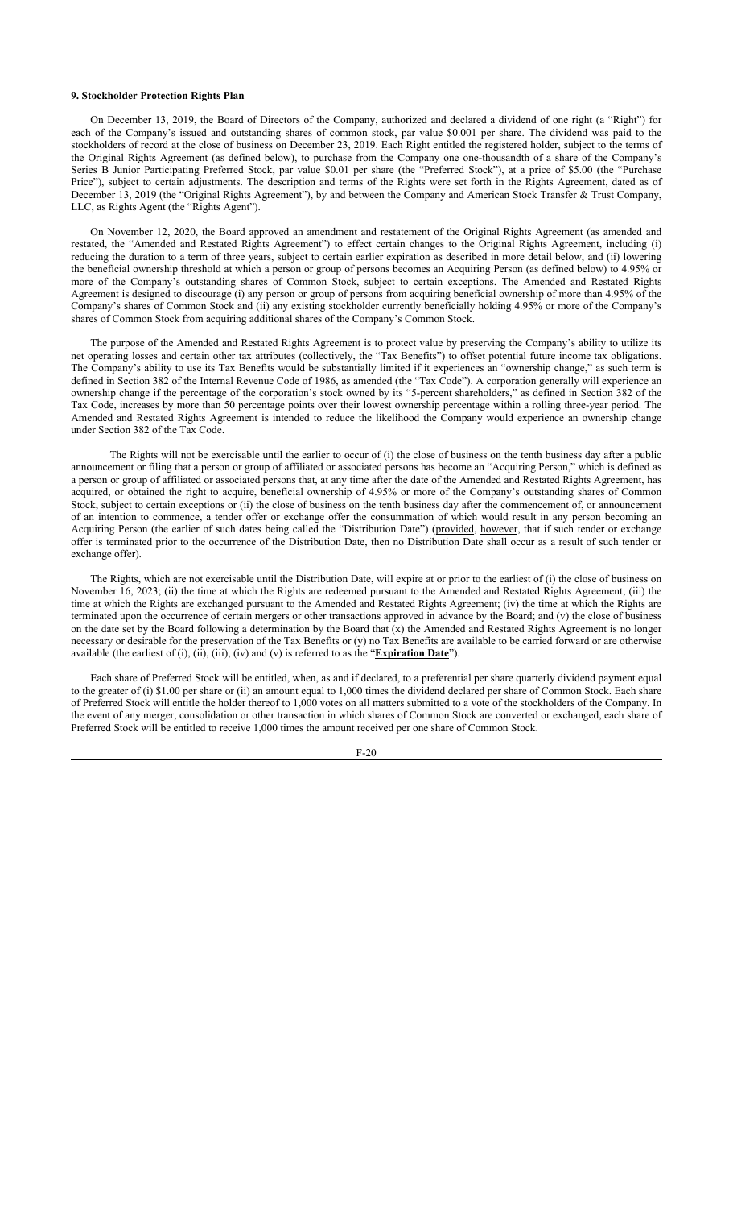**9. Stockholder Protection Rights Plan**

On December 13, 2019, the Board of Directors of the Company, authorized and declared a dividend of one right (a "Right") for each of the Company's issued and outstanding shares of common stock, par value $0.001 per share. The dividend was paid to the stockholders of record at the close of business on December 23, 2019. Each Right entitled the registered holder, subject to the terms of the Original Rights Agreement (as defined below), to purchase from the Company one one-thousandth of a share of the Company's Series B Junior Participating Preferred Stock, par value $0.01 per share (the "Preferred Stock"), at a price of $5.00 (the "Purchase Price"), subject to certain adjustments. The description and terms of the Rights were set forth in the Rights Agreement, dated as of December 13, 2019 (the "Original Rights Agreement"), by and between the Company and American Stock Transfer & Trust Company, LLC, as Rights Agent (the "Rights Agent").

On November 12, 2020, the Board approved an amendment and restatement of the Original Rights Agreement (as amended and restated, the "Amended and Restated Rights Agreement") to effect certain changes to the Original Rights Agreement, including (i) reducing the duration to a term of three years, subject to certain earlier expiration as described in more detail below, and (ii) lowering the beneficial ownership threshold at which a person or group of persons becomes an Acquiring Person (as defined below) to 4.95% or more of the Company's outstanding shares of Common Stock, subject to certain exceptions. The Amended and Restated Rights Agreement is designed to discourage (i) any person or group of persons from acquiring beneficial ownership of more than 4.95% of the Company's shares of Common Stock and (ii) any existing stockholder currently beneficially holding 4.95% or more of the Company's shares of Common Stock from acquiring additional shares of the Company's Common Stock.

The purpose of the Amended and Restated Rights Agreement is to protect value by preserving the Company's ability to utilize its net operating losses and certain other tax attributes (collectively, the "Tax Benefits") to offset potential future income tax obligations. The Company's ability to use its Tax Benefits would be substantially limited if it experiences an "ownership change," as such term is defined in Section 382 of the Internal Revenue Code of 1986, as amended (the "Tax Code"). A corporation generally will experience an ownership change if the percentage of the corporation's stock owned by its "5-percent shareholders," as defined in Section 382 of the Tax Code, increases by more than 50 percentage points over their lowest ownership percentage within a rolling three-year period. The Amended and Restated Rights Agreement is intended to reduce the likelihood the Company would experience an ownership change under Section 382 of the Tax Code.

The Rights will not be exercisable until the earlier to occur of (i) the close of business on the tenth business day after a public announcement or filing that a person or group of affiliated or associated persons has become an "Acquiring Person," which is defined as a person or group of affiliated or associated persons that, at any time after the date of the Amended and Restated Rights Agreement, has acquired, or obtained the right to acquire, beneficial ownership of 4.95% or more of the Company's outstanding shares of Common Stock, subject to certain exceptions or (ii) the close of business on the tenth business day after the commencement of, or announcement of an intention to commence, a tender offer or exchange offer the consummation of which would result in any person becoming an Acquiring Person (the earlier of such dates being called the "Distribution Date") (provided, however, that if such tender or exchange offer is terminated prior to the occurrence of the Distribution Date, then no Distribution Date shall occur as a result of such tender or exchange offer).

The Rights, which are not exercisable until the Distribution Date, will expire at or prior to the earliest of (i) the close of business on November 16, 2023; (ii) the time at which the Rights are redeemed pursuant to the Amended and Restated Rights Agreement; (iii) the time at which the Rights are exchanged pursuant to the Amended and Restated Rights Agreement; (iv) the time at which the Rights are terminated upon the occurrence of certain mergers or other transactions approved in advance by the Board; and (v) the close of business on the date set by the Board following a determination by the Board that (x) the Amended and Restated Rights Agreement is no longer necessary or desirable for the preservation of the Tax Benefits or (y) no Tax Benefits are available to be carried forward or are otherwise available (the earliest of (i), (ii), (iii), (iv) and (v) is referred to as the "**Expiration Date**").

Each share of Preferred Stock will be entitled, when, as and if declared, to a preferential per share quarterly dividend payment equal to the greater of (i) $1.00 per share or (ii) an amount equal to 1,000 times the dividend declared per share of Common Stock. Each share of Preferred Stock will entitle the holder thereof to 1,000 votes on all matters submitted to a vote of the stockholders of the Company. In the event of any merger, consolidation or other transaction in which shares of Common Stock are converted or exchanged, each share of Preferred Stock will be entitled to receive 1,000 times the amount received per one share of Common Stock.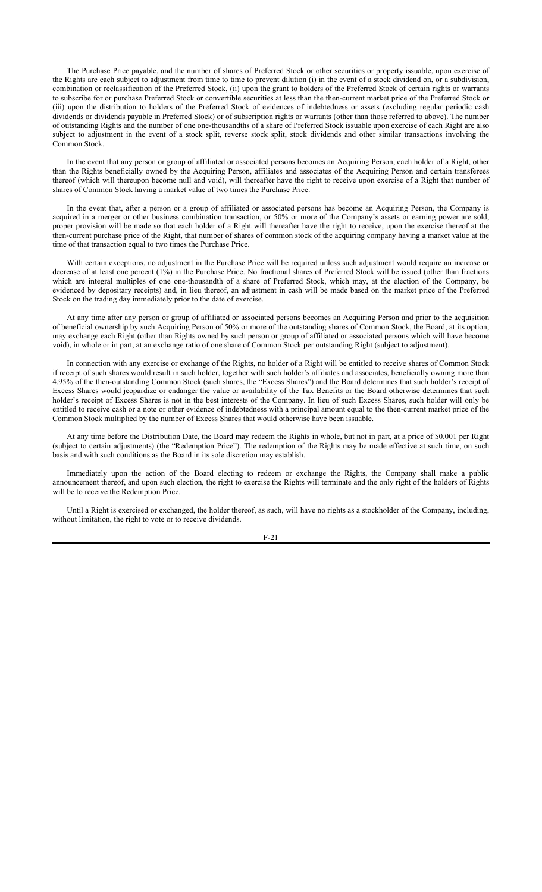The Purchase Price payable, and the number of shares of Preferred Stock or other securities or property issuable, upon exercise of the Rights are each subject to adjustment from time to time to prevent dilution (i) in the event of a stock dividend on, or a subdivision, combination or reclassification of the Preferred Stock, (ii) upon the grant to holders of the Preferred Stock of certain rights or warrants to subscribe for or purchase Preferred Stock or convertible securities at less than the then-current market price of the Preferred Stock or (iii) upon the distribution to holders of the Preferred Stock of evidences of indebtedness or assets (excluding regular periodic cash dividends or dividends payable in Preferred Stock) or of subscription rights or warrants (other than those referred to above). The number of outstanding Rights and the number of one one-thousandths of a share of Preferred Stock issuable upon exercise of each Right are also subject to adjustment in the event of a stock split, reverse stock split, stock dividends and other similar transactions involving the Common Stock.

In the event that any person or group of affiliated or associated persons becomes an Acquiring Person, each holder of a Right, other than the Rights beneficially owned by the Acquiring Person, affiliates and associates of the Acquiring Person and certain transferees thereof (which will thereupon become null and void), will thereafter have the right to receive upon exercise of a Right that number of shares of Common Stock having a market value of two times the Purchase Price.

In the event that, after a person or a group of affiliated or associated persons has become an Acquiring Person, the Company is acquired in a merger or other business combination transaction, or 50% or more of the Company's assets or earning power are sold, proper provision will be made so that each holder of a Right will thereafter have the right to receive, upon the exercise thereof at the then-current purchase price of the Right, that number of shares of common stock of the acquiring company having a market value at the time of that transaction equal to two times the Purchase Price.

With certain exceptions, no adjustment in the Purchase Price will be required unless such adjustment would require an increase or decrease of at least one percent (1%) in the Purchase Price. No fractional shares of Preferred Stock will be issued (other than fractions which are integral multiples of one one-thousandth of a share of Preferred Stock, which may, at the election of the Company, be evidenced by depositary receipts) and, in lieu thereof, an adjustment in cash will be made based on the market price of the Preferred Stock on the trading day immediately prior to the date of exercise.

At any time after any person or group of affiliated or associated persons becomes an Acquiring Person and prior to the acquisition of beneficial ownership by such Acquiring Person of 50% or more of the outstanding shares of Common Stock, the Board, at its option, may exchange each Right (other than Rights owned by such person or group of affiliated or associated persons which will have become void), in whole or in part, at an exchange ratio of one share of Common Stock per outstanding Right (subject to adjustment).

In connection with any exercise or exchange of the Rights, no holder of a Right will be entitled to receive shares of Common Stock if receipt of such shares would result in such holder, together with such holder's affiliates and associates, beneficially owning more than 4.95% of the then-outstanding Common Stock (such shares, the "Excess Shares") and the Board determines that such holder's receipt of Excess Shares would jeopardize or endanger the value or availability of the Tax Benefits or the Board otherwise determines that such holder's receipt of Excess Shares is not in the best interests of the Company. In lieu of such Excess Shares, such holder will only be entitled to receive cash or a note or other evidence of indebtedness with a principal amount equal to the then-current market price of the Common Stock multiplied by the number of Excess Shares that would otherwise have been issuable.

At any time before the Distribution Date, the Board may redeem the Rights in whole, but not in part, at a price of $0.001 per Right (subject to certain adjustments) (the "Redemption Price"). The redemption of the Rights may be made effective at such time, on such basis and with such conditions as the Board in its sole discretion may establish.

Immediately upon the action of the Board electing to redeem or exchange the Rights, the Company shall make a public announcement thereof, and upon such election, the right to exercise the Rights will terminate and the only right of the holders of Rights will be to receive the Redemption Price.

Until a Right is exercised or exchanged, the holder thereof, as such, will have no rights as a stockholder of the Company, including, without limitation, the right to vote or to receive dividends.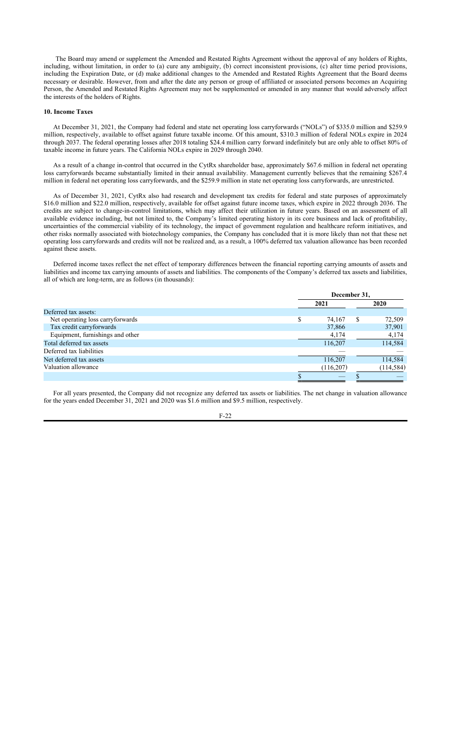The Board may amend or supplement the Amended and Restated Rights Agreement without the approval of any holders of Rights, including, without limitation, in order to (a) cure any ambiguity, (b) correct inconsistent provisions, (c) alter time period provisions, including the Expiration Date, or (d) make additional changes to the Amended and Restated Rights Agreement that the Board deems necessary or desirable. However, from and after the date any person or group of affiliated or associated persons becomes an Acquiring Person, the Amended and Restated Rights Agreement may not be supplemented or amended in any manner that would adversely affect the interests of the holders of Rights.

**10. Income Taxes**

At December 31, 2021, the Company had federal and state net operating loss carryforwards ("NOLs") of $335.0 million and $259.9 million, respectively, available to offset against future taxable income. Of this amount, $310.3 million of federal NOLs expire in 2024 through 2037. The federal operating losses after 2018 totaling $24.4 million carry forward indefinitely but are only able to offset 80% of taxable income in future years. The California NOLs expire in 2029 through 2040.

As a result of a change in-control that occurred in the CytRx shareholder base, approximately $67.6 million in federal net operating loss carryforwards became substantially limited in their annual availability. Management currently believes that the remaining $267.4 million in federal net operating loss carryforwards, and the $259.9 million in state net operating loss carryforwards, are unrestricted.

As of December 31, 2021, CytRx also had research and development tax credits for federal and state purposes of approximately $16.0 million and $22.0 million, respectively, available for offset against future income taxes, which expire in 2022 through 2036. The credits are subject to change-in-control limitations, which may affect their utilization in future years. Based on an assessment of all available evidence including, but not limited to, the Company's limited operating history in its core business and lack of profitability, uncertainties of the commercial viability of its technology, the impact of government regulation and healthcare reform initiatives, and other risks normally associated with biotechnology companies, the Company has concluded that it is more likely than not that these net operating loss carryforwards and credits will not be realized and, as a result, a 100% deferred tax valuation allowance has been recorded against these assets.

Deferred income taxes reflect the net effect of temporary differences between the financial reporting carrying amounts of assets and liabilities and income tax carrying amounts of assets and liabilities. The components of the Company's deferred tax assets and liabilities, all of which are long-term, are as follows (in thousands):

| | December 31, | |
|---|---|---|
| | 2021 | 2020 |
| Deferred tax assets: | | |
| Net operating loss carryforwards | $ 74,167 | $ 72,509 |
| Tax credit carryforwards | 37,866 | 37,901 |
| Equipment, furnishings and other | 4,174 | 4,174 |
| Total deferred tax assets | 116,207 | 114,584 |
| Deferred tax liabilities | — | — |
| Net deferred tax assets | 116,207 | 114,584 |
| Valuation allowance | (116,207) | (114,584) |
| | $ — | $ — |

For all years presented, the Company did not recognize any deferred tax assets or liabilities. The net change in valuation allowance for the years ended December 31, 2021 and 2020 was $1.6 million and $9.5 million, respectively.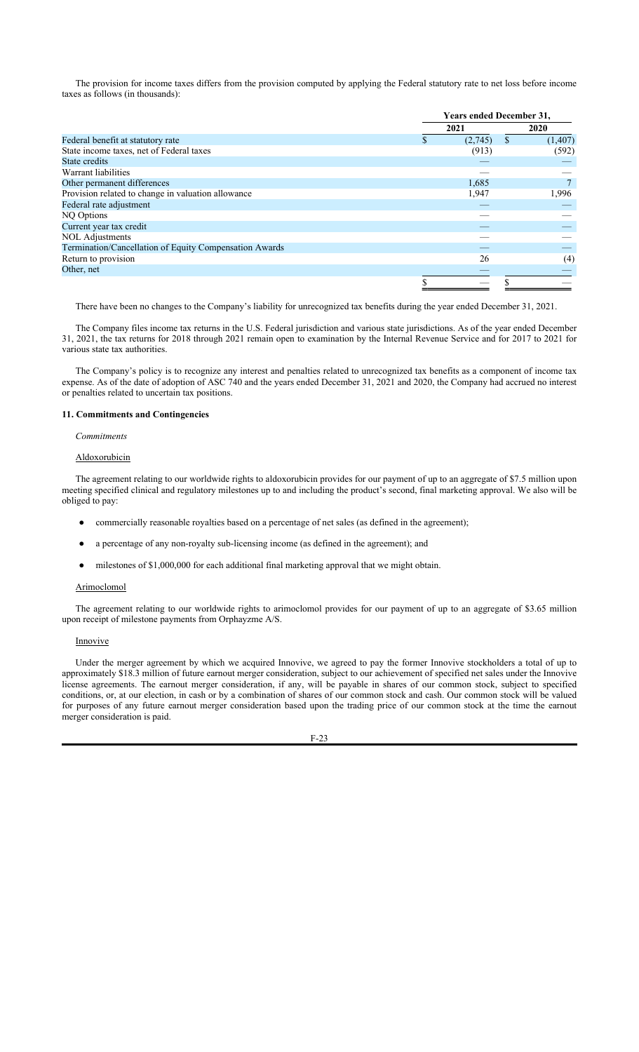The provision for income taxes differs from the provision computed by applying the Federal statutory rate to net loss before income taxes as follows (in thousands):

| | Years ended December 31, | |
|---|---|---|
| | 2021 | 2020 |
| Federal benefit at statutory rate | $ (2,745) | $ (1,407) |
| State income taxes, net of Federal taxes | (913) | (592) |
| State credits | — | — |
| Warrant liabilities | — | — |
| Other permanent differences | 1,685 | 7 |
| Provision related to change in valuation allowance | 1,947 | 1,996 |
| Federal rate adjustment | — | — |
| NQ Options | — | — |
| Current year tax credit | — | — |
| NOL Adjustments | — | — |
| Termination/Cancellation of Equity Compensation Awards | — | — |
| Return to provision | 26 | (4) |
| Other, net | — | — |
| | $ — | $ — |

There have been no changes to the Company's liability for unrecognized tax benefits during the year ended December 31, 2021.

The Company files income tax returns in the U.S. Federal jurisdiction and various state jurisdictions. As of the year ended December 31, 2021, the tax returns for 2018 through 2021 remain open to examination by the Internal Revenue Service and for 2017 to 2021 for various state tax authorities.

The Company's policy is to recognize any interest and penalties related to unrecognized tax benefits as a component of income tax expense. As of the date of adoption of ASC 740 and the years ended December 31, 2021 and 2020, the Company had accrued no interest or penalties related to uncertain tax positions.

## 11. Commitments and Contingencies

*Commitments*

Aldoxorubicin

The agreement relating to our worldwide rights to aldoxorubicin provides for our payment of up to an aggregate of $7.5 million upon meeting specified clinical and regulatory milestones up to and including the product's second, final marketing approval. We also will be obliged to pay:

- commercially reasonable royalties based on a percentage of net sales (as defined in the agreement);
- a percentage of any non-royalty sub-licensing income (as defined in the agreement); and
- milestones of $1,000,000 for each additional final marketing approval that we might obtain.

Arimoclomol

The agreement relating to our worldwide rights to arimoclomol provides for our payment of up to an aggregate of $3.65 million upon receipt of milestone payments from Orphayzme A/S.

Innovive

Under the merger agreement by which we acquired Innovive, we agreed to pay the former Innovive stockholders a total of up to approximately $18.3 million of future earnout merger consideration, subject to our achievement of specified net sales under the Innovive license agreements. The earnout merger consideration, if any, will be payable in shares of our common stock, subject to specified conditions, or, at our election, in cash or by a combination of shares of our common stock and cash. Our common stock will be valued for purposes of any future earnout merger consideration based upon the trading price of our common stock at the time the earnout merger consideration is paid.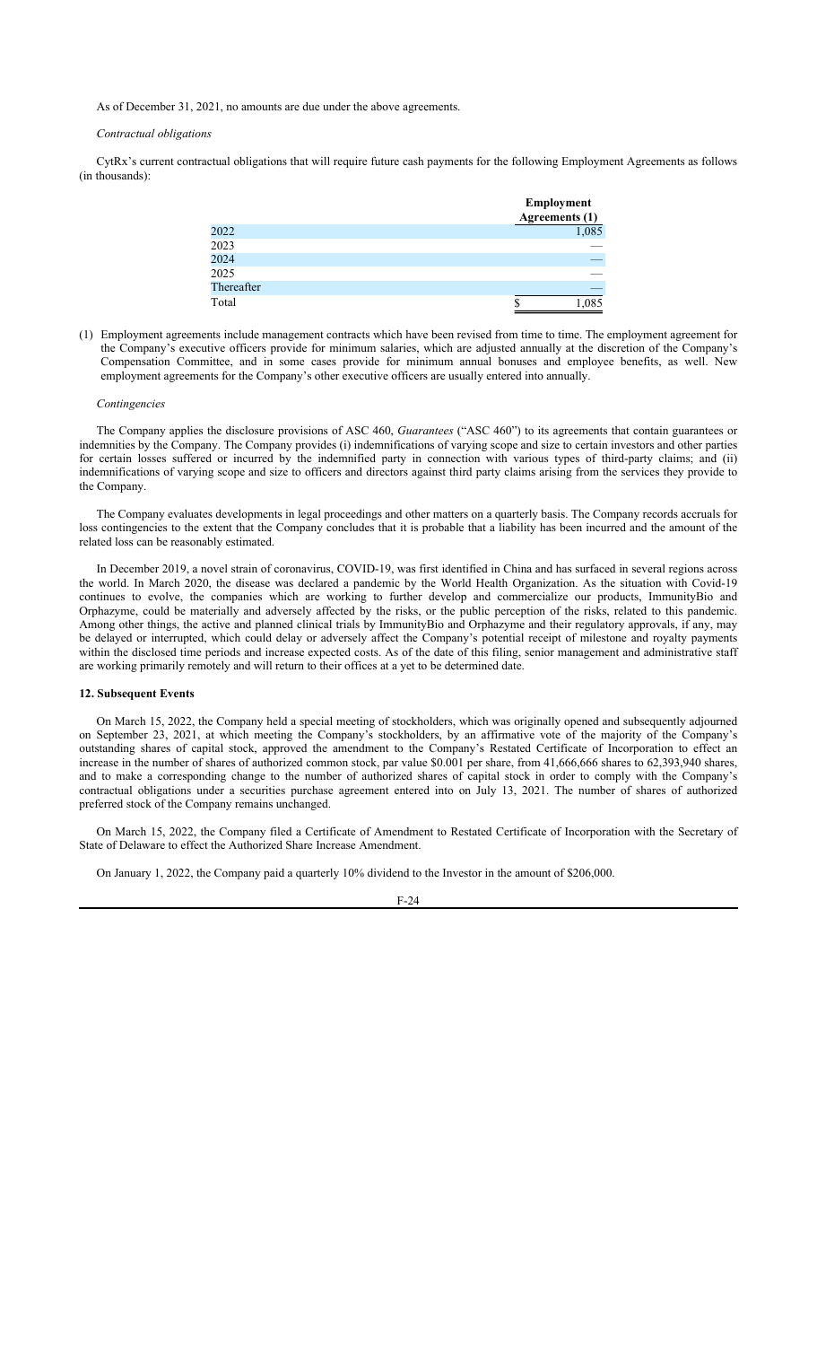As of December 31, 2021, no amounts are due under the above agreements.

*Contractual obligations*

CytRx's current contractual obligations that will require future cash payments for the following Employment Agreements as follows (in thousands):

| | Employment Agreements (1) |
|---|---|
| 2022 | 1,085 |
| 2023 | — |
| 2024 | — |
| 2025 | — |
| Thereafter | — |
| Total | $ 1,085 |

(1) Employment agreements include management contracts which have been revised from time to time. The employment agreement for the Company's executive officers provide for minimum salaries, which are adjusted annually at the discretion of the Company's Compensation Committee, and in some cases provide for minimum annual bonuses and employee benefits, as well. New employment agreements for the Company's other executive officers are usually entered into annually.

*Contingencies*

The Company applies the disclosure provisions of ASC 460, *Guarantees* ("ASC 460") to its agreements that contain guarantees or indemnities by the Company. The Company provides (i) indemnifications of varying scope and size to certain investors and other parties for certain losses suffered or incurred by the indemnified party in connection with various types of third-party claims; and (ii) indemnifications of varying scope and size to officers and directors against third party claims arising from the services they provide to the Company.

The Company evaluates developments in legal proceedings and other matters on a quarterly basis. The Company records accruals for loss contingencies to the extent that the Company concludes that it is probable that a liability has been incurred and the amount of the related loss can be reasonably estimated.

In December 2019, a novel strain of coronavirus, COVID-19, was first identified in China and has surfaced in several regions across the world. In March 2020, the disease was declared a pandemic by the World Health Organization. As the situation with Covid-19 continues to evolve, the companies which are working to further develop and commercialize our products, ImmunityBio and Orphazyme, could be materially and adversely affected by the risks, or the public perception of the risks, related to this pandemic. Among other things, the active and planned clinical trials by ImmunityBio and Orphazyme and their regulatory approvals, if any, may be delayed or interrupted, which could delay or adversely affect the Company's potential receipt of milestone and royalty payments within the disclosed time periods and increase expected costs. As of the date of this filing, senior management and administrative staff are working primarily remotely and will return to their offices at a yet to be determined date.

**12. Subsequent Events**

On March 15, 2022, the Company held a special meeting of stockholders, which was originally opened and subsequently adjourned on September 23, 2021, at which meeting the Company's stockholders, by an affirmative vote of the majority of the Company's outstanding shares of capital stock, approved the amendment to the Company's Restated Certificate of Incorporation to effect an increase in the number of shares of authorized common stock, par value $0.001 per share, from 41,666,666 shares to 62,393,940 shares, and to make a corresponding change to the number of authorized shares of capital stock in order to comply with the Company's contractual obligations under a securities purchase agreement entered into on July 13, 2021. The number of shares of authorized preferred stock of the Company remains unchanged.

On March 15, 2022, the Company filed a Certificate of Amendment to Restated Certificate of Incorporation with the Secretary of State of Delaware to effect the Authorized Share Increase Amendment.

On January 1, 2022, the Company paid a quarterly 10% dividend to the Investor in the amount of $206,000.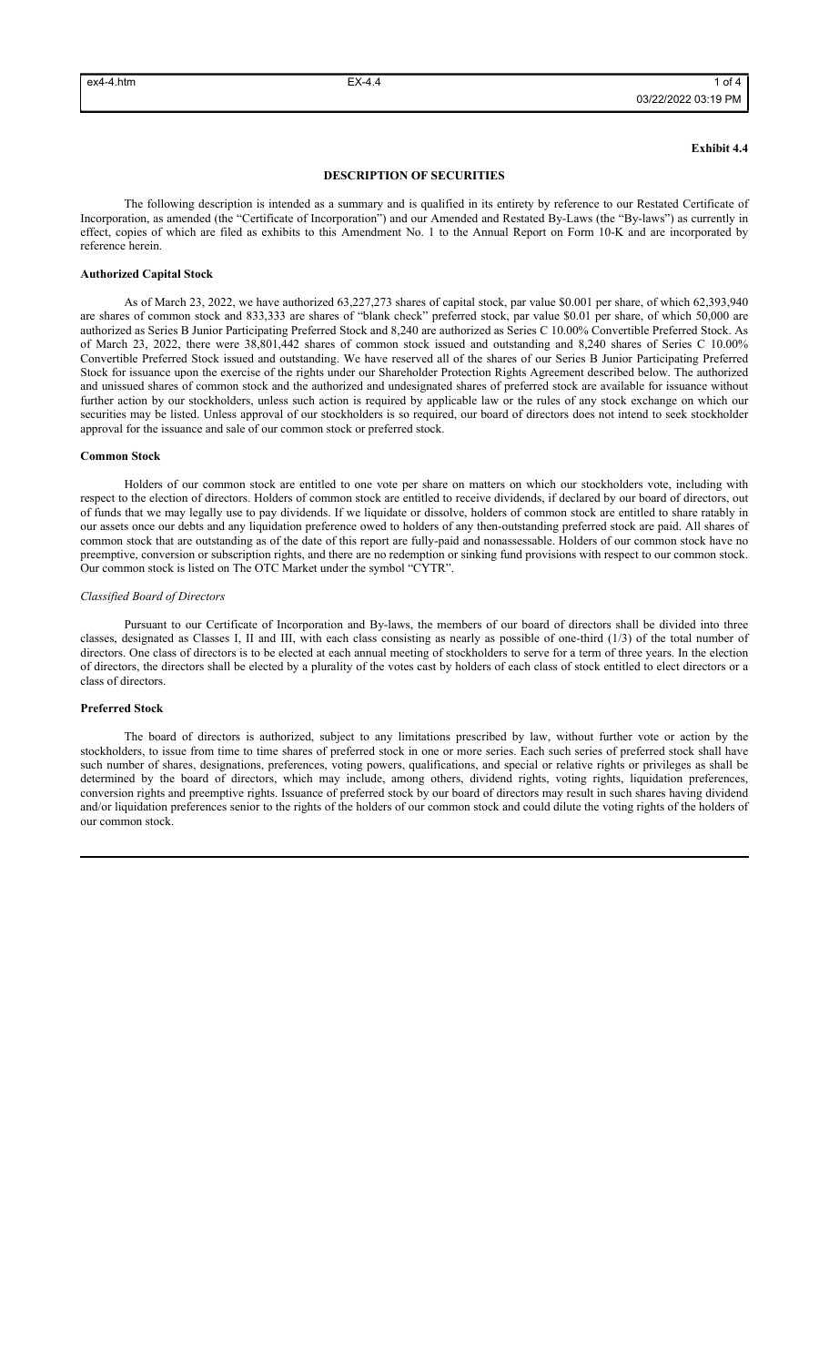**Exhibit 4.4**

# DESCRIPTION OF SECURITIES

The following description is intended as a summary and is qualified in its entirety by reference to our Restated Certificate of Incorporation, as amended (the "Certificate of Incorporation") and our Amended and Restated By-Laws (the "By-laws") as currently in effect, copies of which are filed as exhibits to this Amendment No. 1 to the Annual Report on Form 10-K and are incorporated by reference herein.

## Authorized Capital Stock

As of March 23, 2022, we have authorized 63,227,273 shares of capital stock, par value $0.001 per share, of which 62,393,940 are shares of common stock and 833,333 are shares of "blank check" preferred stock, par value $0.01 per share, of which 50,000 are authorized as Series B Junior Participating Preferred Stock and 8,240 are authorized as Series C 10.00% Convertible Preferred Stock. As of March 23, 2022, there were 38,801,442 shares of common stock issued and outstanding and 8,240 shares of Series C 10.00% Convertible Preferred Stock issued and outstanding. We have reserved all of the shares of our Series B Junior Participating Preferred Stock for issuance upon the exercise of the rights under our Shareholder Protection Rights Agreement described below. The authorized and unissued shares of common stock and the authorized and undesignated shares of preferred stock are available for issuance without further action by our stockholders, unless such action is required by applicable law or the rules of any stock exchange on which our securities may be listed. Unless approval of our stockholders is so required, our board of directors does not intend to seek stockholder approval for the issuance and sale of our common stock or preferred stock.

## Common Stock

Holders of our common stock are entitled to one vote per share on matters on which our stockholders vote, including with respect to the election of directors. Holders of common stock are entitled to receive dividends, if declared by our board of directors, out of funds that we may legally use to pay dividends. If we liquidate or dissolve, holders of common stock are entitled to share ratably in our assets once our debts and any liquidation preference owed to holders of any then-outstanding preferred stock are paid. All shares of common stock that are outstanding as of the date of this report are fully-paid and nonassessable. Holders of our common stock have no preemptive, conversion or subscription rights, and there are no redemption or sinking fund provisions with respect to our common stock. Our common stock is listed on The OTC Market under the symbol "CYTR".

### *Classified Board of Directors*

Pursuant to our Certificate of Incorporation and By-laws, the members of our board of directors shall be divided into three classes, designated as Classes I, II and III, with each class consisting as nearly as possible of one-third (1/3) of the total number of directors. One class of directors is to be elected at each annual meeting of stockholders to serve for a term of three years. In the election of directors, the directors shall be elected by a plurality of the votes cast by holders of each class of stock entitled to elect directors or a class of directors.

## Preferred Stock

The board of directors is authorized, subject to any limitations prescribed by law, without further vote or action by the stockholders, to issue from time to time shares of preferred stock in one or more series. Each such series of preferred stock shall have such number of shares, designations, preferences, voting powers, qualifications, and special or relative rights or privileges as shall be determined by the board of directors, which may include, among others, dividend rights, voting rights, liquidation preferences, conversion rights and preemptive rights. Issuance of preferred stock by our board of directors may result in such shares having dividend and/or liquidation preferences senior to the rights of the holders of our common stock and could dilute the voting rights of the holders of our common stock.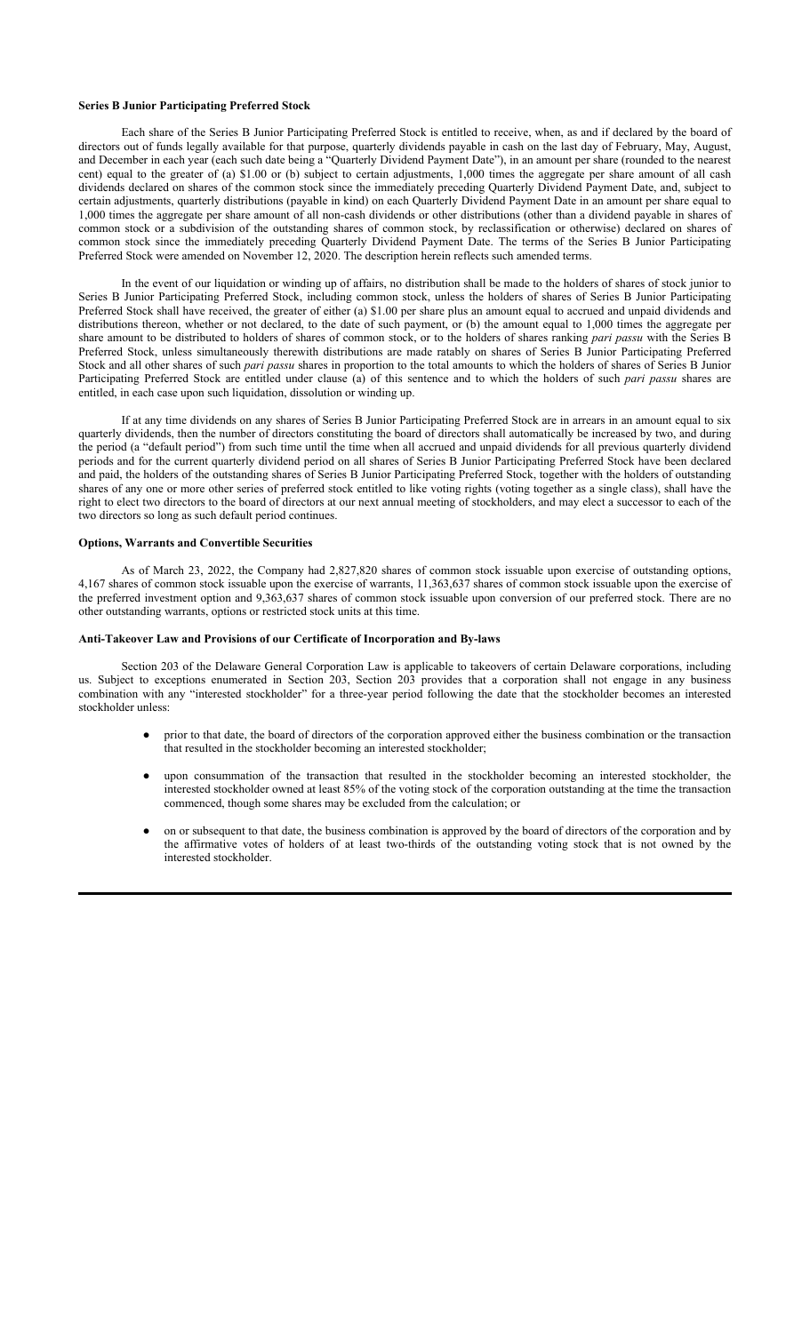**Series B Junior Participating Preferred Stock**

Each share of the Series B Junior Participating Preferred Stock is entitled to receive, when, as and if declared by the board of directors out of funds legally available for that purpose, quarterly dividends payable in cash on the last day of February, May, August, and December in each year (each such date being a "Quarterly Dividend Payment Date"), in an amount per share (rounded to the nearest cent) equal to the greater of (a) $1.00 or (b) subject to certain adjustments, 1,000 times the aggregate per share amount of all cash dividends declared on shares of the common stock since the immediately preceding Quarterly Dividend Payment Date, and, subject to certain adjustments, quarterly distributions (payable in kind) on each Quarterly Dividend Payment Date in an amount per share equal to 1,000 times the aggregate per share amount of all non-cash dividends or other distributions (other than a dividend payable in shares of common stock or a subdivision of the outstanding shares of common stock, by reclassification or otherwise) declared on shares of common stock since the immediately preceding Quarterly Dividend Payment Date. The terms of the Series B Junior Participating Preferred Stock were amended on November 12, 2020. The description herein reflects such amended terms.

In the event of our liquidation or winding up of affairs, no distribution shall be made to the holders of shares of stock junior to Series B Junior Participating Preferred Stock, including common stock, unless the holders of shares of Series B Junior Participating Preferred Stock shall have received, the greater of either (a) $1.00 per share plus an amount equal to accrued and unpaid dividends and distributions thereon, whether or not declared, to the date of such payment, or (b) the amount equal to 1,000 times the aggregate per share amount to be distributed to holders of shares of common stock, or to the holders of shares ranking *pari passu* with the Series B Preferred Stock, unless simultaneously therewith distributions are made ratably on shares of Series B Junior Participating Preferred Stock and all other shares of such *pari passu* shares in proportion to the total amounts to which the holders of shares of Series B Junior Participating Preferred Stock are entitled under clause (a) of this sentence and to which the holders of such *pari passu* shares are entitled, in each case upon such liquidation, dissolution or winding up.

If at any time dividends on any shares of Series B Junior Participating Preferred Stock are in arrears in an amount equal to six quarterly dividends, then the number of directors constituting the board of directors shall automatically be increased by two, and during the period (a "default period") from such time until the time when all accrued and unpaid dividends for all previous quarterly dividend periods and for the current quarterly dividend period on all shares of Series B Junior Participating Preferred Stock have been declared and paid, the holders of the outstanding shares of Series B Junior Participating Preferred Stock, together with the holders of outstanding shares of any one or more other series of preferred stock entitled to like voting rights (voting together as a single class), shall have the right to elect two directors to the board of directors at our next annual meeting of stockholders, and may elect a successor to each of the two directors so long as such default period continues.

**Options, Warrants and Convertible Securities**

As of March 23, 2022, the Company had 2,827,820 shares of common stock issuable upon exercise of outstanding options, 4,167 shares of common stock issuable upon the exercise of warrants, 11,363,637 shares of common stock issuable upon the exercise of the preferred investment option and 9,363,637 shares of common stock issuable upon conversion of our preferred stock. There are no other outstanding warrants, options or restricted stock units at this time.

**Anti-Takeover Law and Provisions of our Certificate of Incorporation and By-laws**

Section 203 of the Delaware General Corporation Law is applicable to takeovers of certain Delaware corporations, including us. Subject to exceptions enumerated in Section 203, Section 203 provides that a corporation shall not engage in any business combination with any "interested stockholder" for a three-year period following the date that the stockholder becomes an interested stockholder unless:

- prior to that date, the board of directors of the corporation approved either the business combination or the transaction that resulted in the stockholder becoming an interested stockholder;
- upon consummation of the transaction that resulted in the stockholder becoming an interested stockholder, the interested stockholder owned at least 85% of the voting stock of the corporation outstanding at the time the transaction commenced, though some shares may be excluded from the calculation; or
- on or subsequent to that date, the business combination is approved by the board of directors of the corporation and by the affirmative votes of holders of at least two-thirds of the outstanding voting stock that is not owned by the interested stockholder.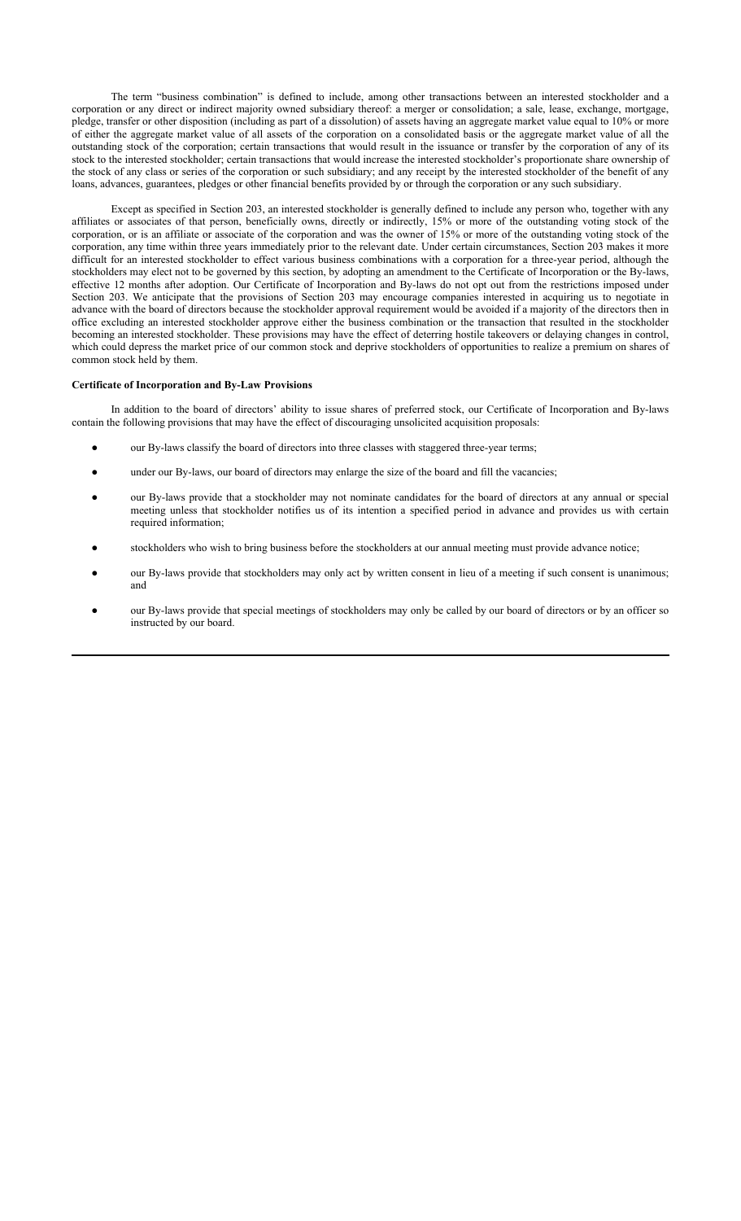The term "business combination" is defined to include, among other transactions between an interested stockholder and a corporation or any direct or indirect majority owned subsidiary thereof: a merger or consolidation; a sale, lease, exchange, mortgage, pledge, transfer or other disposition (including as part of a dissolution) of assets having an aggregate market value equal to 10% or more of either the aggregate market value of all assets of the corporation on a consolidated basis or the aggregate market value of all the outstanding stock of the corporation; certain transactions that would result in the issuance or transfer by the corporation of any of its stock to the interested stockholder; certain transactions that would increase the interested stockholder's proportionate share ownership of the stock of any class or series of the corporation or such subsidiary; and any receipt by the interested stockholder of the benefit of any loans, advances, guarantees, pledges or other financial benefits provided by or through the corporation or any such subsidiary.

Except as specified in Section 203, an interested stockholder is generally defined to include any person who, together with any affiliates or associates of that person, beneficially owns, directly or indirectly, 15% or more of the outstanding voting stock of the corporation, or is an affiliate or associate of the corporation and was the owner of 15% or more of the outstanding voting stock of the corporation, any time within three years immediately prior to the relevant date. Under certain circumstances, Section 203 makes it more difficult for an interested stockholder to effect various business combinations with a corporation for a three-year period, although the stockholders may elect not to be governed by this section, by adopting an amendment to the Certificate of Incorporation or the By-laws, effective 12 months after adoption. Our Certificate of Incorporation and By-laws do not opt out from the restrictions imposed under Section 203. We anticipate that the provisions of Section 203 may encourage companies interested in acquiring us to negotiate in advance with the board of directors because the stockholder approval requirement would be avoided if a majority of the directors then in office excluding an interested stockholder approve either the business combination or the transaction that resulted in the stockholder becoming an interested stockholder. These provisions may have the effect of deterring hostile takeovers or delaying changes in control, which could depress the market price of our common stock and deprive stockholders of opportunities to realize a premium on shares of common stock held by them.

**Certificate of Incorporation and By-Law Provisions**

In addition to the board of directors' ability to issue shares of preferred stock, our Certificate of Incorporation and By-laws contain the following provisions that may have the effect of discouraging unsolicited acquisition proposals:

- our By-laws classify the board of directors into three classes with staggered three-year terms;
- under our By-laws, our board of directors may enlarge the size of the board and fill the vacancies;
- our By-laws provide that a stockholder may not nominate candidates for the board of directors at any annual or special meeting unless that stockholder notifies us of its intention a specified period in advance and provides us with certain required information;
- stockholders who wish to bring business before the stockholders at our annual meeting must provide advance notice;
- our By-laws provide that stockholders may only act by written consent in lieu of a meeting if such consent is unanimous; and
- our By-laws provide that special meetings of stockholders may only be called by our board of directors or by an officer so instructed by our board.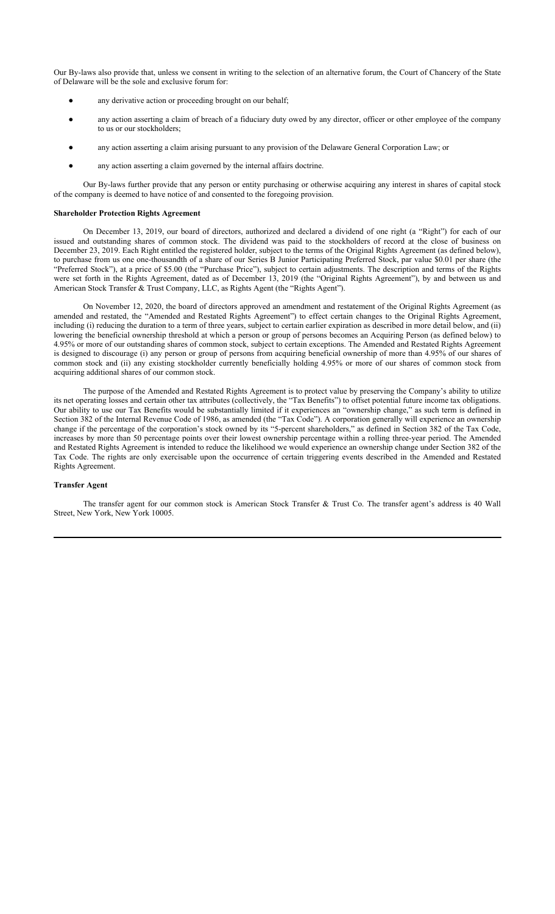Our By-laws also provide that, unless we consent in writing to the selection of an alternative forum, the Court of Chancery of the State of Delaware will be the sole and exclusive forum for:

- any derivative action or proceeding brought on our behalf;
- any action asserting a claim of breach of a fiduciary duty owed by any director, officer or other employee of the company to us or our stockholders;
- any action asserting a claim arising pursuant to any provision of the Delaware General Corporation Law; or
- any action asserting a claim governed by the internal affairs doctrine.

Our By-laws further provide that any person or entity purchasing or otherwise acquiring any interest in shares of capital stock of the company is deemed to have notice of and consented to the foregoing provision.

**Shareholder Protection Rights Agreement**

On December 13, 2019, our board of directors, authorized and declared a dividend of one right (a "Right") for each of our issued and outstanding shares of common stock. The dividend was paid to the stockholders of record at the close of business on December 23, 2019. Each Right entitled the registered holder, subject to the terms of the Original Rights Agreement (as defined below), to purchase from us one one-thousandth of a share of our Series B Junior Participating Preferred Stock, par value $0.01 per share (the "Preferred Stock"), at a price of $5.00 (the "Purchase Price"), subject to certain adjustments. The description and terms of the Rights were set forth in the Rights Agreement, dated as of December 13, 2019 (the "Original Rights Agreement"), by and between us and American Stock Transfer & Trust Company, LLC, as Rights Agent (the "Rights Agent").

On November 12, 2020, the board of directors approved an amendment and restatement of the Original Rights Agreement (as amended and restated, the "Amended and Restated Rights Agreement") to effect certain changes to the Original Rights Agreement, including (i) reducing the duration to a term of three years, subject to certain earlier expiration as described in more detail below, and (ii) lowering the beneficial ownership threshold at which a person or group of persons becomes an Acquiring Person (as defined below) to 4.95% or more of our outstanding shares of common stock, subject to certain exceptions. The Amended and Restated Rights Agreement is designed to discourage (i) any person or group of persons from acquiring beneficial ownership of more than 4.95% of our shares of common stock and (ii) any existing stockholder currently beneficially holding 4.95% or more of our shares of common stock from acquiring additional shares of our common stock.

The purpose of the Amended and Restated Rights Agreement is to protect value by preserving the Company's ability to utilize its net operating losses and certain other tax attributes (collectively, the "Tax Benefits") to offset potential future income tax obligations. Our ability to use our Tax Benefits would be substantially limited if it experiences an "ownership change," as such term is defined in Section 382 of the Internal Revenue Code of 1986, as amended (the "Tax Code"). A corporation generally will experience an ownership change if the percentage of the corporation's stock owned by its "5-percent shareholders," as defined in Section 382 of the Tax Code, increases by more than 50 percentage points over their lowest ownership percentage within a rolling three-year period. The Amended and Restated Rights Agreement is intended to reduce the likelihood we would experience an ownership change under Section 382 of the Tax Code. The rights are only exercisable upon the occurrence of certain triggering events described in the Amended and Restated Rights Agreement.

**Transfer Agent**

The transfer agent for our common stock is American Stock Transfer & Trust Co. The transfer agent's address is 40 Wall Street, New York, New York 10005.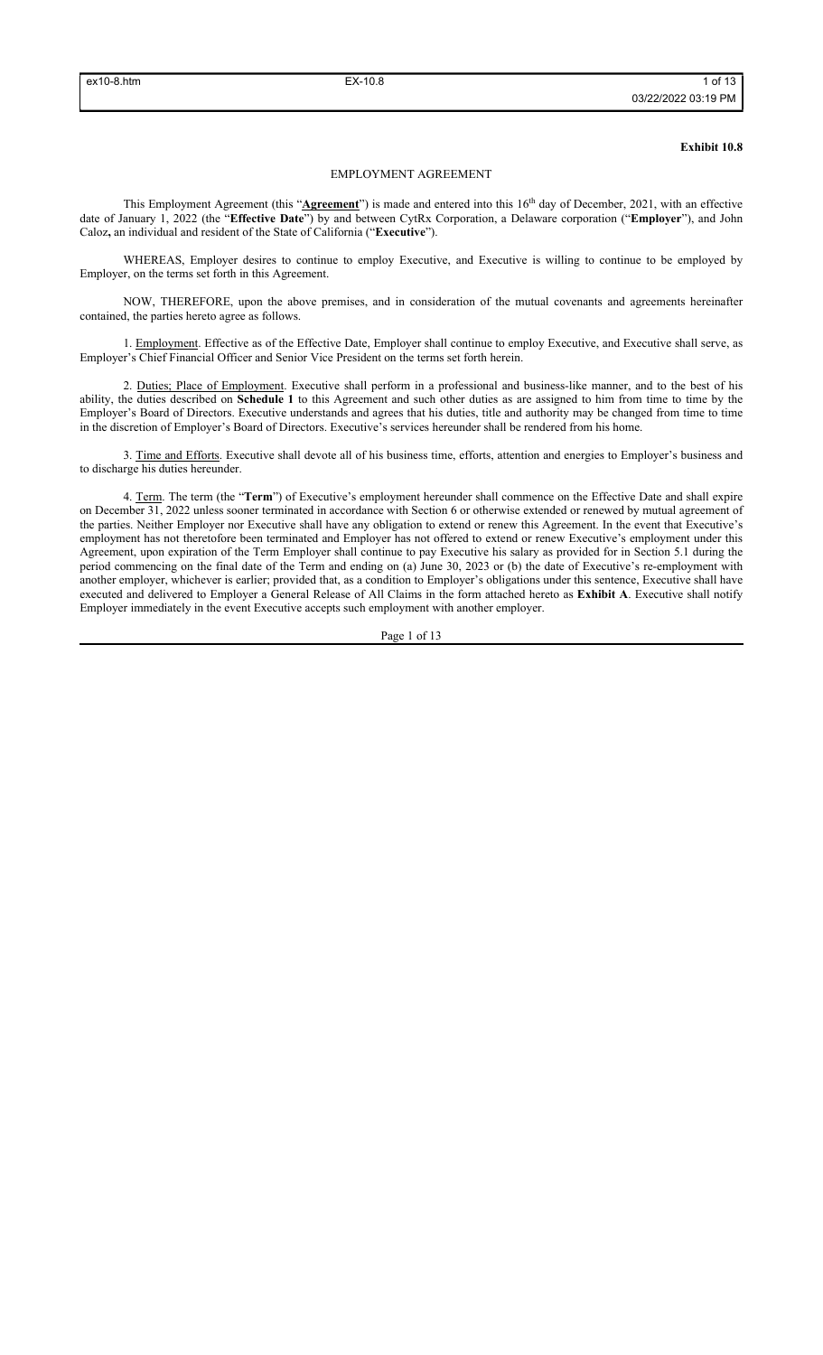**Exhibit 10.8**

# EMPLOYMENT AGREEMENT

This Employment Agreement (this "**Agreement**") is made and entered into this 16th day of December, 2021, with an effective date of January 1, 2022 (the "**Effective Date**") by and between CytRx Corporation, a Delaware corporation ("**Employer**"), and John Caloz**,** an individual and resident of the State of California ("**Executive**").

WHEREAS, Employer desires to continue to employ Executive, and Executive is willing to continue to be employed by Employer, on the terms set forth in this Agreement.

NOW, THEREFORE, upon the above premises, and in consideration of the mutual covenants and agreements hereinafter contained, the parties hereto agree as follows.

1. Employment. Effective as of the Effective Date, Employer shall continue to employ Executive, and Executive shall serve, as Employer's Chief Financial Officer and Senior Vice President on the terms set forth herein.

2. Duties; Place of Employment. Executive shall perform in a professional and business-like manner, and to the best of his ability, the duties described on **Schedule 1** to this Agreement and such other duties as are assigned to him from time to time by the Employer's Board of Directors. Executive understands and agrees that his duties, title and authority may be changed from time to time in the discretion of Employer's Board of Directors. Executive's services hereunder shall be rendered from his home.

3. Time and Efforts. Executive shall devote all of his business time, efforts, attention and energies to Employer's business and to discharge his duties hereunder.

4. Term. The term (the "**Term**") of Executive's employment hereunder shall commence on the Effective Date and shall expire on December 31, 2022 unless sooner terminated in accordance with Section 6 or otherwise extended or renewed by mutual agreement of the parties. Neither Employer nor Executive shall have any obligation to extend or renew this Agreement. In the event that Executive's employment has not theretofore been terminated and Employer has not offered to extend or renew Executive's employment under this Agreement, upon expiration of the Term Employer shall continue to pay Executive his salary as provided for in Section 5.1 during the period commencing on the final date of the Term and ending on (a) June 30, 2023 or (b) the date of Executive's re-employment with another employer, whichever is earlier; provided that, as a condition to Employer's obligations under this sentence, Executive shall have executed and delivered to Employer a General Release of All Claims in the form attached hereto as **Exhibit A**. Executive shall notify Employer immediately in the event Executive accepts such employment with another employer.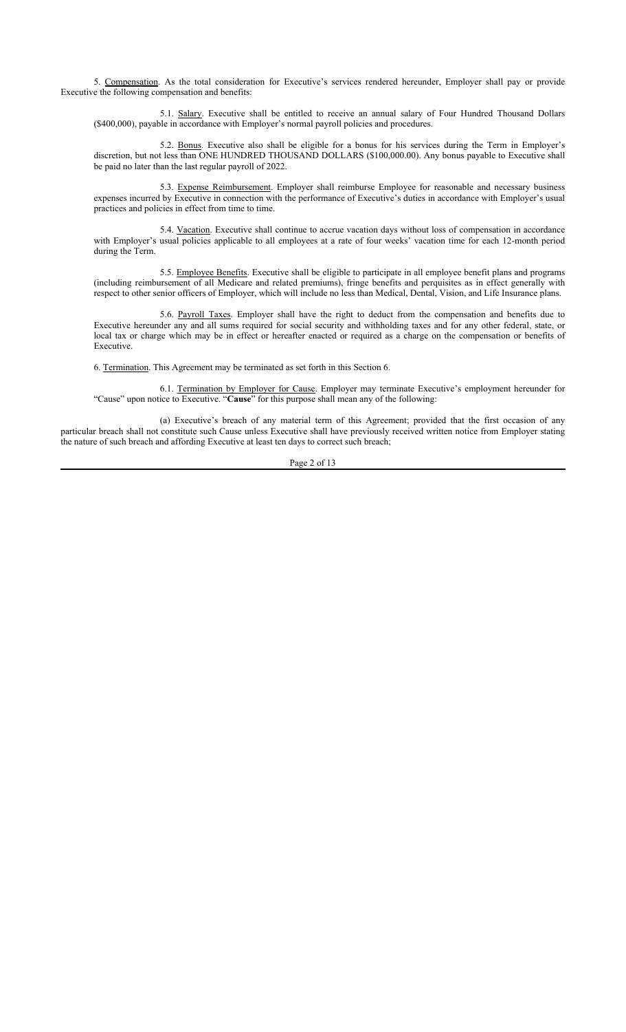5. Compensation. As the total consideration for Executive's services rendered hereunder, Employer shall pay or provide Executive the following compensation and benefits:

5.1. Salary. Executive shall be entitled to receive an annual salary of Four Hundred Thousand Dollars ($400,000), payable in accordance with Employer's normal payroll policies and procedures.

5.2. Bonus. Executive also shall be eligible for a bonus for his services during the Term in Employer's discretion, but not less than ONE HUNDRED THOUSAND DOLLARS ($100,000.00). Any bonus payable to Executive shall be paid no later than the last regular payroll of 2022.

5.3. Expense Reimbursement. Employer shall reimburse Employee for reasonable and necessary business expenses incurred by Executive in connection with the performance of Executive's duties in accordance with Employer's usual practices and policies in effect from time to time.

5.4. Vacation. Executive shall continue to accrue vacation days without loss of compensation in accordance with Employer's usual policies applicable to all employees at a rate of four weeks' vacation time for each 12-month period during the Term.

5.5. Employee Benefits. Executive shall be eligible to participate in all employee benefit plans and programs (including reimbursement of all Medicare and related premiums), fringe benefits and perquisites as in effect generally with respect to other senior officers of Employer, which will include no less than Medical, Dental, Vision, and Life Insurance plans.

5.6. Payroll Taxes. Employer shall have the right to deduct from the compensation and benefits due to Executive hereunder any and all sums required for social security and withholding taxes and for any other federal, state, or local tax or charge which may be in effect or hereafter enacted or required as a charge on the compensation or benefits of Executive.

6. Termination. This Agreement may be terminated as set forth in this Section 6.

6.1. Termination by Employer for Cause. Employer may terminate Executive's employment hereunder for "Cause" upon notice to Executive. "**Cause**" for this purpose shall mean any of the following:

(a) Executive's breach of any material term of this Agreement; provided that the first occasion of any particular breach shall not constitute such Cause unless Executive shall have previously received written notice from Employer stating the nature of such breach and affording Executive at least ten days to correct such breach;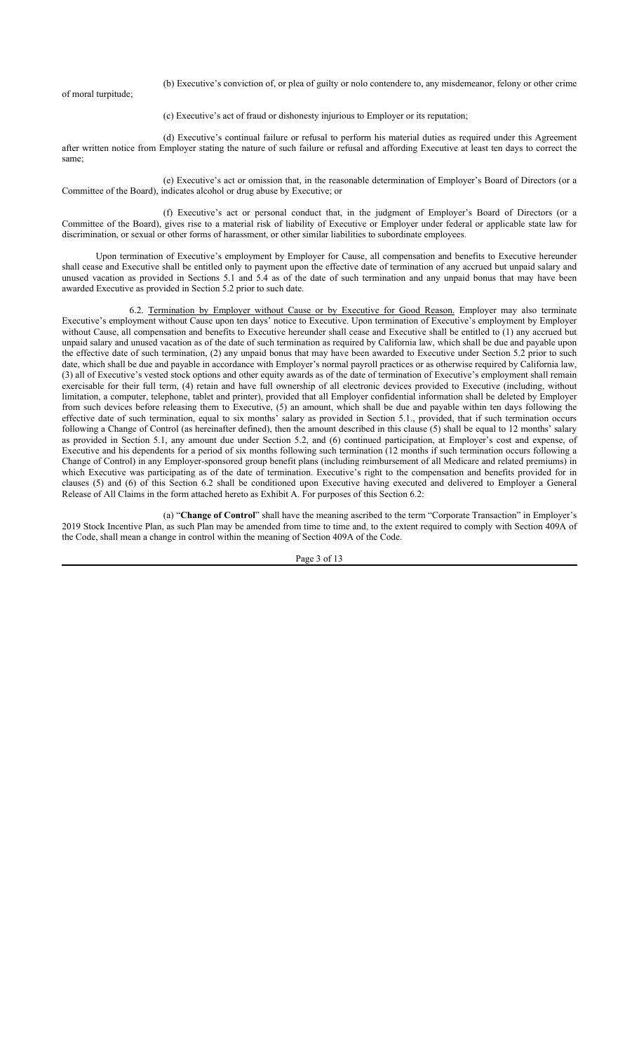(b) Executive's conviction of, or plea of guilty or nolo contendere to, any misdemeanor, felony or other crime of moral turpitude;

(c) Executive's act of fraud or dishonesty injurious to Employer or its reputation;

(d) Executive's continual failure or refusal to perform his material duties as required under this Agreement after written notice from Employer stating the nature of such failure or refusal and affording Executive at least ten days to correct the same;

(e) Executive's act or omission that, in the reasonable determination of Employer's Board of Directors (or a Committee of the Board), indicates alcohol or drug abuse by Executive; or

(f) Executive's act or personal conduct that, in the judgment of Employer's Board of Directors (or a Committee of the Board), gives rise to a material risk of liability of Executive or Employer under federal or applicable state law for discrimination, or sexual or other forms of harassment, or other similar liabilities to subordinate employees.

Upon termination of Executive's employment by Employer for Cause, all compensation and benefits to Executive hereunder shall cease and Executive shall be entitled only to payment upon the effective date of termination of any accrued but unpaid salary and unused vacation as provided in Sections 5.1 and 5.4 as of the date of such termination and any unpaid bonus that may have been awarded Executive as provided in Section 5.2 prior to such date.

6.2. Termination by Employer without Cause or by Executive for Good Reason. Employer may also terminate Executive's employment without Cause upon ten days' notice to Executive. Upon termination of Executive's employment by Employer without Cause, all compensation and benefits to Executive hereunder shall cease and Executive shall be entitled to (1) any accrued but unpaid salary and unused vacation as of the date of such termination as required by California law, which shall be due and payable upon the effective date of such termination, (2) any unpaid bonus that may have been awarded to Executive under Section 5.2 prior to such date, which shall be due and payable in accordance with Employer's normal payroll practices or as otherwise required by California law, (3) all of Executive's vested stock options and other equity awards as of the date of termination of Executive's employment shall remain exercisable for their full term, (4) retain and have full ownership of all electronic devices provided to Executive (including, without limitation, a computer, telephone, tablet and printer), provided that all Employer confidential information shall be deleted by Employer from such devices before releasing them to Executive, (5) an amount, which shall be due and payable within ten days following the effective date of such termination, equal to six months' salary as provided in Section 5.1., provided, that if such termination occurs following a Change of Control (as hereinafter defined), then the amount described in this clause (5) shall be equal to 12 months' salary as provided in Section 5.1, any amount due under Section 5.2, and (6) continued participation, at Employer's cost and expense, of Executive and his dependents for a period of six months following such termination (12 months if such termination occurs following a Change of Control) in any Employer-sponsored group benefit plans (including reimbursement of all Medicare and related premiums) in which Executive was participating as of the date of termination. Executive's right to the compensation and benefits provided for in clauses (5) and (6) of this Section 6.2 shall be conditioned upon Executive having executed and delivered to Employer a General Release of All Claims in the form attached hereto as Exhibit A. For purposes of this Section 6.2:

(a) "**Change of Control**" shall have the meaning ascribed to the term "Corporate Transaction" in Employer's 2019 Stock Incentive Plan, as such Plan may be amended from time to time and, to the extent required to comply with Section 409A of the Code, shall mean a change in control within the meaning of Section 409A of the Code.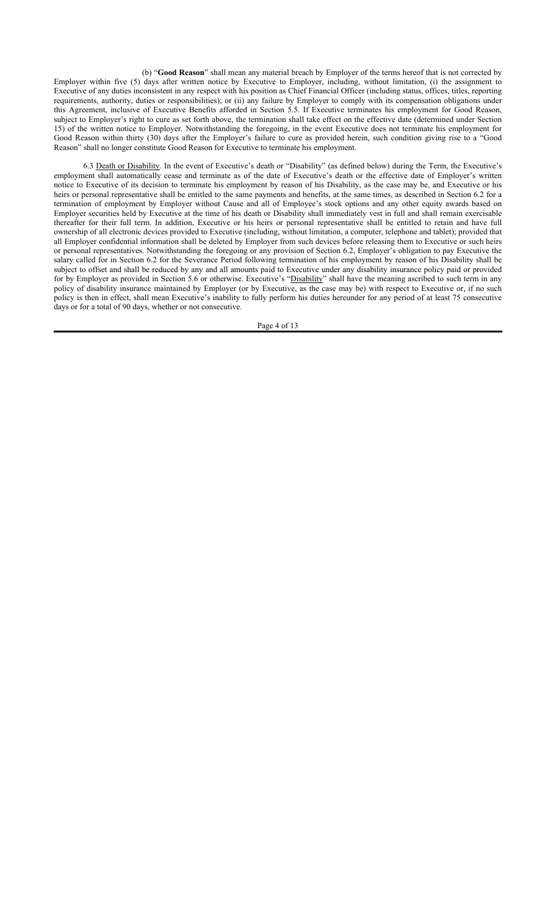(b) "**Good Reason**" shall mean any material breach by Employer of the terms hereof that is not corrected by Employer within five (5) days after written notice by Executive to Employer, including, without limitation, (i) the assignment to Executive of any duties inconsistent in any respect with his position as Chief Financial Officer (including status, offices, titles, reporting requirements, authority, duties or responsibilities); or (ii) any failure by Employer to comply with its compensation obligations under this Agreement, inclusive of Executive Benefits afforded in Section 5.5. If Executive terminates his employment for Good Reason, subject to Employer's right to cure as set forth above, the termination shall take effect on the effective date (determined under Section 15) of the written notice to Employer. Notwithstanding the foregoing, in the event Executive does not terminate his employment for Good Reason within thirty (30) days after the Employer's failure to cure as provided herein, such condition giving rise to a "Good Reason" shall no longer constitute Good Reason for Executive to terminate his employment.

6.3 Death or Disability. In the event of Executive's death or "Disability" (as defined below) during the Term, the Executive's employment shall automatically cease and terminate as of the date of Executive's death or the effective date of Employer's written notice to Executive of its decision to terminate his employment by reason of his Disability, as the case may be, and Executive or his heirs or personal representative shall be entitled to the same payments and benefits, at the same times, as described in Section 6.2 for a termination of employment by Employer without Cause and all of Employee's stock options and any other equity awards based on Employer securities held by Executive at the time of his death or Disability shall immediately vest in full and shall remain exercisable thereafter for their full term. In addition, Executive or his heirs or personal representative shall be entitled to retain and have full ownership of all electronic devices provided to Executive (including, without limitation, a computer, telephone and tablet); provided that all Employer confidential information shall be deleted by Employer from such devices before releasing them to Executive or such heirs or personal representatives. Notwithstanding the foregoing or any provision of Section 6.2, Employer's obligation to pay Executive the salary called for in Section 6.2 for the Severance Period following termination of his employment by reason of his Disability shall be subject to offset and shall be reduced by any and all amounts paid to Executive under any disability insurance policy paid or provided for by Employer as provided in Section 5.6 or otherwise. Executive's "Disability" shall have the meaning ascribed to such term in any policy of disability insurance maintained by Employer (or by Executive, as the case may be) with respect to Executive or, if no such policy is then in effect, shall mean Executive's inability to fully perform his duties hereunder for any period of at least 75 consecutive days or for a total of 90 days, whether or not consecutive.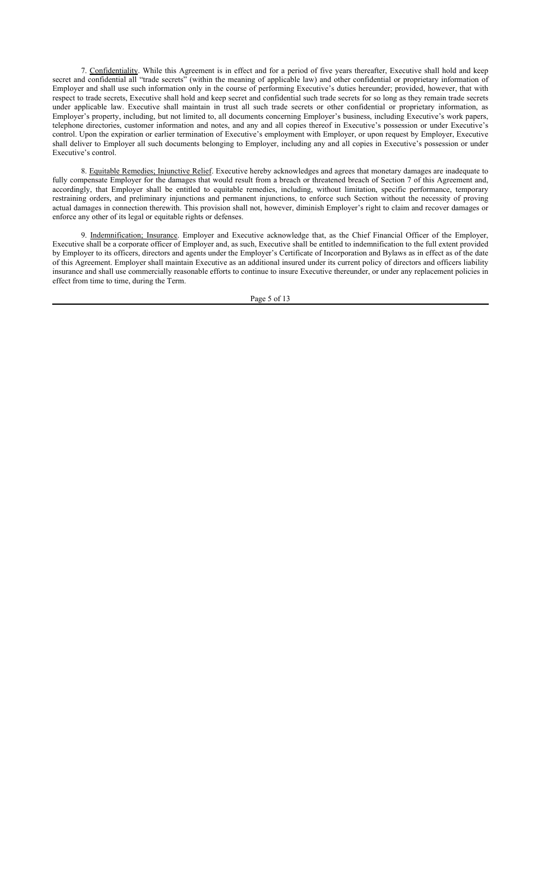7. Confidentiality. While this Agreement is in effect and for a period of five years thereafter, Executive shall hold and keep secret and confidential all "trade secrets" (within the meaning of applicable law) and other confidential or proprietary information of Employer and shall use such information only in the course of performing Executive's duties hereunder; provided, however, that with respect to trade secrets, Executive shall hold and keep secret and confidential such trade secrets for so long as they remain trade secrets under applicable law. Executive shall maintain in trust all such trade secrets or other confidential or proprietary information, as Employer's property, including, but not limited to, all documents concerning Employer's business, including Executive's work papers, telephone directories, customer information and notes, and any and all copies thereof in Executive's possession or under Executive's control. Upon the expiration or earlier termination of Executive's employment with Employer, or upon request by Employer, Executive shall deliver to Employer all such documents belonging to Employer, including any and all copies in Executive's possession or under Executive's control.

8. Equitable Remedies; Injunctive Relief. Executive hereby acknowledges and agrees that monetary damages are inadequate to fully compensate Employer for the damages that would result from a breach or threatened breach of Section 7 of this Agreement and, accordingly, that Employer shall be entitled to equitable remedies, including, without limitation, specific performance, temporary restraining orders, and preliminary injunctions and permanent injunctions, to enforce such Section without the necessity of proving actual damages in connection therewith. This provision shall not, however, diminish Employer's right to claim and recover damages or enforce any other of its legal or equitable rights or defenses.

9. Indemnification; Insurance. Employer and Executive acknowledge that, as the Chief Financial Officer of the Employer, Executive shall be a corporate officer of Employer and, as such, Executive shall be entitled to indemnification to the full extent provided by Employer to its officers, directors and agents under the Employer's Certificate of Incorporation and Bylaws as in effect as of the date of this Agreement. Employer shall maintain Executive as an additional insured under its current policy of directors and officers liability insurance and shall use commercially reasonable efforts to continue to insure Executive thereunder, or under any replacement policies in effect from time to time, during the Term.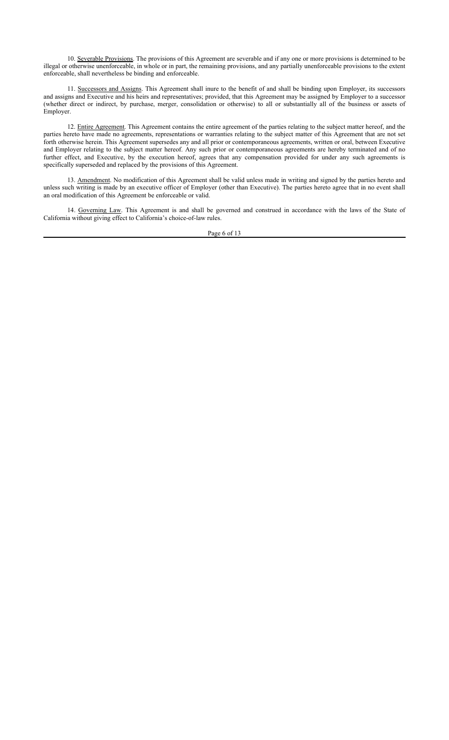10. Severable Provisions. The provisions of this Agreement are severable and if any one or more provisions is determined to be illegal or otherwise unenforceable, in whole or in part, the remaining provisions, and any partially unenforceable provisions to the extent enforceable, shall nevertheless be binding and enforceable.

11. Successors and Assigns. This Agreement shall inure to the benefit of and shall be binding upon Employer, its successors and assigns and Executive and his heirs and representatives; provided, that this Agreement may be assigned by Employer to a successor (whether direct or indirect, by purchase, merger, consolidation or otherwise) to all or substantially all of the business or assets of Employer.

12. Entire Agreement. This Agreement contains the entire agreement of the parties relating to the subject matter hereof, and the parties hereto have made no agreements, representations or warranties relating to the subject matter of this Agreement that are not set forth otherwise herein. This Agreement supersedes any and all prior or contemporaneous agreements, written or oral, between Executive and Employer relating to the subject matter hereof. Any such prior or contemporaneous agreements are hereby terminated and of no further effect, and Executive, by the execution hereof, agrees that any compensation provided for under any such agreements is specifically superseded and replaced by the provisions of this Agreement.

13. Amendment. No modification of this Agreement shall be valid unless made in writing and signed by the parties hereto and unless such writing is made by an executive officer of Employer (other than Executive). The parties hereto agree that in no event shall an oral modification of this Agreement be enforceable or valid.

14. Governing Law. This Agreement is and shall be governed and construed in accordance with the laws of the State of California without giving effect to California's choice-of-law rules.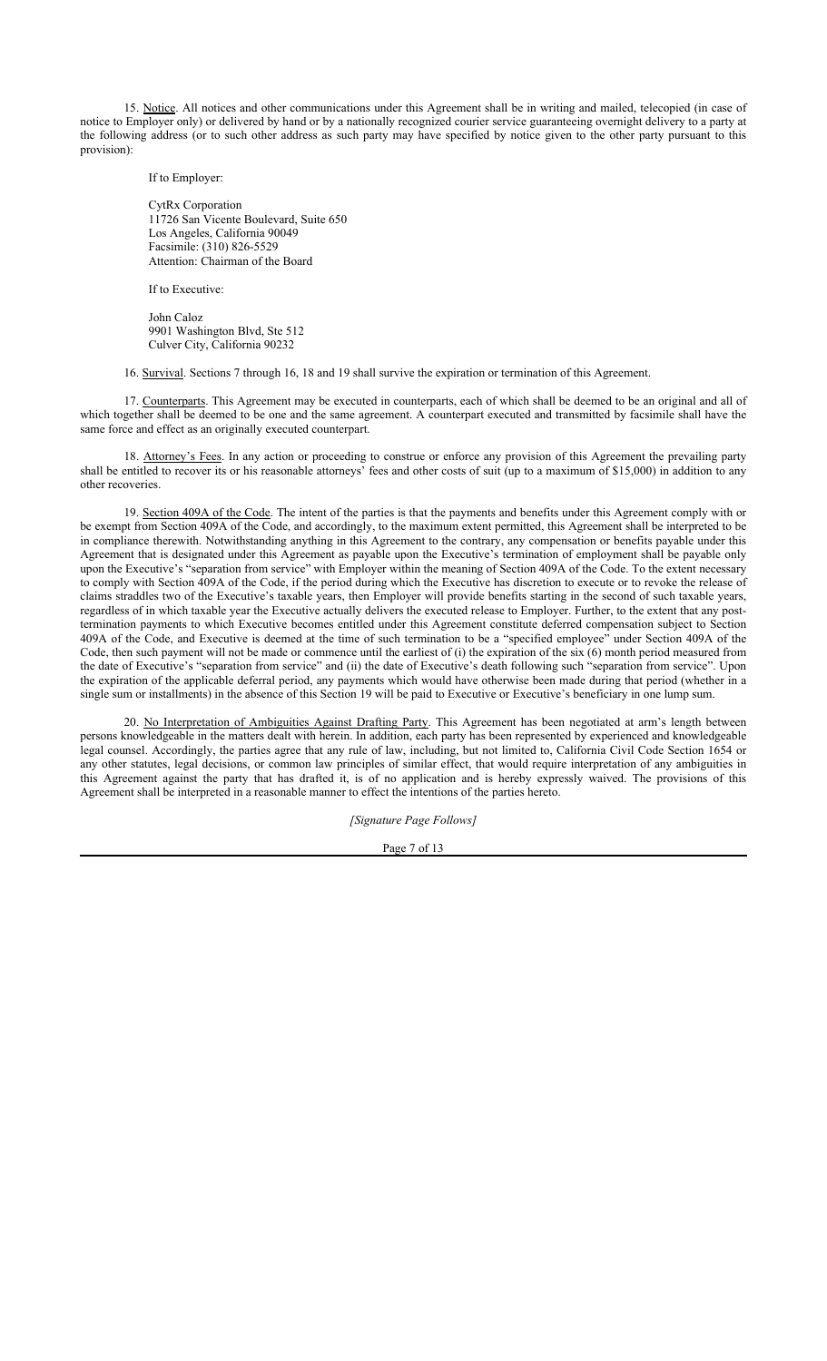15. Notice. All notices and other communications under this Agreement shall be in writing and mailed, telecopied (in case of notice to Employer only) or delivered by hand or by a nationally recognized courier service guaranteeing overnight delivery to a party at the following address (or to such other address as such party may have specified by notice given to the other party pursuant to this provision):

If to Employer:

CytRx Corporation
11726 San Vicente Boulevard, Suite 650
Los Angeles, California 90049
Facsimile: (310) 826-5529
Attention: Chairman of the Board

If to Executive:

John Caloz
9901 Washington Blvd, Ste 512
Culver City, California 90232

16. Survival. Sections 7 through 16, 18 and 19 shall survive the expiration or termination of this Agreement.

17. Counterparts. This Agreement may be executed in counterparts, each of which shall be deemed to be an original and all of which together shall be deemed to be one and the same agreement. A counterpart executed and transmitted by facsimile shall have the same force and effect as an originally executed counterpart.

18. Attorney's Fees. In any action or proceeding to construe or enforce any provision of this Agreement the prevailing party shall be entitled to recover its or his reasonable attorneys' fees and other costs of suit (up to a maximum of $15,000) in addition to any other recoveries.

19. Section 409A of the Code. The intent of the parties is that the payments and benefits under this Agreement comply with or be exempt from Section 409A of the Code, and accordingly, to the maximum extent permitted, this Agreement shall be interpreted to be in compliance therewith. Notwithstanding anything in this Agreement to the contrary, any compensation or benefits payable under this Agreement that is designated under this Agreement as payable upon the Executive's termination of employment shall be payable only upon the Executive's "separation from service" with Employer within the meaning of Section 409A of the Code. To the extent necessary to comply with Section 409A of the Code, if the period during which the Executive has discretion to execute or to revoke the release of claims straddles two of the Executive's taxable years, then Employer will provide benefits starting in the second of such taxable years, regardless of in which taxable year the Executive actually delivers the executed release to Employer. Further, to the extent that any post-termination payments to which Executive becomes entitled under this Agreement constitute deferred compensation subject to Section 409A of the Code, and Executive is deemed at the time of such termination to be a "specified employee" under Section 409A of the Code, then such payment will not be made or commence until the earliest of (i) the expiration of the six (6) month period measured from the date of Executive's "separation from service" and (ii) the date of Executive's death following such "separation from service". Upon the expiration of the applicable deferral period, any payments which would have otherwise been made during that period (whether in a single sum or installments) in the absence of this Section 19 will be paid to Executive or Executive's beneficiary in one lump sum.

20. No Interpretation of Ambiguities Against Drafting Party. This Agreement has been negotiated at arm's length between persons knowledgeable in the matters dealt with herein. In addition, each party has been represented by experienced and knowledgeable legal counsel. Accordingly, the parties agree that any rule of law, including, but not limited to, California Civil Code Section 1654 or any other statutes, legal decisions, or common law principles of similar effect, that would require interpretation of any ambiguities in this Agreement against the party that has drafted it, is of no application and is hereby expressly waived. The provisions of this Agreement shall be interpreted in a reasonable manner to effect the intentions of the parties hereto.

*[Signature Page Follows]*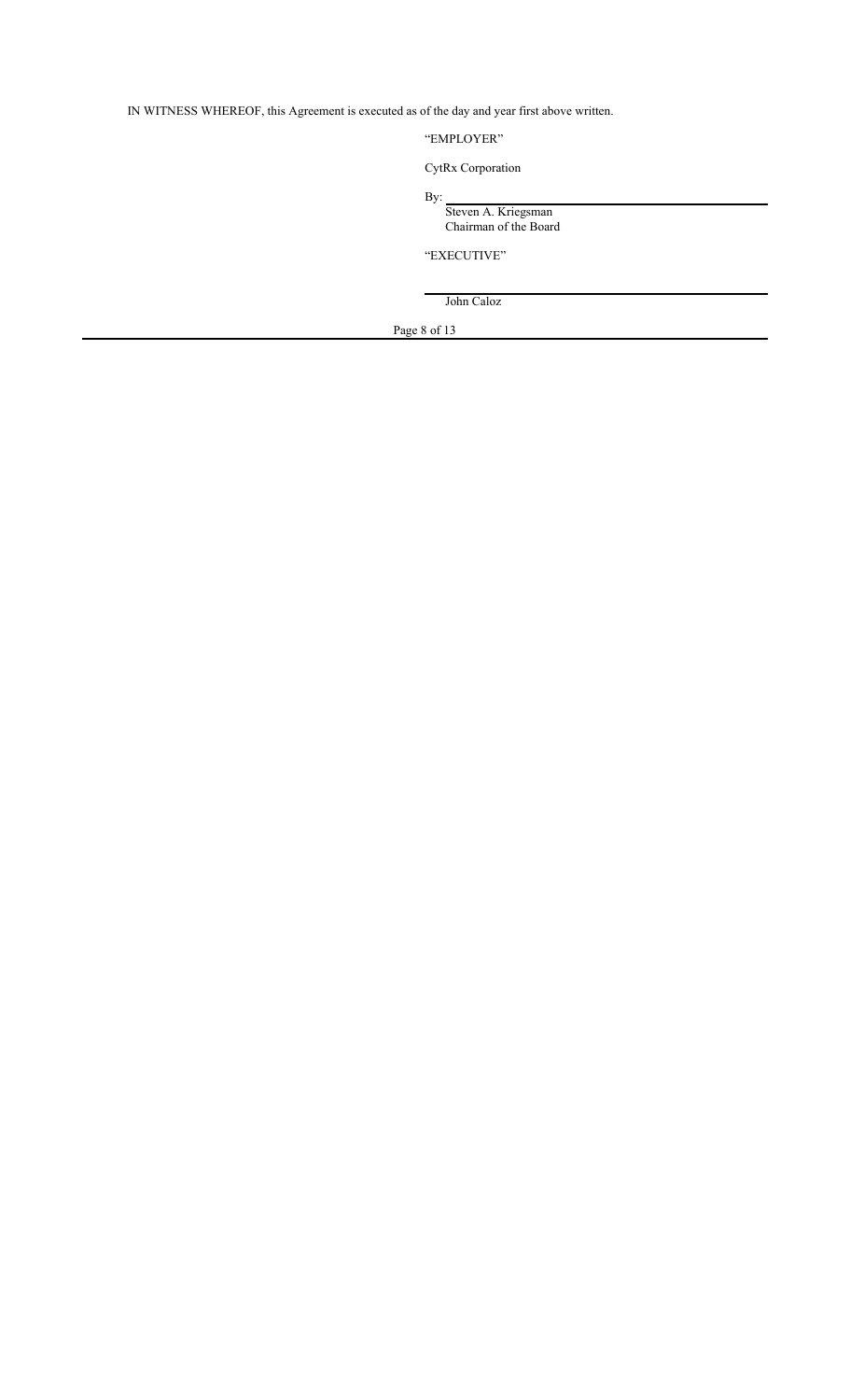IN WITNESS WHEREOF, this Agreement is executed as of the day and year first above written.

"EMPLOYER"

CytRx Corporation

By: \_\_\_\_\_\_\_\_\_\_\_\_\_\_\_\_\_\_\_\_\_\_\_\_\_\_\_\_\_\_\_\_\_\_\_\_

Steven A. Kriegsman
Chairman of the Board

"EXECUTIVE"

\_\_\_\_\_\_\_\_\_\_\_\_\_\_\_\_\_\_\_\_\_\_\_\_\_\_\_\_\_\_\_\_\_\_\_\_

John Caloz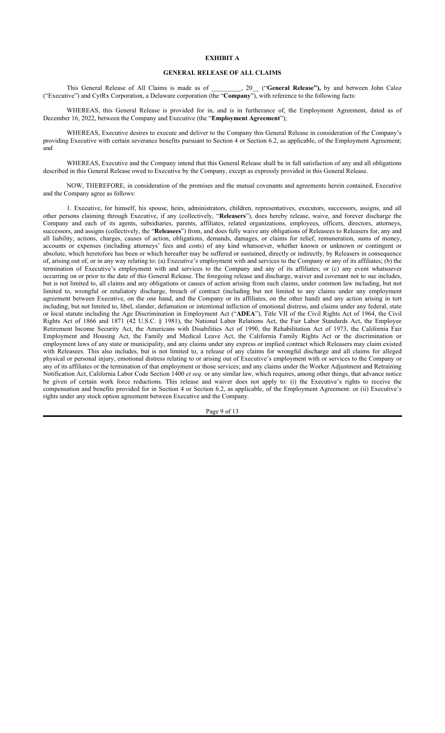# EXHIBIT A

## GENERAL RELEASE OF ALL CLAIMS

This General Release of All Claims is made as of _________, 20__ ("**General Release"),** by and between John Caloz ("Executive") and CytRx Corporation, a Delaware corporation (the "**Company**"), with reference to the following facts:

WHEREAS, this General Release is provided for in, and is in furtherance of, the Employment Agreement, dated as of December 16, 2022, between the Company and Executive (the "**Employment Agreement**");

WHEREAS, Executive desires to execute and deliver to the Company this General Release in consideration of the Company's providing Executive with certain severance benefits pursuant to Section 4 or Section 6.2, as applicable, of the Employment Agreement; and

WHEREAS, Executive and the Company intend that this General Release shall be in full satisfaction of any and all obligations described in this General Release owed to Executive by the Company, except as expressly provided in this General Release.

NOW, THEREFORE, in consideration of the promises and the mutual covenants and agreements herein contained, Executive and the Company agree as follows:

1. Executive, for himself, his spouse, heirs, administrators, children, representatives, executors, successors, assigns, and all other persons claiming through Executive, if any (collectively, "**Releasers**"), does hereby release, waive, and forever discharge the Company and each of its agents, subsidiaries, parents, affiliates, related organizations, employees, officers, directors, attorneys, successors, and assigns (collectively, the "**Releasees**") from, and does fully waive any obligations of Releasees to Releasers for, any and all liability, actions, charges, causes of action, obligations, demands, damages, or claims for relief, remuneration, sums of money, accounts or expenses (including attorneys' fees and costs) of any kind whatsoever, whether known or unknown or contingent or absolute, which heretofore has been or which hereafter may be suffered or sustained, directly or indirectly, by Releasers in consequence of, arising out of, or in any way relating to: (a) Executive's employment with and services to the Company or any of its affiliates; (b) the termination of Executive's employment with and services to the Company and any of its affiliates; or (c) any event whatsoever occurring on or prior to the date of this General Release. The foregoing release and discharge, waiver and covenant not to sue includes, but is not limited to, all claims and any obligations or causes of action arising from such claims, under common law including, but not limited to, wrongful or retaliatory discharge, breach of contract (including but not limited to any claims under any employment agreement between Executive, on the one hand, and the Company or its affiliates, on the other hand) and any action arising in tort including, but not limited to, libel, slander, defamation or intentional infliction of emotional distress, and claims under any federal, state or local statute including the Age Discrimination in Employment Act ("**ADEA**"), Title VII of the Civil Rights Act of 1964, the Civil Rights Act of 1866 and 1871 (42 U.S.C. § 1981), the National Labor Relations Act, the Fair Labor Standards Act, the Employee Retirement Income Security Act, the Americans with Disabilities Act of 1990, the Rehabilitation Act of 1973, the California Fair Employment and Housing Act, the Family and Medical Leave Act, the California Family Rights Act or the discrimination or employment laws of any state or municipality, and any claims under any express or implied contract which Releasers may claim existed with Releasees. This also includes, but is not limited to, a release of any claims for wrongful discharge and all claims for alleged physical or personal injury, emotional distress relating to or arising out of Executive's employment with or services to the Company or any of its affiliates or the termination of that employment or those services; and any claims under the Worker Adjustment and Retraining Notification Act, California Labor Code Section 1400 *et seq.* or any similar law, which requires, among other things, that advance notice be given of certain work force reductions. This release and waiver does not apply to: (i) the Executive's rights to receive the compensation and benefits provided for in Section 4 or Section 6.2, as applicable, of the Employment Agreement: or (ii) Executive's rights under any stock option agreement between Executive and the Company.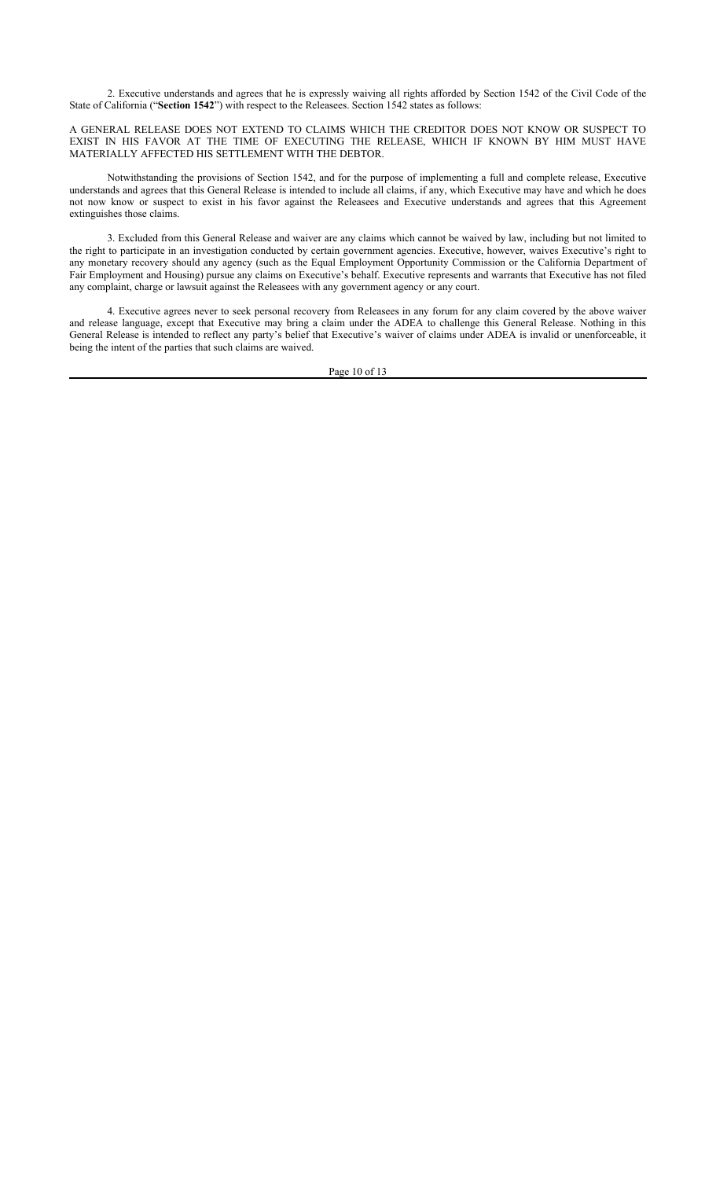2. Executive understands and agrees that he is expressly waiving all rights afforded by Section 1542 of the Civil Code of the State of California ("**Section 1542**") with respect to the Releasees. Section 1542 states as follows:

A GENERAL RELEASE DOES NOT EXTEND TO CLAIMS WHICH THE CREDITOR DOES NOT KNOW OR SUSPECT TO EXIST IN HIS FAVOR AT THE TIME OF EXECUTING THE RELEASE, WHICH IF KNOWN BY HIM MUST HAVE MATERIALLY AFFECTED HIS SETTLEMENT WITH THE DEBTOR.

Notwithstanding the provisions of Section 1542, and for the purpose of implementing a full and complete release, Executive understands and agrees that this General Release is intended to include all claims, if any, which Executive may have and which he does not now know or suspect to exist in his favor against the Releasees and Executive understands and agrees that this Agreement extinguishes those claims.

3. Excluded from this General Release and waiver are any claims which cannot be waived by law, including but not limited to the right to participate in an investigation conducted by certain government agencies. Executive, however, waives Executive's right to any monetary recovery should any agency (such as the Equal Employment Opportunity Commission or the California Department of Fair Employment and Housing) pursue any claims on Executive's behalf. Executive represents and warrants that Executive has not filed any complaint, charge or lawsuit against the Releasees with any government agency or any court.

4. Executive agrees never to seek personal recovery from Releasees in any forum for any claim covered by the above waiver and release language, except that Executive may bring a claim under the ADEA to challenge this General Release. Nothing in this General Release is intended to reflect any party's belief that Executive's waiver of claims under ADEA is invalid or unenforceable, it being the intent of the parties that such claims are waived.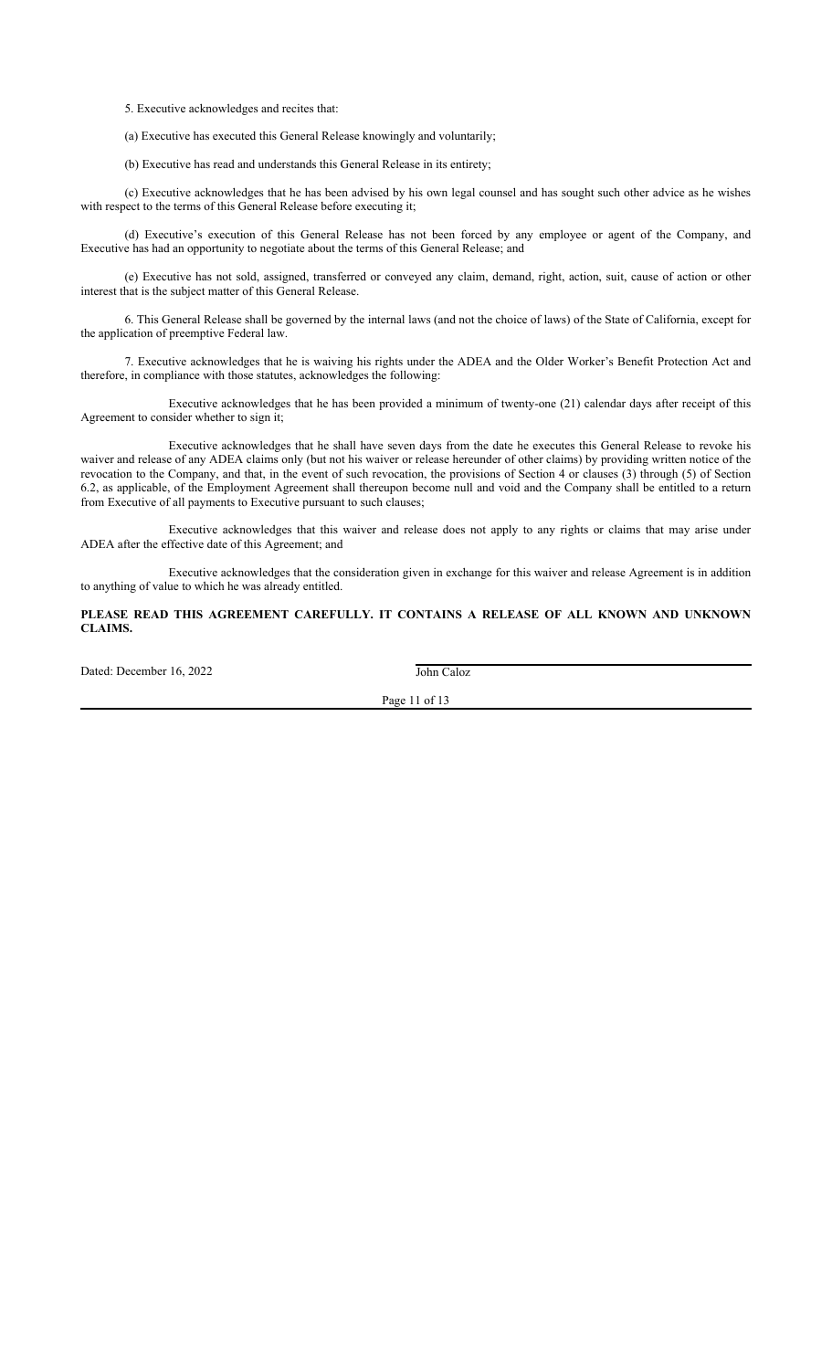5. Executive acknowledges and recites that:

(a) Executive has executed this General Release knowingly and voluntarily;

(b) Executive has read and understands this General Release in its entirety;

(c) Executive acknowledges that he has been advised by his own legal counsel and has sought such other advice as he wishes with respect to the terms of this General Release before executing it;

(d) Executive's execution of this General Release has not been forced by any employee or agent of the Company, and Executive has had an opportunity to negotiate about the terms of this General Release; and

(e) Executive has not sold, assigned, transferred or conveyed any claim, demand, right, action, suit, cause of action or other interest that is the subject matter of this General Release.

6. This General Release shall be governed by the internal laws (and not the choice of laws) of the State of California, except for the application of preemptive Federal law.

7. Executive acknowledges that he is waiving his rights under the ADEA and the Older Worker's Benefit Protection Act and therefore, in compliance with those statutes, acknowledges the following:

Executive acknowledges that he has been provided a minimum of twenty-one (21) calendar days after receipt of this Agreement to consider whether to sign it;

Executive acknowledges that he shall have seven days from the date he executes this General Release to revoke his waiver and release of any ADEA claims only (but not his waiver or release hereunder of other claims) by providing written notice of the revocation to the Company, and that, in the event of such revocation, the provisions of Section 4 or clauses (3) through (5) of Section 6.2, as applicable, of the Employment Agreement shall thereupon become null and void and the Company shall be entitled to a return from Executive of all payments to Executive pursuant to such clauses;

Executive acknowledges that this waiver and release does not apply to any rights or claims that may arise under ADEA after the effective date of this Agreement; and

Executive acknowledges that the consideration given in exchange for this waiver and release Agreement is in addition to anything of value to which he was already entitled.

**PLEASE READ THIS AGREEMENT CAREFULLY. IT CONTAINS A RELEASE OF ALL KNOWN AND UNKNOWN CLAIMS.**

Dated: December 16, 2022

John Caloz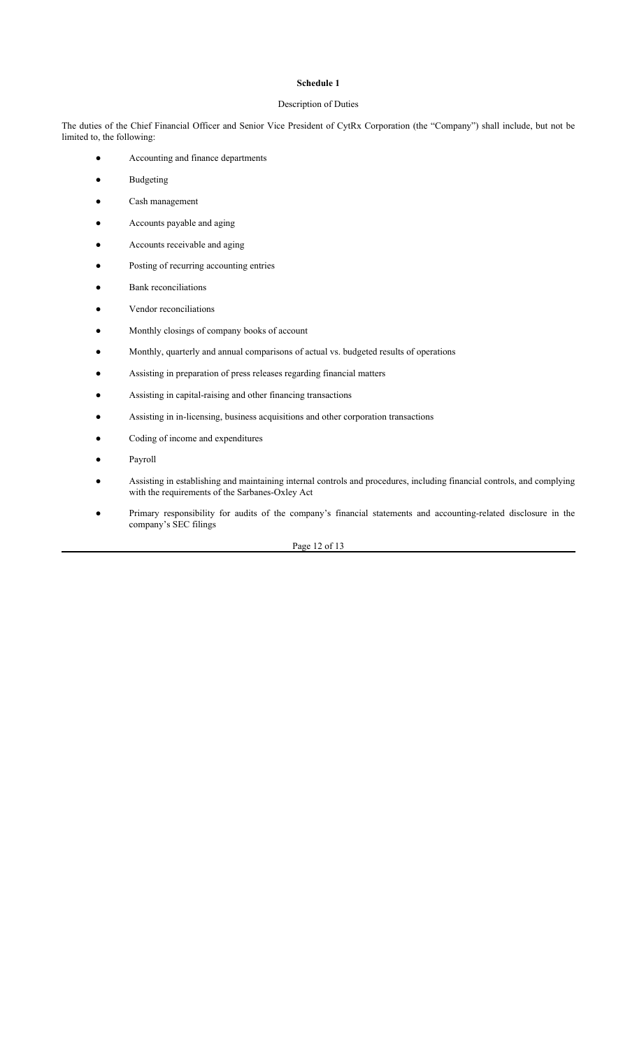**Schedule 1**

Description of Duties

The duties of the Chief Financial Officer and Senior Vice President of CytRx Corporation (the "Company") shall include, but not be limited to, the following:

- Accounting and finance departments
- Budgeting
- Cash management
- Accounts payable and aging
- Accounts receivable and aging
- Posting of recurring accounting entries
- Bank reconciliations
- Vendor reconciliations
- Monthly closings of company books of account
- Monthly, quarterly and annual comparisons of actual vs. budgeted results of operations
- Assisting in preparation of press releases regarding financial matters
- Assisting in capital-raising and other financing transactions
- Assisting in in-licensing, business acquisitions and other corporation transactions
- Coding of income and expenditures
- Payroll
- Assisting in establishing and maintaining internal controls and procedures, including financial controls, and complying with the requirements of the Sarbanes-Oxley Act
- Primary responsibility for audits of the company's financial statements and accounting-related disclosure in the company's SEC filings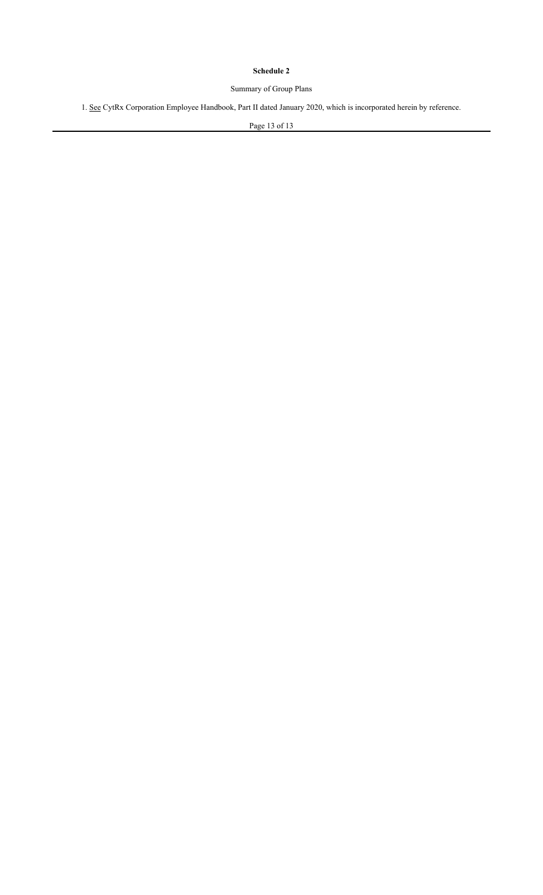**Schedule 2**

Summary of Group Plans

1. See CytRx Corporation Employee Handbook, Part II dated January 2020, which is incorporated herein by reference.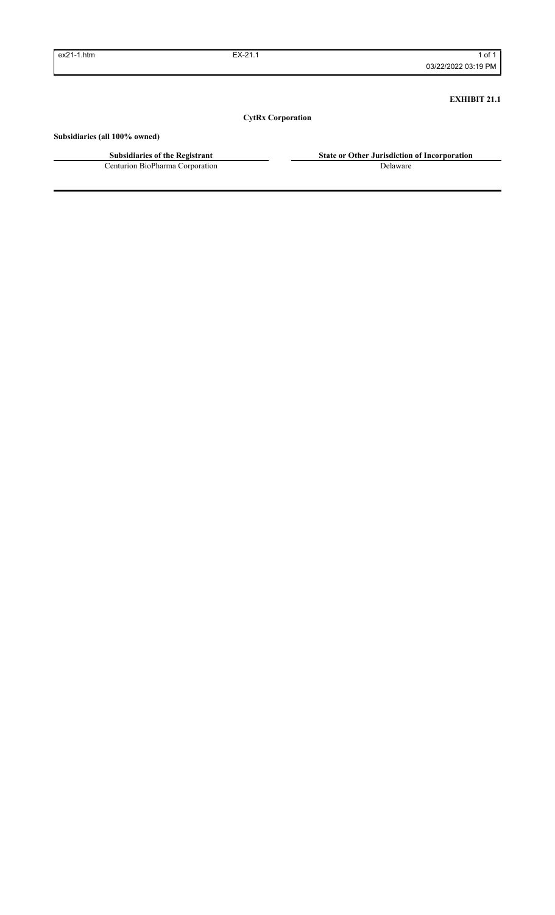**EXHIBIT 21.1**

**CytRx Corporation**

**Subsidiaries (all 100% owned)**

| Subsidiaries of the Registrant | State or Other Jurisdiction of Incorporation |
| --- | --- |
| Centurion BioPharma Corporation | Delaware |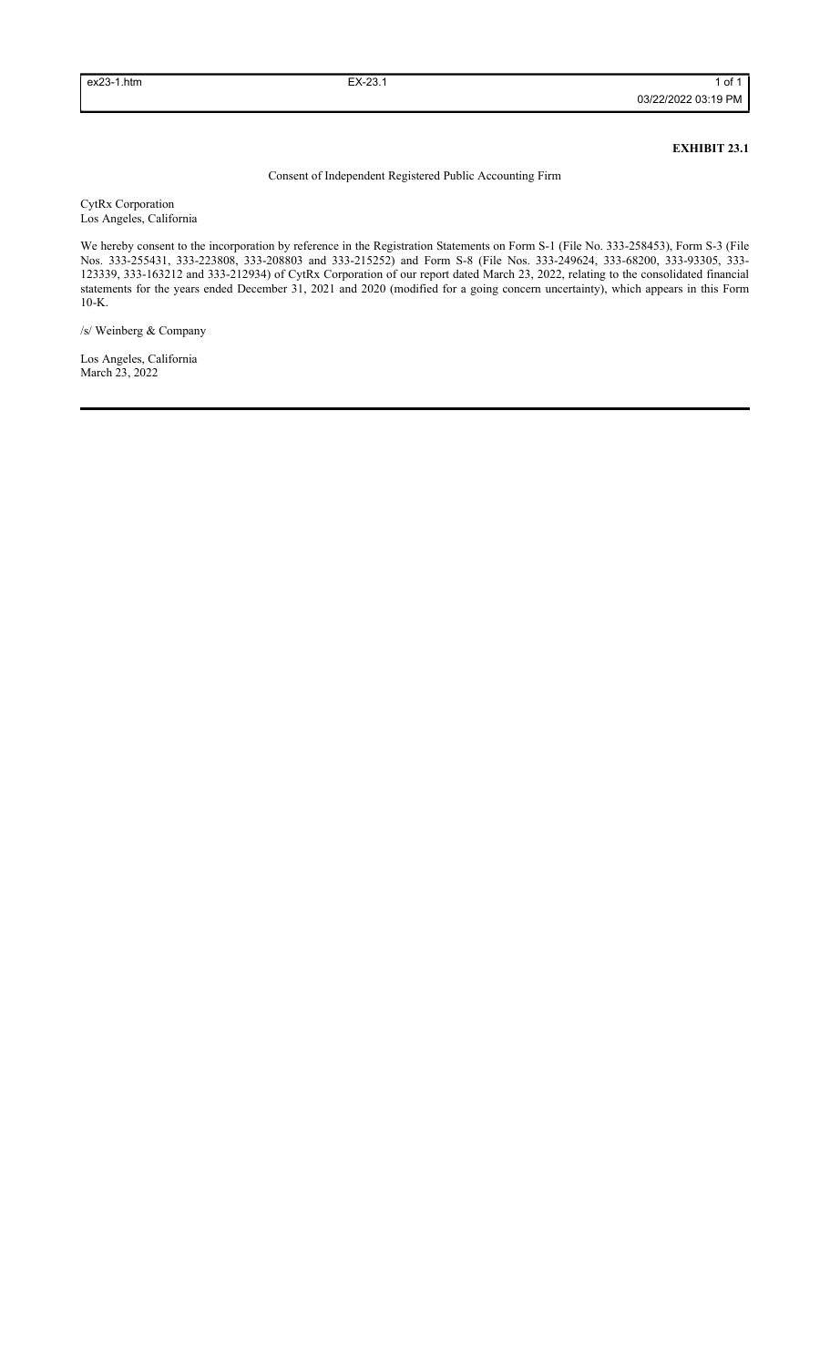**EXHIBIT 23.1**

Consent of Independent Registered Public Accounting Firm

CytRx Corporation
Los Angeles, California

We hereby consent to the incorporation by reference in the Registration Statements on Form S-1 (File No. 333-258453), Form S-3 (File Nos. 333-255431, 333-223808, 333-208803 and 333-215252) and Form S-8 (File Nos. 333-249624, 333-68200, 333-93305, 333-123339, 333-163212 and 333-212934) of CytRx Corporation of our report dated March 23, 2022, relating to the consolidated financial statements for the years ended December 31, 2021 and 2020 (modified for a going concern uncertainty), which appears in this Form 10-K.

/s/ Weinberg & Company

Los Angeles, California
March 23, 2022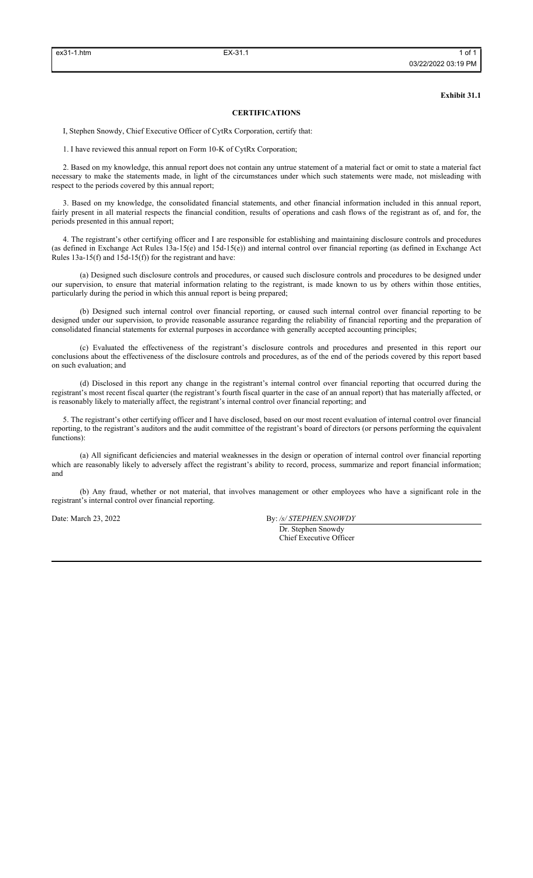**Exhibit 31.1**

**CERTIFICATIONS**

I, Stephen Snowdy, Chief Executive Officer of CytRx Corporation, certify that:

1. I have reviewed this annual report on Form 10-K of CytRx Corporation;

2. Based on my knowledge, this annual report does not contain any untrue statement of a material fact or omit to state a material fact necessary to make the statements made, in light of the circumstances under which such statements were made, not misleading with respect to the periods covered by this annual report;

3. Based on my knowledge, the consolidated financial statements, and other financial information included in this annual report, fairly present in all material respects the financial condition, results of operations and cash flows of the registrant as of, and for, the periods presented in this annual report;

4. The registrant's other certifying officer and I are responsible for establishing and maintaining disclosure controls and procedures (as defined in Exchange Act Rules 13a-15(e) and 15d-15(e)) and internal control over financial reporting (as defined in Exchange Act Rules 13a-15(f) and 15d-15(f)) for the registrant and have:

(a) Designed such disclosure controls and procedures, or caused such disclosure controls and procedures to be designed under our supervision, to ensure that material information relating to the registrant, is made known to us by others within those entities, particularly during the period in which this annual report is being prepared;

(b) Designed such internal control over financial reporting, or caused such internal control over financial reporting to be designed under our supervision, to provide reasonable assurance regarding the reliability of financial reporting and the preparation of consolidated financial statements for external purposes in accordance with generally accepted accounting principles;

(c) Evaluated the effectiveness of the registrant's disclosure controls and procedures and presented in this report our conclusions about the effectiveness of the disclosure controls and procedures, as of the end of the periods covered by this report based on such evaluation; and

(d) Disclosed in this report any change in the registrant's internal control over financial reporting that occurred during the registrant's most recent fiscal quarter (the registrant's fourth fiscal quarter in the case of an annual report) that has materially affected, or is reasonably likely to materially affect, the registrant's internal control over financial reporting; and

5. The registrant's other certifying officer and I have disclosed, based on our most recent evaluation of internal control over financial reporting, to the registrant's auditors and the audit committee of the registrant's board of directors (or persons performing the equivalent functions):

(a) All significant deficiencies and material weaknesses in the design or operation of internal control over financial reporting which are reasonably likely to adversely affect the registrant's ability to record, process, summarize and report financial information; and

(b) Any fraud, whether or not material, that involves management or other employees who have a significant role in the registrant's internal control over financial reporting.

Date: March 23, 2022

By: */s/ STEPHEN.SNOWDY*

Dr. Stephen Snowdy
Chief Executive Officer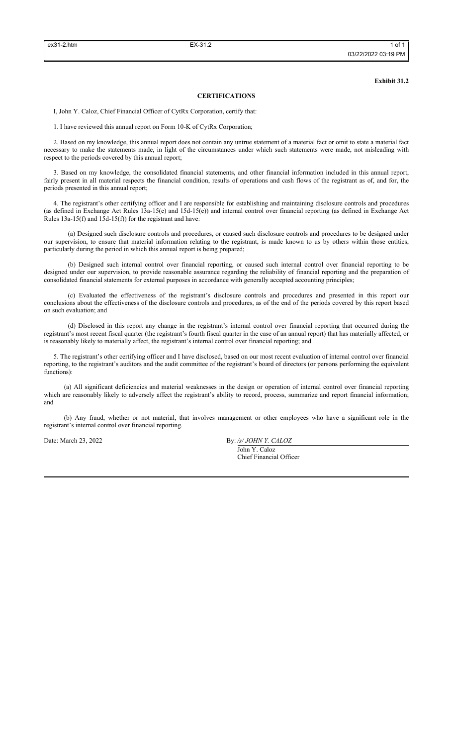**Exhibit 31.2**

**CERTIFICATIONS**

I, John Y. Caloz, Chief Financial Officer of CytRx Corporation, certify that:

1. I have reviewed this annual report on Form 10-K of CytRx Corporation;

2. Based on my knowledge, this annual report does not contain any untrue statement of a material fact or omit to state a material fact necessary to make the statements made, in light of the circumstances under which such statements were made, not misleading with respect to the periods covered by this annual report;

3. Based on my knowledge, the consolidated financial statements, and other financial information included in this annual report, fairly present in all material respects the financial condition, results of operations and cash flows of the registrant as of, and for, the periods presented in this annual report;

4. The registrant's other certifying officer and I are responsible for establishing and maintaining disclosure controls and procedures (as defined in Exchange Act Rules 13a-15(e) and 15d-15(e)) and internal control over financial reporting (as defined in Exchange Act Rules 13a-15(f) and 15d-15(f)) for the registrant and have:

(a) Designed such disclosure controls and procedures, or caused such disclosure controls and procedures to be designed under our supervision, to ensure that material information relating to the registrant, is made known to us by others within those entities, particularly during the period in which this annual report is being prepared;

(b) Designed such internal control over financial reporting, or caused such internal control over financial reporting to be designed under our supervision, to provide reasonable assurance regarding the reliability of financial reporting and the preparation of consolidated financial statements for external purposes in accordance with generally accepted accounting principles;

(c) Evaluated the effectiveness of the registrant's disclosure controls and procedures and presented in this report our conclusions about the effectiveness of the disclosure controls and procedures, as of the end of the periods covered by this report based on such evaluation; and

(d) Disclosed in this report any change in the registrant's internal control over financial reporting that occurred during the registrant's most recent fiscal quarter (the registrant's fourth fiscal quarter in the case of an annual report) that has materially affected, or is reasonably likely to materially affect, the registrant's internal control over financial reporting; and

5. The registrant's other certifying officer and I have disclosed, based on our most recent evaluation of internal control over financial reporting, to the registrant's auditors and the audit committee of the registrant's board of directors (or persons performing the equivalent functions):

(a) All significant deficiencies and material weaknesses in the design or operation of internal control over financial reporting which are reasonably likely to adversely affect the registrant's ability to record, process, summarize and report financial information; and

(b) Any fraud, whether or not material, that involves management or other employees who have a significant role in the registrant's internal control over financial reporting.

Date: March 23, 2022

By: */s/ JOHN Y. CALOZ*
John Y. Caloz
Chief Financial Officer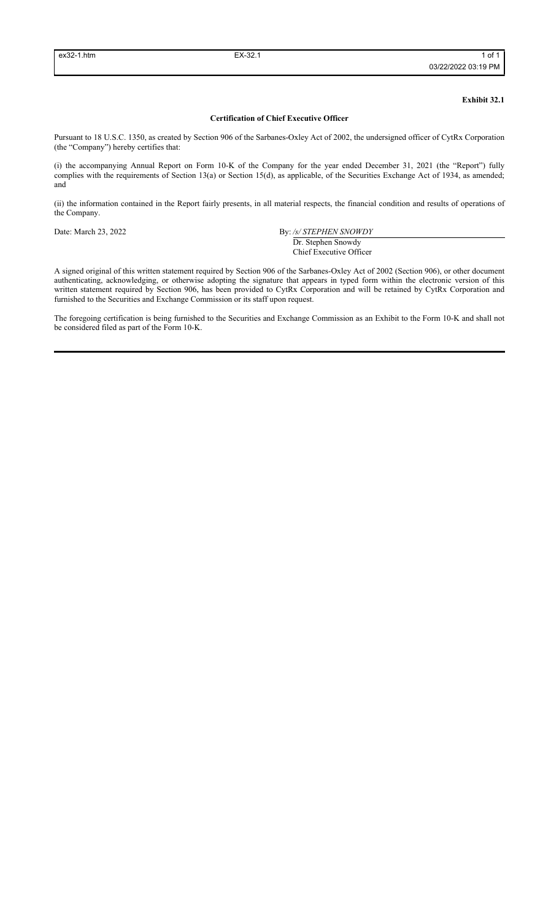**Exhibit 32.1**

**Certification of Chief Executive Officer**

Pursuant to 18 U.S.C. 1350, as created by Section 906 of the Sarbanes-Oxley Act of 2002, the undersigned officer of CytRx Corporation (the "Company") hereby certifies that:

(i) the accompanying Annual Report on Form 10-K of the Company for the year ended December 31, 2021 (the "Report") fully complies with the requirements of Section 13(a) or Section 15(d), as applicable, of the Securities Exchange Act of 1934, as amended; and

(ii) the information contained in the Report fairly presents, in all material respects, the financial condition and results of operations of the Company.

Date: March 23, 2022

By: */s/ STEPHEN SNOWDY*
Dr. Stephen Snowdy
Chief Executive Officer

A signed original of this written statement required by Section 906 of the Sarbanes-Oxley Act of 2002 (Section 906), or other document authenticating, acknowledging, or otherwise adopting the signature that appears in typed form within the electronic version of this written statement required by Section 906, has been provided to CytRx Corporation and will be retained by CytRx Corporation and furnished to the Securities and Exchange Commission or its staff upon request.

The foregoing certification is being furnished to the Securities and Exchange Commission as an Exhibit to the Form 10-K and shall not be considered filed as part of the Form 10-K.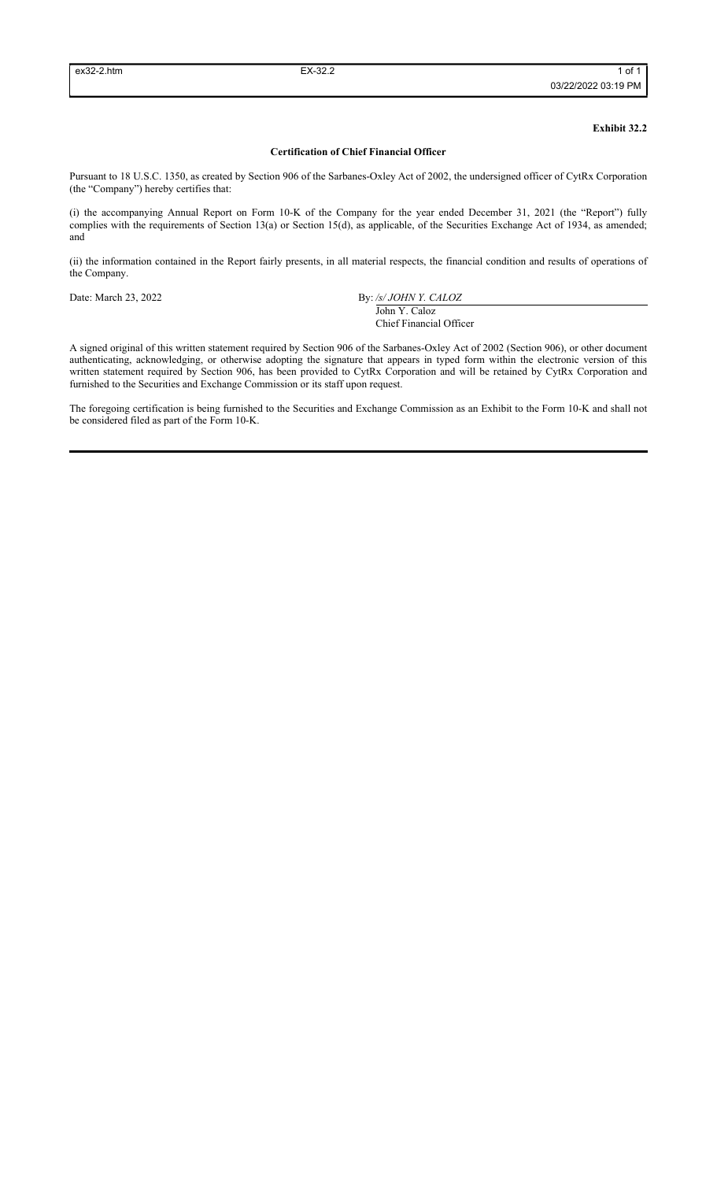**Exhibit 32.2**

**Certification of Chief Financial Officer**

Pursuant to 18 U.S.C. 1350, as created by Section 906 of the Sarbanes-Oxley Act of 2002, the undersigned officer of CytRx Corporation (the "Company") hereby certifies that:

(i) the accompanying Annual Report on Form 10-K of the Company for the year ended December 31, 2021 (the "Report") fully complies with the requirements of Section 13(a) or Section 15(d), as applicable, of the Securities Exchange Act of 1934, as amended; and

(ii) the information contained in the Report fairly presents, in all material respects, the financial condition and results of operations of the Company.

Date: March 23, 2022

By: */s/ JOHN Y. CALOZ*
John Y. Caloz
Chief Financial Officer

A signed original of this written statement required by Section 906 of the Sarbanes-Oxley Act of 2002 (Section 906), or other document authenticating, acknowledging, or otherwise adopting the signature that appears in typed form within the electronic version of this written statement required by Section 906, has been provided to CytRx Corporation and will be retained by CytRx Corporation and furnished to the Securities and Exchange Commission or its staff upon request.

The foregoing certification is being furnished to the Securities and Exchange Commission as an Exhibit to the Form 10-K and shall not be considered filed as part of the Form 10-K.